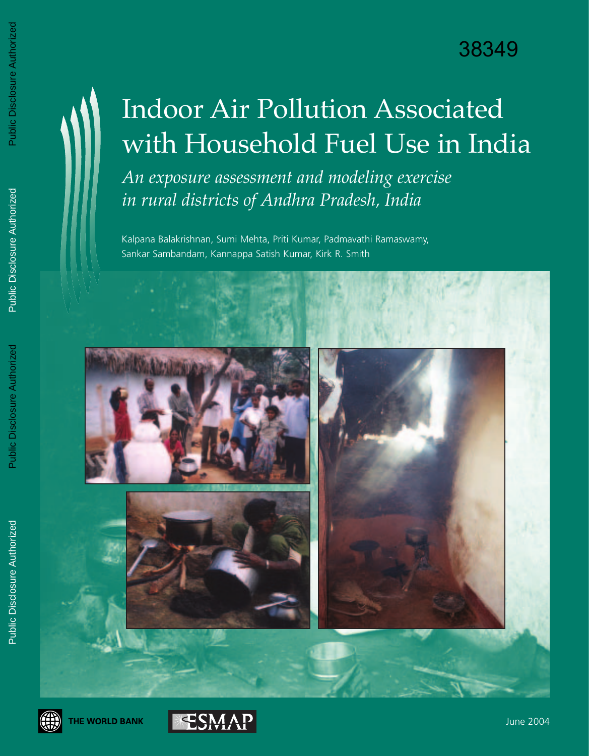38349

# Indoor Air Pollution Associated with Household Fuel Use in India

*An exposure assessment and modeling exercise in rural districts of Andhra Pradesh, India*

Kalpana Balakrishnan, Sumi Mehta, Priti Kumar, Padmavathi Ramaswamy, Sankar Sambandam, Kannappa Satish Kumar, Kirk R. Smith

THE WORLD BANK

ESMAP

June 2004

Public Disclosure Authorized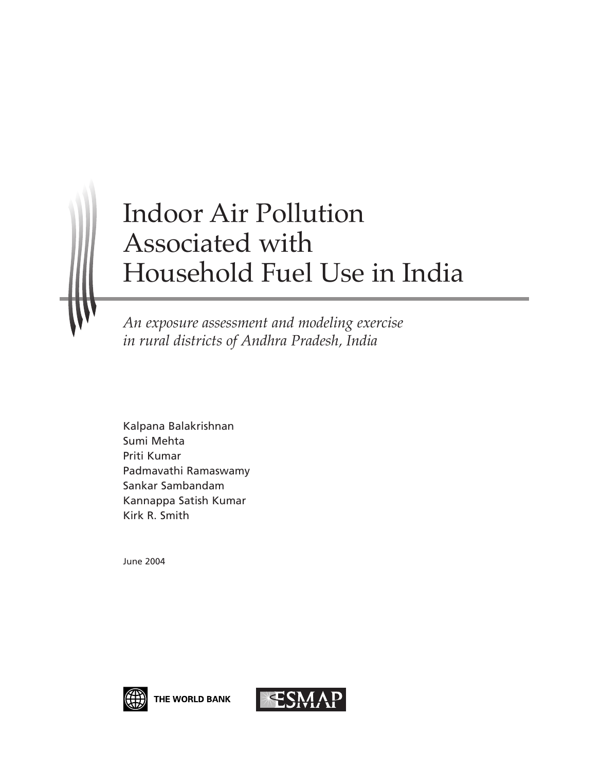# Indoor Air Pollution Associated with Household Fuel Use in India

*An exposure assessment and modeling exercise in rural districts of Andhra Pradesh, India*

Kalpana Balakrishnan
Sumi Mehta
Priti Kumar
Padmavathi Ramaswamy
Sankar Sambandam
Kannappa Satish Kumar
Kirk R. Smith

June 2004

THE WORLD BANK

ESMAP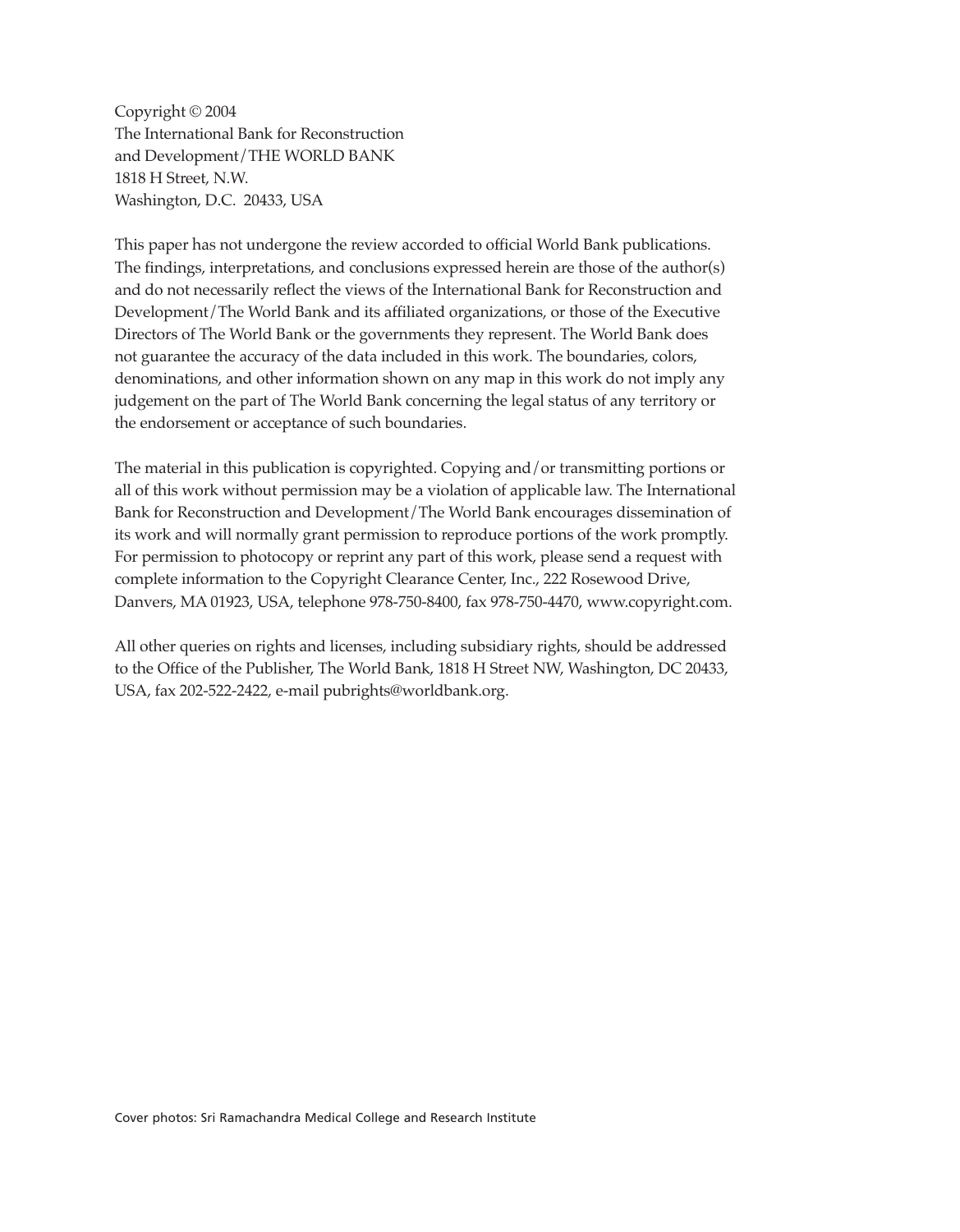Copyright © 2004
The International Bank for Reconstruction
and Development/THE WORLD BANK
1818 H Street, N.W.
Washington, D.C. 20433, USA

This paper has not undergone the review accorded to official World Bank publications. The findings, interpretations, and conclusions expressed herein are those of the author(s) and do not necessarily reflect the views of the International Bank for Reconstruction and Development/The World Bank and its affiliated organizations, or those of the Executive Directors of The World Bank or the governments they represent. The World Bank does not guarantee the accuracy of the data included in this work. The boundaries, colors, denominations, and other information shown on any map in this work do not imply any judgement on the part of The World Bank concerning the legal status of any territory or the endorsement or acceptance of such boundaries.

The material in this publication is copyrighted. Copying and/or transmitting portions or all of this work without permission may be a violation of applicable law. The International Bank for Reconstruction and Development/The World Bank encourages dissemination of its work and will normally grant permission to reproduce portions of the work promptly. For permission to photocopy or reprint any part of this work, please send a request with complete information to the Copyright Clearance Center, Inc., 222 Rosewood Drive, Danvers, MA 01923, USA, telephone 978-750-8400, fax 978-750-4470, www.copyright.com.

All other queries on rights and licenses, including subsidiary rights, should be addressed to the Office of the Publisher, The World Bank, 1818 H Street NW, Washington, DC 20433, USA, fax 202-522-2422, e-mail pubrights@worldbank.org.

Cover photos: Sri Ramachandra Medical College and Research Institute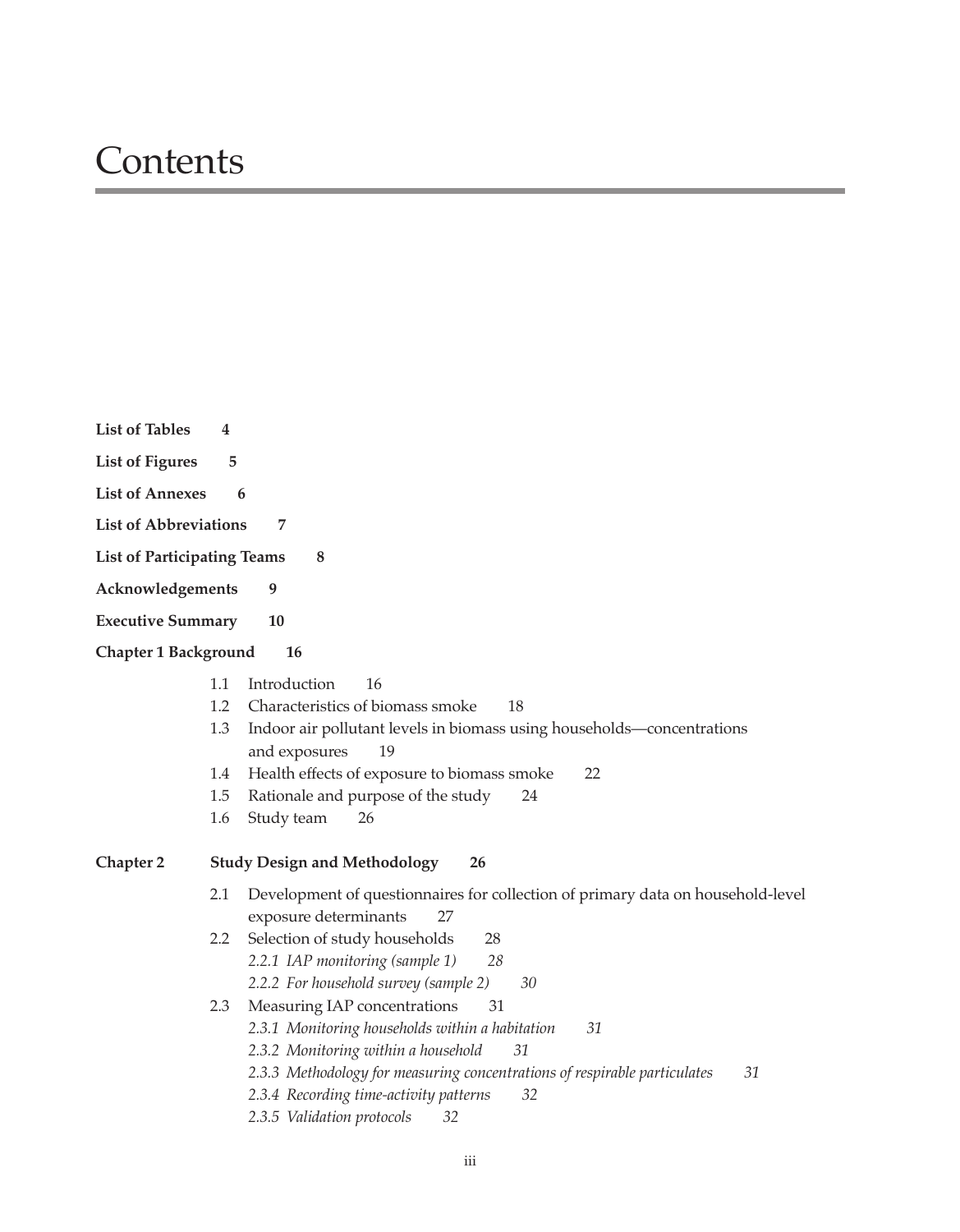# Contents

**List of Tables** **4**

**List of Figures** **5**

**List of Annexes** **6**

**List of Abbreviations** **7**

**List of Participating Teams** **8**

**Acknowledgements** **9**

**Executive Summary** **10**

**Chapter 1 Background** **16**

- 1.1 Introduction 16
- 1.2 Characteristics of biomass smoke 18
- 1.3 Indoor air pollutant levels in biomass using households—concentrations and exposures 19
- 1.4 Health effects of exposure to biomass smoke 22
- 1.5 Rationale and purpose of the study 24
- 1.6 Study team 26

**Chapter 2** **Study Design and Methodology** **26**

- 2.1 Development of questionnaires for collection of primary data on household-level exposure determinants 27
- 2.2 Selection of study households 28
  - *2.2.1 IAP monitoring (sample 1) 28*
  - *2.2.2 For household survey (sample 2) 30*
- 2.3 Measuring IAP concentrations 31
  - *2.3.1 Monitoring households within a habitation 31*
  - *2.3.2 Monitoring within a household 31*
  - *2.3.3 Methodology for measuring concentrations of respirable particulates 31*
  - *2.3.4 Recording time-activity patterns 32*
  - *2.3.5 Validation protocols 32*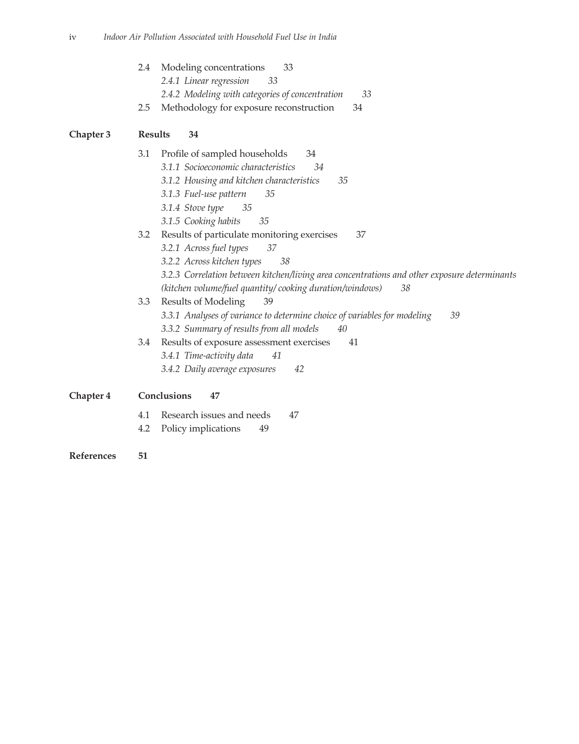2.4 Modeling concentrations 33

*2.4.1 Linear regression 33*

*2.4.2 Modeling with categories of concentration 33*

2.5 Methodology for exposure reconstruction 34

**Chapter 3 Results 34**

3.1 Profile of sampled households 34

*3.1.1 Socioeconomic characteristics 34*

*3.1.2 Housing and kitchen characteristics 35*

*3.1.3 Fuel-use pattern 35*

*3.1.4 Stove type 35*

*3.1.5 Cooking habits 35*

3.2 Results of particulate monitoring exercises 37

*3.2.1 Across fuel types 37*

*3.2.2 Across kitchen types 38*

*3.2.3 Correlation between kitchen/living area concentrations and other exposure determinants (kitchen volume/fuel quantity/ cooking duration/windows) 38*

3.3 Results of Modeling 39

*3.3.1 Analyses of variance to determine choice of variables for modeling 39*

*3.3.2 Summary of results from all models 40*

3.4 Results of exposure assessment exercises 41

*3.4.1 Time-activity data 41*

*3.4.2 Daily average exposures 42*

**Chapter 4 Conclusions 47**

4.1 Research issues and needs 47

4.2 Policy implications 49

**References 51**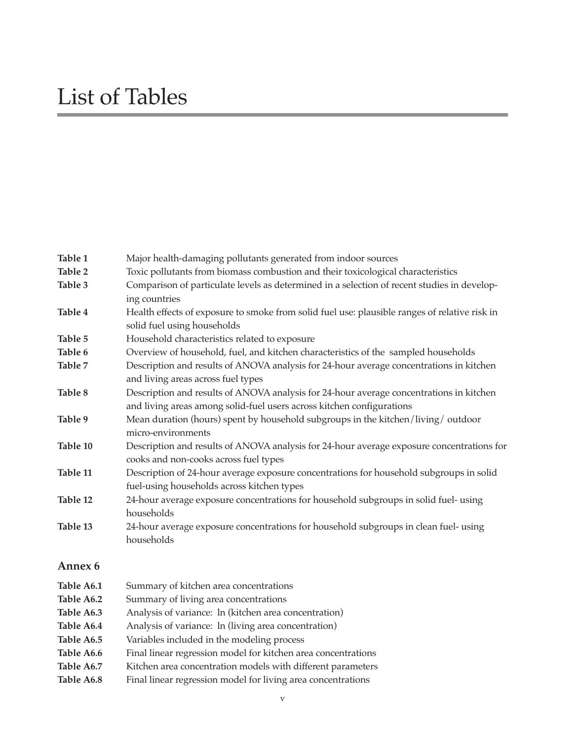# List of Tables

| | |
|---|---|
| **Table 1** | Major health-damaging pollutants generated from indoor sources |
| **Table 2** | Toxic pollutants from biomass combustion and their toxicological characteristics |
| **Table 3** | Comparison of particulate levels as determined in a selection of recent studies in developing countries |
| **Table 4** | Health effects of exposure to smoke from solid fuel use: plausible ranges of relative risk in solid fuel using households |
| **Table 5** | Household characteristics related to exposure |
| **Table 6** | Overview of household, fuel, and kitchen characteristics of the sampled households |
| **Table 7** | Description and results of ANOVA analysis for 24-hour average concentrations in kitchen and living areas across fuel types |
| **Table 8** | Description and results of ANOVA analysis for 24-hour average concentrations in kitchen and living areas among solid-fuel users across kitchen configurations |
| **Table 9** | Mean duration (hours) spent by household subgroups in the kitchen/living/ outdoor micro-environments |
| **Table 10** | Description and results of ANOVA analysis for 24-hour average exposure concentrations for cooks and non-cooks across fuel types |
| **Table 11** | Description of 24-hour average exposure concentrations for household subgroups in solid fuel-using households across kitchen types |
| **Table 12** | 24-hour average exposure concentrations for household subgroups in solid fuel- using households |
| **Table 13** | 24-hour average exposure concentrations for household subgroups in clean fuel- using households |

### Annex 6

| | |
|---|---|
| **Table A6.1** | Summary of kitchen area concentrations |
| **Table A6.2** | Summary of living area concentrations |
| **Table A6.3** | Analysis of variance: ln (kitchen area concentration) |
| **Table A6.4** | Analysis of variance: ln (living area concentration) |
| **Table A6.5** | Variables included in the modeling process |
| **Table A6.6** | Final linear regression model for kitchen area concentrations |
| **Table A6.7** | Kitchen area concentration models with different parameters |
| **Table A6.8** | Final linear regression model for living area concentrations |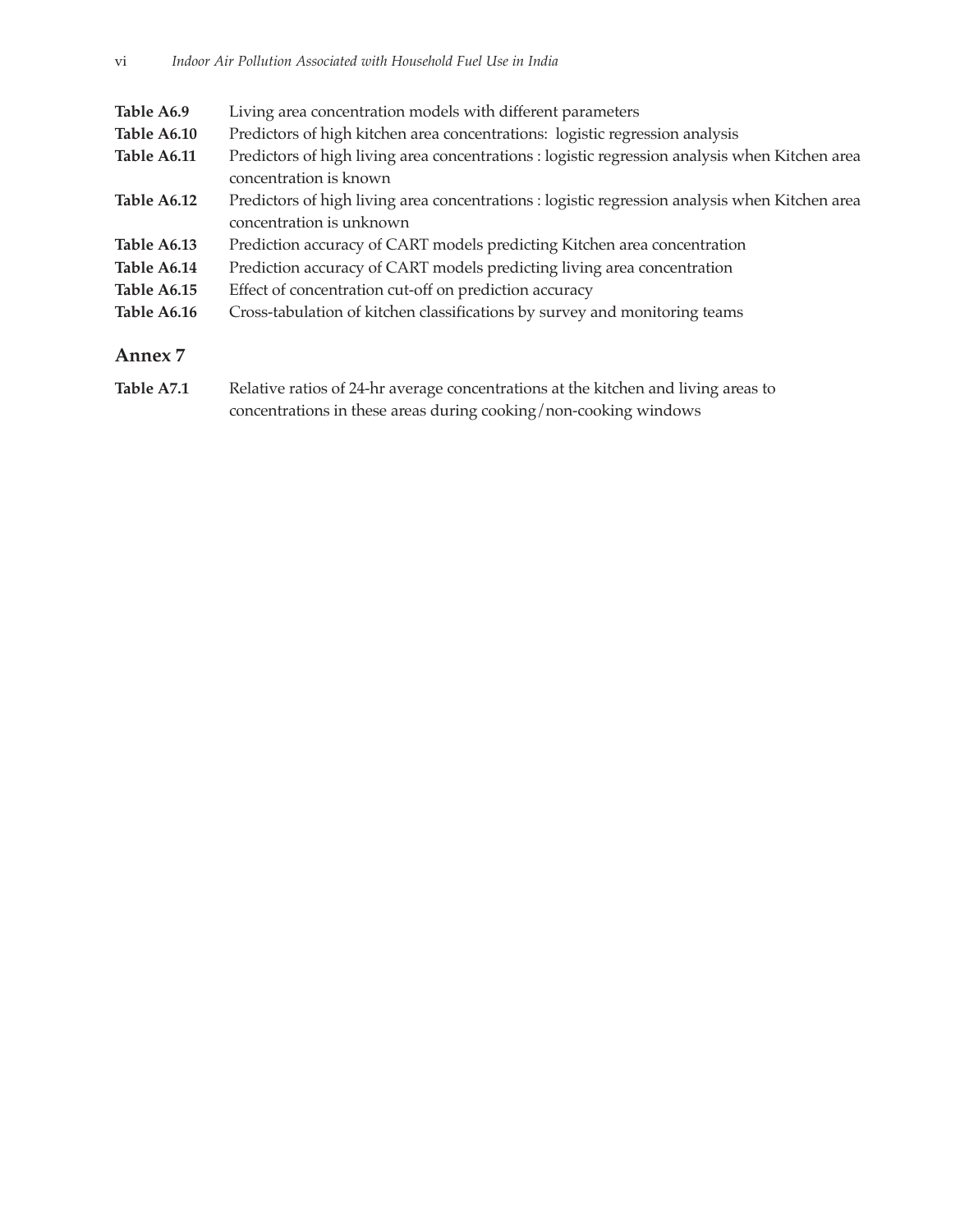| | |
|---|---|
| **Table A6.9** | Living area concentration models with different parameters |
| **Table A6.10** | Predictors of high kitchen area concentrations: logistic regression analysis |
| **Table A6.11** | Predictors of high living area concentrations : logistic regression analysis when Kitchen area concentration is known |
| **Table A6.12** | Predictors of high living area concentrations : logistic regression analysis when Kitchen area concentration is unknown |
| **Table A6.13** | Prediction accuracy of CART models predicting Kitchen area concentration |
| **Table A6.14** | Prediction accuracy of CART models predicting living area concentration |
| **Table A6.15** | Effect of concentration cut-off on prediction accuracy |
| **Table A6.16** | Cross-tabulation of kitchen classifications by survey and monitoring teams |

## Annex 7

| | |
|---|---|
| **Table A7.1** | Relative ratios of 24-hr average concentrations at the kitchen and living areas to concentrations in these areas during cooking/non-cooking windows |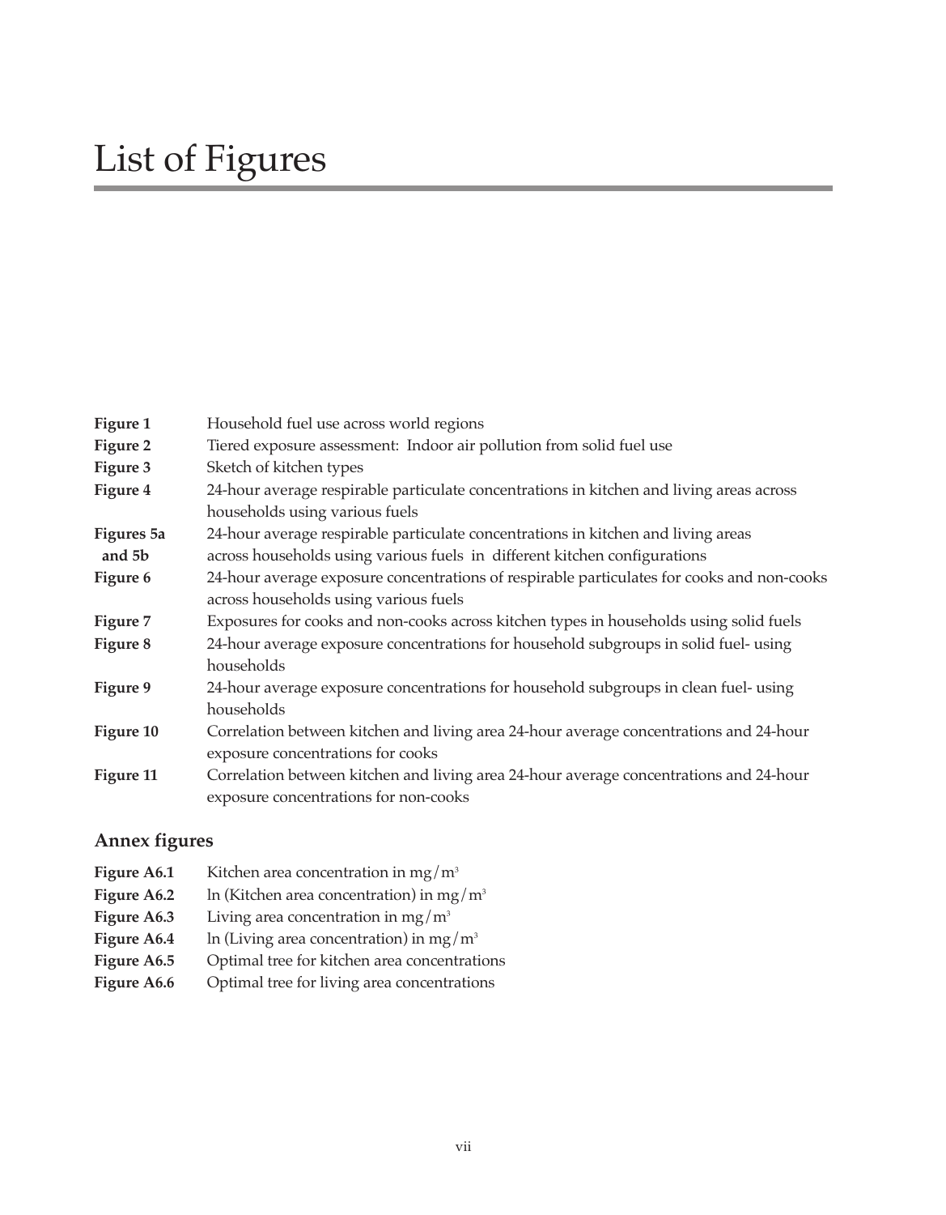# List of Figures

| | |
|---|---|
| **Figure 1** | Household fuel use across world regions |
| **Figure 2** | Tiered exposure assessment: Indoor air pollution from solid fuel use |
| **Figure 3** | Sketch of kitchen types |
| **Figure 4** | 24-hour average respirable particulate concentrations in kitchen and living areas across households using various fuels |
| **Figures 5a and 5b** | 24-hour average respirable particulate concentrations in kitchen and living areas across households using various fuels in different kitchen configurations |
| **Figure 6** | 24-hour average exposure concentrations of respirable particulates for cooks and non-cooks across households using various fuels |
| **Figure 7** | Exposures for cooks and non-cooks across kitchen types in households using solid fuels |
| **Figure 8** | 24-hour average exposure concentrations for household subgroups in solid fuel- using households |
| **Figure 9** | 24-hour average exposure concentrations for household subgroups in clean fuel- using households |
| **Figure 10** | Correlation between kitchen and living area 24-hour average concentrations and 24-hour exposure concentrations for cooks |
| **Figure 11** | Correlation between kitchen and living area 24-hour average concentrations and 24-hour exposure concentrations for non-cooks |

## Annex figures

| | |
|---|---|
| **Figure A6.1** | Kitchen area concentration in $mg/m^3$ |
| **Figure A6.2** | ln (Kitchen area concentration) in $mg/m^3$ |
| **Figure A6.3** | Living area concentration in $mg/m^3$ |
| **Figure A6.4** | ln (Living area concentration) in $mg/m^3$ |
| **Figure A6.5** | Optimal tree for kitchen area concentrations |
| **Figure A6.6** | Optimal tree for living area concentrations |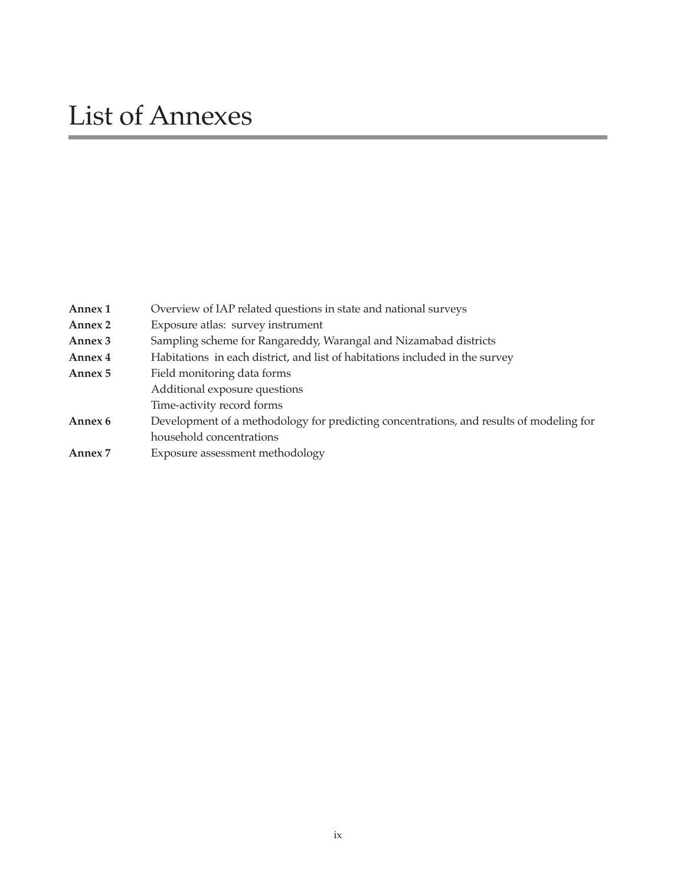# List of Annexes

| | |
|---|---|
| **Annex 1** | Overview of IAP related questions in state and national surveys |
| **Annex 2** | Exposure atlas: survey instrument |
| **Annex 3** | Sampling scheme for Rangareddy, Warangal and Nizamabad districts |
| **Annex 4** | Habitations in each district, and list of habitations included in the survey |
| **Annex 5** | Field monitoring data forms |
| | Additional exposure questions |
| | Time-activity record forms |
| **Annex 6** | Development of a methodology for predicting concentrations, and results of modeling for household concentrations |
| **Annex 7** | Exposure assessment methodology |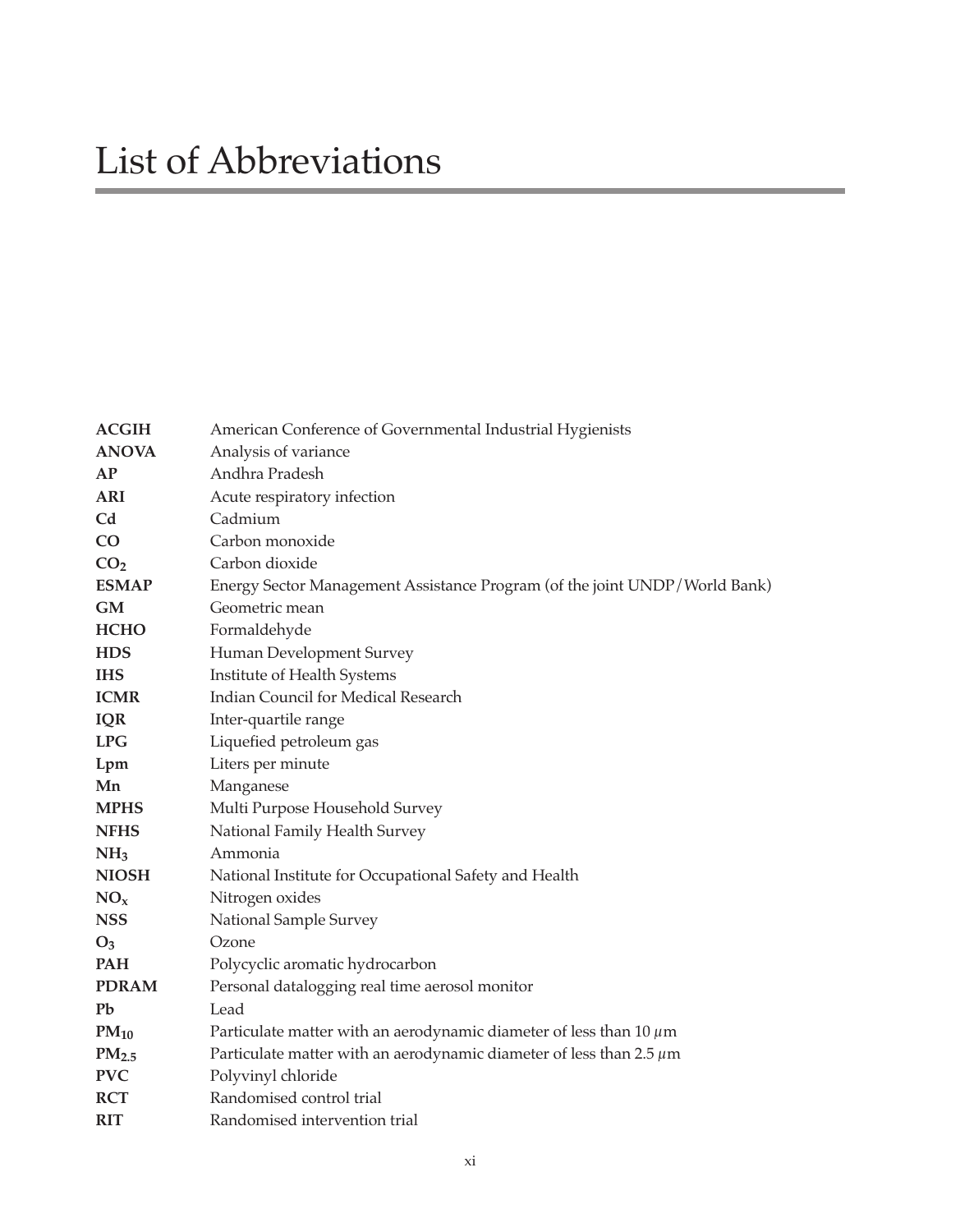# List of Abbreviations

| | |
|---|---|
| **ACGIH** | American Conference of Governmental Industrial Hygienists |
| **ANOVA** | Analysis of variance |
| **AP** | Andhra Pradesh |
| **ARI** | Acute respiratory infection |
| **Cd** | Cadmium |
| **CO** | Carbon monoxide |
| **$CO_2$** | Carbon dioxide |
| **ESMAP** | Energy Sector Management Assistance Program (of the joint UNDP/World Bank) |
| **GM** | Geometric mean |
| **HCHO** | Formaldehyde |
| **HDS** | Human Development Survey |
| **IHS** | Institute of Health Systems |
| **ICMR** | Indian Council for Medical Research |
| **IQR** | Inter-quartile range |
| **LPG** | Liquefied petroleum gas |
| **Lpm** | Liters per minute |
| **Mn** | Manganese |
| **MPHS** | Multi Purpose Household Survey |
| **NFHS** | National Family Health Survey |
| **$NH_3$** | Ammonia |
| **NIOSH** | National Institute for Occupational Safety and Health |
| **$NO_x$** | Nitrogen oxides |
| **NSS** | National Sample Survey |
| **$O_3$** | Ozone |
| **PAH** | Polycyclic aromatic hydrocarbon |
| **PDRAM** | Personal datalogging real time aerosol monitor |
| **Pb** | Lead |
| **$PM_{10}$** | Particulate matter with an aerodynamic diameter of less than 10 $\mu$m |
| **$PM_{2.5}$** | Particulate matter with an aerodynamic diameter of less than 2.5 $\mu$m |
| **PVC** | Polyvinyl chloride |
| **RCT** | Randomised control trial |
| **RIT** | Randomised intervention trial |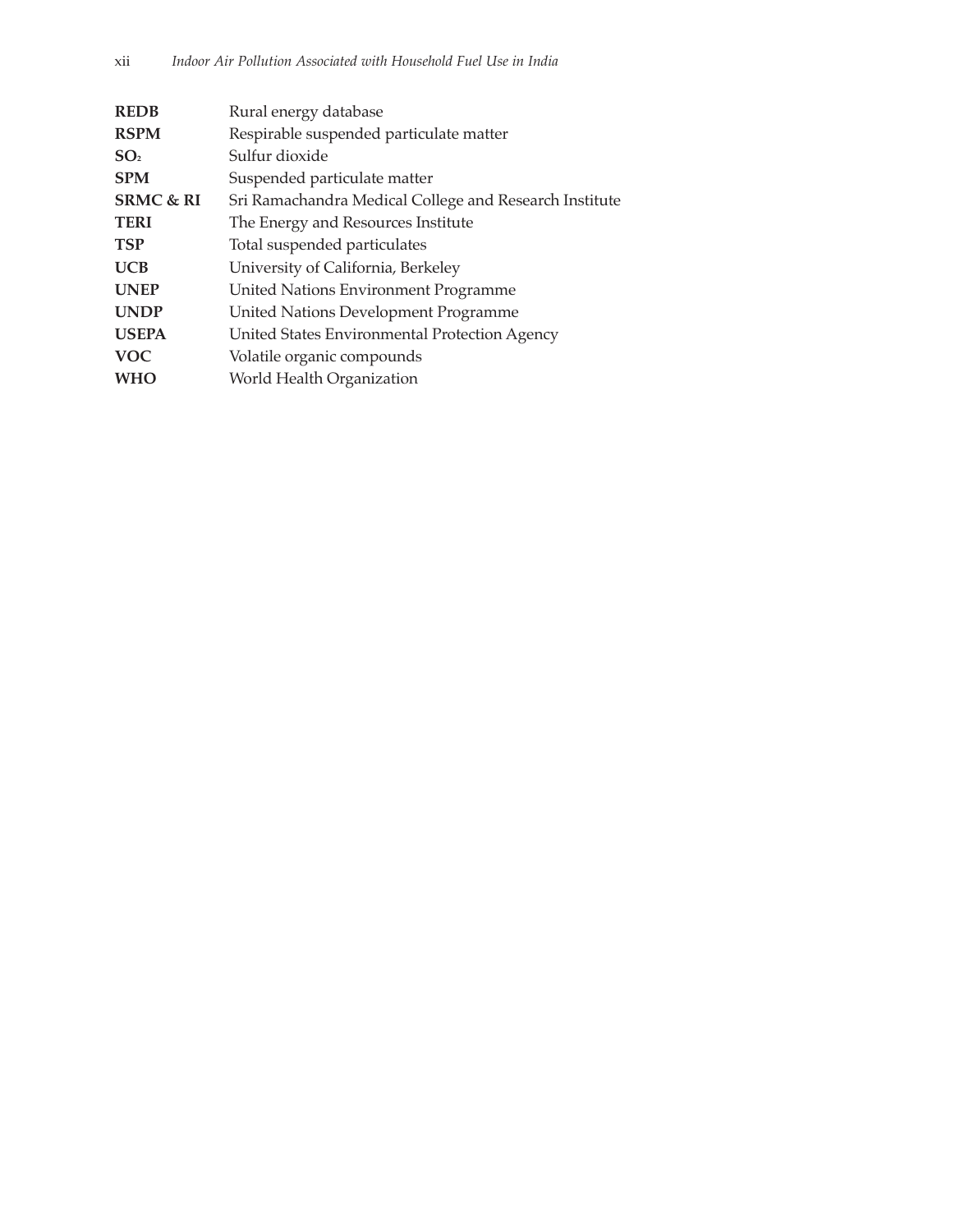| | |
|---|---|
| **REDB** | Rural energy database |
| **RSPM** | Respirable suspended particulate matter |
| **$SO_2$** | Sulfur dioxide |
| **SPM** | Suspended particulate matter |
| **SRMC & RI** | Sri Ramachandra Medical College and Research Institute |
| **TERI** | The Energy and Resources Institute |
| **TSP** | Total suspended particulates |
| **UCB** | University of California, Berkeley |
| **UNEP** | United Nations Environment Programme |
| **UNDP** | United Nations Development Programme |
| **USEPA** | United States Environmental Protection Agency |
| **VOC** | Volatile organic compounds |
| **WHO** | World Health Organization |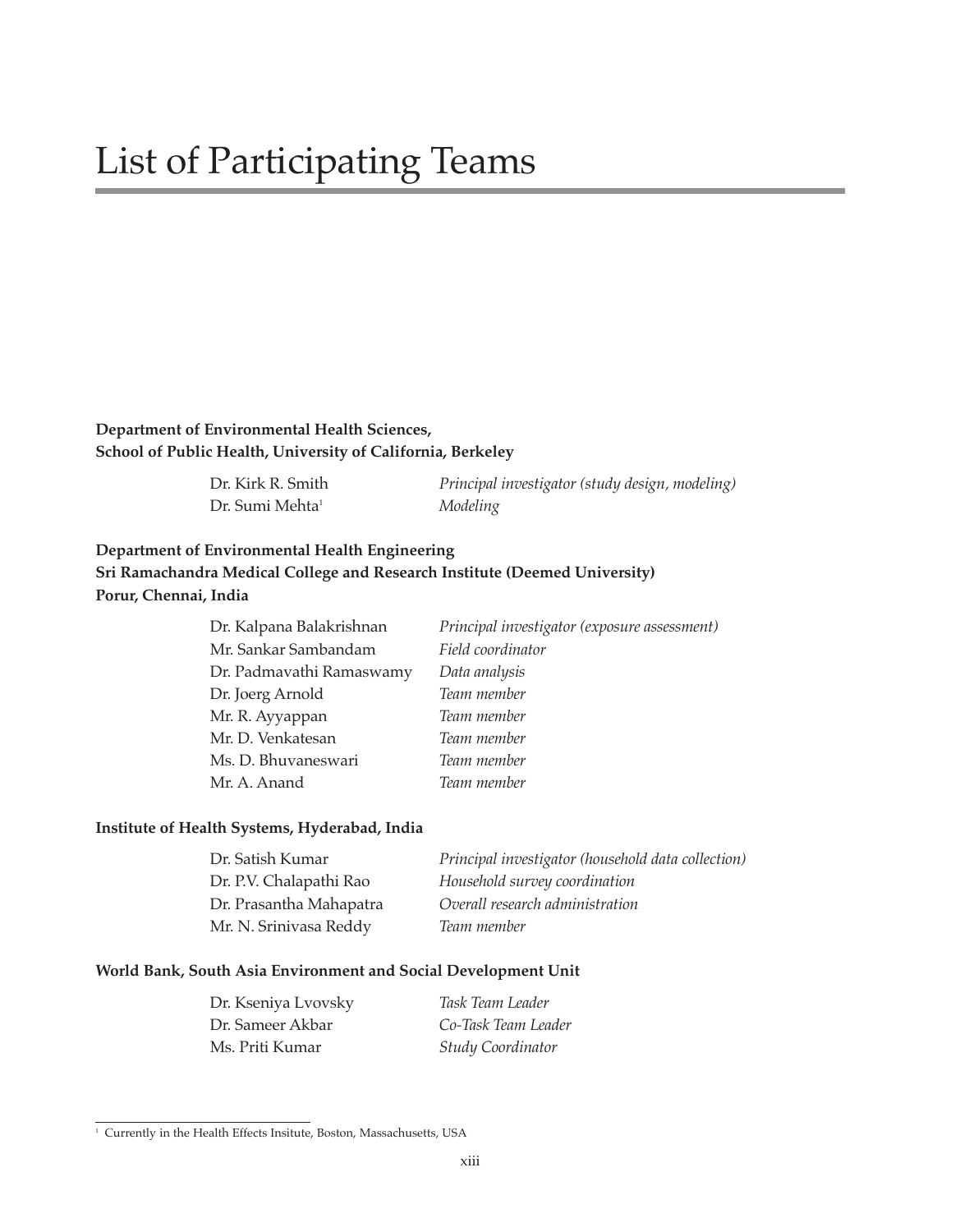# List of Participating Teams

**Department of Environmental Health Sciences,**
**School of Public Health, University of California, Berkeley**

| | |
|---|---|
| Dr. Kirk R. Smith | *Principal investigator (study design, modeling)* |
| Dr. Sumi Mehta[1] | *Modeling* |

**Department of Environmental Health Engineering**
**Sri Ramachandra Medical College and Research Institute (Deemed University)**
**Porur, Chennai, India**

| | |
|---|---|
| Dr. Kalpana Balakrishnan | *Principal investigator (exposure assessment)* |
| Mr. Sankar Sambandam | *Field coordinator* |
| Dr. Padmavathi Ramaswamy | *Data analysis* |
| Dr. Joerg Arnold | *Team member* |
| Mr. R. Ayyappan | *Team member* |
| Mr. D. Venkatesan | *Team member* |
| Ms. D. Bhuvaneswari | *Team member* |
| Mr. A. Anand | *Team member* |

**Institute of Health Systems, Hyderabad, India**

| | |
|---|---|
| Dr. Satish Kumar | *Principal investigator (household data collection)* |
| Dr. P.V. Chalapathi Rao | *Household survey coordination* |
| Dr. Prasantha Mahapatra | *Overall research administration* |
| Mr. N. Srinivasa Reddy | *Team member* |

**World Bank, South Asia Environment and Social Development Unit**

| | |
|---|---|
| Dr. Kseniya Lvovsky | *Task Team Leader* |
| Dr. Sameer Akbar | *Co-Task Team Leader* |
| Ms. Priti Kumar | *Study Coordinator* |

[1] Currently in the Health Effects Insitute, Boston, Massachusetts, USA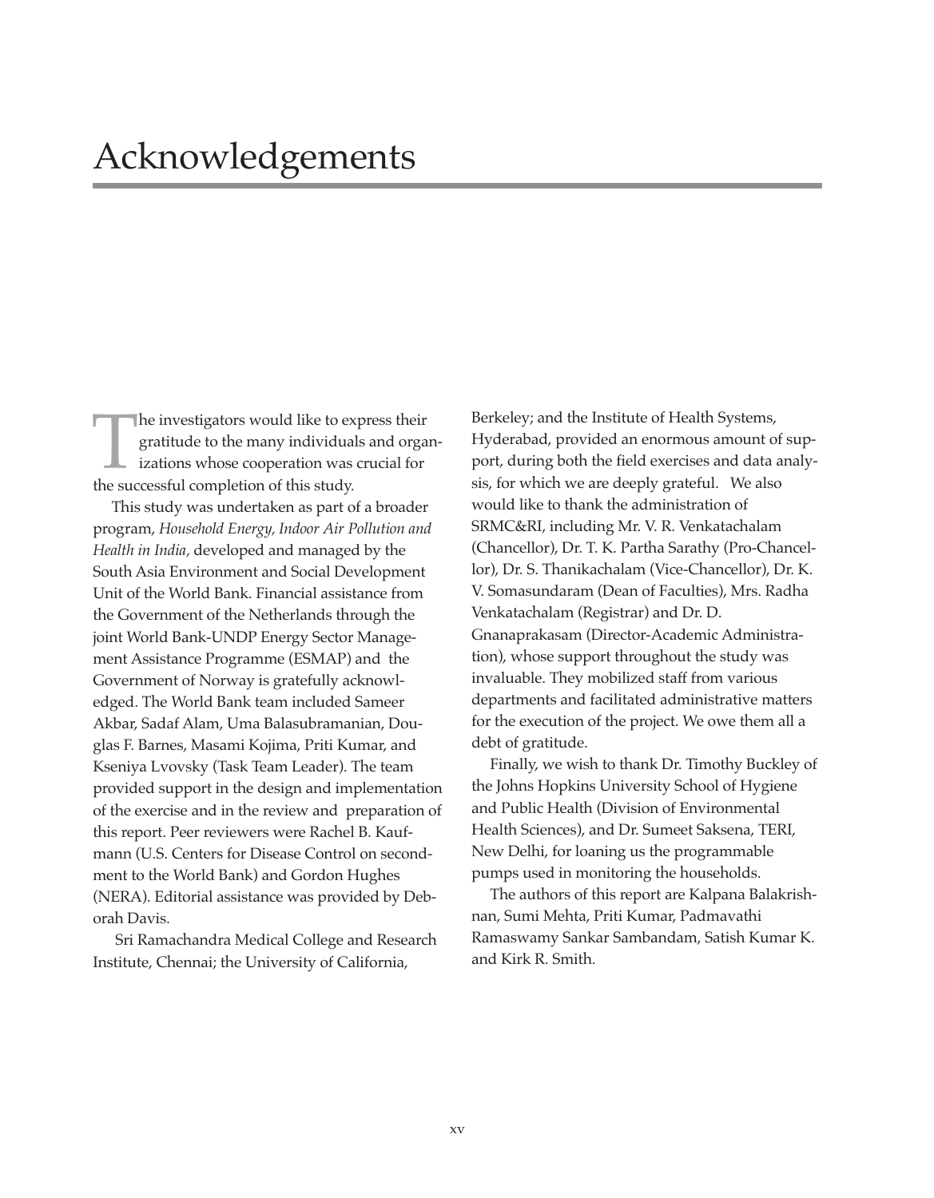# Acknowledgements

The investigators would like to express their gratitude to the many individuals and organizations whose cooperation was crucial for the successful completion of this study.

This study was undertaken as part of a broader program, *Household Energy, Indoor Air Pollution and Health in India,* developed and managed by the South Asia Environment and Social Development Unit of the World Bank. Financial assistance from the Government of the Netherlands through the joint World Bank-UNDP Energy Sector Management Assistance Programme (ESMAP) and the Government of Norway is gratefully acknowledged. The World Bank team included Sameer Akbar, Sadaf Alam, Uma Balasubramanian, Douglas F. Barnes, Masami Kojima, Priti Kumar, and Kseniya Lvovsky (Task Team Leader). The team provided support in the design and implementation of the exercise and in the review and preparation of this report. Peer reviewers were Rachel B. Kaufmann (U.S. Centers for Disease Control on secondment to the World Bank) and Gordon Hughes (NERA). Editorial assistance was provided by Deborah Davis.

Sri Ramachandra Medical College and Research Institute, Chennai; the University of California, Berkeley; and the Institute of Health Systems, Hyderabad, provided an enormous amount of support, during both the field exercises and data analysis, for which we are deeply grateful. We also would like to thank the administration of SRMC&RI, including Mr. V. R. Venkatachalam (Chancellor), Dr. T. K. Partha Sarathy (Pro-Chancellor), Dr. S. Thanikachalam (Vice-Chancellor), Dr. K. V. Somasundaram (Dean of Faculties), Mrs. Radha Venkatachalam (Registrar) and Dr. D. Gnanaprakasam (Director-Academic Administration), whose support throughout the study was invaluable. They mobilized staff from various departments and facilitated administrative matters for the execution of the project. We owe them all a debt of gratitude.

Finally, we wish to thank Dr. Timothy Buckley of the Johns Hopkins University School of Hygiene and Public Health (Division of Environmental Health Sciences), and Dr. Sumeet Saksena, TERI, New Delhi, for loaning us the programmable pumps used in monitoring the households.

The authors of this report are Kalpana Balakrishnan, Sumi Mehta, Priti Kumar, Padmavathi Ramaswamy Sankar Sambandam, Satish Kumar K. and Kirk R. Smith.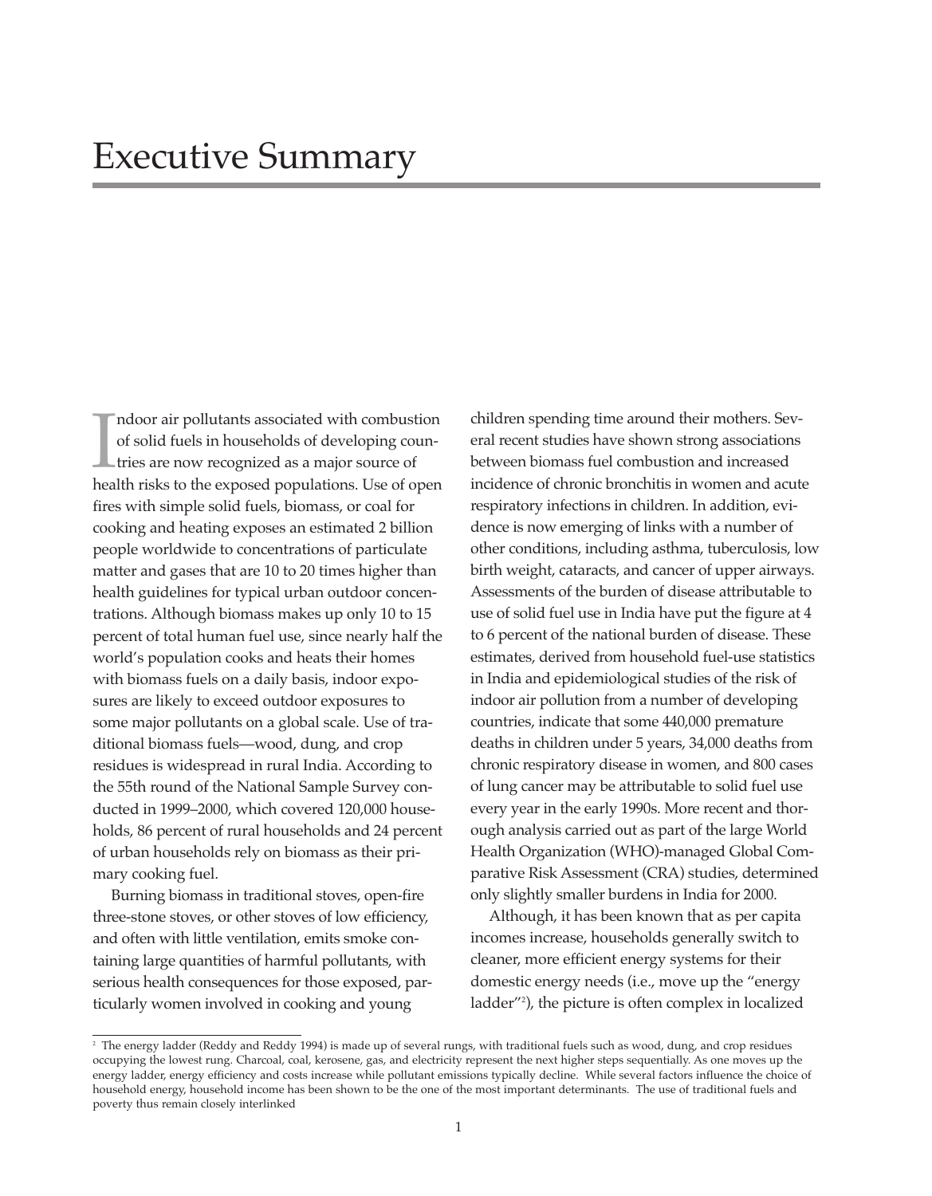# Executive Summary

Indoor air pollutants associated with combustion of solid fuels in households of developing countries are now recognized as a major source of health risks to the exposed populations. Use of open fires with simple solid fuels, biomass, or coal for cooking and heating exposes an estimated 2 billion people worldwide to concentrations of particulate matter and gases that are 10 to 20 times higher than health guidelines for typical urban outdoor concentrations. Although biomass makes up only 10 to 15 percent of total human fuel use, since nearly half the world's population cooks and heats their homes with biomass fuels on a daily basis, indoor exposures are likely to exceed outdoor exposures to some major pollutants on a global scale. Use of traditional biomass fuels—wood, dung, and crop residues is widespread in rural India. According to the 55th round of the National Sample Survey conducted in 1999–2000, which covered 120,000 households, 86 percent of rural households and 24 percent of urban households rely on biomass as their primary cooking fuel.

Burning biomass in traditional stoves, open-fire three-stone stoves, or other stoves of low efficiency, and often with little ventilation, emits smoke containing large quantities of harmful pollutants, with serious health consequences for those exposed, particularly women involved in cooking and young children spending time around their mothers. Several recent studies have shown strong associations between biomass fuel combustion and increased incidence of chronic bronchitis in women and acute respiratory infections in children. In addition, evidence is now emerging of links with a number of other conditions, including asthma, tuberculosis, low birth weight, cataracts, and cancer of upper airways. Assessments of the burden of disease attributable to use of solid fuel use in India have put the figure at 4 to 6 percent of the national burden of disease. These estimates, derived from household fuel-use statistics in India and epidemiological studies of the risk of indoor air pollution from a number of developing countries, indicate that some 440,000 premature deaths in children under 5 years, 34,000 deaths from chronic respiratory disease in women, and 800 cases of lung cancer may be attributable to solid fuel use every year in the early 1990s. More recent and thorough analysis carried out as part of the large World Health Organization (WHO)-managed Global Comparative Risk Assessment (CRA) studies, determined only slightly smaller burdens in India for 2000.

Although, it has been known that as per capita incomes increase, households generally switch to cleaner, more efficient energy systems for their domestic energy needs (i.e., move up the "energy ladder"[2]), the picture is often complex in localized

[2] The energy ladder (Reddy and Reddy 1994) is made up of several rungs, with traditional fuels such as wood, dung, and crop residues occupying the lowest rung. Charcoal, coal, kerosene, gas, and electricity represent the next higher steps sequentially. As one moves up the energy ladder, energy efficiency and costs increase while pollutant emissions typically decline. While several factors influence the choice of household energy, household income has been shown to be the one of the most important determinants. The use of traditional fuels and poverty thus remain closely interlinked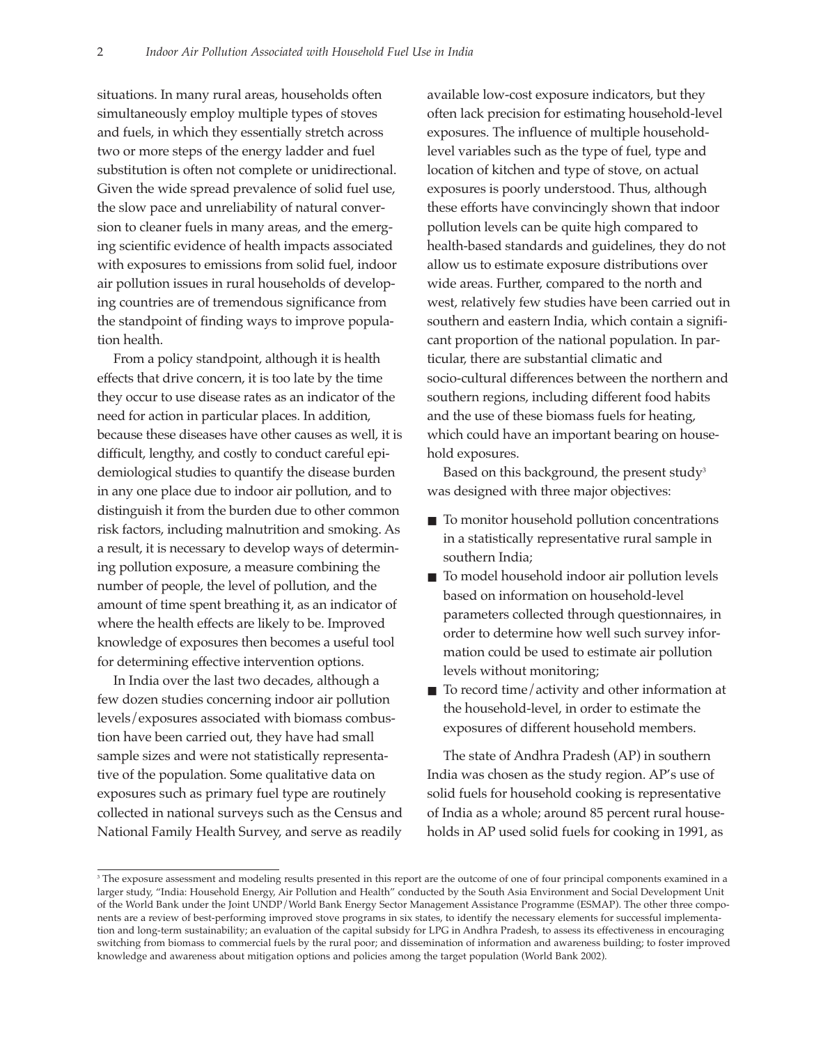situations. In many rural areas, households often simultaneously employ multiple types of stoves and fuels, in which they essentially stretch across two or more steps of the energy ladder and fuel substitution is often not complete or unidirectional. Given the wide spread prevalence of solid fuel use, the slow pace and unreliability of natural conversion to cleaner fuels in many areas, and the emerging scientific evidence of health impacts associated with exposures to emissions from solid fuel, indoor air pollution issues in rural households of developing countries are of tremendous significance from the standpoint of finding ways to improve population health.

From a policy standpoint, although it is health effects that drive concern, it is too late by the time they occur to use disease rates as an indicator of the need for action in particular places. In addition, because these diseases have other causes as well, it is difficult, lengthy, and costly to conduct careful epidemiological studies to quantify the disease burden in any one place due to indoor air pollution, and to distinguish it from the burden due to other common risk factors, including malnutrition and smoking. As a result, it is necessary to develop ways of determining pollution exposure, a measure combining the number of people, the level of pollution, and the amount of time spent breathing it, as an indicator of where the health effects are likely to be. Improved knowledge of exposures then becomes a useful tool for determining effective intervention options.

In India over the last two decades, although a few dozen studies concerning indoor air pollution levels/exposures associated with biomass combustion have been carried out, they have had small sample sizes and were not statistically representative of the population. Some qualitative data on exposures such as primary fuel type are routinely collected in national surveys such as the Census and National Family Health Survey, and serve as readily available low-cost exposure indicators, but they often lack precision for estimating household-level exposures. The influence of multiple household-level variables such as the type of fuel, type and location of kitchen and type of stove, on actual exposures is poorly understood. Thus, although these efforts have convincingly shown that indoor pollution levels can be quite high compared to health-based standards and guidelines, they do not allow us to estimate exposure distributions over wide areas. Further, compared to the north and west, relatively few studies have been carried out in southern and eastern India, which contain a significant proportion of the national population. In particular, there are substantial climatic and socio-cultural differences between the northern and southern regions, including different food habits and the use of these biomass fuels for heating, which could have an important bearing on household exposures.

Based on this background, the present study[3] was designed with three major objectives:

- To monitor household pollution concentrations in a statistically representative rural sample in southern India;
- To model household indoor air pollution levels based on information on household-level parameters collected through questionnaires, in order to determine how well such survey information could be used to estimate air pollution levels without monitoring;
- To record time/activity and other information at the household-level, in order to estimate the exposures of different household members.

The state of Andhra Pradesh (AP) in southern India was chosen as the study region. AP's use of solid fuels for household cooking is representative of India as a whole; around 85 percent rural households in AP used solid fuels for cooking in 1991, as

[3] The exposure assessment and modeling results presented in this report are the outcome of one of four principal components examined in a larger study, "India: Household Energy, Air Pollution and Health" conducted by the South Asia Environment and Social Development Unit of the World Bank under the Joint UNDP/World Bank Energy Sector Management Assistance Programme (ESMAP). The other three components are a review of best-performing improved stove programs in six states, to identify the necessary elements for successful implementation and long-term sustainability; an evaluation of the capital subsidy for LPG in Andhra Pradesh, to assess its effectiveness in encouraging switching from biomass to commercial fuels by the rural poor; and dissemination of information and awareness building; to foster improved knowledge and awareness about mitigation options and policies among the target population (World Bank 2002).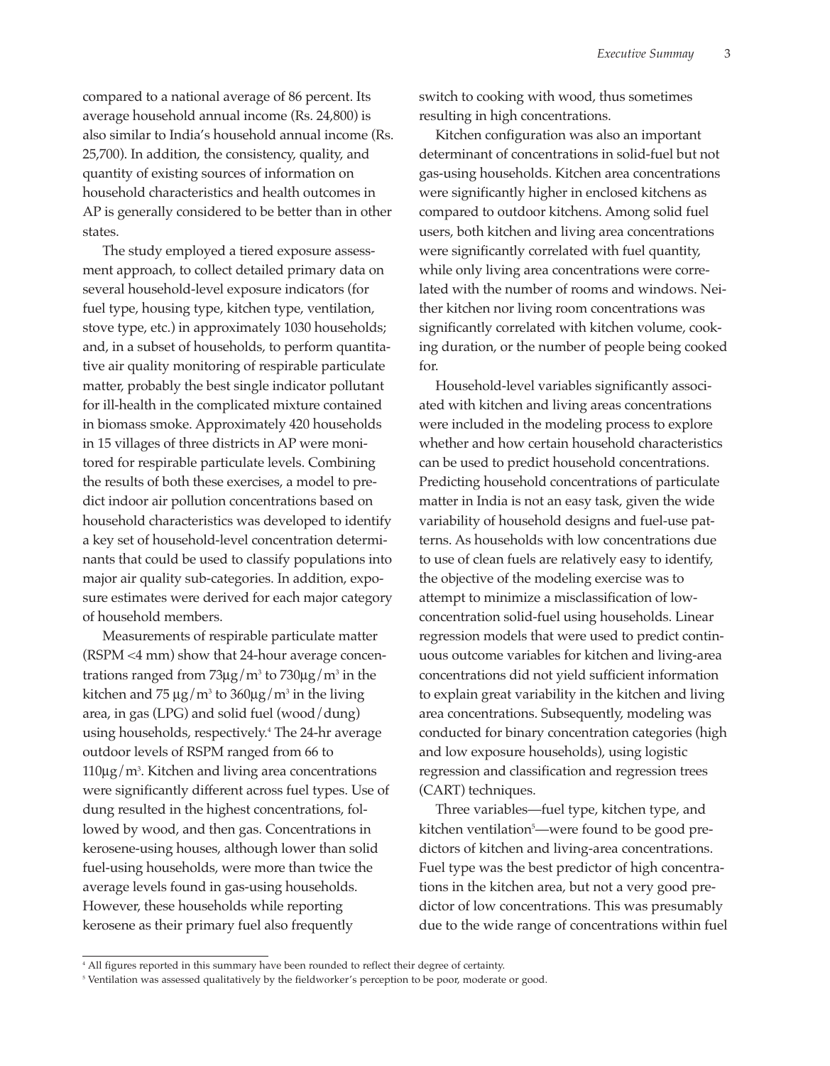compared to a national average of 86 percent. Its average household annual income (Rs. 24,800) is also similar to India's household annual income (Rs. 25,700). In addition, the consistency, quality, and quantity of existing sources of information on household characteristics and health outcomes in AP is generally considered to be better than in other states.

The study employed a tiered exposure assessment approach, to collect detailed primary data on several household-level exposure indicators (for fuel type, housing type, kitchen type, ventilation, stove type, etc.) in approximately 1030 households; and, in a subset of households, to perform quantitative air quality monitoring of respirable particulate matter, probably the best single indicator pollutant for ill-health in the complicated mixture contained in biomass smoke. Approximately 420 households in 15 villages of three districts in AP were monitored for respirable particulate levels. Combining the results of both these exercises, a model to predict indoor air pollution concentrations based on household characteristics was developed to identify a key set of household-level concentration determinants that could be used to classify populations into major air quality sub-categories. In addition, exposure estimates were derived for each major category of household members.

Measurements of respirable particulate matter (RSPM <4 mm) show that 24-hour average concentrations ranged from 73μg/m³ to 730μg/m³ in the kitchen and 75 μg/m³ to 360μg/m³ in the living area, in gas (LPG) and solid fuel (wood/dung) using households, respectively.[4] The 24-hr average outdoor levels of RSPM ranged from 66 to 110μg/m³. Kitchen and living area concentrations were significantly different across fuel types. Use of dung resulted in the highest concentrations, followed by wood, and then gas. Concentrations in kerosene-using houses, although lower than solid fuel-using households, were more than twice the average levels found in gas-using households. However, these households while reporting kerosene as their primary fuel also frequently switch to cooking with wood, thus sometimes resulting in high concentrations.

Kitchen configuration was also an important determinant of concentrations in solid-fuel but not gas-using households. Kitchen area concentrations were significantly higher in enclosed kitchens as compared to outdoor kitchens. Among solid fuel users, both kitchen and living area concentrations were significantly correlated with fuel quantity, while only living area concentrations were correlated with the number of rooms and windows. Neither kitchen nor living room concentrations was significantly correlated with kitchen volume, cooking duration, or the number of people being cooked for.

Household-level variables significantly associated with kitchen and living areas concentrations were included in the modeling process to explore whether and how certain household characteristics can be used to predict household concentrations. Predicting household concentrations of particulate matter in India is not an easy task, given the wide variability of household designs and fuel-use patterns. As households with low concentrations due to use of clean fuels are relatively easy to identify, the objective of the modeling exercise was to attempt to minimize a misclassification of low-concentration solid-fuel using households. Linear regression models that were used to predict continuous outcome variables for kitchen and living-area concentrations did not yield sufficient information to explain great variability in the kitchen and living area concentrations. Subsequently, modeling was conducted for binary concentration categories (high and low exposure households), using logistic regression and classification and regression trees (CART) techniques.

Three variables—fuel type, kitchen type, and kitchen ventilation[5]—were found to be good predictors of kitchen and living-area concentrations. Fuel type was the best predictor of high concentrations in the kitchen area, but not a very good predictor of low concentrations. This was presumably due to the wide range of concentrations within fuel

---

[4] All figures reported in this summary have been rounded to reflect their degree of certainty.

[5] Ventilation was assessed qualitatively by the fieldworker's perception to be poor, moderate or good.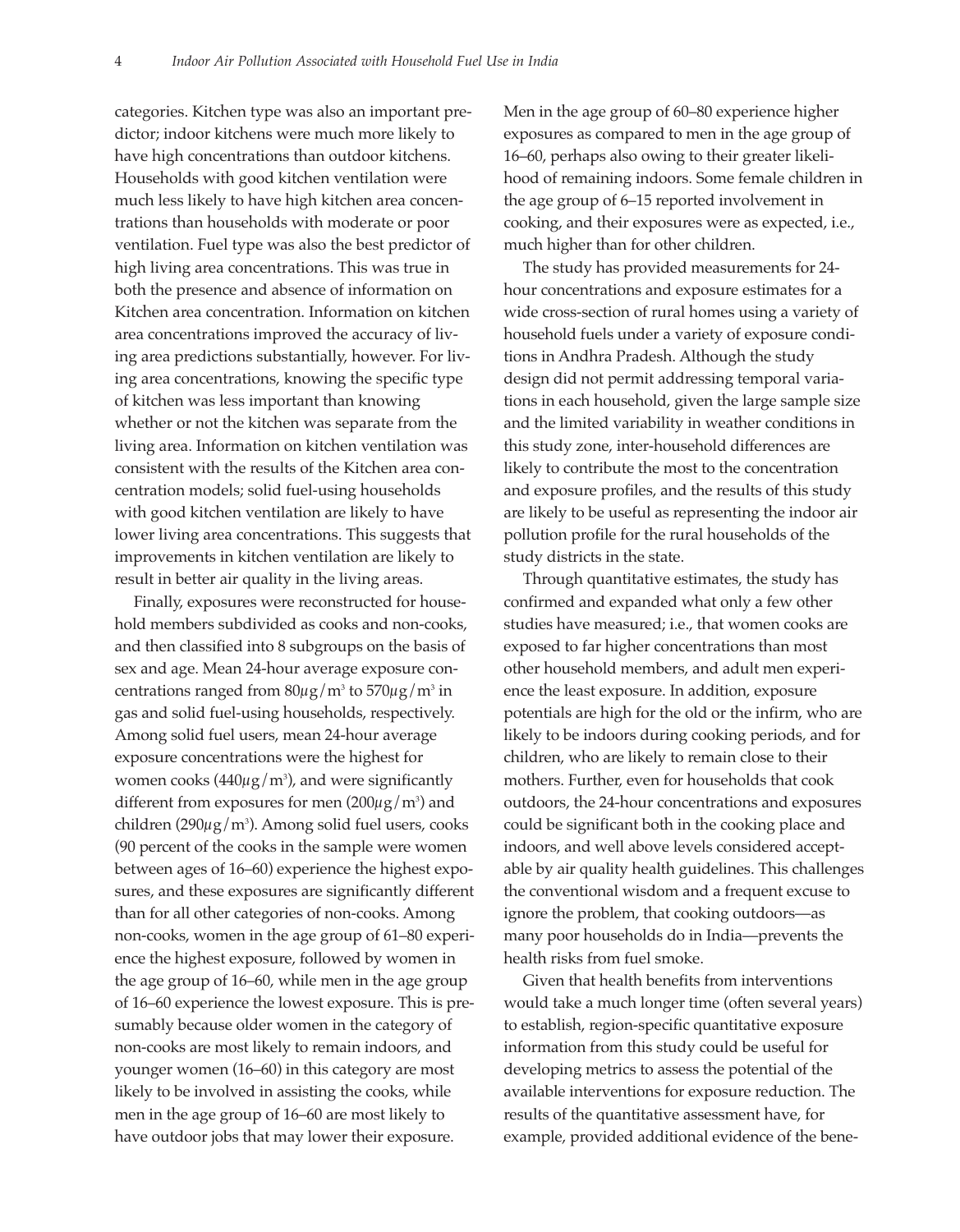categories. Kitchen type was also an important predictor; indoor kitchens were much more likely to have high concentrations than outdoor kitchens. Households with good kitchen ventilation were much less likely to have high kitchen area concentrations than households with moderate or poor ventilation. Fuel type was also the best predictor of high living area concentrations. This was true in both the presence and absence of information on Kitchen area concentration. Information on kitchen area concentrations improved the accuracy of living area predictions substantially, however. For living area concentrations, knowing the specific type of kitchen was less important than knowing whether or not the kitchen was separate from the living area. Information on kitchen ventilation was consistent with the results of the Kitchen area concentration models; solid fuel-using households with good kitchen ventilation are likely to have lower living area concentrations. This suggests that improvements in kitchen ventilation are likely to result in better air quality in the living areas.

Finally, exposures were reconstructed for household members subdivided as cooks and non-cooks, and then classified into 8 subgroups on the basis of sex and age. Mean 24-hour average exposure concentrations ranged from $80\mu g/m^3$ to $570\mu g/m^3$ in gas and solid fuel-using households, respectively. Among solid fuel users, mean 24-hour average exposure concentrations were the highest for women cooks ($440\mu g/m^3$), and were significantly different from exposures for men ($200\mu g/m^3$) and children ($290\mu g/m^3$). Among solid fuel users, cooks (90 percent of the cooks in the sample were women between ages of 16–60) experience the highest exposures, and these exposures are significantly different than for all other categories of non-cooks. Among non-cooks, women in the age group of 61–80 experience the highest exposure, followed by women in the age group of 16–60, while men in the age group of 16–60 experience the lowest exposure. This is presumably because older women in the category of non-cooks are most likely to remain indoors, and younger women (16–60) in this category are most likely to be involved in assisting the cooks, while men in the age group of 16–60 are most likely to have outdoor jobs that may lower their exposure. Men in the age group of 60–80 experience higher exposures as compared to men in the age group of 16–60, perhaps also owing to their greater likelihood of remaining indoors. Some female children in the age group of 6–15 reported involvement in cooking, and their exposures were as expected, i.e., much higher than for other children.

The study has provided measurements for 24-hour concentrations and exposure estimates for a wide cross-section of rural homes using a variety of household fuels under a variety of exposure conditions in Andhra Pradesh. Although the study design did not permit addressing temporal variations in each household, given the large sample size and the limited variability in weather conditions in this study zone, inter-household differences are likely to contribute the most to the concentration and exposure profiles, and the results of this study are likely to be useful as representing the indoor air pollution profile for the rural households of the study districts in the state.

Through quantitative estimates, the study has confirmed and expanded what only a few other studies have measured; i.e., that women cooks are exposed to far higher concentrations than most other household members, and adult men experience the least exposure. In addition, exposure potentials are high for the old or the infirm, who are likely to be indoors during cooking periods, and for children, who are likely to remain close to their mothers. Further, even for households that cook outdoors, the 24-hour concentrations and exposures could be significant both in the cooking place and indoors, and well above levels considered acceptable by air quality health guidelines. This challenges the conventional wisdom and a frequent excuse to ignore the problem, that cooking outdoors—as many poor households do in India—prevents the health risks from fuel smoke.

Given that health benefits from interventions would take a much longer time (often several years) to establish, region-specific quantitative exposure information from this study could be useful for developing metrics to assess the potential of the available interventions for exposure reduction. The results of the quantitative assessment have, for example, provided additional evidence of the bene-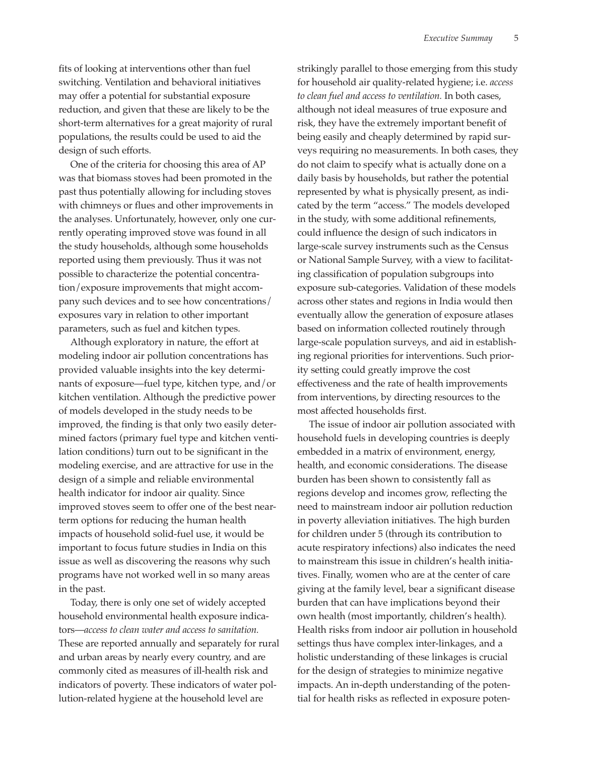fits of looking at interventions other than fuel switching. Ventilation and behavioral initiatives may offer a potential for substantial exposure reduction, and given that these are likely to be the short-term alternatives for a great majority of rural populations, the results could be used to aid the design of such efforts.

One of the criteria for choosing this area of AP was that biomass stoves had been promoted in the past thus potentially allowing for including stoves with chimneys or flues and other improvements in the analyses. Unfortunately, however, only one currently operating improved stove was found in all the study households, although some households reported using them previously. Thus it was not possible to characterize the potential concentration/exposure improvements that might accompany such devices and to see how concentrations/exposures vary in relation to other important parameters, such as fuel and kitchen types.

Although exploratory in nature, the effort at modeling indoor air pollution concentrations has provided valuable insights into the key determinants of exposure—fuel type, kitchen type, and/or kitchen ventilation. Although the predictive power of models developed in the study needs to be improved, the finding is that only two easily determined factors (primary fuel type and kitchen ventilation conditions) turn out to be significant in the modeling exercise, and are attractive for use in the design of a simple and reliable environmental health indicator for indoor air quality. Since improved stoves seem to offer one of the best near-term options for reducing the human health impacts of household solid-fuel use, it would be important to focus future studies in India on this issue as well as discovering the reasons why such programs have not worked well in so many areas in the past.

Today, there is only one set of widely accepted household environmental health exposure indicators—*access to clean water and access to sanitation.* These are reported annually and separately for rural and urban areas by nearly every country, and are commonly cited as measures of ill-health risk and indicators of poverty. These indicators of water pollution-related hygiene at the household level are strikingly parallel to those emerging from this study for household air quality-related hygiene; i.e. *access to clean fuel and access to ventilation.* In both cases, although not ideal measures of true exposure and risk, they have the extremely important benefit of being easily and cheaply determined by rapid surveys requiring no measurements. In both cases, they do not claim to specify what is actually done on a daily basis by households, but rather the potential represented by what is physically present, as indicated by the term "access." The models developed in the study, with some additional refinements, could influence the design of such indicators in large-scale survey instruments such as the Census or National Sample Survey, with a view to facilitating classification of population subgroups into exposure sub-categories. Validation of these models across other states and regions in India would then eventually allow the generation of exposure atlases based on information collected routinely through large-scale population surveys, and aid in establishing regional priorities for interventions. Such priority setting could greatly improve the cost effectiveness and the rate of health improvements from interventions, by directing resources to the most affected households first.

The issue of indoor air pollution associated with household fuels in developing countries is deeply embedded in a matrix of environment, energy, health, and economic considerations. The disease burden has been shown to consistently fall as regions develop and incomes grow, reflecting the need to mainstream indoor air pollution reduction in poverty alleviation initiatives. The high burden for children under 5 (through its contribution to acute respiratory infections) also indicates the need to mainstream this issue in children's health initiatives. Finally, women who are at the center of care giving at the family level, bear a significant disease burden that can have implications beyond their own health (most importantly, children's health). Health risks from indoor air pollution in household settings thus have complex inter-linkages, and a holistic understanding of these linkages is crucial for the design of strategies to minimize negative impacts. An in-depth understanding of the potential for health risks as reflected in exposure poten-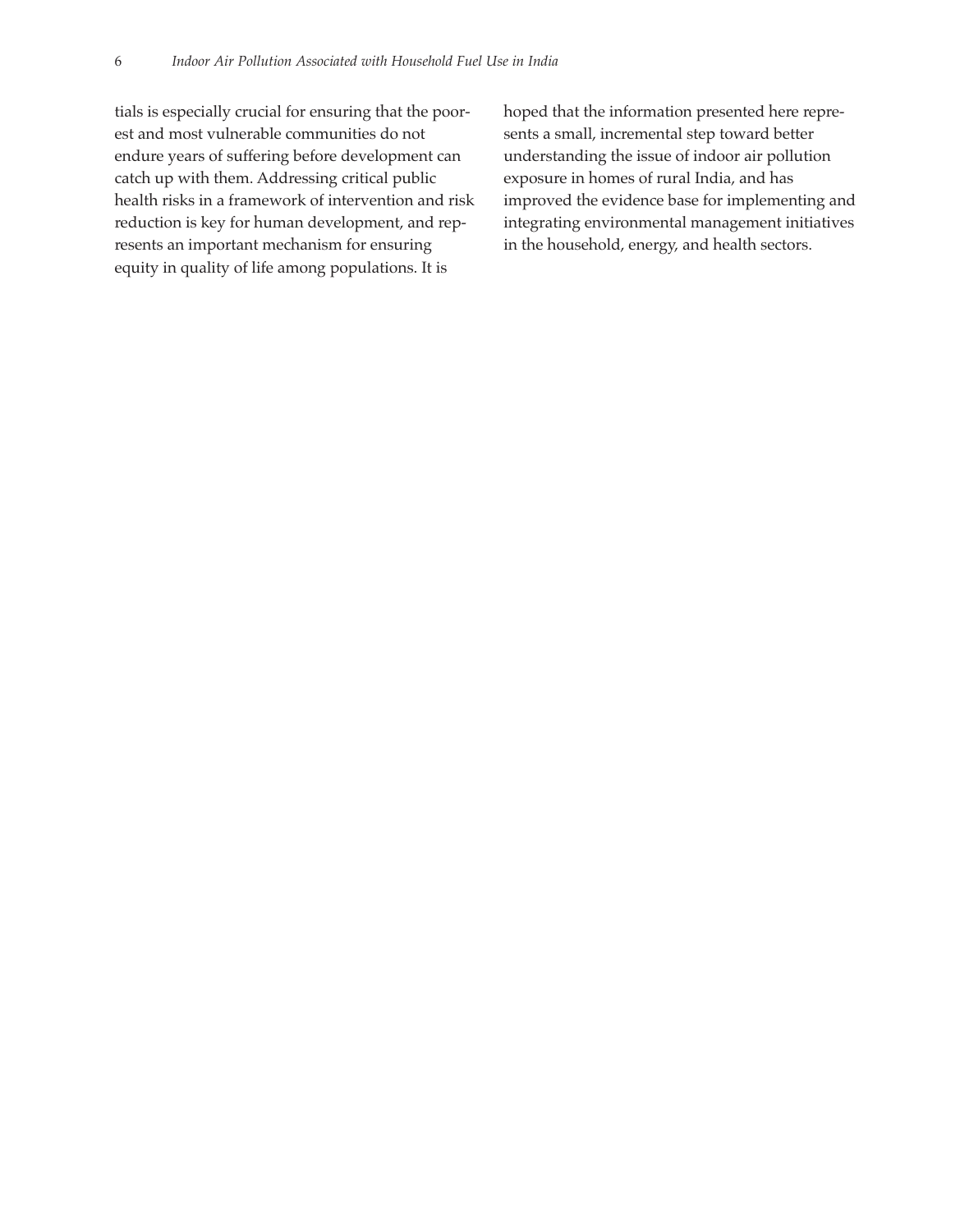tials is especially crucial for ensuring that the poorest and most vulnerable communities do not endure years of suffering before development can catch up with them. Addressing critical public health risks in a framework of intervention and risk reduction is key for human development, and represents an important mechanism for ensuring equity in quality of life among populations. It is hoped that the information presented here represents a small, incremental step toward better understanding the issue of indoor air pollution exposure in homes of rural India, and has improved the evidence base for implementing and integrating environmental management initiatives in the household, energy, and health sectors.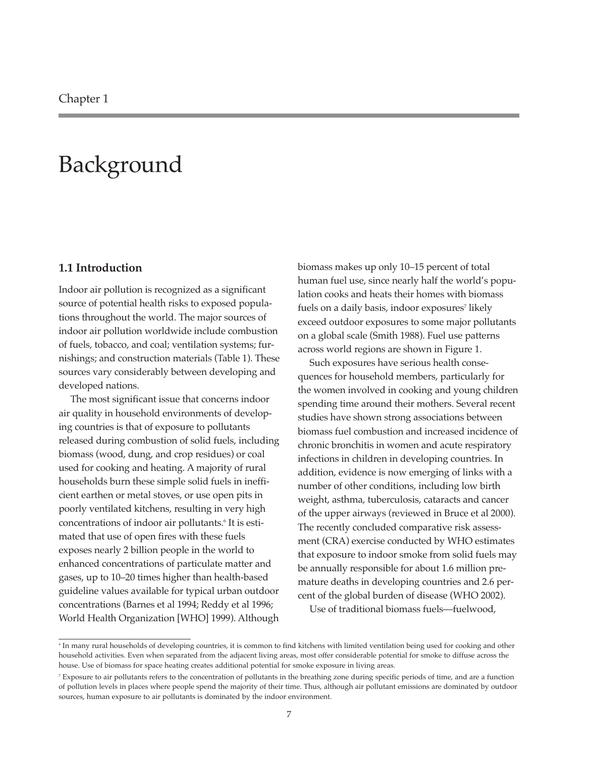Chapter 1

# Background

## 1.1 Introduction

Indoor air pollution is recognized as a significant source of potential health risks to exposed populations throughout the world. The major sources of indoor air pollution worldwide include combustion of fuels, tobacco, and coal; ventilation systems; furnishings; and construction materials (Table 1). These sources vary considerably between developing and developed nations.

The most significant issue that concerns indoor air quality in household environments of developing countries is that of exposure to pollutants released during combustion of solid fuels, including biomass (wood, dung, and crop residues) or coal used for cooking and heating. A majority of rural households burn these simple solid fuels in inefficient earthen or metal stoves, or use open pits in poorly ventilated kitchens, resulting in very high concentrations of indoor air pollutants.[6] It is estimated that use of open fires with these fuels exposes nearly 2 billion people in the world to enhanced concentrations of particulate matter and gases, up to 10–20 times higher than health-based guideline values available for typical urban outdoor concentrations (Barnes et al 1994; Reddy et al 1996; World Health Organization [WHO] 1999). Although biomass makes up only 10–15 percent of total human fuel use, since nearly half the world's population cooks and heats their homes with biomass fuels on a daily basis, indoor exposures[7] likely exceed outdoor exposures to some major pollutants on a global scale (Smith 1988). Fuel use patterns across world regions are shown in Figure 1.

Such exposures have serious health consequences for household members, particularly for the women involved in cooking and young children spending time around their mothers. Several recent studies have shown strong associations between biomass fuel combustion and increased incidence of chronic bronchitis in women and acute respiratory infections in children in developing countries. In addition, evidence is now emerging of links with a number of other conditions, including low birth weight, asthma, tuberculosis, cataracts and cancer of the upper airways (reviewed in Bruce et al 2000). The recently concluded comparative risk assessment (CRA) exercise conducted by WHO estimates that exposure to indoor smoke from solid fuels may be annually responsible for about 1.6 million premature deaths in developing countries and 2.6 percent of the global burden of disease (WHO 2002).

Use of traditional biomass fuels—fuelwood,

---

[6] In many rural households of developing countries, it is common to find kitchens with limited ventilation being used for cooking and other household activities. Even when separated from the adjacent living areas, most offer considerable potential for smoke to diffuse across the house. Use of biomass for space heating creates additional potential for smoke exposure in living areas.

[7] Exposure to air pollutants refers to the concentration of pollutants in the breathing zone during specific periods of time, and are a function of pollution levels in places where people spend the majority of their time. Thus, although air pollutant emissions are dominated by outdoor sources, human exposure to air pollutants is dominated by the indoor environment.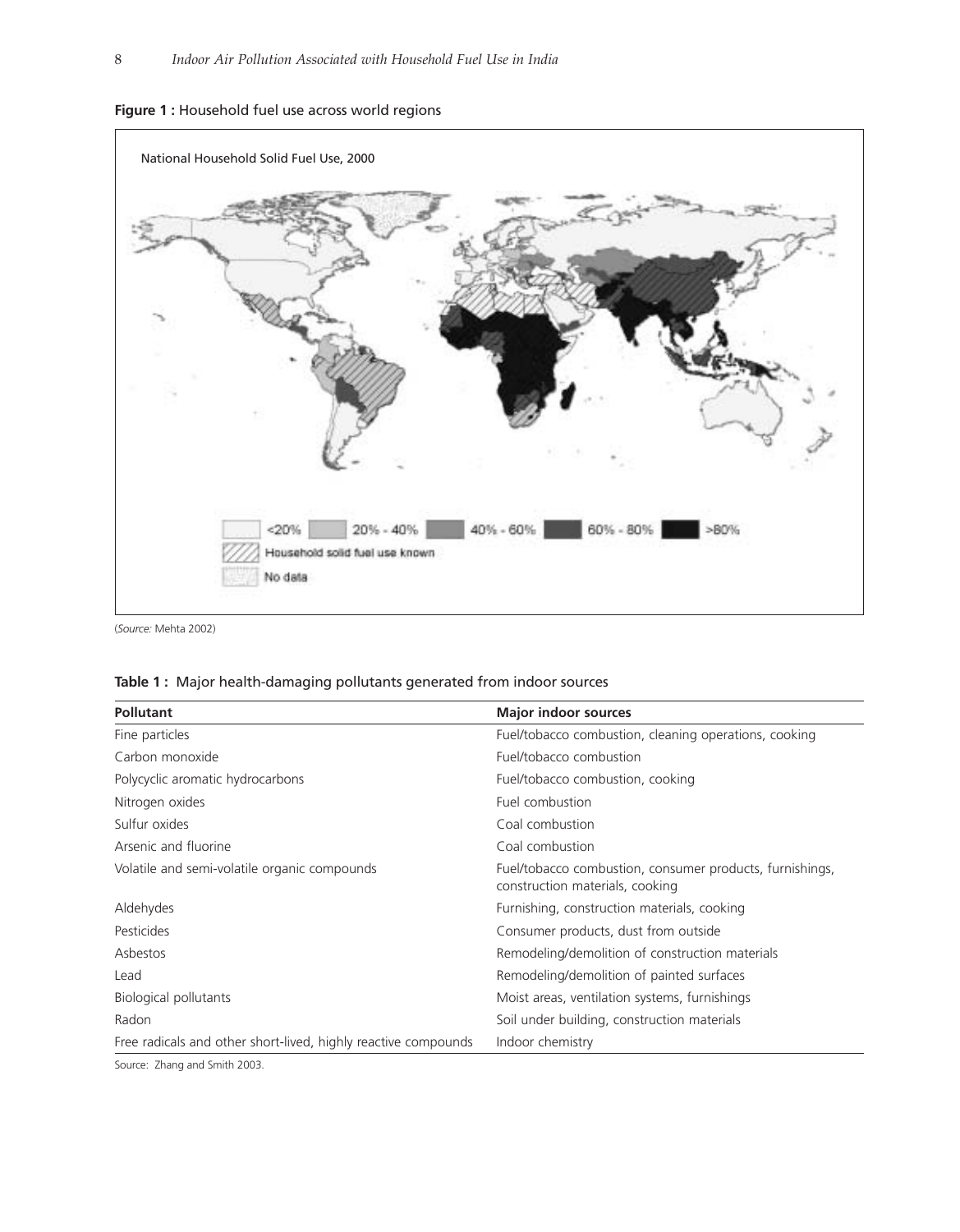**Figure 1 :** Household fuel use across world regions

National Household Solid Fuel Use, 2000

<20% | 20% - 40% | 40% - 60% | 60% - 80% | >80%

Household solid fuel use known

No data

(*Source:* Mehta 2002)

**Table 1 :** Major health-damaging pollutants generated from indoor sources

| Pollutant | Major indoor sources |
|---|---|
| Fine particles | Fuel/tobacco combustion, cleaning operations, cooking |
| Carbon monoxide | Fuel/tobacco combustion |
| Polycyclic aromatic hydrocarbons | Fuel/tobacco combustion, cooking |
| Nitrogen oxides | Fuel combustion |
| Sulfur oxides | Coal combustion |
| Arsenic and fluorine | Coal combustion |
| Volatile and semi-volatile organic compounds | Fuel/tobacco combustion, consumer products, furnishings, construction materials, cooking |
| Aldehydes | Furnishing, construction materials, cooking |
| Pesticides | Consumer products, dust from outside |
| Asbestos | Remodeling/demolition of construction materials |
| Lead | Remodeling/demolition of painted surfaces |
| Biological pollutants | Moist areas, ventilation systems, furnishings |
| Radon | Soil under building, construction materials |
| Free radicals and other short-lived, highly reactive compounds | Indoor chemistry |

Source: Zhang and Smith 2003.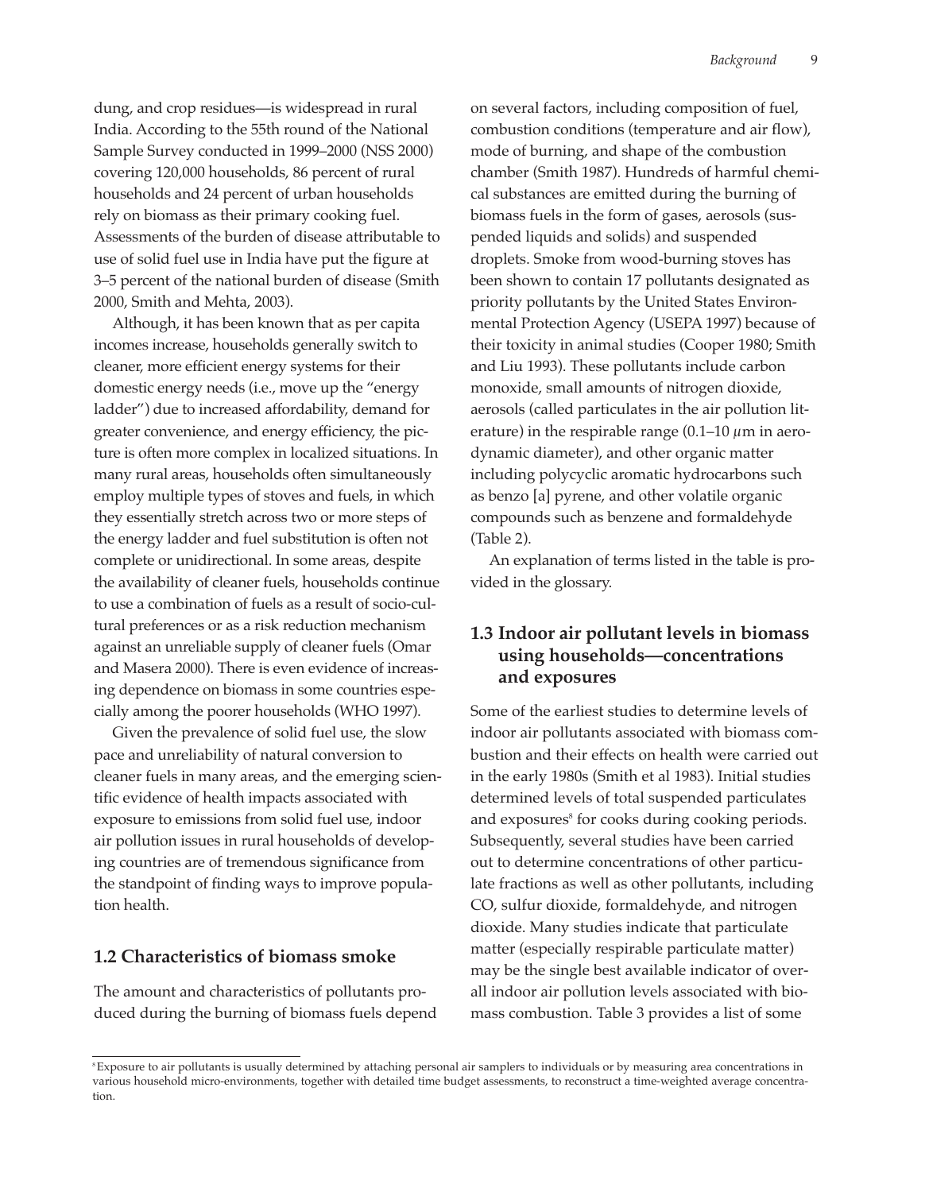dung, and crop residues—is widespread in rural India. According to the 55th round of the National Sample Survey conducted in 1999–2000 (NSS 2000) covering 120,000 households, 86 percent of rural households and 24 percent of urban households rely on biomass as their primary cooking fuel. Assessments of the burden of disease attributable to use of solid fuel use in India have put the figure at 3–5 percent of the national burden of disease (Smith 2000, Smith and Mehta, 2003).

Although, it has been known that as per capita incomes increase, households generally switch to cleaner, more efficient energy systems for their domestic energy needs (i.e., move up the "energy ladder") due to increased affordability, demand for greater convenience, and energy efficiency, the picture is often more complex in localized situations. In many rural areas, households often simultaneously employ multiple types of stoves and fuels, in which they essentially stretch across two or more steps of the energy ladder and fuel substitution is often not complete or unidirectional. In some areas, despite the availability of cleaner fuels, households continue to use a combination of fuels as a result of socio-cultural preferences or as a risk reduction mechanism against an unreliable supply of cleaner fuels (Omar and Masera 2000). There is even evidence of increasing dependence on biomass in some countries especially among the poorer households (WHO 1997).

Given the prevalence of solid fuel use, the slow pace and unreliability of natural conversion to cleaner fuels in many areas, and the emerging scientific evidence of health impacts associated with exposure to emissions from solid fuel use, indoor air pollution issues in rural households of developing countries are of tremendous significance from the standpoint of finding ways to improve population health.

## 1.2 Characteristics of biomass smoke

The amount and characteristics of pollutants produced during the burning of biomass fuels depend on several factors, including composition of fuel, combustion conditions (temperature and air flow), mode of burning, and shape of the combustion chamber (Smith 1987). Hundreds of harmful chemical substances are emitted during the burning of biomass fuels in the form of gases, aerosols (suspended liquids and solids) and suspended droplets. Smoke from wood-burning stoves has been shown to contain 17 pollutants designated as priority pollutants by the United States Environmental Protection Agency (USEPA 1997) because of their toxicity in animal studies (Cooper 1980; Smith and Liu 1993). These pollutants include carbon monoxide, small amounts of nitrogen dioxide, aerosols (called particulates in the air pollution literature) in the respirable range (0.1–10 $\mu$m in aerodynamic diameter), and other organic matter including polycyclic aromatic hydrocarbons such as benzo [a] pyrene, and other volatile organic compounds such as benzene and formaldehyde (Table 2).

An explanation of terms listed in the table is provided in the glossary.

## 1.3 Indoor air pollutant levels in biomass using households—concentrations and exposures

Some of the earliest studies to determine levels of indoor air pollutants associated with biomass combustion and their effects on health were carried out in the early 1980s (Smith et al 1983). Initial studies determined levels of total suspended particulates and exposures[8] for cooks during cooking periods. Subsequently, several studies have been carried out to determine concentrations of other particulate fractions as well as other pollutants, including CO, sulfur dioxide, formaldehyde, and nitrogen dioxide. Many studies indicate that particulate matter (especially respirable particulate matter) may be the single best available indicator of overall indoor air pollution levels associated with biomass combustion. Table 3 provides a list of some

[8] Exposure to air pollutants is usually determined by attaching personal air samplers to individuals or by measuring area concentrations in various household micro-environments, together with detailed time budget assessments, to reconstruct a time-weighted average concentration.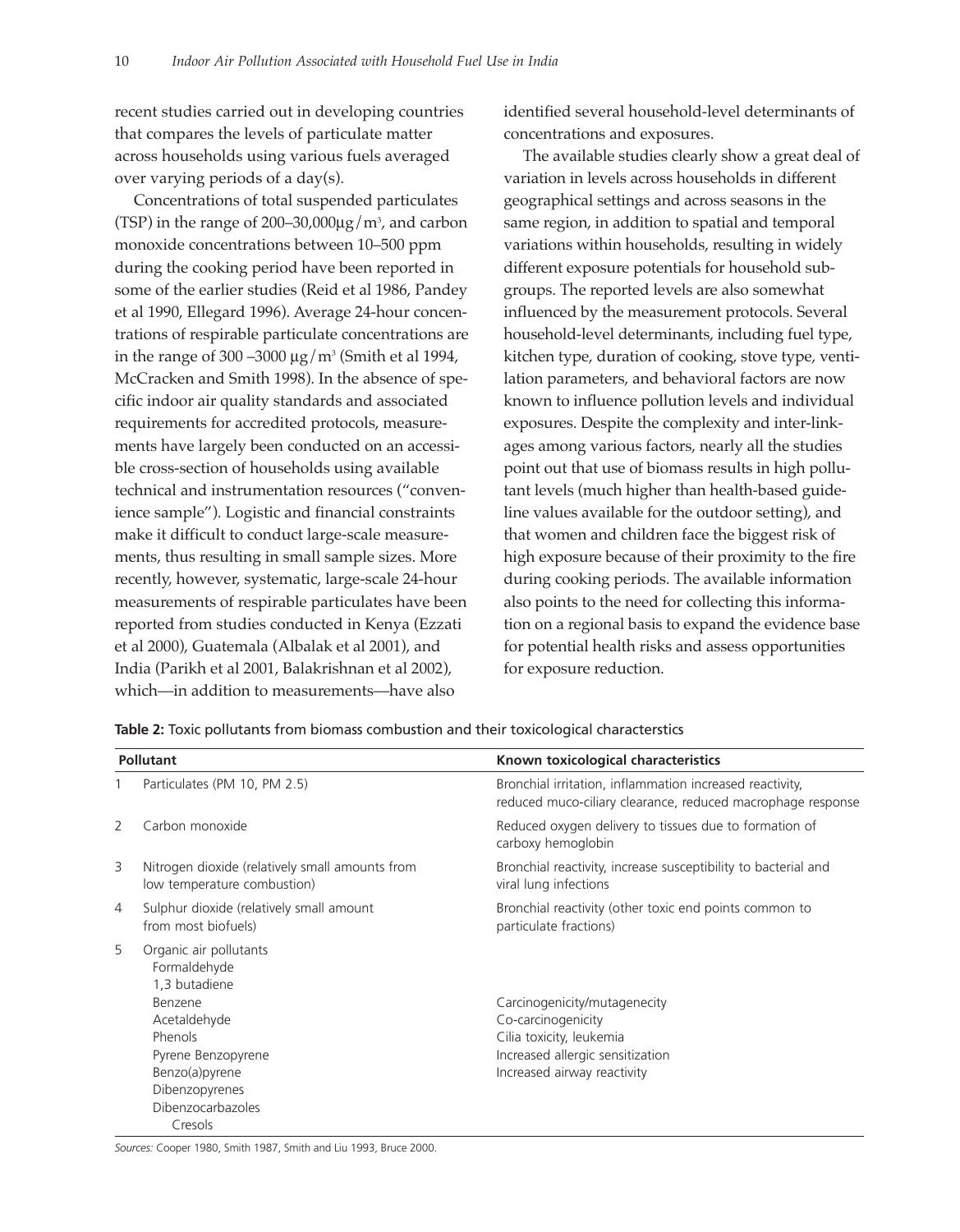recent studies carried out in developing countries that compares the levels of particulate matter across households using various fuels averaged over varying periods of a day(s).

Concentrations of total suspended particulates (TSP) in the range of 200–30,000µg/m³, and carbon monoxide concentrations between 10–500 ppm during the cooking period have been reported in some of the earlier studies (Reid et al 1986, Pandey et al 1990, Ellegard 1996). Average 24-hour concentrations of respirable particulate concentrations are in the range of 300 –3000 µg/m³ (Smith et al 1994, McCracken and Smith 1998). In the absence of specific indoor air quality standards and associated requirements for accredited protocols, measurements have largely been conducted on an accessible cross-section of households using available technical and instrumentation resources ("convenience sample"). Logistic and financial constraints make it difficult to conduct large-scale measurements, thus resulting in small sample sizes. More recently, however, systematic, large-scale 24-hour measurements of respirable particulates have been reported from studies conducted in Kenya (Ezzati et al 2000), Guatemala (Albalak et al 2001), and India (Parikh et al 2001, Balakrishnan et al 2002), which—in addition to measurements—have also identified several household-level determinants of concentrations and exposures.

The available studies clearly show a great deal of variation in levels across households in different geographical settings and across seasons in the same region, in addition to spatial and temporal variations within households, resulting in widely different exposure potentials for household subgroups. The reported levels are also somewhat influenced by the measurement protocols. Several household-level determinants, including fuel type, kitchen type, duration of cooking, stove type, ventilation parameters, and behavioral factors are now known to influence pollution levels and individual exposures. Despite the complexity and inter-linkages among various factors, nearly all the studies point out that use of biomass results in high pollutant levels (much higher than health-based guideline values available for the outdoor setting), and that women and children face the biggest risk of high exposure because of their proximity to the fire during cooking periods. The available information also points to the need for collecting this information on a regional basis to expand the evidence base for potential health risks and assess opportunities for exposure reduction.

**Table 2:** Toxic pollutants from biomass combustion and their toxicological characterstics

| | Pollutant | Known toxicological characteristics |
|---|---|---|
| 1 | Particulates (PM 10, PM 2.5) | Bronchial irritation, inflammation increased reactivity, reduced muco-ciliary clearance, reduced macrophage response |
| 2 | Carbon monoxide | Reduced oxygen delivery to tissues due to formation of carboxy hemoglobin |
| 3 | Nitrogen dioxide (relatively small amounts from low temperature combustion) | Bronchial reactivity, increase susceptibility to bacterial and viral lung infections |
| 4 | Sulphur dioxide (relatively small amount from most biofuels) | Bronchial reactivity (other toxic end points common to particulate fractions) |
| 5 | Organic air pollutants<br>Formaldehyde<br>1,3 butadiene<br>Benzene<br>Acetaldehyde<br>Phenols<br>Pyrene Benzopyrene<br>Benzo(a)pyrene<br>Dibenzopyrenes<br>Dibenzocarbazoles<br>Cresols | Carcinogenicity/mutagenecity<br>Co-carcinogenicity<br>Cilia toxicity, leukemia<br>Increased allergic sensitization<br>Increased airway reactivity |

*Sources:* Cooper 1980, Smith 1987, Smith and Liu 1993, Bruce 2000.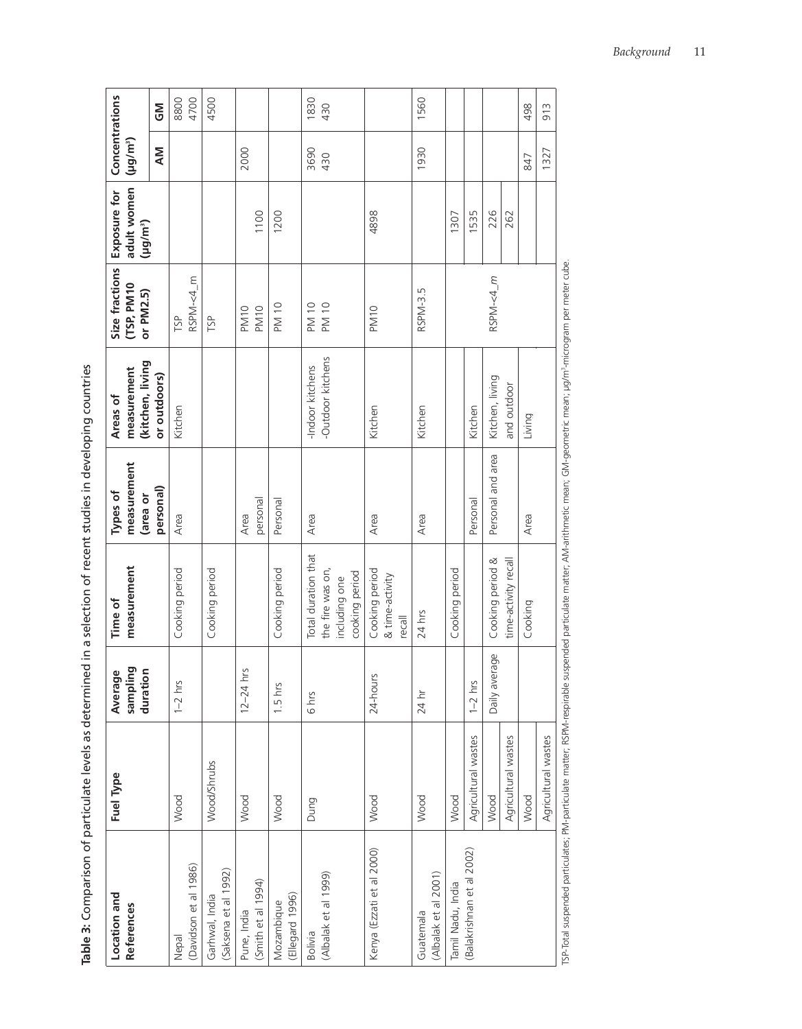**Table 3:** Comparison of particulate levels as determined in a selection of recent studies in developing countries

| Location and References | Fuel Type | Average sampling duration | Time of measurement | Types of measurement (area or personal) | Areas of measurement (kitchen, living or outdoors) | Size fractions (TSP, PM10 or PM2.5) | Exposure for adult women (μg/m³) | Concentrations (μg/m³) | |
|---|---|---|---|---|---|---|---|---|---|
| | | | | | | | | AM | GM |
| Nepal (Davidson et al 1986) | Wood | 1–2 hrs | Cooking period | Area | Kitchen | TSP<br>RSPM-<4_m | | | 8800<br>4700 |
| Garhwal, India (Saksena et al 1992) | Wood/Shrubs | | Cooking period | | | TSP | | | 4500 |
| Pune, India (Smith et al 1994) | Wood | 12–24 hrs | | Area<br>personal | | PM10<br>PM10 | <br>1100 | 2000 | |
| Mozambique (Ellegard 1996) | Wood | 1.5 hrs | Cooking period | Personal | | PM 10 | 1200 | | |
| Bolivia (Albalak et al 1999) | Dung | 6 hrs | Total duration that the fire was on, including one cooking period | Area | -Indoor kitchens<br>-Outdoor kitchens | PM 10<br>PM 10 | | 3690<br>430 | 1830<br>430 |
| Kenya (Ezzati et al 2000) | Wood | 24-hours | Cooking period & time-activity recall | Area | Kitchen | PM10 | 4898 | | |
| Guatemala (Albalak et al 2001) | Wood | 24 hr | 24 hrs | Area | Kitchen | RSPM-3.5 | | 1930 | 1560 |
| Tamil Nadu, India (Balakrishnan et al 2002) | Wood | | Cooking period | | | | 1307 | | |
| | Agricultural wastes | 1–2 hrs | | Personal | Kitchen | | 1535 | | |
| | Wood | Daily average | Cooking period & time-activity recall | Personal and area | Kitchen, living and outdoor | RSPM-<4_m | 226 | | |
| | Agricultural wastes | | | | | | 262 | | |
| | Wood | | Cooking | Area | Living | | | 847 | 498 |
| | Agricultural wastes | | | | | | | 1327 | 913 |

TSP-Total suspended particulates; PM-particulate matter; RSPM-respirable suspended particulate matter; AM-arithmetic mean; GM-geometric mean; μg/m³-microgram per meter cube.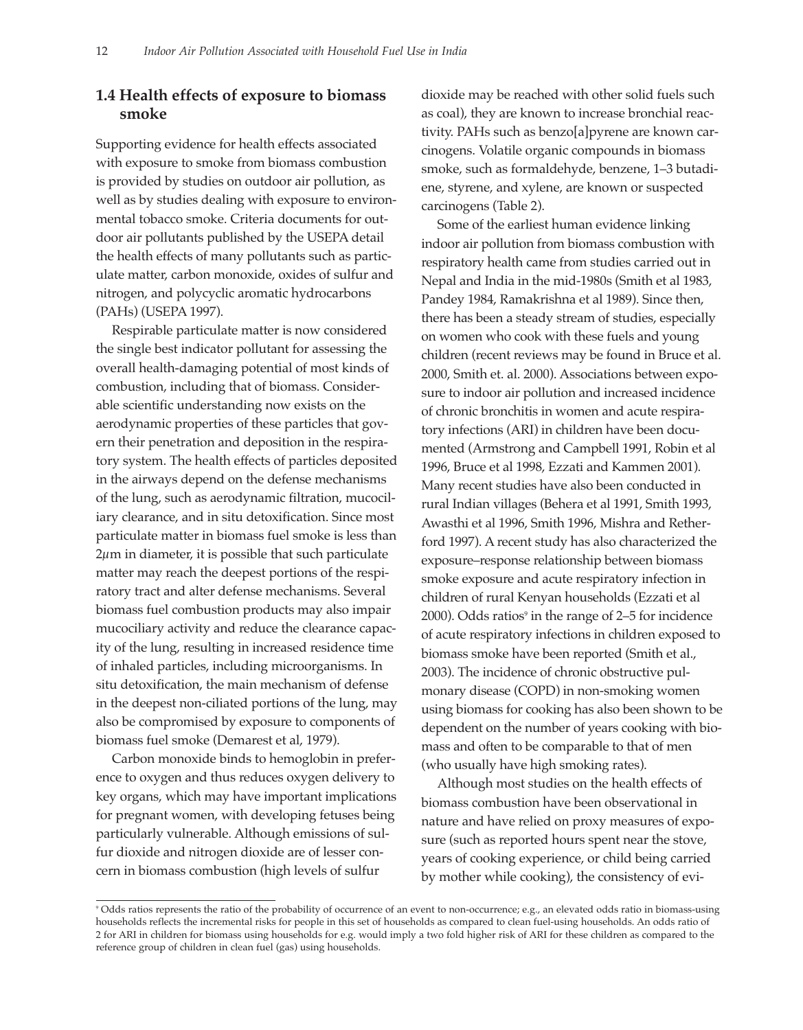## 1.4 Health effects of exposure to biomass smoke

Supporting evidence for health effects associated with exposure to smoke from biomass combustion is provided by studies on outdoor air pollution, as well as by studies dealing with exposure to environmental tobacco smoke. Criteria documents for outdoor air pollutants published by the USEPA detail the health effects of many pollutants such as particulate matter, carbon monoxide, oxides of sulfur and nitrogen, and polycyclic aromatic hydrocarbons (PAHs) (USEPA 1997).

Respirable particulate matter is now considered the single best indicator pollutant for assessing the overall health-damaging potential of most kinds of combustion, including that of biomass. Considerable scientific understanding now exists on the aerodynamic properties of these particles that govern their penetration and deposition in the respiratory system. The health effects of particles deposited in the airways depend on the defense mechanisms of the lung, such as aerodynamic filtration, mucociliary clearance, and in situ detoxification. Since most particulate matter in biomass fuel smoke is less than 2$\mu$m in diameter, it is possible that such particulate matter may reach the deepest portions of the respiratory tract and alter defense mechanisms. Several biomass fuel combustion products may also impair mucociliary activity and reduce the clearance capacity of the lung, resulting in increased residence time of inhaled particles, including microorganisms. In situ detoxification, the main mechanism of defense in the deepest non-ciliated portions of the lung, may also be compromised by exposure to components of biomass fuel smoke (Demarest et al, 1979).

Carbon monoxide binds to hemoglobin in preference to oxygen and thus reduces oxygen delivery to key organs, which may have important implications for pregnant women, with developing fetuses being particularly vulnerable. Although emissions of sulfur dioxide and nitrogen dioxide are of lesser concern in biomass combustion (high levels of sulfur dioxide may be reached with other solid fuels such as coal), they are known to increase bronchial reactivity. PAHs such as benzo[a]pyrene are known carcinogens. Volatile organic compounds in biomass smoke, such as formaldehyde, benzene, 1–3 butadiene, styrene, and xylene, are known or suspected carcinogens (Table 2).

Some of the earliest human evidence linking indoor air pollution from biomass combustion with respiratory health came from studies carried out in Nepal and India in the mid-1980s (Smith et al 1983, Pandey 1984, Ramakrishna et al 1989). Since then, there has been a steady stream of studies, especially on women who cook with these fuels and young children (recent reviews may be found in Bruce et al. 2000, Smith et. al. 2000). Associations between exposure to indoor air pollution and increased incidence of chronic bronchitis in women and acute respiratory infections (ARI) in children have been documented (Armstrong and Campbell 1991, Robin et al 1996, Bruce et al 1998, Ezzati and Kammen 2001). Many recent studies have also been conducted in rural Indian villages (Behera et al 1991, Smith 1993, Awasthi et al 1996, Smith 1996, Mishra and Retherford 1997). A recent study has also characterized the exposure–response relationship between biomass smoke exposure and acute respiratory infection in children of rural Kenyan households (Ezzati et al 2000). Odds ratios[9] in the range of 2–5 for incidence of acute respiratory infections in children exposed to biomass smoke have been reported (Smith et al., 2003). The incidence of chronic obstructive pulmonary disease (COPD) in non-smoking women using biomass for cooking has also been shown to be dependent on the number of years cooking with biomass and often to be comparable to that of men (who usually have high smoking rates).

Although most studies on the health effects of biomass combustion have been observational in nature and have relied on proxy measures of exposure (such as reported hours spent near the stove, years of cooking experience, or child being carried by mother while cooking), the consistency of evi-

[9] Odds ratios represents the ratio of the probability of occurrence of an event to non-occurrence; e.g., an elevated odds ratio in biomass-using households reflects the incremental risks for people in this set of households as compared to clean fuel-using households. An odds ratio of 2 for ARI in children for biomass using households for e.g. would imply a two fold higher risk of ARI for these children as compared to the reference group of children in clean fuel (gas) using households.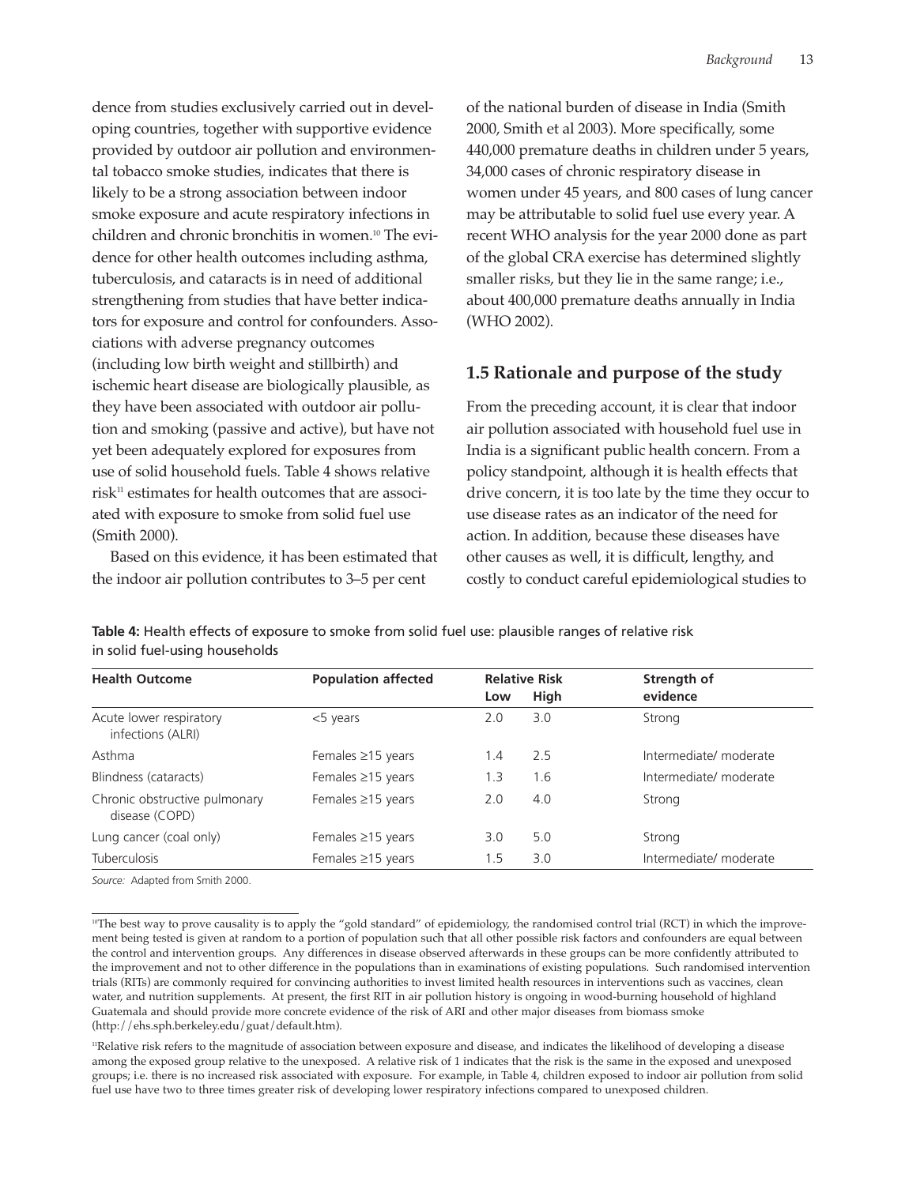dence from studies exclusively carried out in developing countries, together with supportive evidence provided by outdoor air pollution and environmental tobacco smoke studies, indicates that there is likely to be a strong association between indoor smoke exposure and acute respiratory infections in children and chronic bronchitis in women.[10] The evidence for other health outcomes including asthma, tuberculosis, and cataracts is in need of additional strengthening from studies that have better indicators for exposure and control for confounders. Associations with adverse pregnancy outcomes (including low birth weight and stillbirth) and ischemic heart disease are biologically plausible, as they have been associated with outdoor air pollution and smoking (passive and active), but have not yet been adequately explored for exposures from use of solid household fuels. Table 4 shows relative risk[11] estimates for health outcomes that are associated with exposure to smoke from solid fuel use (Smith 2000).

Based on this evidence, it has been estimated that the indoor air pollution contributes to 3–5 per cent of the national burden of disease in India (Smith 2000, Smith et al 2003). More specifically, some 440,000 premature deaths in children under 5 years, 34,000 cases of chronic respiratory disease in women under 45 years, and 800 cases of lung cancer may be attributable to solid fuel use every year. A recent WHO analysis for the year 2000 done as part of the global CRA exercise has determined slightly smaller risks, but they lie in the same range; i.e., about 400,000 premature deaths annually in India (WHO 2002).

## 1.5 Rationale and purpose of the study

From the preceding account, it is clear that indoor air pollution associated with household fuel use in India is a significant public health concern. From a policy standpoint, although it is health effects that drive concern, it is too late by the time they occur to use disease rates as an indicator of the need for action. In addition, because these diseases have other causes as well, it is difficult, lengthy, and costly to conduct careful epidemiological studies to

**Table 4:** Health effects of exposure to smoke from solid fuel use: plausible ranges of relative risk in solid fuel-using households

| Health Outcome | Population affected | Relative Risk | | Strength of evidence |
|---|---|---|---|---|
| | | Low | High | |
| Acute lower respiratory infections (ALRI) | <5 years | 2.0 | 3.0 | Strong |
| Asthma | Females ≥15 years | 1.4 | 2.5 | Intermediate/ moderate |
| Blindness (cataracts) | Females ≥15 years | 1.3 | 1.6 | Intermediate/ moderate |
| Chronic obstructive pulmonary disease (COPD) | Females ≥15 years | 2.0 | 4.0 | Strong |
| Lung cancer (coal only) | Females ≥15 years | 3.0 | 5.0 | Strong |
| Tuberculosis | Females ≥15 years | 1.5 | 3.0 | Intermediate/ moderate |

*Source:* Adapted from Smith 2000.

[10] The best way to prove causality is to apply the "gold standard" of epidemiology, the randomised control trial (RCT) in which the improvement being tested is given at random to a portion of population such that all other possible risk factors and confounders are equal between the control and intervention groups. Any differences in disease observed afterwards in these groups can be more confidently attributed to the improvement and not to other difference in the populations than in examinations of existing populations. Such randomised intervention trials (RITs) are commonly required for convincing authorities to invest limited health resources in interventions such as vaccines, clean water, and nutrition supplements. At present, the first RIT in air pollution history is ongoing in wood-burning household of highland Guatemala and should provide more concrete evidence of the risk of ARI and other major diseases from biomass smoke (http://ehs.sph.berkeley.edu/guat/default.htm).

[11] Relative risk refers to the magnitude of association between exposure and disease, and indicates the likelihood of developing a disease among the exposed group relative to the unexposed. A relative risk of 1 indicates that the risk is the same in the exposed and unexposed groups; i.e. there is no increased risk associated with exposure. For example, in Table 4, children exposed to indoor air pollution from solid fuel use have two to three times greater risk of developing lower respiratory infections compared to unexposed children.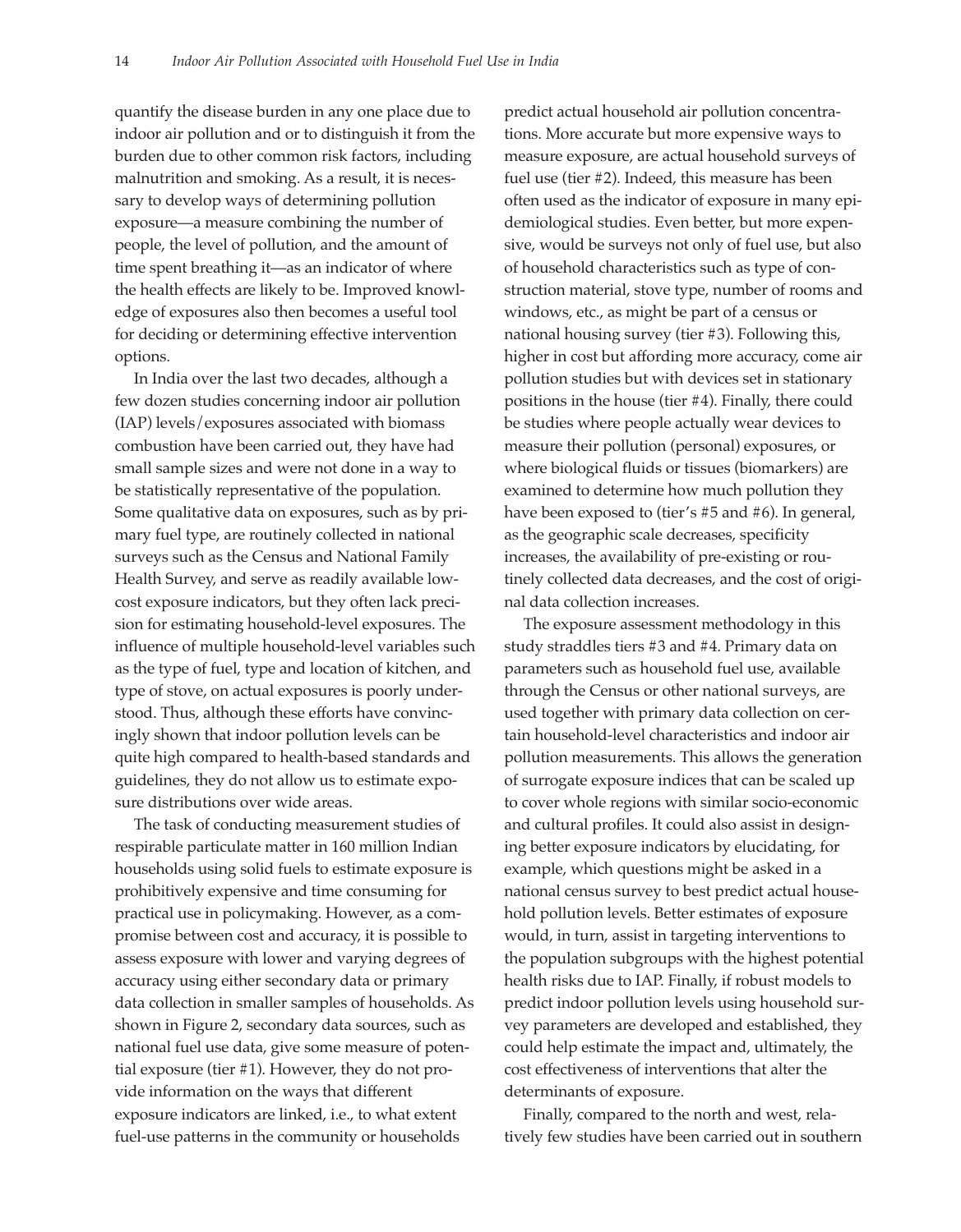quantify the disease burden in any one place due to indoor air pollution and or to distinguish it from the burden due to other common risk factors, including malnutrition and smoking. As a result, it is necessary to develop ways of determining pollution exposure—a measure combining the number of people, the level of pollution, and the amount of time spent breathing it—as an indicator of where the health effects are likely to be. Improved knowledge of exposures also then becomes a useful tool for deciding or determining effective intervention options.

In India over the last two decades, although a few dozen studies concerning indoor air pollution (IAP) levels/exposures associated with biomass combustion have been carried out, they have had small sample sizes and were not done in a way to be statistically representative of the population. Some qualitative data on exposures, such as by primary fuel type, are routinely collected in national surveys such as the Census and National Family Health Survey, and serve as readily available low-cost exposure indicators, but they often lack precision for estimating household-level exposures. The influence of multiple household-level variables such as the type of fuel, type and location of kitchen, and type of stove, on actual exposures is poorly understood. Thus, although these efforts have convincingly shown that indoor pollution levels can be quite high compared to health-based standards and guidelines, they do not allow us to estimate exposure distributions over wide areas.

The task of conducting measurement studies of respirable particulate matter in 160 million Indian households using solid fuels to estimate exposure is prohibitively expensive and time consuming for practical use in policymaking. However, as a compromise between cost and accuracy, it is possible to assess exposure with lower and varying degrees of accuracy using either secondary data or primary data collection in smaller samples of households. As shown in Figure 2, secondary data sources, such as national fuel use data, give some measure of potential exposure (tier #1). However, they do not provide information on the ways that different exposure indicators are linked, i.e., to what extent fuel-use patterns in the community or households predict actual household air pollution concentrations. More accurate but more expensive ways to measure exposure, are actual household surveys of fuel use (tier #2). Indeed, this measure has been often used as the indicator of exposure in many epidemiological studies. Even better, but more expensive, would be surveys not only of fuel use, but also of household characteristics such as type of construction material, stove type, number of rooms and windows, etc., as might be part of a census or national housing survey (tier #3). Following this, higher in cost but affording more accuracy, come air pollution studies but with devices set in stationary positions in the house (tier #4). Finally, there could be studies where people actually wear devices to measure their pollution (personal) exposures, or where biological fluids or tissues (biomarkers) are examined to determine how much pollution they have been exposed to (tier's #5 and #6). In general, as the geographic scale decreases, specificity increases, the availability of pre-existing or routinely collected data decreases, and the cost of original data collection increases.

The exposure assessment methodology in this study straddles tiers #3 and #4. Primary data on parameters such as household fuel use, available through the Census or other national surveys, are used together with primary data collection on certain household-level characteristics and indoor air pollution measurements. This allows the generation of surrogate exposure indices that can be scaled up to cover whole regions with similar socio-economic and cultural profiles. It could also assist in designing better exposure indicators by elucidating, for example, which questions might be asked in a national census survey to best predict actual household pollution levels. Better estimates of exposure would, in turn, assist in targeting interventions to the population subgroups with the highest potential health risks due to IAP. Finally, if robust models to predict indoor pollution levels using household survey parameters are developed and established, they could help estimate the impact and, ultimately, the cost effectiveness of interventions that alter the determinants of exposure.

Finally, compared to the north and west, relatively few studies have been carried out in southern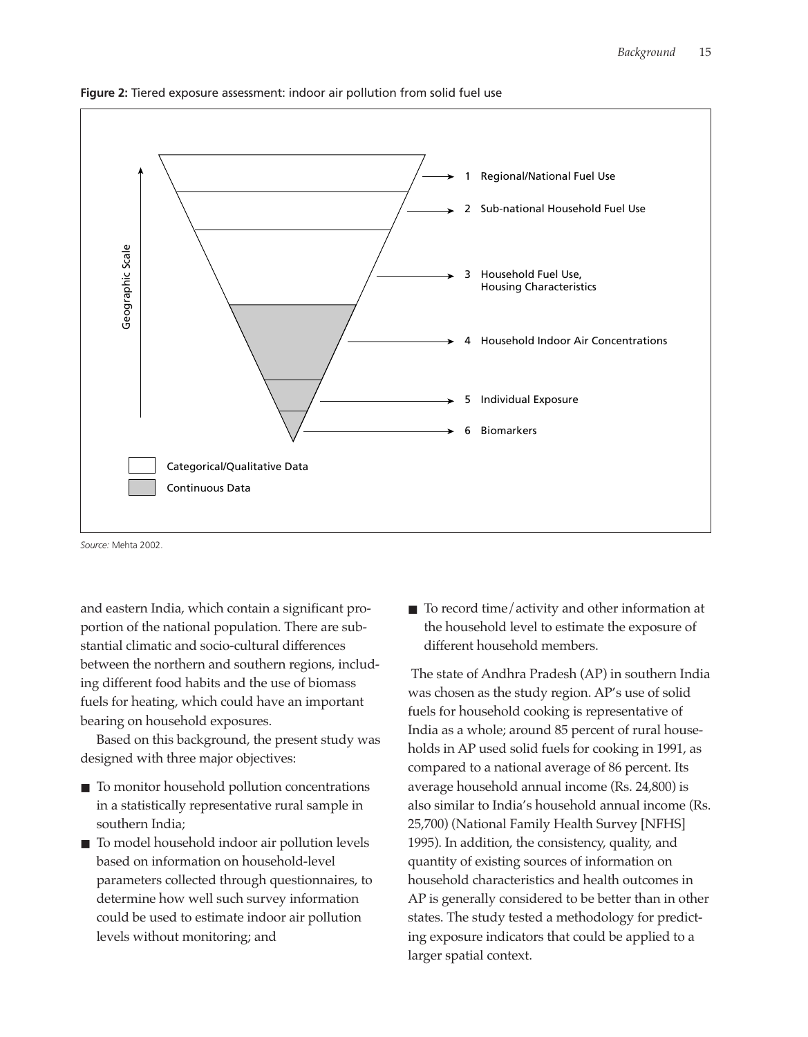**Figure 2:** Tiered exposure assessment: indoor air pollution from solid fuel use

Geographic Scale

1 Regional/National Fuel Use

2 Sub-national Household Fuel Use

3 Household Fuel Use, Housing Characteristics

4 Household Indoor Air Concentrations

5 Individual Exposure

6 Biomarkers

Categorical/Qualitative Data

Continuous Data

*Source:* Mehta 2002.

and eastern India, which contain a significant proportion of the national population. There are substantial climatic and socio-cultural differences between the northern and southern regions, including different food habits and the use of biomass fuels for heating, which could have an important bearing on household exposures.

Based on this background, the present study was designed with three major objectives:

- To monitor household pollution concentrations in a statistically representative rural sample in southern India;
- To model household indoor air pollution levels based on information on household-level parameters collected through questionnaires, to determine how well such survey information could be used to estimate indoor air pollution levels without monitoring; and
- To record time/activity and other information at the household level to estimate the exposure of different household members.

The state of Andhra Pradesh (AP) in southern India was chosen as the study region. AP's use of solid fuels for household cooking is representative of India as a whole; around 85 percent of rural households in AP used solid fuels for cooking in 1991, as compared to a national average of 86 percent. Its average household annual income (Rs. 24,800) is also similar to India's household annual income (Rs. 25,700) (National Family Health Survey [NFHS] 1995). In addition, the consistency, quality, and quantity of existing sources of information on household characteristics and health outcomes in AP is generally considered to be better than in other states. The study tested a methodology for predicting exposure indicators that could be applied to a larger spatial context.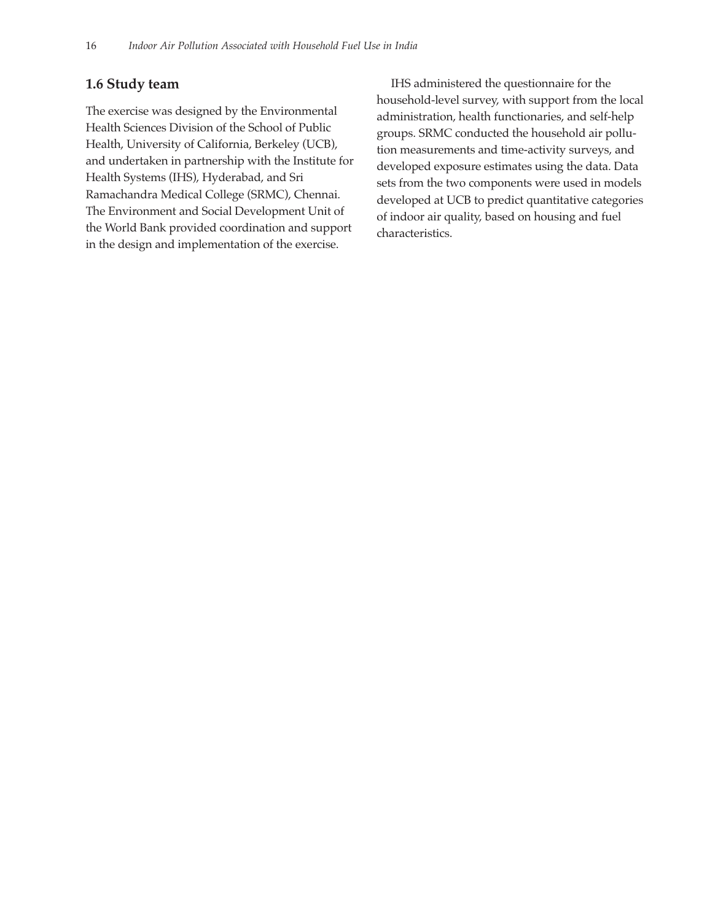## 1.6 Study team

The exercise was designed by the Environmental Health Sciences Division of the School of Public Health, University of California, Berkeley (UCB), and undertaken in partnership with the Institute for Health Systems (IHS), Hyderabad, and Sri Ramachandra Medical College (SRMC), Chennai. The Environment and Social Development Unit of the World Bank provided coordination and support in the design and implementation of the exercise.

IHS administered the questionnaire for the household-level survey, with support from the local administration, health functionaries, and self-help groups. SRMC conducted the household air pollution measurements and time-activity surveys, and developed exposure estimates using the data. Data sets from the two components were used in models developed at UCB to predict quantitative categories of indoor air quality, based on housing and fuel characteristics.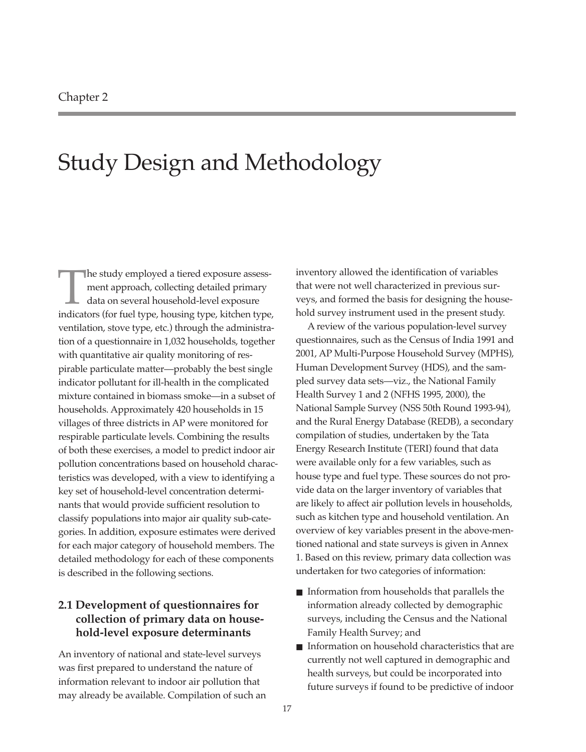Chapter 2

# Study Design and Methodology

The study employed a tiered exposure assessment approach, collecting detailed primary data on several household-level exposure indicators (for fuel type, housing type, kitchen type, ventilation, stove type, etc.) through the administration of a questionnaire in 1,032 households, together with quantitative air quality monitoring of respirable particulate matter—probably the best single indicator pollutant for ill-health in the complicated mixture contained in biomass smoke—in a subset of households. Approximately 420 households in 15 villages of three districts in AP were monitored for respirable particulate levels. Combining the results of both these exercises, a model to predict indoor air pollution concentrations based on household characteristics was developed, with a view to identifying a key set of household-level concentration determinants that would provide sufficient resolution to classify populations into major air quality sub-categories. In addition, exposure estimates were derived for each major category of household members. The detailed methodology for each of these components is described in the following sections.

## 2.1 Development of questionnaires for collection of primary data on household-level exposure determinants

An inventory of national and state-level surveys was first prepared to understand the nature of information relevant to indoor air pollution that may already be available. Compilation of such an inventory allowed the identification of variables that were not well characterized in previous surveys, and formed the basis for designing the household survey instrument used in the present study.

A review of the various population-level survey questionnaires, such as the Census of India 1991 and 2001, AP Multi-Purpose Household Survey (MPHS), Human Development Survey (HDS), and the sampled survey data sets—viz., the National Family Health Survey 1 and 2 (NFHS 1995, 2000), the National Sample Survey (NSS 50th Round 1993-94), and the Rural Energy Database (REDB), a secondary compilation of studies, undertaken by the Tata Energy Research Institute (TERI) found that data were available only for a few variables, such as house type and fuel type. These sources do not provide data on the larger inventory of variables that are likely to affect air pollution levels in households, such as kitchen type and household ventilation. An overview of key variables present in the above-mentioned national and state surveys is given in Annex 1. Based on this review, primary data collection was undertaken for two categories of information:

- Information from households that parallels the information already collected by demographic surveys, including the Census and the National Family Health Survey; and
- Information on household characteristics that are currently not well captured in demographic and health surveys, but could be incorporated into future surveys if found to be predictive of indoor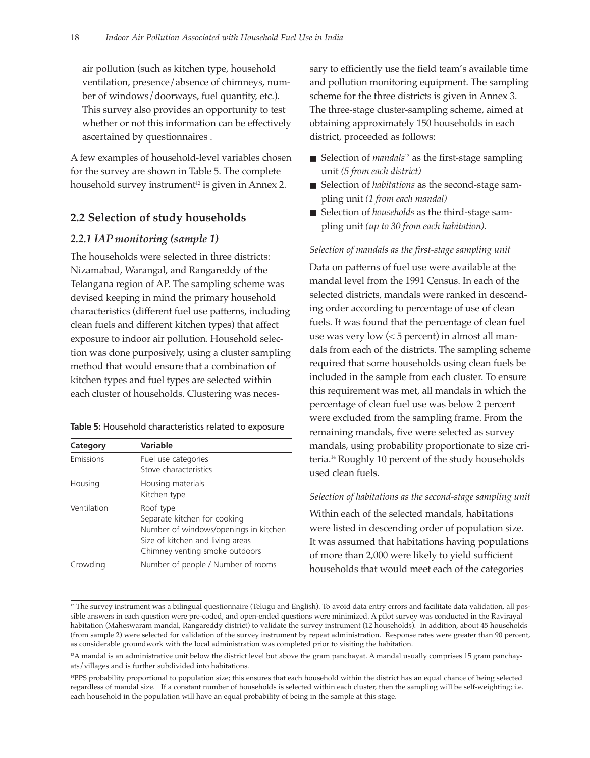air pollution (such as kitchen type, household ventilation, presence/absence of chimneys, number of windows/doorways, fuel quantity, etc.). This survey also provides an opportunity to test whether or not this information can be effectively ascertained by questionnaires .

A few examples of household-level variables chosen for the survey are shown in Table 5. The complete household survey instrument[12] is given in Annex 2.

## 2.2 Selection of study households

### *2.2.1 IAP monitoring (sample 1)*

The households were selected in three districts: Nizamabad, Warangal, and Rangareddy of the Telangana region of AP. The sampling scheme was devised keeping in mind the primary household characteristics (different fuel use patterns, including clean fuels and different kitchen types) that affect exposure to indoor air pollution. Household selection was done purposively, using a cluster sampling method that would ensure that a combination of kitchen types and fuel types are selected within each cluster of households. Clustering was necessary to efficiently use the field team's available time and pollution monitoring equipment. The sampling scheme for the three districts is given in Annex 3. The three-stage cluster-sampling scheme, aimed at obtaining approximately 150 households in each district, proceeded as follows:

**Table 5:** Household characteristics related to exposure

| Category | Variable |
|---|---|
| Emissions | Fuel use categories<br>Stove characteristics |
| Housing | Housing materials<br>Kitchen type |
| Ventilation | Roof type<br>Separate kitchen for cooking<br>Number of windows/openings in kitchen<br>Size of kitchen and living areas<br>Chimney venting smoke outdoors |
| Crowding | Number of people / Number of rooms |

- Selection of *mandals*[13] as the first-stage sampling unit *(5 from each district)*
- Selection of *habitations* as the second-stage sampling unit *(1 from each mandal)*
- Selection of *households* as the third-stage sampling unit *(up to 30 from each habitation).*

*Selection of mandals as the first-stage sampling unit*

Data on patterns of fuel use were available at the mandal level from the 1991 Census. In each of the selected districts, mandals were ranked in descending order according to percentage of use of clean fuels. It was found that the percentage of clean fuel use was very low (< 5 percent) in almost all mandals from each of the districts. The sampling scheme required that some households using clean fuels be included in the sample from each cluster. To ensure this requirement was met, all mandals in which the percentage of clean fuel use was below 2 percent were excluded from the sampling frame. From the remaining mandals, five were selected as survey mandals, using probability proportionate to size criteria.[14] Roughly 10 percent of the study households used clean fuels.

*Selection of habitations as the second-stage sampling unit*

Within each of the selected mandals, habitations were listed in descending order of population size. It was assumed that habitations having populations of more than 2,000 were likely to yield sufficient households that would meet each of the categories

---

[12] The survey instrument was a bilingual questionnaire (Telugu and English). To avoid data entry errors and facilitate data validation, all possible answers in each question were pre-coded, and open-ended questions were minimized. A pilot survey was conducted in the Ravirayal habitation (Maheswaram mandal, Rangareddy district) to validate the survey instrument (12 households). In addition, about 45 households (from sample 2) were selected for validation of the survey instrument by repeat administration. Response rates were greater than 90 percent, as considerable groundwork with the local administration was completed prior to visiting the habitation.

[13] A mandal is an administrative unit below the district level but above the gram panchayat. A mandal usually comprises 15 gram panchayats/villages and is further subdivided into habitations.

[14] PPS probability proportional to population size; this ensures that each household within the district has an equal chance of being selected regardless of mandal size. If a constant number of households is selected within each cluster, then the sampling will be self-weighting; i.e. each household in the population will have an equal probability of being in the sample at this stage.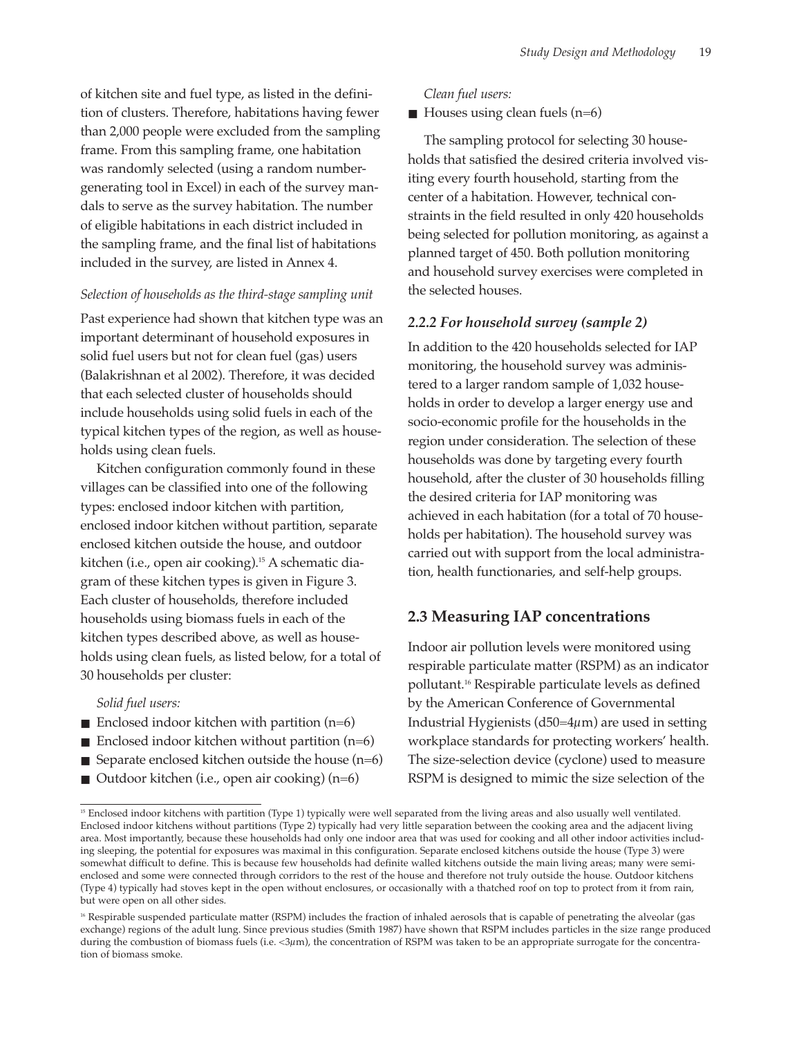of kitchen site and fuel type, as listed in the definition of clusters. Therefore, habitations having fewer than 2,000 people were excluded from the sampling frame. From this sampling frame, one habitation was randomly selected (using a random number-generating tool in Excel) in each of the survey mandals to serve as the survey habitation. The number of eligible habitations in each district included in the sampling frame, and the final list of habitations included in the survey, are listed in Annex 4.

*Selection of households as the third-stage sampling unit*

Past experience had shown that kitchen type was an important determinant of household exposures in solid fuel users but not for clean fuel (gas) users (Balakrishnan et al 2002). Therefore, it was decided that each selected cluster of households should include households using solid fuels in each of the typical kitchen types of the region, as well as households using clean fuels.

Kitchen configuration commonly found in these villages can be classified into one of the following types: enclosed indoor kitchen with partition, enclosed indoor kitchen without partition, separate enclosed kitchen outside the house, and outdoor kitchen (i.e., open air cooking).[15] A schematic diagram of these kitchen types is given in Figure 3. Each cluster of households, therefore included households using biomass fuels in each of the kitchen types described above, as well as households using clean fuels, as listed below, for a total of 30 households per cluster:

*Solid fuel users:*

- Enclosed indoor kitchen with partition (n=6)
- Enclosed indoor kitchen without partition (n=6)
- Separate enclosed kitchen outside the house (n=6)
- Outdoor kitchen (i.e., open air cooking) (n=6)

*Clean fuel users:*

- Houses using clean fuels (n=6)

The sampling protocol for selecting 30 households that satisfied the desired criteria involved visiting every fourth household, starting from the center of a habitation. However, technical constraints in the field resulted in only 420 households being selected for pollution monitoring, as against a planned target of 450. Both pollution monitoring and household survey exercises were completed in the selected houses.

### *2.2.2 For household survey (sample 2)*

In addition to the 420 households selected for IAP monitoring, the household survey was administered to a larger random sample of 1,032 households in order to develop a larger energy use and socio-economic profile for the households in the region under consideration. The selection of these households was done by targeting every fourth household, after the cluster of 30 households filling the desired criteria for IAP monitoring was achieved in each habitation (for a total of 70 households per habitation). The household survey was carried out with support from the local administration, health functionaries, and self-help groups.

## 2.3 Measuring IAP concentrations

Indoor air pollution levels were monitored using respirable particulate matter (RSPM) as an indicator pollutant.[16] Respirable particulate levels as defined by the American Conference of Governmental Industrial Hygienists ($d50=4\mu m$) are used in setting workplace standards for protecting workers' health. The size-selection device (cyclone) used to measure RSPM is designed to mimic the size selection of the

---

[15] Enclosed indoor kitchens with partition (Type 1) typically were well separated from the living areas and also usually well ventilated. Enclosed indoor kitchens without partitions (Type 2) typically had very little separation between the cooking area and the adjacent living area. Most importantly, because these households had only one indoor area that was used for cooking and all other indoor activities including sleeping, the potential for exposures was maximal in this configuration. Separate enclosed kitchens outside the house (Type 3) were somewhat difficult to define. This is because few households had definite walled kitchens outside the main living areas; many were semi-enclosed and some were connected through corridors to the rest of the house and therefore not truly outside the house. Outdoor kitchens (Type 4) typically had stoves kept in the open without enclosures, or occasionally with a thatched roof on top to protect from it from rain, but were open on all other sides.

[16] Respirable suspended particulate matter (RSPM) includes the fraction of inhaled aerosols that is capable of penetrating the alveolar (gas exchange) regions of the adult lung. Since previous studies (Smith 1987) have shown that RSPM includes particles in the size range produced during the combustion of biomass fuels (i.e. $<3\mu m$), the concentration of RSPM was taken to be an appropriate surrogate for the concentration of biomass smoke.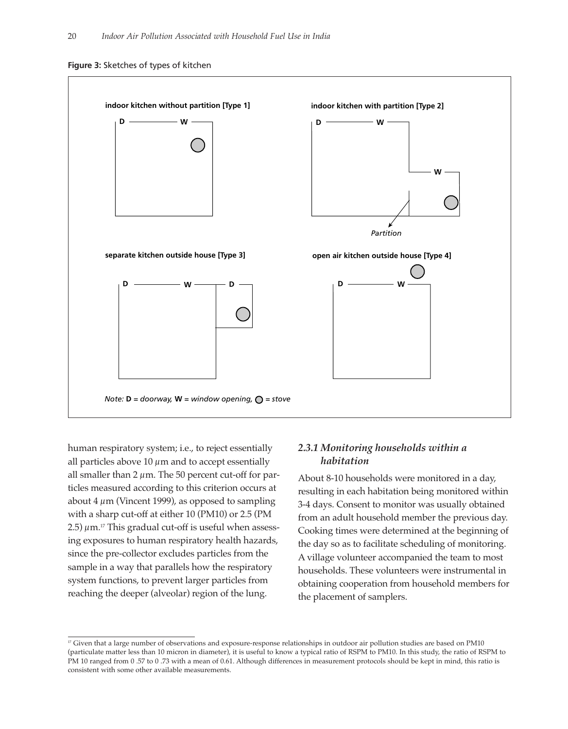**Figure 3:** Sketches of types of kitchen

indoor kitchen without partition [Type 1]

indoor kitchen with partition [Type 2]

Partition

separate kitchen outside house [Type 3]

open air kitchen outside house [Type 4]

*Note:* **D** *= doorway,* **W** *= window opening,* ○ *= stove*

human respiratory system; i.e., to reject essentially all particles above 10 $\mu$m and to accept essentially all smaller than 2 $\mu$m. The 50 percent cut-off for particles measured according to this criterion occurs at about 4 $\mu$m (Vincent 1999), as opposed to sampling with a sharp cut-off at either 10 (PM10) or 2.5 (PM 2.5) $\mu$m.[17] This gradual cut-off is useful when assessing exposures to human respiratory health hazards, since the pre-collector excludes particles from the sample in a way that parallels how the respiratory system functions, to prevent larger particles from reaching the deeper (alveolar) region of the lung.

### *2.3.1 Monitoring households within a habitation*

About 8-10 households were monitored in a day, resulting in each habitation being monitored within 3-4 days. Consent to monitor was usually obtained from an adult household member the previous day. Cooking times were determined at the beginning of the day so as to facilitate scheduling of monitoring. A village volunteer accompanied the team to most households. These volunteers were instrumental in obtaining cooperation from household members for the placement of samplers.

---

[17] Given that a large number of observations and exposure-response relationships in outdoor air pollution studies are based on PM10 (particulate matter less than 10 micron in diameter), it is useful to know a typical ratio of RSPM to PM10. In this study, the ratio of RSPM to PM 10 ranged from 0 .57 to 0 .73 with a mean of 0.61. Although differences in measurement protocols should be kept in mind, this ratio is consistent with some other available measurements.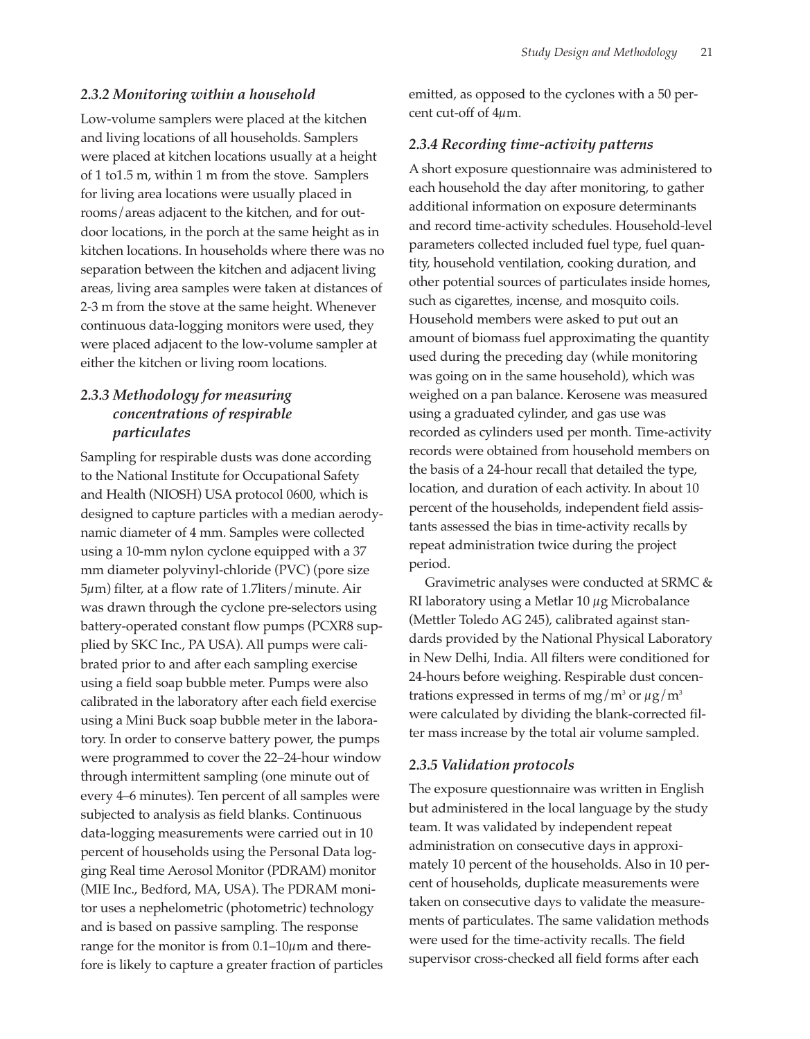### *2.3.2 Monitoring within a household*

Low-volume samplers were placed at the kitchen and living locations of all households. Samplers were placed at kitchen locations usually at a height of 1 to1.5 m, within 1 m from the stove. Samplers for living area locations were usually placed in rooms/areas adjacent to the kitchen, and for outdoor locations, in the porch at the same height as in kitchen locations. In households where there was no separation between the kitchen and adjacent living areas, living area samples were taken at distances of 2-3 m from the stove at the same height. Whenever continuous data-logging monitors were used, they were placed adjacent to the low-volume sampler at either the kitchen or living room locations.

### *2.3.3 Methodology for measuring concentrations of respirable particulates*

Sampling for respirable dusts was done according to the National Institute for Occupational Safety and Health (NIOSH) USA protocol 0600, which is designed to capture particles with a median aerodynamic diameter of 4 mm. Samples were collected using a 10-mm nylon cyclone equipped with a 37 mm diameter polyvinyl-chloride (PVC) (pore size 5$\mu$m) filter, at a flow rate of 1.7liters/minute. Air was drawn through the cyclone pre-selectors using battery-operated constant flow pumps (PCXR8 supplied by SKC Inc., PA USA). All pumps were calibrated prior to and after each sampling exercise using a field soap bubble meter. Pumps were also calibrated in the laboratory after each field exercise using a Mini Buck soap bubble meter in the laboratory. In order to conserve battery power, the pumps were programmed to cover the 22–24-hour window through intermittent sampling (one minute out of every 4–6 minutes). Ten percent of all samples were subjected to analysis as field blanks. Continuous data-logging measurements were carried out in 10 percent of households using the Personal Data logging Real time Aerosol Monitor (PDRAM) monitor (MIE Inc., Bedford, MA, USA). The PDRAM monitor uses a nephelometric (photometric) technology and is based on passive sampling. The response range for the monitor is from 0.1–10$\mu$m and therefore is likely to capture a greater fraction of particles emitted, as opposed to the cyclones with a 50 percent cut-off of 4$\mu$m.

### *2.3.4 Recording time-activity patterns*

A short exposure questionnaire was administered to each household the day after monitoring, to gather additional information on exposure determinants and record time-activity schedules. Household-level parameters collected included fuel type, fuel quantity, household ventilation, cooking duration, and other potential sources of particulates inside homes, such as cigarettes, incense, and mosquito coils. Household members were asked to put out an amount of biomass fuel approximating the quantity used during the preceding day (while monitoring was going on in the same household), which was weighed on a pan balance. Kerosene was measured using a graduated cylinder, and gas use was recorded as cylinders used per month. Time-activity records were obtained from household members on the basis of a 24-hour recall that detailed the type, location, and duration of each activity. In about 10 percent of the households, independent field assistants assessed the bias in time-activity recalls by repeat administration twice during the project period.

Gravimetric analyses were conducted at SRMC & RI laboratory using a Metlar 10 $\mu$g Microbalance (Mettler Toledo AG 245), calibrated against standards provided by the National Physical Laboratory in New Delhi, India. All filters were conditioned for 24-hours before weighing. Respirable dust concentrations expressed in terms of mg/m$^3$ or $\mu$g/m$^3$ were calculated by dividing the blank-corrected filter mass increase by the total air volume sampled.

### *2.3.5 Validation protocols*

The exposure questionnaire was written in English but administered in the local language by the study team. It was validated by independent repeat administration on consecutive days in approximately 10 percent of the households. Also in 10 percent of households, duplicate measurements were taken on consecutive days to validate the measurements of particulates. The same validation methods were used for the time-activity recalls. The field supervisor cross-checked all field forms after each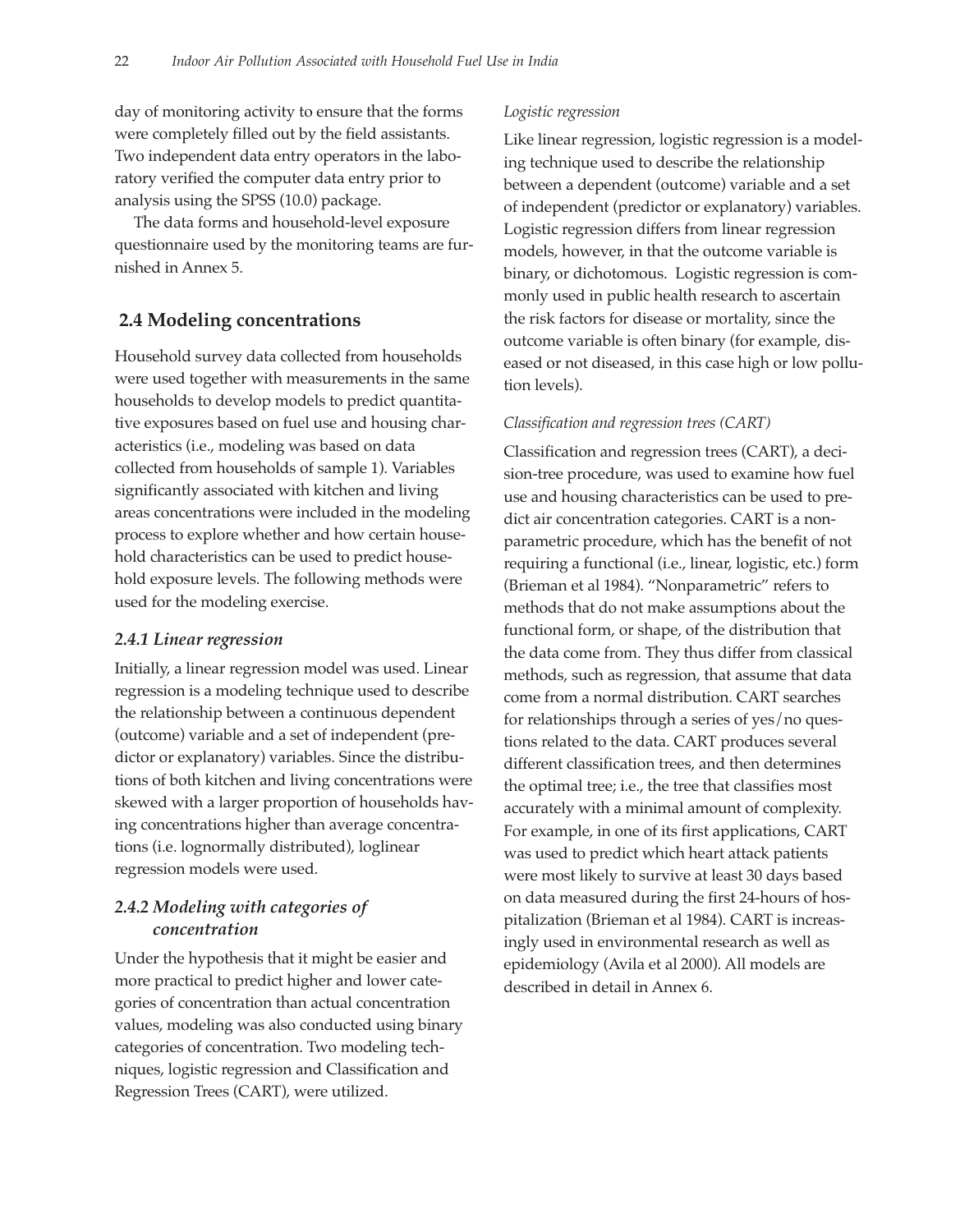day of monitoring activity to ensure that the forms were completely filled out by the field assistants. Two independent data entry operators in the laboratory verified the computer data entry prior to analysis using the SPSS (10.0) package.

The data forms and household-level exposure questionnaire used by the monitoring teams are furnished in Annex 5.

## 2.4 Modeling concentrations

Household survey data collected from households were used together with measurements in the same households to develop models to predict quantitative exposures based on fuel use and housing characteristics (i.e., modeling was based on data collected from households of sample 1). Variables significantly associated with kitchen and living areas concentrations were included in the modeling process to explore whether and how certain household characteristics can be used to predict household exposure levels. The following methods were used for the modeling exercise.

### *2.4.1 Linear regression*

Initially, a linear regression model was used. Linear regression is a modeling technique used to describe the relationship between a continuous dependent (outcome) variable and a set of independent (predictor or explanatory) variables. Since the distributions of both kitchen and living concentrations were skewed with a larger proportion of households having concentrations higher than average concentrations (i.e. lognormally distributed), loglinear regression models were used.

### *2.4.2 Modeling with categories of concentration*

Under the hypothesis that it might be easier and more practical to predict higher and lower categories of concentration than actual concentration values, modeling was also conducted using binary categories of concentration. Two modeling techniques, logistic regression and Classification and Regression Trees (CART), were utilized.

*Logistic regression*

Like linear regression, logistic regression is a modeling technique used to describe the relationship between a dependent (outcome) variable and a set of independent (predictor or explanatory) variables. Logistic regression differs from linear regression models, however, in that the outcome variable is binary, or dichotomous. Logistic regression is commonly used in public health research to ascertain the risk factors for disease or mortality, since the outcome variable is often binary (for example, diseased or not diseased, in this case high or low pollution levels).

*Classification and regression trees (CART)*

Classification and regression trees (CART), a decision-tree procedure, was used to examine how fuel use and housing characteristics can be used to predict air concentration categories. CART is a nonparametric procedure, which has the benefit of not requiring a functional (i.e., linear, logistic, etc.) form (Brieman et al 1984). "Nonparametric" refers to methods that do not make assumptions about the functional form, or shape, of the distribution that the data come from. They thus differ from classical methods, such as regression, that assume that data come from a normal distribution. CART searches for relationships through a series of yes/no questions related to the data. CART produces several different classification trees, and then determines the optimal tree; i.e., the tree that classifies most accurately with a minimal amount of complexity. For example, in one of its first applications, CART was used to predict which heart attack patients were most likely to survive at least 30 days based on data measured during the first 24-hours of hospitalization (Brieman et al 1984). CART is increasingly used in environmental research as well as epidemiology (Avila et al 2000). All models are described in detail in Annex 6.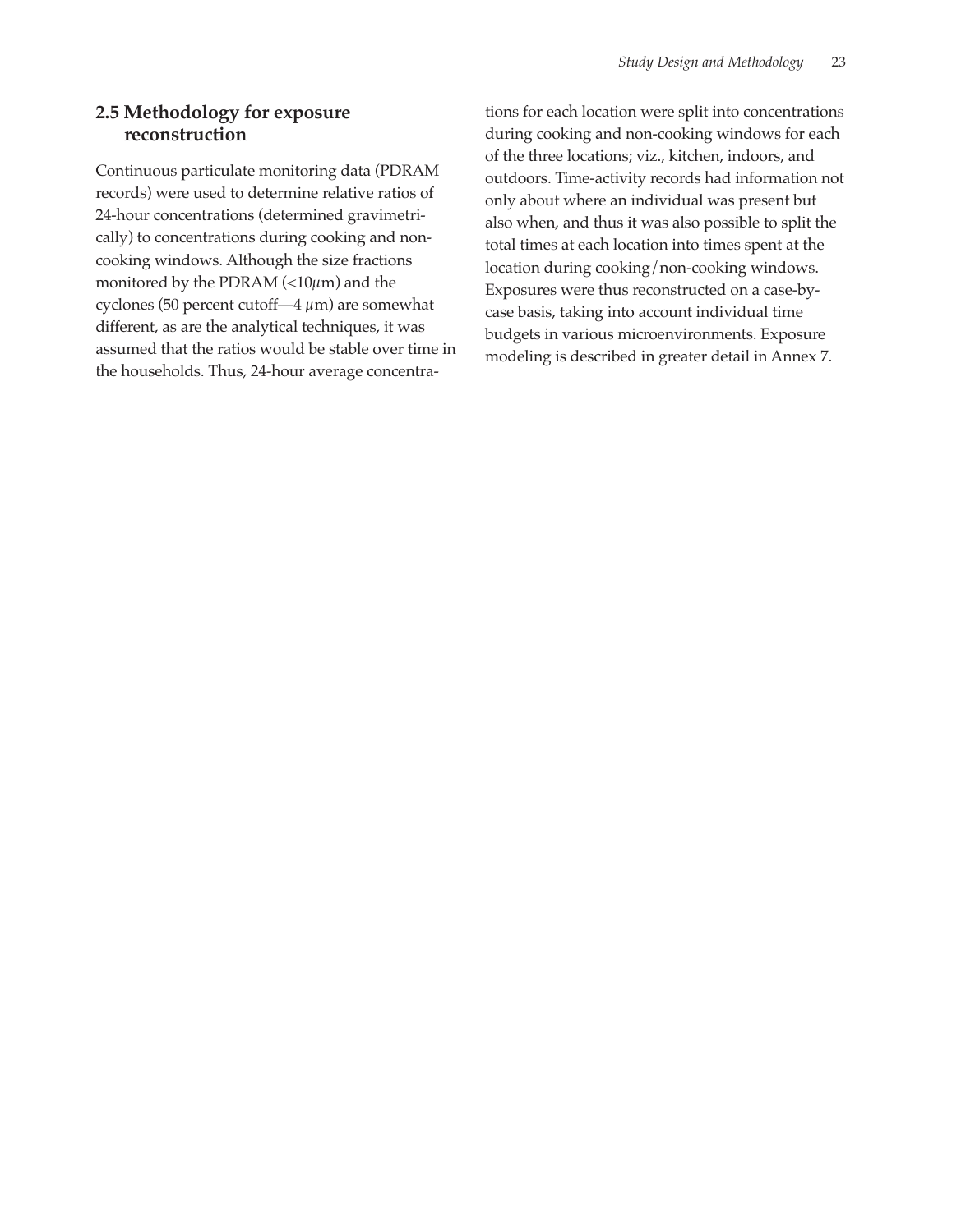## 2.5 Methodology for exposure reconstruction

Continuous particulate monitoring data (PDRAM records) were used to determine relative ratios of 24-hour concentrations (determined gravimetrically) to concentrations during cooking and non-cooking windows. Although the size fractions monitored by the PDRAM (<10$\mu$m) and the cyclones (50 percent cutoff—4 $\mu$m) are somewhat different, as are the analytical techniques, it was assumed that the ratios would be stable over time in the households. Thus, 24-hour average concentrations for each location were split into concentrations during cooking and non-cooking windows for each of the three locations; viz., kitchen, indoors, and outdoors. Time-activity records had information not only about where an individual was present but also when, and thus it was also possible to split the total times at each location into times spent at the location during cooking/non-cooking windows. Exposures were thus reconstructed on a case-by-case basis, taking into account individual time budgets in various microenvironments. Exposure modeling is described in greater detail in Annex 7.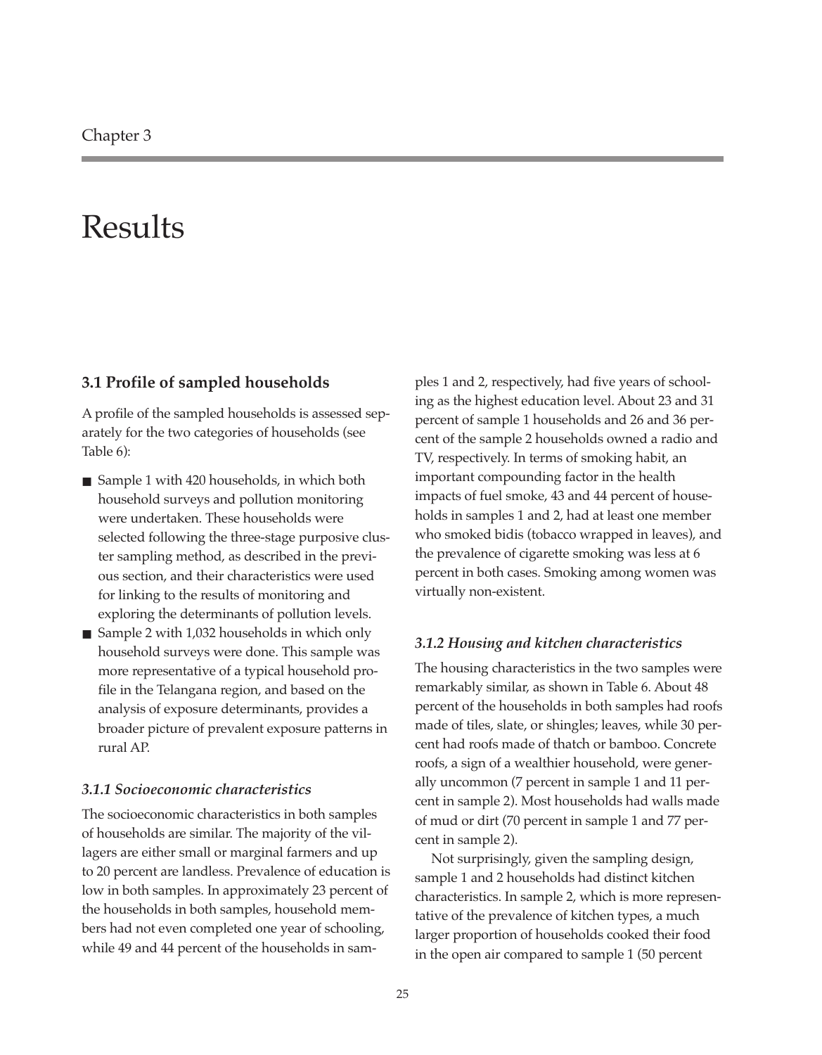Chapter 3

# Results

## 3.1 Profile of sampled households

A profile of the sampled households is assessed separately for the two categories of households (see Table 6):

- Sample 1 with 420 households, in which both household surveys and pollution monitoring were undertaken. These households were selected following the three-stage purposive cluster sampling method, as described in the previous section, and their characteristics were used for linking to the results of monitoring and exploring the determinants of pollution levels.
- Sample 2 with 1,032 households in which only household surveys were done. This sample was more representative of a typical household profile in the Telangana region, and based on the analysis of exposure determinants, provides a broader picture of prevalent exposure patterns in rural AP.

### *3.1.1 Socioeconomic characteristics*

The socioeconomic characteristics in both samples of households are similar. The majority of the villagers are either small or marginal farmers and up to 20 percent are landless. Prevalence of education is low in both samples. In approximately 23 percent of the households in both samples, household members had not even completed one year of schooling, while 49 and 44 percent of the households in samples 1 and 2, respectively, had five years of schooling as the highest education level. About 23 and 31 percent of sample 1 households and 26 and 36 percent of the sample 2 households owned a radio and TV, respectively. In terms of smoking habit, an important compounding factor in the health impacts of fuel smoke, 43 and 44 percent of households in samples 1 and 2, had at least one member who smoked bidis (tobacco wrapped in leaves), and the prevalence of cigarette smoking was less at 6 percent in both cases. Smoking among women was virtually non-existent.

### *3.1.2 Housing and kitchen characteristics*

The housing characteristics in the two samples were remarkably similar, as shown in Table 6. About 48 percent of the households in both samples had roofs made of tiles, slate, or shingles; leaves, while 30 percent had roofs made of thatch or bamboo. Concrete roofs, a sign of a wealthier household, were generally uncommon (7 percent in sample 1 and 11 percent in sample 2). Most households had walls made of mud or dirt (70 percent in sample 1 and 77 percent in sample 2).

Not surprisingly, given the sampling design, sample 1 and 2 households had distinct kitchen characteristics. In sample 2, which is more representative of the prevalence of kitchen types, a much larger proportion of households cooked their food in the open air compared to sample 1 (50 percent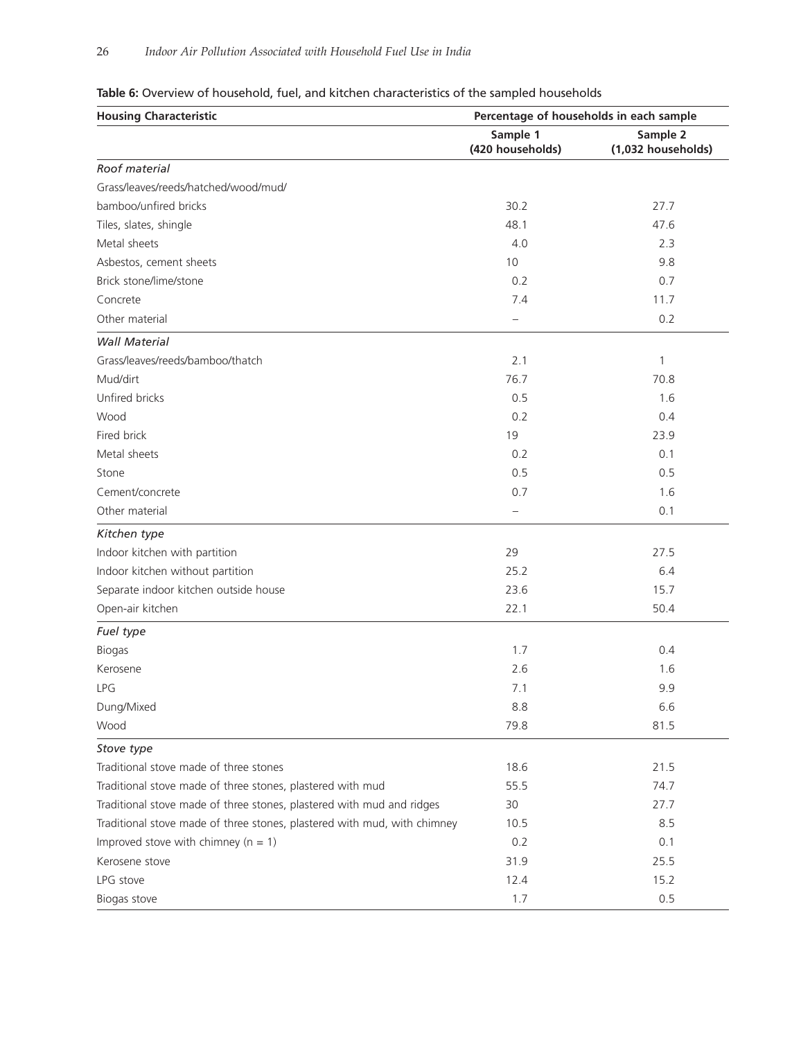**Table 6:** Overview of household, fuel, and kitchen characteristics of the sampled households

| Housing Characteristic | Percentage of households in each sample | |
|---|---|---|
| | Sample 1 (420 households) | Sample 2 (1,032 households) |
| *Roof material* | | |
| Grass/leaves/reeds/hatched/wood/mud/ | | |
| bamboo/unfired bricks | 30.2 | 27.7 |
| Tiles, slates, shingle | 48.1 | 47.6 |
| Metal sheets | 4.0 | 2.3 |
| Asbestos, cement sheets | 10 | 9.8 |
| Brick stone/lime/stone | 0.2 | 0.7 |
| Concrete | 7.4 | 11.7 |
| Other material | – | 0.2 |
| *Wall Material* | | |
| Grass/leaves/reeds/bamboo/thatch | 2.1 | 1 |
| Mud/dirt | 76.7 | 70.8 |
| Unfired bricks | 0.5 | 1.6 |
| Wood | 0.2 | 0.4 |
| Fired brick | 19 | 23.9 |
| Metal sheets | 0.2 | 0.1 |
| Stone | 0.5 | 0.5 |
| Cement/concrete | 0.7 | 1.6 |
| Other material | – | 0.1 |
| *Kitchen type* | | |
| Indoor kitchen with partition | 29 | 27.5 |
| Indoor kitchen without partition | 25.2 | 6.4 |
| Separate indoor kitchen outside house | 23.6 | 15.7 |
| Open-air kitchen | 22.1 | 50.4 |
| *Fuel type* | | |
| Biogas | 1.7 | 0.4 |
| Kerosene | 2.6 | 1.6 |
| LPG | 7.1 | 9.9 |
| Dung/Mixed | 8.8 | 6.6 |
| Wood | 79.8 | 81.5 |
| *Stove type* | | |
| Traditional stove made of three stones | 18.6 | 21.5 |
| Traditional stove made of three stones, plastered with mud | 55.5 | 74.7 |
| Traditional stove made of three stones, plastered with mud and ridges | 30 | 27.7 |
| Traditional stove made of three stones, plastered with mud, with chimney | 10.5 | 8.5 |
| Improved stove with chimney (n = 1) | 0.2 | 0.1 |
| Kerosene stove | 31.9 | 25.5 |
| LPG stove | 12.4 | 15.2 |
| Biogas stove | 1.7 | 0.5 |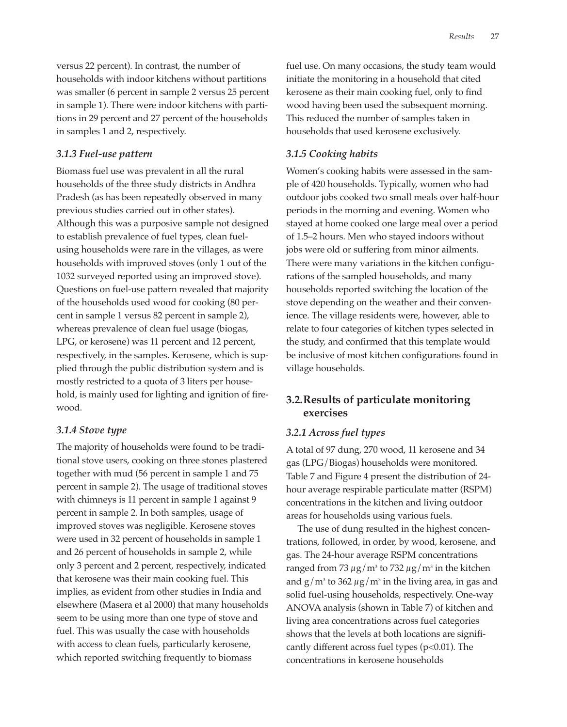versus 22 percent). In contrast, the number of households with indoor kitchens without partitions was smaller (6 percent in sample 2 versus 25 percent in sample 1). There were indoor kitchens with partitions in 29 percent and 27 percent of the households in samples 1 and 2, respectively.

### *3.1.3 Fuel-use pattern*

Biomass fuel use was prevalent in all the rural households of the three study districts in Andhra Pradesh (as has been repeatedly observed in many previous studies carried out in other states). Although this was a purposive sample not designed to establish prevalence of fuel types, clean fuel-using households were rare in the villages, as were households with improved stoves (only 1 out of the 1032 surveyed reported using an improved stove). Questions on fuel-use pattern revealed that majority of the households used wood for cooking (80 percent in sample 1 versus 82 percent in sample 2), whereas prevalence of clean fuel usage (biogas, LPG, or kerosene) was 11 percent and 12 percent, respectively, in the samples. Kerosene, which is supplied through the public distribution system and is mostly restricted to a quota of 3 liters per household, is mainly used for lighting and ignition of firewood.

### *3.1.4 Stove type*

The majority of households were found to be traditional stove users, cooking on three stones plastered together with mud (56 percent in sample 1 and 75 percent in sample 2). The usage of traditional stoves with chimneys is 11 percent in sample 1 against 9 percent in sample 2. In both samples, usage of improved stoves was negligible. Kerosene stoves were used in 32 percent of households in sample 1 and 26 percent of households in sample 2, while only 3 percent and 2 percent, respectively, indicated that kerosene was their main cooking fuel. This implies, as evident from other studies in India and elsewhere (Masera et al 2000) that many households seem to be using more than one type of stove and fuel. This was usually the case with households with access to clean fuels, particularly kerosene, which reported switching frequently to biomass fuel use. On many occasions, the study team would initiate the monitoring in a household that cited kerosene as their main cooking fuel, only to find wood having been used the subsequent morning. This reduced the number of samples taken in households that used kerosene exclusively.

### *3.1.5 Cooking habits*

Women's cooking habits were assessed in the sample of 420 households. Typically, women who had outdoor jobs cooked two small meals over half-hour periods in the morning and evening. Women who stayed at home cooked one large meal over a period of 1.5–2 hours. Men who stayed indoors without jobs were old or suffering from minor ailments. There were many variations in the kitchen configurations of the sampled households, and many households reported switching the location of the stove depending on the weather and their convenience. The village residents were, however, able to relate to four categories of kitchen types selected in the study, and confirmed that this template would be inclusive of most kitchen configurations found in village households.

## 3.2. Results of particulate monitoring exercises

### *3.2.1 Across fuel types*

A total of 97 dung, 270 wood, 11 kerosene and 34 gas (LPG/Biogas) households were monitored. Table 7 and Figure 4 present the distribution of 24-hour average respirable particulate matter (RSPM) concentrations in the kitchen and living outdoor areas for households using various fuels.

The use of dung resulted in the highest concentrations, followed, in order, by wood, kerosene, and gas. The 24-hour average RSPM concentrations ranged from 73 $\mu g/m^3$ to 732 $\mu g/m^3$ in the kitchen and $g/m^3$ to 362 $\mu g/m^3$ in the living area, in gas and solid fuel-using households, respectively. One-way ANOVA analysis (shown in Table 7) of kitchen and living area concentrations across fuel categories shows that the levels at both locations are significantly different across fuel types ($p<0.01$). The concentrations in kerosene households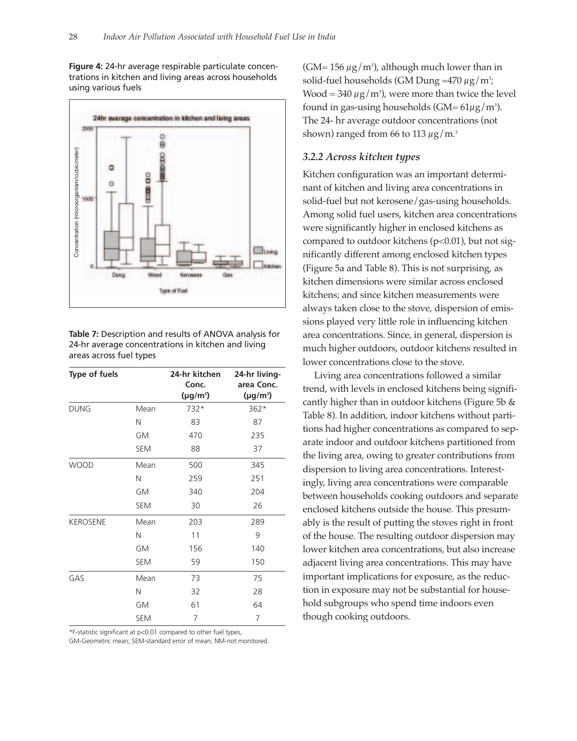**Figure 4:** 24-hr average respirable particulate concentrations in kitchen and living areas across households using various fuels

**Table 7:** Description and results of ANOVA analysis for 24-hr average concentrations in kitchen and living areas across fuel types

| Type of fuels | | 24-hr kitchen Conc. (μg/m³) | 24-hr living-area Conc. (μg/m³) |
|---|---|---|---|
| DUNG | Mean | 732* | 362* |
| | N | 83 | 87 |
| | GM | 470 | 235 |
| | SEM | 88 | 37 |
| WOOD | Mean | 500 | 345 |
| | N | 259 | 251 |
| | GM | 340 | 204 |
| | SEM | 30 | 26 |
| KEROSENE | Mean | 203 | 289 |
| | N | 11 | 9 |
| | GM | 156 | 140 |
| | SEM | 59 | 150 |
| GAS | Mean | 73 | 75 |
| | N | 32 | 28 |
| | GM | 61 | 64 |
| | SEM | 7 | 7 |

*F-statistic significant at $p<0.01$ compared to other fuel types, GM-Geometric mean; SEM-standard error of mean; NM-not monitored.

(GM= 156 μg/m³), although much lower than in solid-fuel households (GM Dung =470 μg/m³; Wood = 340 μg/m³), were more than twice the level found in gas-using households (GM= 61μg/m³). The 24- hr average outdoor concentrations (not shown) ranged from 66 to 113 μg/m.³

### *3.2.2 Across kitchen types*

Kitchen configuration was an important determinant of kitchen and living area concentrations in solid-fuel but not kerosene/gas-using households. Among solid fuel users, kitchen area concentrations were significantly higher in enclosed kitchens as compared to outdoor kitchens ($p<0.01$), but not significantly different among enclosed kitchen types (Figure 5a and Table 8). This is not surprising, as kitchen dimensions were similar across enclosed kitchens; and since kitchen measurements were always taken close to the stove, dispersion of emissions played very little role in influencing kitchen area concentrations. Since, in general, dispersion is much higher outdoors, outdoor kitchens resulted in lower concentrations close to the stove.

Living area concentrations followed a similar trend, with levels in enclosed kitchens being significantly higher than in outdoor kitchens (Figure 5b & Table 8). In addition, indoor kitchens without partitions had higher concentrations as compared to separate indoor and outdoor kitchens partitioned from the living area, owing to greater contributions from dispersion to living area concentrations. Interestingly, living area concentrations were comparable between households cooking outdoors and separate enclosed kitchens outside the house. This presumably is the result of putting the stoves right in front of the house. The resulting outdoor dispersion may lower kitchen area concentrations, but also increase adjacent living area concentrations. This may have important implications for exposure, as the reduction in exposure may not be substantial for household subgroups who spend time indoors even though cooking outdoors.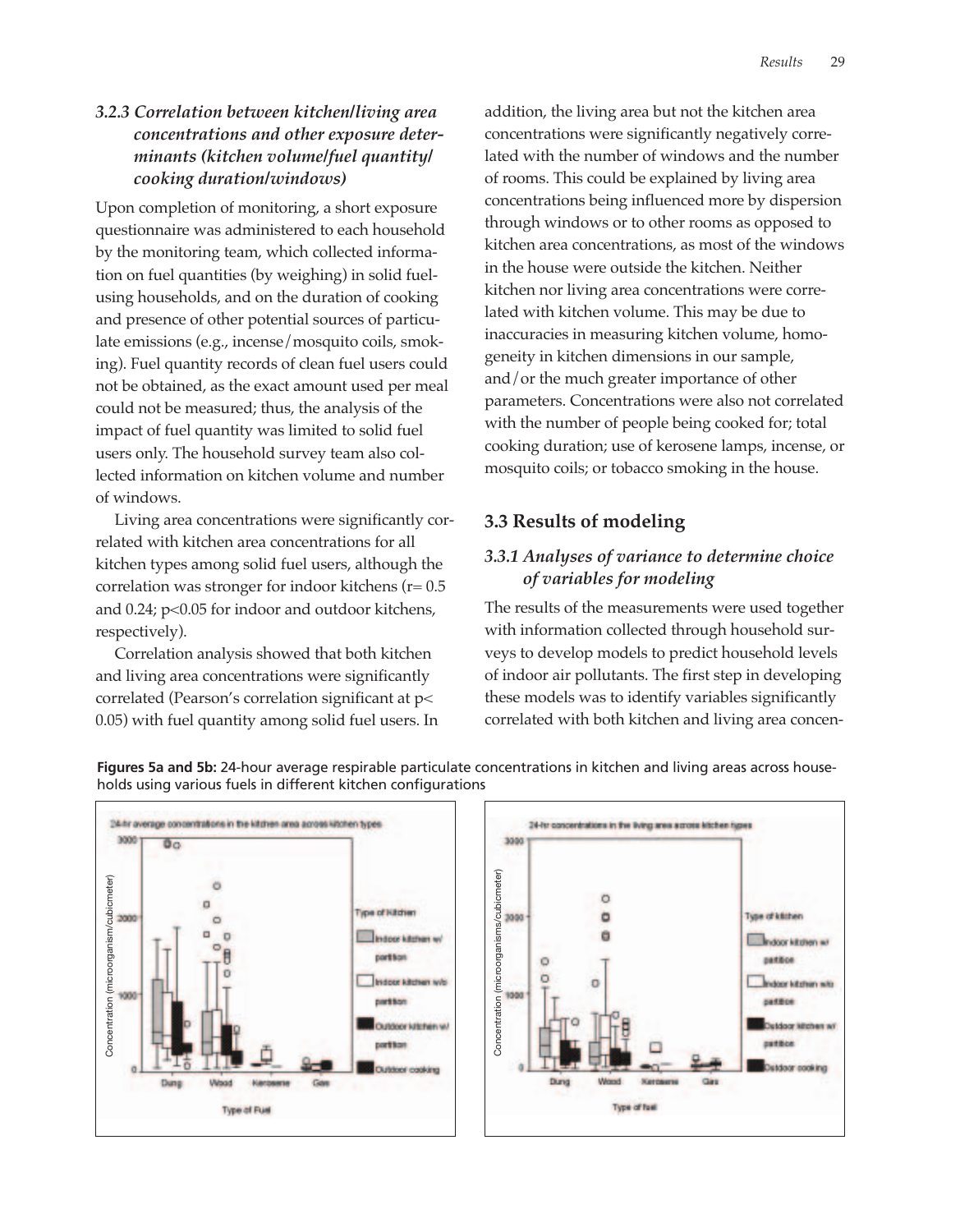### *3.2.3 Correlation between kitchen/living area concentrations and other exposure determinants (kitchen volume/fuel quantity/ cooking duration/windows)*

Upon completion of monitoring, a short exposure questionnaire was administered to each household by the monitoring team, which collected information on fuel quantities (by weighing) in solid fuel-using households, and on the duration of cooking and presence of other potential sources of particulate emissions (e.g., incense/mosquito coils, smoking). Fuel quantity records of clean fuel users could not be obtained, as the exact amount used per meal could not be measured; thus, the analysis of the impact of fuel quantity was limited to solid fuel users only. The household survey team also collected information on kitchen volume and number of windows.

Living area concentrations were significantly correlated with kitchen area concentrations for all kitchen types among solid fuel users, although the correlation was stronger for indoor kitchens ($r = 0.5$ and 0.24; $p<0.05$ for indoor and outdoor kitchens, respectively).

Correlation analysis showed that both kitchen and living area concentrations were significantly correlated (Pearson's correlation significant at $p< 0.05$) with fuel quantity among solid fuel users. In addition, the living area but not the kitchen area concentrations were significantly negatively correlated with the number of windows and the number of rooms. This could be explained by living area concentrations being influenced more by dispersion through windows or to other rooms as opposed to kitchen area concentrations, as most of the windows in the house were outside the kitchen. Neither kitchen nor living area concentrations were correlated with kitchen volume. This may be due to inaccuracies in measuring kitchen volume, homogeneity in kitchen dimensions in our sample, and/or the much greater importance of other parameters. Concentrations were also not correlated with the number of people being cooked for; total cooking duration; use of kerosene lamps, incense, or mosquito coils; or tobacco smoking in the house.

## 3.3 Results of modeling

### *3.3.1 Analyses of variance to determine choice of variables for modeling*

The results of the measurements were used together with information collected through household surveys to develop models to predict household levels of indoor air pollutants. The first step in developing these models was to identify variables significantly correlated with both kitchen and living area concen-

**Figures 5a and 5b:** 24-hour average respirable particulate concentrations in kitchen and living areas across households using various fuels in different kitchen configurations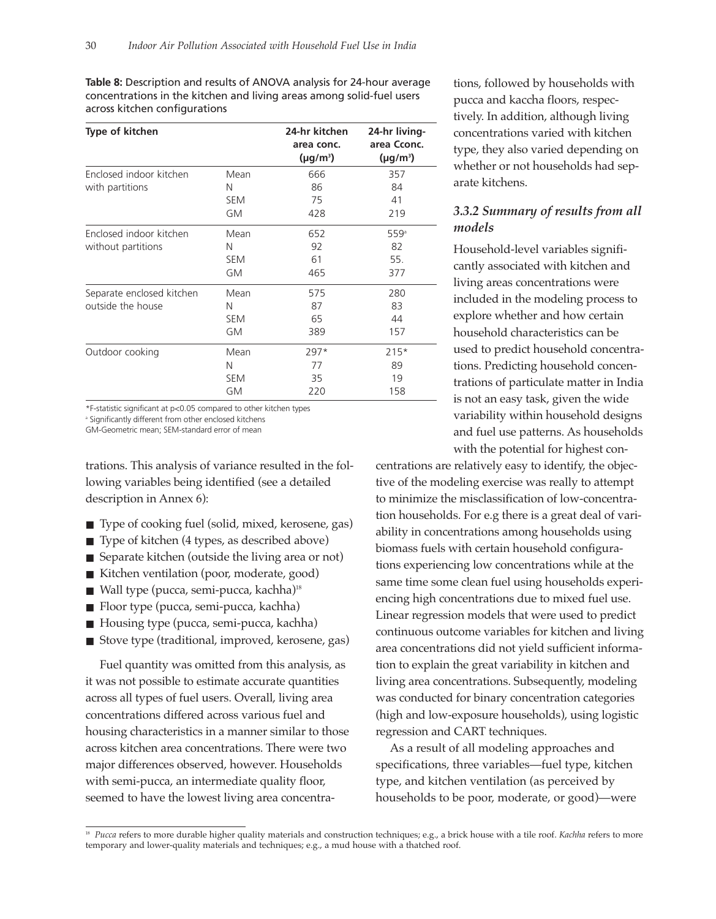**Table 8:** Description and results of ANOVA analysis for 24-hour average concentrations in the kitchen and living areas among solid-fuel users across kitchen configurations

| Type of kitchen | | 24-hr kitchen area conc. (μg/m³) | 24-hr living-area Cconc. (μg/m³) |
|---|---|---|---|
| Enclosed indoor kitchen with partitions | Mean | 666 | 357 |
| | N | 86 | 84 |
| | SEM | 75 | 41 |
| | GM | 428 | 219 |
| Enclosed indoor kitchen without partitions | Mean | 652 | 559[a] |
| | N | 92 | 82 |
| | SEM | 61 | 55. |
| | GM | 465 | 377 |
| Separate enclosed kitchen outside the house | Mean | 575 | 280 |
| | N | 87 | 83 |
| | SEM | 65 | 44 |
| | GM | 389 | 157 |
| Outdoor cooking | Mean | 297* | 215* |
| | N | 77 | 89 |
| | SEM | 35 | 19 |
| | GM | 220 | 158 |

*F-statistic significant at $p<0.05$ compared to other kitchen types

[a] Significantly different from other enclosed kitchens

GM-Geometric mean; SEM-standard error of mean

trations. This analysis of variance resulted in the following variables being identified (see a detailed description in Annex 6):

- Type of cooking fuel (solid, mixed, kerosene, gas)
- Type of kitchen (4 types, as described above)
- Separate kitchen (outside the living area or not)
- Kitchen ventilation (poor, moderate, good)
- Wall type (pucca, semi-pucca, kachha)[18]
- Floor type (pucca, semi-pucca, kachha)
- Housing type (pucca, semi-pucca, kachha)
- Stove type (traditional, improved, kerosene, gas)

Fuel quantity was omitted from this analysis, as it was not possible to estimate accurate quantities across all types of fuel users. Overall, living area concentrations differed across various fuel and housing characteristics in a manner similar to those across kitchen area concentrations. There were two major differences observed, however. Households with semi-pucca, an intermediate quality floor, seemed to have the lowest living area concentrations, followed by households with pucca and kaccha floors, respectively. In addition, although living concentrations varied with kitchen type, they also varied depending on whether or not households had separate kitchens.

### *3.3.2 Summary of results from all models*

Household-level variables significantly associated with kitchen and living areas concentrations were included in the modeling process to explore whether and how certain household characteristics can be used to predict household concentrations. Predicting household concentrations of particulate matter in India is not an easy task, given the wide variability within household designs and fuel use patterns. As households with the potential for highest concentrations are relatively easy to identify, the objective of the modeling exercise was really to attempt to minimize the misclassification of low-concentration households. For e.g there is a great deal of variability in concentrations among households using biomass fuels with certain household configurations experiencing low concentrations while at the same time some clean fuel using households experiencing high concentrations due to mixed fuel use. Linear regression models that were used to predict continuous outcome variables for kitchen and living area concentrations did not yield sufficient information to explain the great variability in kitchen and living area concentrations. Subsequently, modeling was conducted for binary concentration categories (high and low-exposure households), using logistic regression and CART techniques.

As a result of all modeling approaches and specifications, three variables—fuel type, kitchen type, and kitchen ventilation (as perceived by households to be poor, moderate, or good)—were

[18] *Pucca* refers to more durable higher quality materials and construction techniques; e.g., a brick house with a tile roof. *Kachha* refers to more temporary and lower-quality materials and techniques; e.g., a mud house with a thatched roof.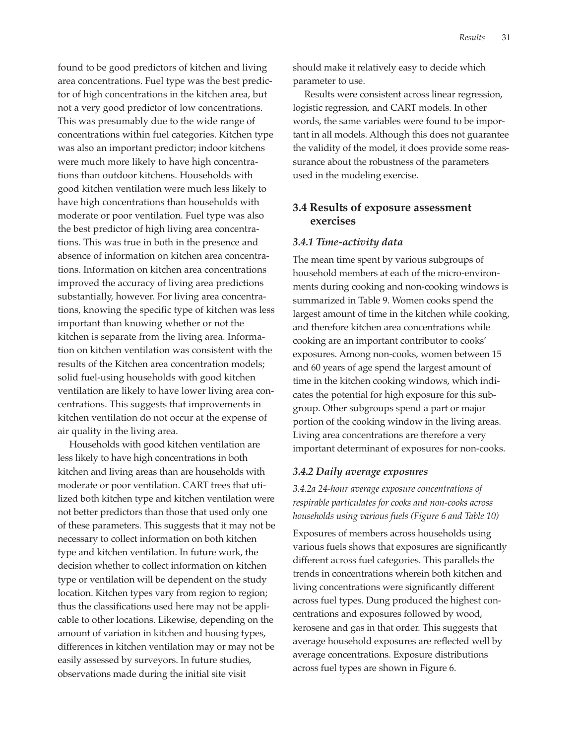found to be good predictors of kitchen and living area concentrations. Fuel type was the best predictor of high concentrations in the kitchen area, but not a very good predictor of low concentrations. This was presumably due to the wide range of concentrations within fuel categories. Kitchen type was also an important predictor; indoor kitchens were much more likely to have high concentrations than outdoor kitchens. Households with good kitchen ventilation were much less likely to have high concentrations than households with moderate or poor ventilation. Fuel type was also the best predictor of high living area concentrations. This was true in both in the presence and absence of information on kitchen area concentrations. Information on kitchen area concentrations improved the accuracy of living area predictions substantially, however. For living area concentrations, knowing the specific type of kitchen was less important than knowing whether or not the kitchen is separate from the living area. Information on kitchen ventilation was consistent with the results of the Kitchen area concentration models; solid fuel-using households with good kitchen ventilation are likely to have lower living area concentrations. This suggests that improvements in kitchen ventilation do not occur at the expense of air quality in the living area.

Households with good kitchen ventilation are less likely to have high concentrations in both kitchen and living areas than are households with moderate or poor ventilation. CART trees that utilized both kitchen type and kitchen ventilation were not better predictors than those that used only one of these parameters. This suggests that it may not be necessary to collect information on both kitchen type and kitchen ventilation. In future work, the decision whether to collect information on kitchen type or ventilation will be dependent on the study location. Kitchen types vary from region to region; thus the classifications used here may not be applicable to other locations. Likewise, depending on the amount of variation in kitchen and housing types, differences in kitchen ventilation may or may not be easily assessed by surveyors. In future studies, observations made during the initial site visit should make it relatively easy to decide which parameter to use.

Results were consistent across linear regression, logistic regression, and CART models. In other words, the same variables were found to be important in all models. Although this does not guarantee the validity of the model, it does provide some reassurance about the robustness of the parameters used in the modeling exercise.

## 3.4 Results of exposure assessment exercises

### *3.4.1 Time-activity data*

The mean time spent by various subgroups of household members at each of the micro-environments during cooking and non-cooking windows is summarized in Table 9. Women cooks spend the largest amount of time in the kitchen while cooking, and therefore kitchen area concentrations while cooking are an important contributor to cooks' exposures. Among non-cooks, women between 15 and 60 years of age spend the largest amount of time in the kitchen cooking windows, which indicates the potential for high exposure for this subgroup. Other subgroups spend a part or major portion of the cooking window in the living areas. Living area concentrations are therefore a very important determinant of exposures for non-cooks.

### *3.4.2 Daily average exposures*

*3.4.2a 24-hour average exposure concentrations of respirable particulates for cooks and non-cooks across households using various fuels (Figure 6 and Table 10)*

Exposures of members across households using various fuels shows that exposures are significantly different across fuel categories. This parallels the trends in concentrations wherein both kitchen and living concentrations were significantly different across fuel types. Dung produced the highest concentrations and exposures followed by wood, kerosene and gas in that order. This suggests that average household exposures are reflected well by average concentrations. Exposure distributions across fuel types are shown in Figure 6.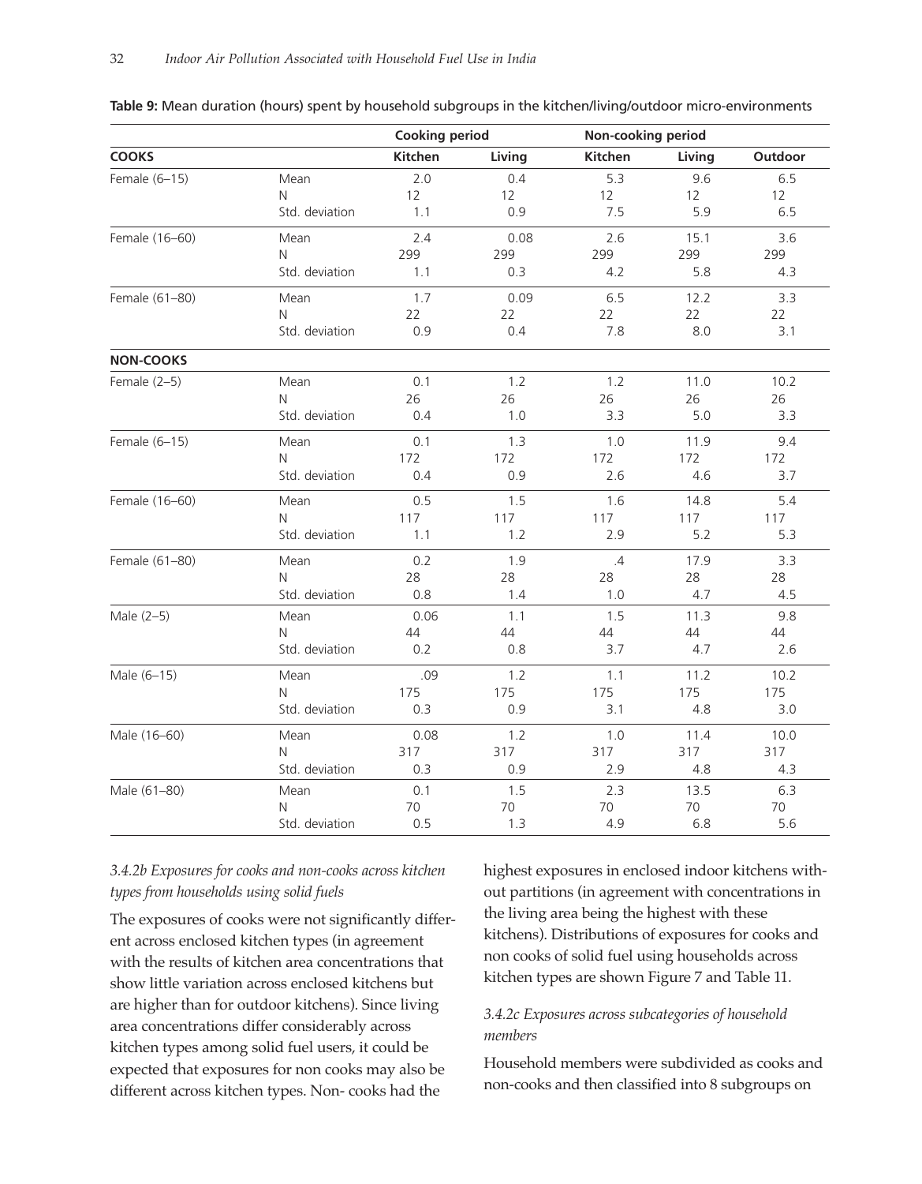**Table 9:** Mean duration (hours) spent by household subgroups in the kitchen/living/outdoor micro-environments

| | | Cooking period | | Non-cooking period | | |
|---|---|---|---|---|---|---|
| **COOKS** | | **Kitchen** | **Living** | **Kitchen** | **Living** | **Outdoor** |
| Female (6–15) | Mean | 2.0 | 0.4 | 5.3 | 9.6 | 6.5 |
| | N | 12 | 12 | 12 | 12 | 12 |
| | Std. deviation | 1.1 | 0.9 | 7.5 | 5.9 | 6.5 |
| Female (16–60) | Mean | 2.4 | 0.08 | 2.6 | 15.1 | 3.6 |
| | N | 299 | 299 | 299 | 299 | 299 |
| | Std. deviation | 1.1 | 0.3 | 4.2 | 5.8 | 4.3 |
| Female (61–80) | Mean | 1.7 | 0.09 | 6.5 | 12.2 | 3.3 |
| | N | 22 | 22 | 22 | 22 | 22 |
| | Std. deviation | 0.9 | 0.4 | 7.8 | 8.0 | 3.1 |
| **NON-COOKS** | | | | | | |
| Female (2–5) | Mean | 0.1 | 1.2 | 1.2 | 11.0 | 10.2 |
| | N | 26 | 26 | 26 | 26 | 26 |
| | Std. deviation | 0.4 | 1.0 | 3.3 | 5.0 | 3.3 |
| Female (6–15) | Mean | 0.1 | 1.3 | 1.0 | 11.9 | 9.4 |
| | N | 172 | 172 | 172 | 172 | 172 |
| | Std. deviation | 0.4 | 0.9 | 2.6 | 4.6 | 3.7 |
| Female (16–60) | Mean | 0.5 | 1.5 | 1.6 | 14.8 | 5.4 |
| | N | 117 | 117 | 117 | 117 | 117 |
| | Std. deviation | 1.1 | 1.2 | 2.9 | 5.2 | 5.3 |
| Female (61–80) | Mean | 0.2 | 1.9 | .4 | 17.9 | 3.3 |
| | N | 28 | 28 | 28 | 28 | 28 |
| | Std. deviation | 0.8 | 1.4 | 1.0 | 4.7 | 4.5 |
| Male (2–5) | Mean | 0.06 | 1.1 | 1.5 | 11.3 | 9.8 |
| | N | 44 | 44 | 44 | 44 | 44 |
| | Std. deviation | 0.2 | 0.8 | 3.7 | 4.7 | 2.6 |
| Male (6–15) | Mean | .09 | 1.2 | 1.1 | 11.2 | 10.2 |
| | N | 175 | 175 | 175 | 175 | 175 |
| | Std. deviation | 0.3 | 0.9 | 3.1 | 4.8 | 3.0 |
| Male (16–60) | Mean | 0.08 | 1.2 | 1.0 | 11.4 | 10.0 |
| | N | 317 | 317 | 317 | 317 | 317 |
| | Std. deviation | 0.3 | 0.9 | 2.9 | 4.8 | 4.3 |
| Male (61–80) | Mean | 0.1 | 1.5 | 2.3 | 13.5 | 6.3 |
| | N | 70 | 70 | 70 | 70 | 70 |
| | Std. deviation | 0.5 | 1.3 | 4.9 | 6.8 | 5.6 |

### *3.4.2b Exposures for cooks and non-cooks across kitchen types from households using solid fuels*

The exposures of cooks were not significantly different across enclosed kitchen types (in agreement with the results of kitchen area concentrations that show little variation across enclosed kitchens but are higher than for outdoor kitchens). Since living area concentrations differ considerably across kitchen types among solid fuel users, it could be expected that exposures for non cooks may also be different across kitchen types. Non- cooks had the highest exposures in enclosed indoor kitchens without partitions (in agreement with concentrations in the living area being the highest with these kitchens). Distributions of exposures for cooks and non cooks of solid fuel using households across kitchen types are shown Figure 7 and Table 11.

### *3.4.2c Exposures across subcategories of household members*

Household members were subdivided as cooks and non-cooks and then classified into 8 subgroups on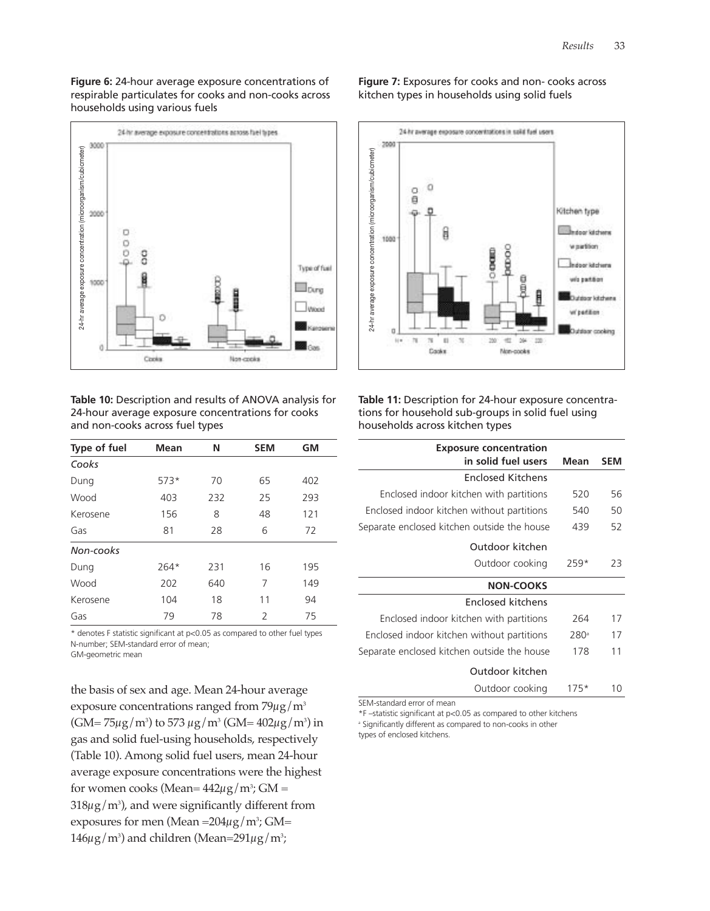**Figure 6:** 24-hour average exposure concentrations of respirable particulates for cooks and non-cooks across households using various fuels

**Figure 7:** Exposures for cooks and non- cooks across kitchen types in households using solid fuels

**Table 10:** Description and results of ANOVA analysis for 24-hour average exposure concentrations for cooks and non-cooks across fuel types

| Type of fuel | Mean | N | SEM | GM |
|---|---|---|---|---|
| *Cooks* | | | | |
| Dung | 573* | 70 | 65 | 402 |
| Wood | 403 | 232 | 25 | 293 |
| Kerosene | 156 | 8 | 48 | 121 |
| Gas | 81 | 28 | 6 | 72 |
| *Non-cooks* | | | | |
| Dung | 264* | 231 | 16 | 195 |
| Wood | 202 | 640 | 7 | 149 |
| Kerosene | 104 | 18 | 11 | 94 |
| Gas | 79 | 78 | 2 | 75 |

\* denotes F statistic significant at $p<0.05$ as compared to other fuel types
N-number; SEM-standard error of mean;
GM-geometric mean

**Table 11:** Description for 24-hour exposure concentrations for household sub-groups in solid fuel using households across kitchen types

| Exposure concentration in solid fuel users | Mean | SEM |
|---|---|---|
| Enclosed Kitchens | | |
| Enclosed indoor kitchen with partitions | 520 | 56 |
| Enclosed indoor kitchen without partitions | 540 | 50 |
| Separate enclosed kitchen outside the house | 439 | 52 |
| Outdoor kitchen | | |
| Outdoor cooking | 259* | 23 |
| **NON-COOKS** | | |
| Enclosed kitchens | | |
| Enclosed indoor kitchen with partitions | 264 | 17 |
| Enclosed indoor kitchen without partitions | 280[a] | 17 |
| Separate enclosed kitchen outside the house | 178 | 11 |
| Outdoor kitchen | | |
| Outdoor cooking | 175* | 10 |

SEM-standard error of mean
*F –statistic significant at $p<0.05$ as compared to other kitchens
[a] Significantly different as compared to non-cooks in other types of enclosed kitchens.

the basis of sex and age. Mean 24-hour average exposure concentrations ranged from 79$\mu g/m^3$ (GM= 75$\mu g/m^3$) to 573 $\mu g/m^3$ (GM= 402$\mu g/m^3$) in gas and solid fuel-using households, respectively (Table 10). Among solid fuel users, mean 24-hour average exposure concentrations were the highest for women cooks (Mean= 442$\mu g/m^3$; GM = 318$\mu g/m^3$), and were significantly different from exposures for men (Mean =204$\mu g/m^3$; GM= 146$\mu g/m^3$) and children (Mean=291$\mu g/m^3$;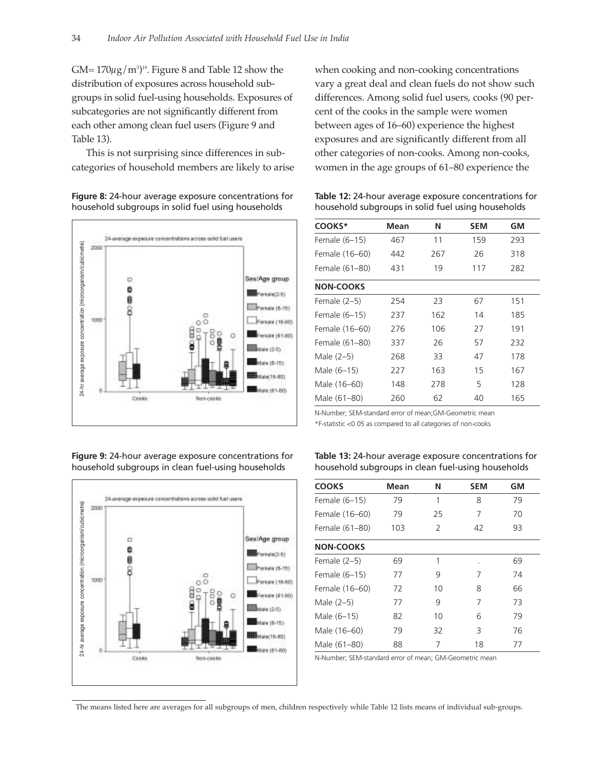GM= 170$\mu$g/m$^3$)[19]. Figure 8 and Table 12 show the distribution of exposures across household subgroups in solid fuel-using households. Exposures of subcategories are not significantly different from each other among clean fuel users (Figure 9 and Table 13).

This is not surprising since differences in subcategories of household members are likely to arise when cooking and non-cooking concentrations vary a great deal and clean fuels do not show such differences. Among solid fuel users, cooks (90 percent of the cooks in the sample were women between ages of 16–60) experience the highest exposures and are significantly different from all other categories of non-cooks. Among non-cooks, women in the age groups of 61–80 experience the

**Figure 8:** 24-hour average exposure concentrations for household subgroups in solid fuel using households

**Table 12:** 24-hour average exposure concentrations for household subgroups in solid fuel using households

| COOKS* | Mean | N | SEM | GM |
|---|---|---|---|---|
| Female (6–15) | 467 | 11 | 159 | 293 |
| Female (16–60) | 442 | 267 | 26 | 318 |
| Female (61–80) | 431 | 19 | 117 | 282 |
| **NON-COOKS** | | | | |
| Female (2–5) | 254 | 23 | 67 | 151 |
| Female (6–15) | 237 | 162 | 14 | 185 |
| Female (16–60) | 276 | 106 | 27 | 191 |
| Female (61–80) | 337 | 26 | 57 | 232 |
| Male (2–5) | 268 | 33 | 47 | 178 |
| Male (6–15) | 227 | 163 | 15 | 167 |
| Male (16–60) | 148 | 278 | 5 | 128 |
| Male (61–80) | 260 | 62 | 40 | 165 |

N-Number; SEM-standard error of mean;GM-Geometric mean

*F-statistic <0.05 as compared to all categories of non-cooks

**Figure 9:** 24-hour average exposure concentrations for household subgroups in clean fuel-using households

**Table 13:** 24-hour average exposure concentrations for household subgroups in clean fuel-using households

| COOKS | Mean | N | SEM | GM |
|---|---|---|---|---|
| Female (6–15) | 79 | 1 | 8 | 79 |
| Female (16–60) | 79 | 25 | 7 | 70 |
| Female (61–80) | 103 | 2 | 42 | 93 |
| **NON-COOKS** | | | | |
| Female (2–5) | 69 | 1 | . | 69 |
| Female (6–15) | 77 | 9 | 7 | 74 |
| Female (16–60) | 72 | 10 | 8 | 66 |
| Male (2–5) | 77 | 9 | 7 | 73 |
| Male (6–15) | 82 | 10 | 6 | 79 |
| Male (16–60) | 79 | 32 | 3 | 76 |
| Male (61–80) | 88 | 7 | 18 | 77 |

N-Number; SEM-standard error of mean; GM-Geometric mean

The means listed here are averages for all subgroups of men, children respectively while Table 12 lists means of individual sub-groups.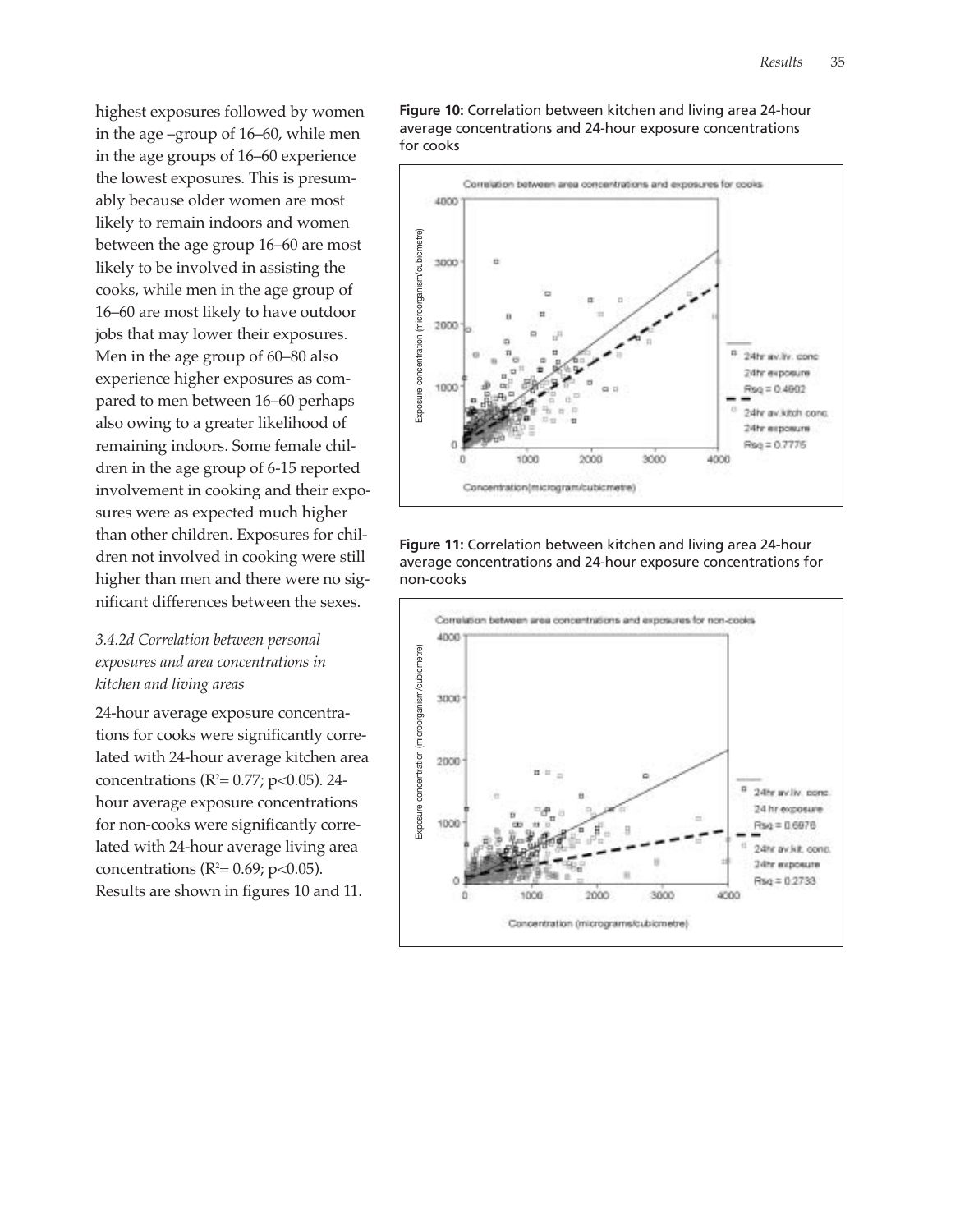highest exposures followed by women in the age –group of 16–60, while men in the age groups of 16–60 experience the lowest exposures. This is presumably because older women are most likely to remain indoors and women between the age group 16–60 are most likely to be involved in assisting the cooks, while men in the age group of 16–60 are most likely to have outdoor jobs that may lower their exposures. Men in the age group of 60–80 also experience higher exposures as compared to men between 16–60 perhaps also owing to a greater likelihood of remaining indoors. Some female children in the age group of 6-15 reported involvement in cooking and their exposures were as expected much higher than other children. Exposures for children not involved in cooking were still higher than men and there were no significant differences between the sexes.

### *3.4.2d Correlation between personal exposures and area concentrations in kitchen and living areas*

24-hour average exposure concentrations for cooks were significantly correlated with 24-hour average kitchen area concentrations ($R^2 = 0.77$; $p<0.05$). 24-hour average exposure concentrations for non-cooks were significantly correlated with 24-hour average living area concentrations ($R^2 = 0.69$; $p<0.05$). Results are shown in figures 10 and 11.

**Figure 10:** Correlation between kitchen and living area 24-hour average concentrations and 24-hour exposure concentrations for cooks

**Figure 11:** Correlation between kitchen and living area 24-hour average concentrations and 24-hour exposure concentrations for non-cooks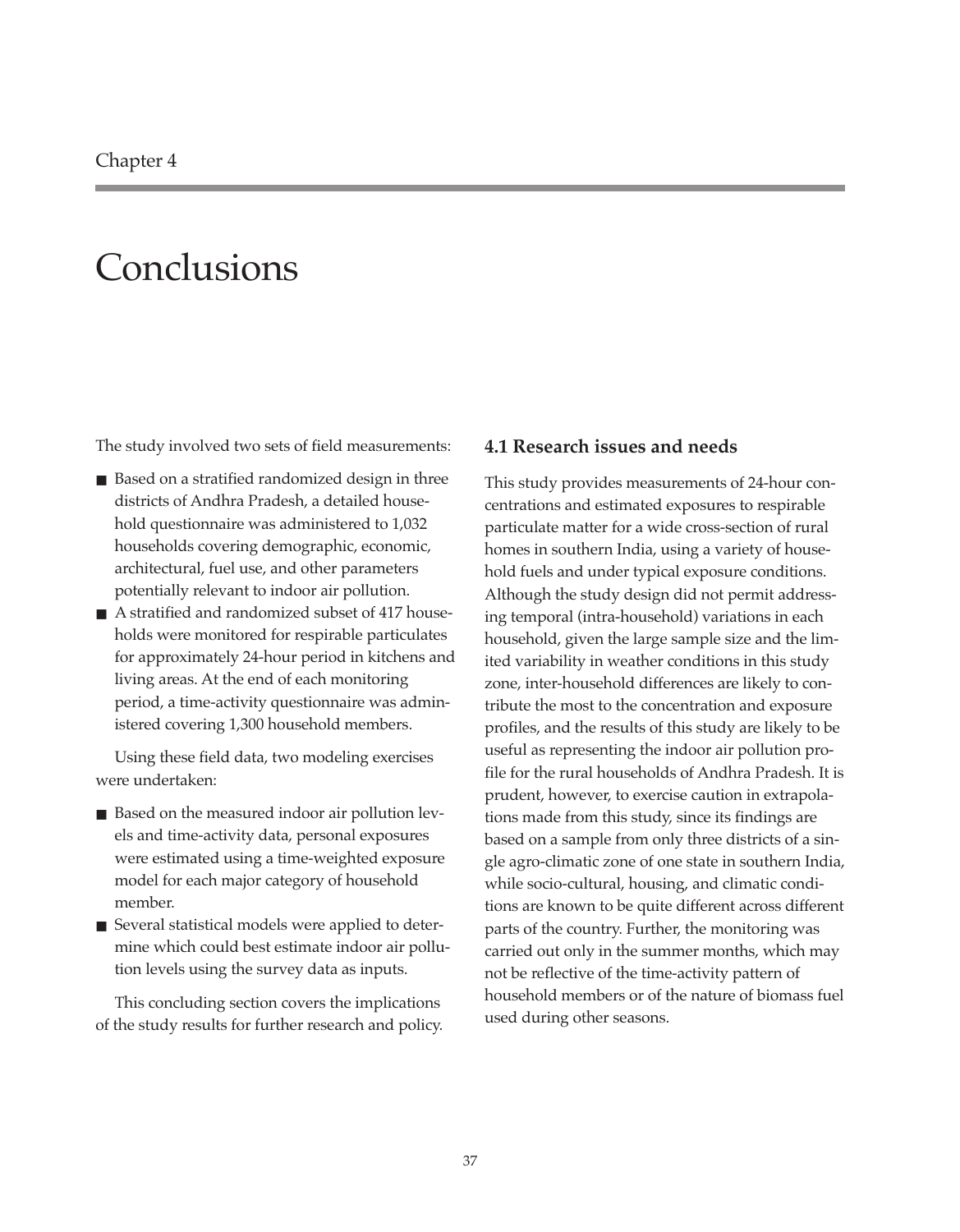Chapter 4

# Conclusions

The study involved two sets of field measurements:

- Based on a stratified randomized design in three districts of Andhra Pradesh, a detailed household questionnaire was administered to 1,032 households covering demographic, economic, architectural, fuel use, and other parameters potentially relevant to indoor air pollution.
- A stratified and randomized subset of 417 households were monitored for respirable particulates for approximately 24-hour period in kitchens and living areas. At the end of each monitoring period, a time-activity questionnaire was administered covering 1,300 household members.

Using these field data, two modeling exercises were undertaken:

- Based on the measured indoor air pollution levels and time-activity data, personal exposures were estimated using a time-weighted exposure model for each major category of household member.
- Several statistical models were applied to determine which could best estimate indoor air pollution levels using the survey data as inputs.

This concluding section covers the implications of the study results for further research and policy.

## 4.1 Research issues and needs

This study provides measurements of 24-hour concentrations and estimated exposures to respirable particulate matter for a wide cross-section of rural homes in southern India, using a variety of household fuels and under typical exposure conditions. Although the study design did not permit addressing temporal (intra-household) variations in each household, given the large sample size and the limited variability in weather conditions in this study zone, inter-household differences are likely to contribute the most to the concentration and exposure profiles, and the results of this study are likely to be useful as representing the indoor air pollution profile for the rural households of Andhra Pradesh. It is prudent, however, to exercise caution in extrapolations made from this study, since its findings are based on a sample from only three districts of a single agro-climatic zone of one state in southern India, while socio-cultural, housing, and climatic conditions are known to be quite different across different parts of the country. Further, the monitoring was carried out only in the summer months, which may not be reflective of the time-activity pattern of household members or of the nature of biomass fuel used during other seasons.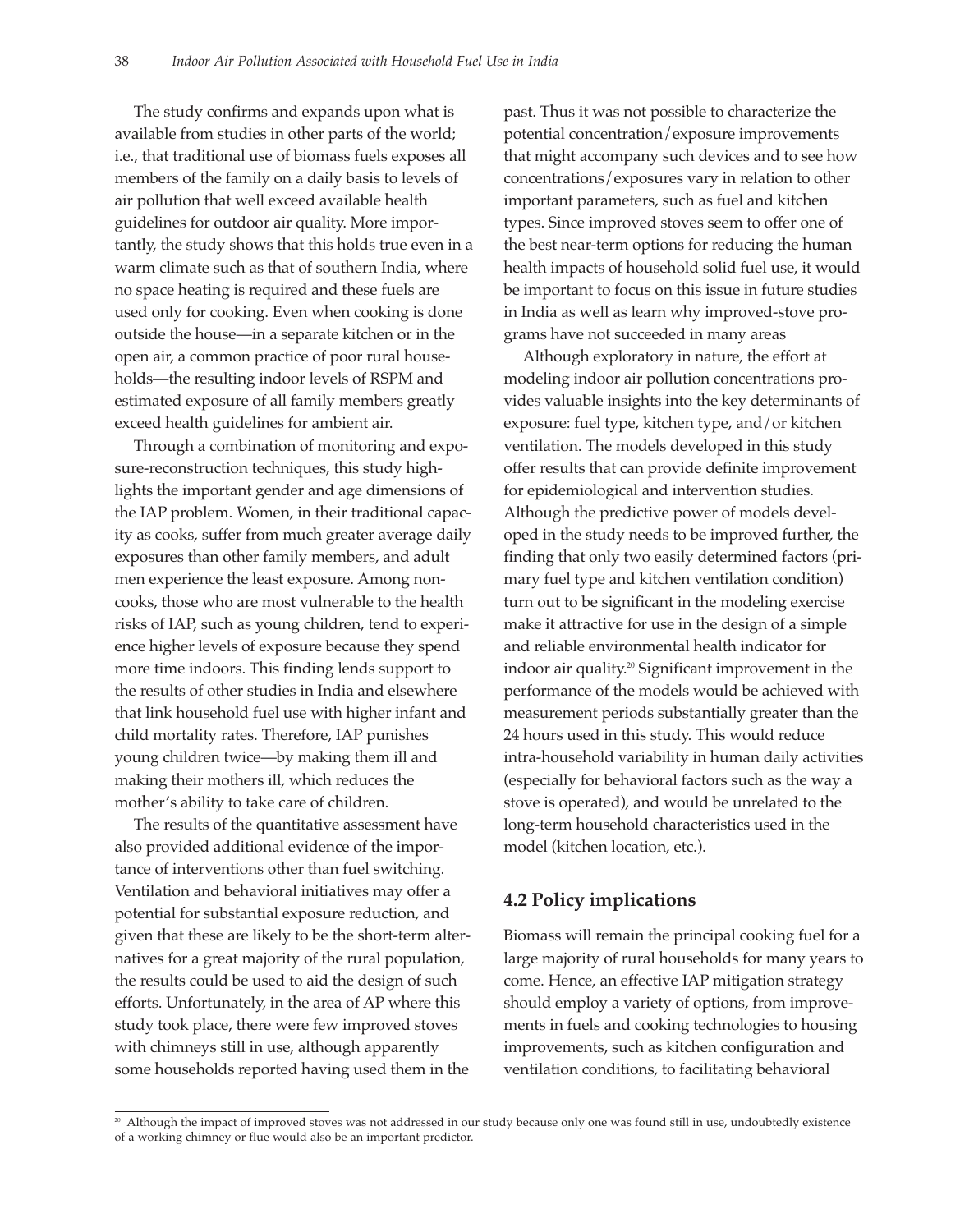The study confirms and expands upon what is available from studies in other parts of the world; i.e., that traditional use of biomass fuels exposes all members of the family on a daily basis to levels of air pollution that well exceed available health guidelines for outdoor air quality. More importantly, the study shows that this holds true even in a warm climate such as that of southern India, where no space heating is required and these fuels are used only for cooking. Even when cooking is done outside the house—in a separate kitchen or in the open air, a common practice of poor rural households—the resulting indoor levels of RSPM and estimated exposure of all family members greatly exceed health guidelines for ambient air.

Through a combination of monitoring and exposure-reconstruction techniques, this study highlights the important gender and age dimensions of the IAP problem. Women, in their traditional capacity as cooks, suffer from much greater average daily exposures than other family members, and adult men experience the least exposure. Among non-cooks, those who are most vulnerable to the health risks of IAP, such as young children, tend to experience higher levels of exposure because they spend more time indoors. This finding lends support to the results of other studies in India and elsewhere that link household fuel use with higher infant and child mortality rates. Therefore, IAP punishes young children twice—by making them ill and making their mothers ill, which reduces the mother's ability to take care of children.

The results of the quantitative assessment have also provided additional evidence of the importance of interventions other than fuel switching. Ventilation and behavioral initiatives may offer a potential for substantial exposure reduction, and given that these are likely to be the short-term alternatives for a great majority of the rural population, the results could be used to aid the design of such efforts. Unfortunately, in the area of AP where this study took place, there were few improved stoves with chimneys still in use, although apparently some households reported having used them in the past. Thus it was not possible to characterize the potential concentration/exposure improvements that might accompany such devices and to see how concentrations/exposures vary in relation to other important parameters, such as fuel and kitchen types. Since improved stoves seem to offer one of the best near-term options for reducing the human health impacts of household solid fuel use, it would be important to focus on this issue in future studies in India as well as learn why improved-stove programs have not succeeded in many areas

Although exploratory in nature, the effort at modeling indoor air pollution concentrations provides valuable insights into the key determinants of exposure: fuel type, kitchen type, and/or kitchen ventilation. The models developed in this study offer results that can provide definite improvement for epidemiological and intervention studies. Although the predictive power of models developed in the study needs to be improved further, the finding that only two easily determined factors (primary fuel type and kitchen ventilation condition) turn out to be significant in the modeling exercise make it attractive for use in the design of a simple and reliable environmental health indicator for indoor air quality.[20] Significant improvement in the performance of the models would be achieved with measurement periods substantially greater than the 24 hours used in this study. This would reduce intra-household variability in human daily activities (especially for behavioral factors such as the way a stove is operated), and would be unrelated to the long-term household characteristics used in the model (kitchen location, etc.).

## 4.2 Policy implications

Biomass will remain the principal cooking fuel for a large majority of rural households for many years to come. Hence, an effective IAP mitigation strategy should employ a variety of options, from improvements in fuels and cooking technologies to housing improvements, such as kitchen configuration and ventilation conditions, to facilitating behavioral

[20] Although the impact of improved stoves was not addressed in our study because only one was found still in use, undoubtedly existence of a working chimney or flue would also be an important predictor.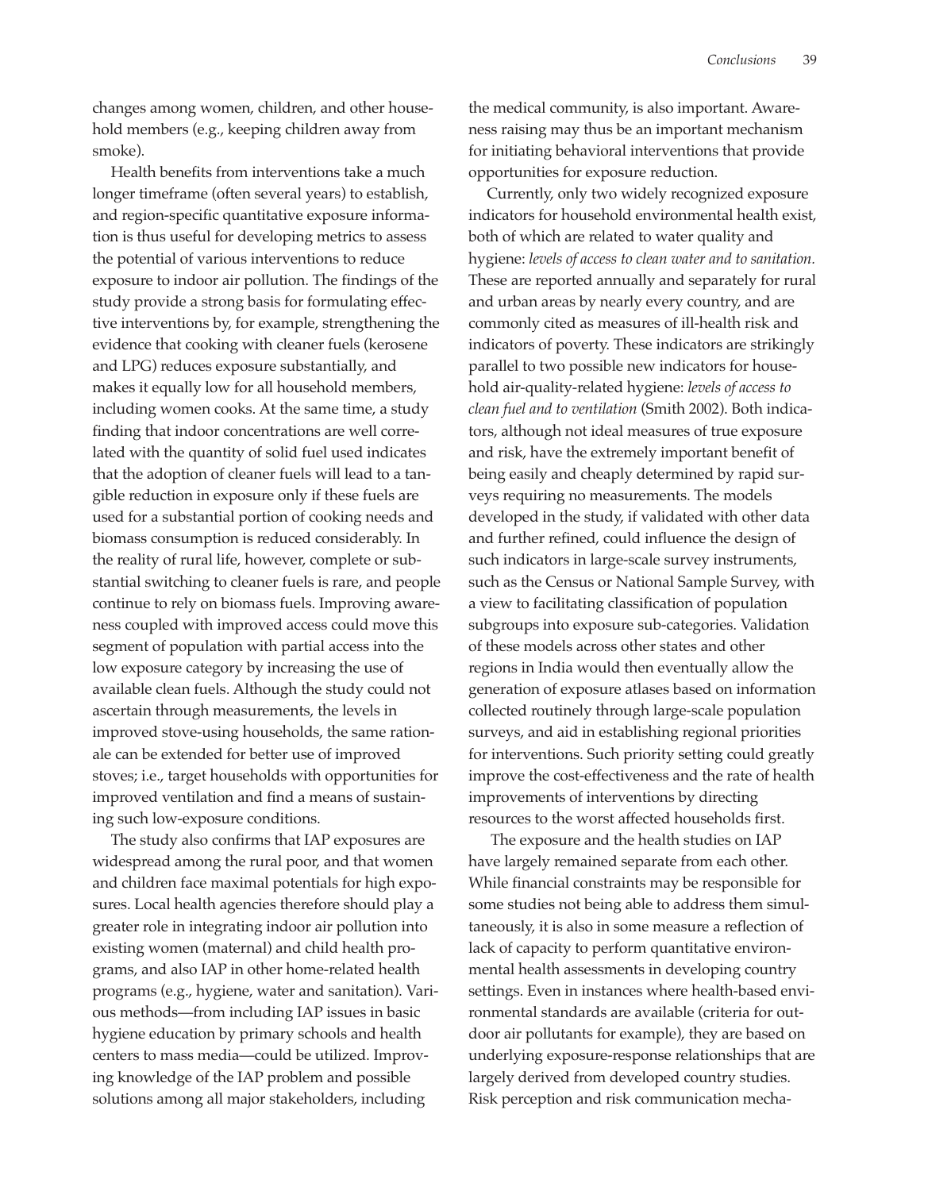changes among women, children, and other household members (e.g., keeping children away from smoke).

Health benefits from interventions take a much longer timeframe (often several years) to establish, and region-specific quantitative exposure information is thus useful for developing metrics to assess the potential of various interventions to reduce exposure to indoor air pollution. The findings of the study provide a strong basis for formulating effective interventions by, for example, strengthening the evidence that cooking with cleaner fuels (kerosene and LPG) reduces exposure substantially, and makes it equally low for all household members, including women cooks. At the same time, a study finding that indoor concentrations are well correlated with the quantity of solid fuel used indicates that the adoption of cleaner fuels will lead to a tangible reduction in exposure only if these fuels are used for a substantial portion of cooking needs and biomass consumption is reduced considerably. In the reality of rural life, however, complete or substantial switching to cleaner fuels is rare, and people continue to rely on biomass fuels. Improving awareness coupled with improved access could move this segment of population with partial access into the low exposure category by increasing the use of available clean fuels. Although the study could not ascertain through measurements, the levels in improved stove-using households, the same rationale can be extended for better use of improved stoves; i.e., target households with opportunities for improved ventilation and find a means of sustaining such low-exposure conditions.

The study also confirms that IAP exposures are widespread among the rural poor, and that women and children face maximal potentials for high exposures. Local health agencies therefore should play a greater role in integrating indoor air pollution into existing women (maternal) and child health programs, and also IAP in other home-related health programs (e.g., hygiene, water and sanitation). Various methods—from including IAP issues in basic hygiene education by primary schools and health centers to mass media—could be utilized. Improving knowledge of the IAP problem and possible solutions among all major stakeholders, including the medical community, is also important. Awareness raising may thus be an important mechanism for initiating behavioral interventions that provide opportunities for exposure reduction.

Currently, only two widely recognized exposure indicators for household environmental health exist, both of which are related to water quality and hygiene: *levels of access to clean water and to sanitation.* These are reported annually and separately for rural and urban areas by nearly every country, and are commonly cited as measures of ill-health risk and indicators of poverty. These indicators are strikingly parallel to two possible new indicators for household air-quality-related hygiene: *levels of access to clean fuel and to ventilation* (Smith 2002). Both indicators, although not ideal measures of true exposure and risk, have the extremely important benefit of being easily and cheaply determined by rapid surveys requiring no measurements. The models developed in the study, if validated with other data and further refined, could influence the design of such indicators in large-scale survey instruments, such as the Census or National Sample Survey, with a view to facilitating classification of population subgroups into exposure sub-categories. Validation of these models across other states and other regions in India would then eventually allow the generation of exposure atlases based on information collected routinely through large-scale population surveys, and aid in establishing regional priorities for interventions. Such priority setting could greatly improve the cost-effectiveness and the rate of health improvements of interventions by directing resources to the worst affected households first.

The exposure and the health studies on IAP have largely remained separate from each other. While financial constraints may be responsible for some studies not being able to address them simultaneously, it is also in some measure a reflection of lack of capacity to perform quantitative environmental health assessments in developing country settings. Even in instances where health-based environmental standards are available (criteria for outdoor air pollutants for example), they are based on underlying exposure-response relationships that are largely derived from developed country studies. Risk perception and risk communication mecha-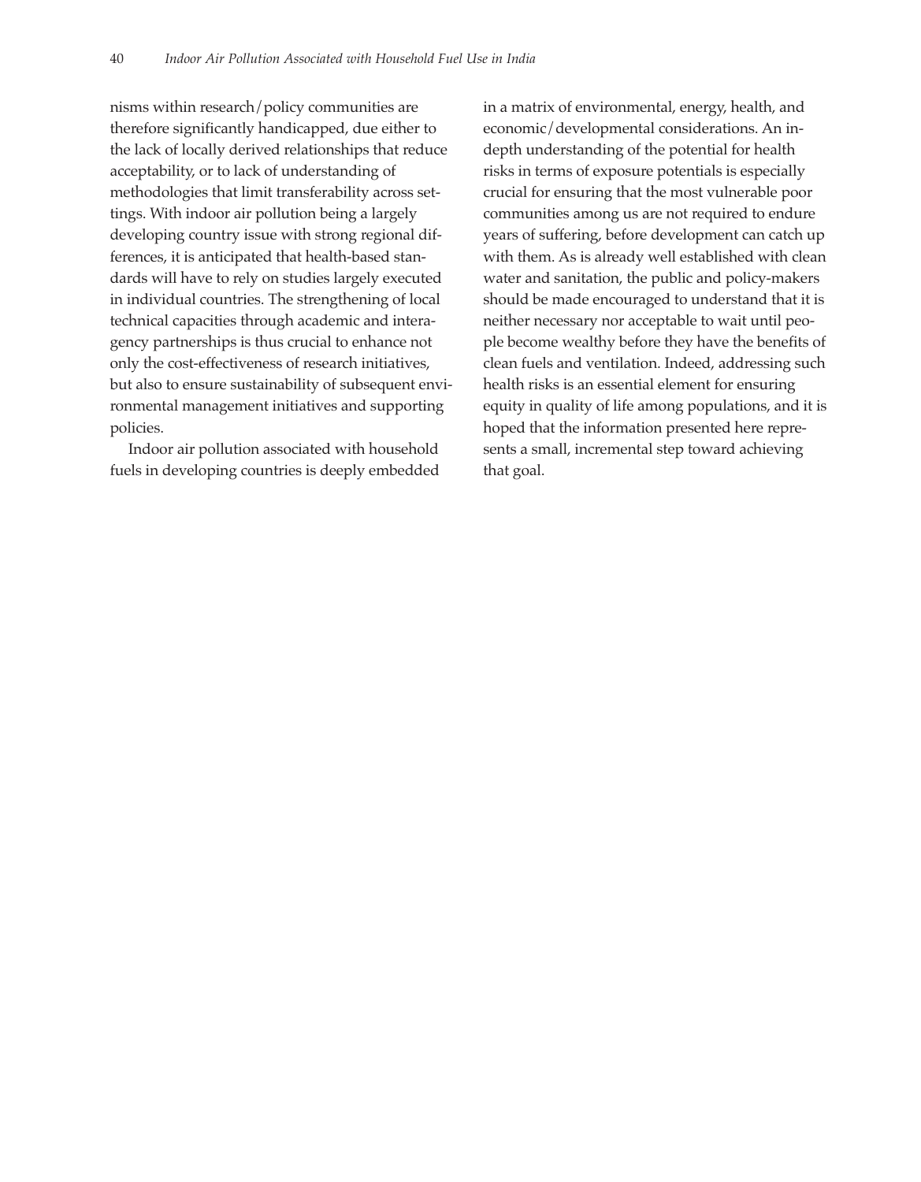nisms within research/policy communities are therefore significantly handicapped, due either to the lack of locally derived relationships that reduce acceptability, or to lack of understanding of methodologies that limit transferability across settings. With indoor air pollution being a largely developing country issue with strong regional differences, it is anticipated that health-based standards will have to rely on studies largely executed in individual countries. The strengthening of local technical capacities through academic and interagency partnerships is thus crucial to enhance not only the cost-effectiveness of research initiatives, but also to ensure sustainability of subsequent environmental management initiatives and supporting policies.

Indoor air pollution associated with household fuels in developing countries is deeply embedded in a matrix of environmental, energy, health, and economic/developmental considerations. An in-depth understanding of the potential for health risks in terms of exposure potentials is especially crucial for ensuring that the most vulnerable poor communities among us are not required to endure years of suffering, before development can catch up with them. As is already well established with clean water and sanitation, the public and policy-makers should be made encouraged to understand that it is neither necessary nor acceptable to wait until people become wealthy before they have the benefits of clean fuels and ventilation. Indeed, addressing such health risks is an essential element for ensuring equity in quality of life among populations, and it is hoped that the information presented here represents a small, incremental step toward achieving that goal.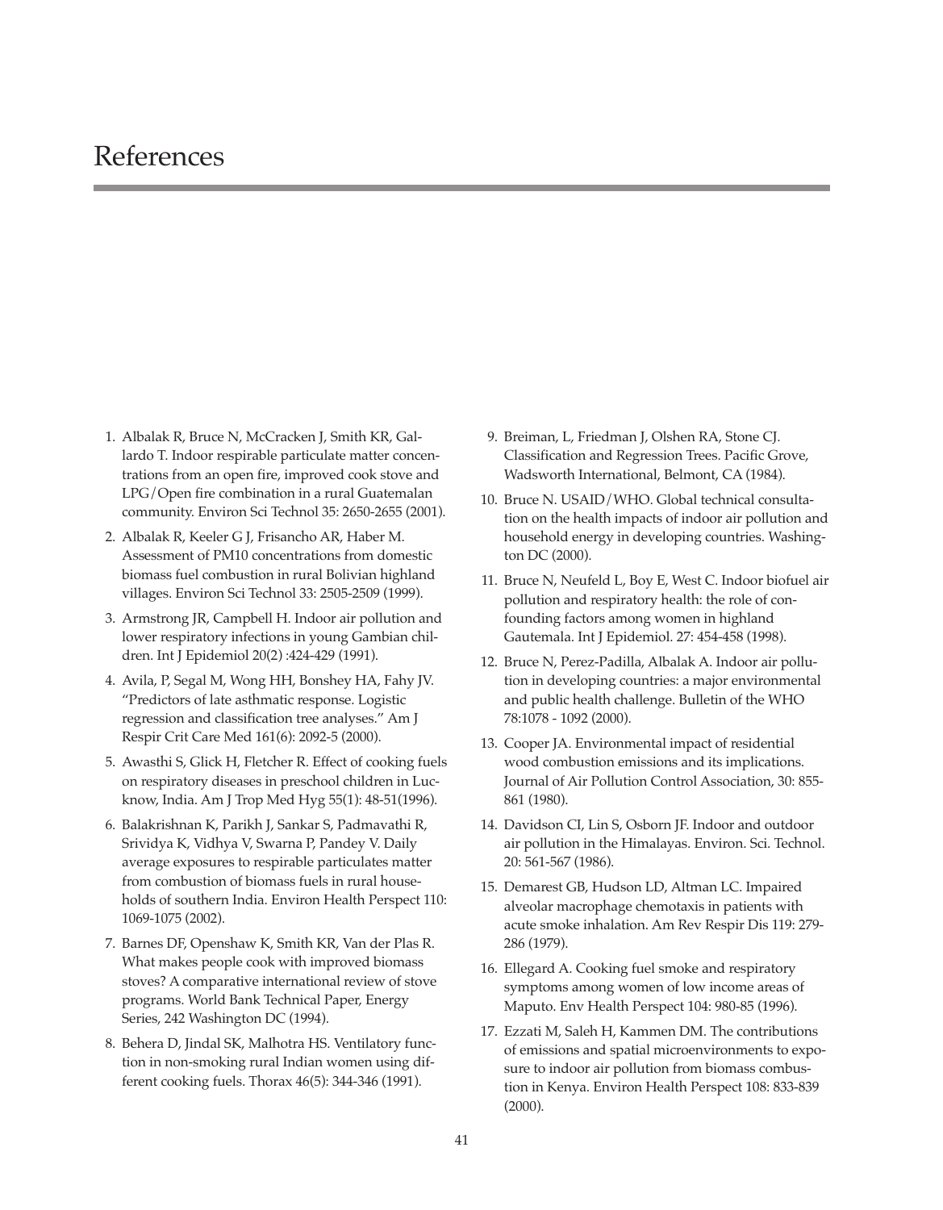# References

1. Albalak R, Bruce N, McCracken J, Smith KR, Gallardo T. Indoor respirable particulate matter concentrations from an open fire, improved cook stove and LPG/Open fire combination in a rural Guatemalan community. Environ Sci Technol 35: 2650-2655 (2001).
2. Albalak R, Keeler G J, Frisancho AR, Haber M. Assessment of PM10 concentrations from domestic biomass fuel combustion in rural Bolivian highland villages. Environ Sci Technol 33: 2505-2509 (1999).
3. Armstrong JR, Campbell H. Indoor air pollution and lower respiratory infections in young Gambian children. Int J Epidemiol 20(2) :424-429 (1991).
4. Avila, P, Segal M, Wong HH, Bonshey HA, Fahy JV. "Predictors of late asthmatic response. Logistic regression and classification tree analyses." Am J Respir Crit Care Med 161(6): 2092-5 (2000).
5. Awasthi S, Glick H, Fletcher R. Effect of cooking fuels on respiratory diseases in preschool children in Lucknow, India. Am J Trop Med Hyg 55(1): 48-51(1996).
6. Balakrishnan K, Parikh J, Sankar S, Padmavathi R, Srividya K, Vidhya V, Swarna P, Pandey V. Daily average exposures to respirable particulates matter from combustion of biomass fuels in rural households of southern India. Environ Health Perspect 110: 1069-1075 (2002).
7. Barnes DF, Openshaw K, Smith KR, Van der Plas R. What makes people cook with improved biomass stoves? A comparative international review of stove programs. World Bank Technical Paper, Energy Series, 242 Washington DC (1994).
8. Behera D, Jindal SK, Malhotra HS. Ventilatory function in non-smoking rural Indian women using different cooking fuels. Thorax 46(5): 344-346 (1991).
9. Breiman, L, Friedman J, Olshen RA, Stone CJ. Classification and Regression Trees. Pacific Grove, Wadsworth International, Belmont, CA (1984).
10. Bruce N. USAID/WHO. Global technical consultation on the health impacts of indoor air pollution and household energy in developing countries. Washington DC (2000).
11. Bruce N, Neufeld L, Boy E, West C. Indoor biofuel air pollution and respiratory health: the role of confounding factors among women in highland Gautemala. Int J Epidemiol. 27: 454-458 (1998).
12. Bruce N, Perez-Padilla, Albalak A. Indoor air pollution in developing countries: a major environmental and public health challenge. Bulletin of the WHO 78:1078 - 1092 (2000).
13. Cooper JA. Environmental impact of residential wood combustion emissions and its implications. Journal of Air Pollution Control Association, 30: 855-861 (1980).
14. Davidson CI, Lin S, Osborn JF. Indoor and outdoor air pollution in the Himalayas. Environ. Sci. Technol. 20: 561-567 (1986).
15. Demarest GB, Hudson LD, Altman LC. Impaired alveolar macrophage chemotaxis in patients with acute smoke inhalation. Am Rev Respir Dis 119: 279-286 (1979).
16. Ellegard A. Cooking fuel smoke and respiratory symptoms among women of low income areas of Maputo. Env Health Perspect 104: 980-85 (1996).
17. Ezzati M, Saleh H, Kammen DM. The contributions of emissions and spatial microenvironments to exposure to indoor air pollution from biomass combustion in Kenya. Environ Health Perspect 108: 833-839 (2000).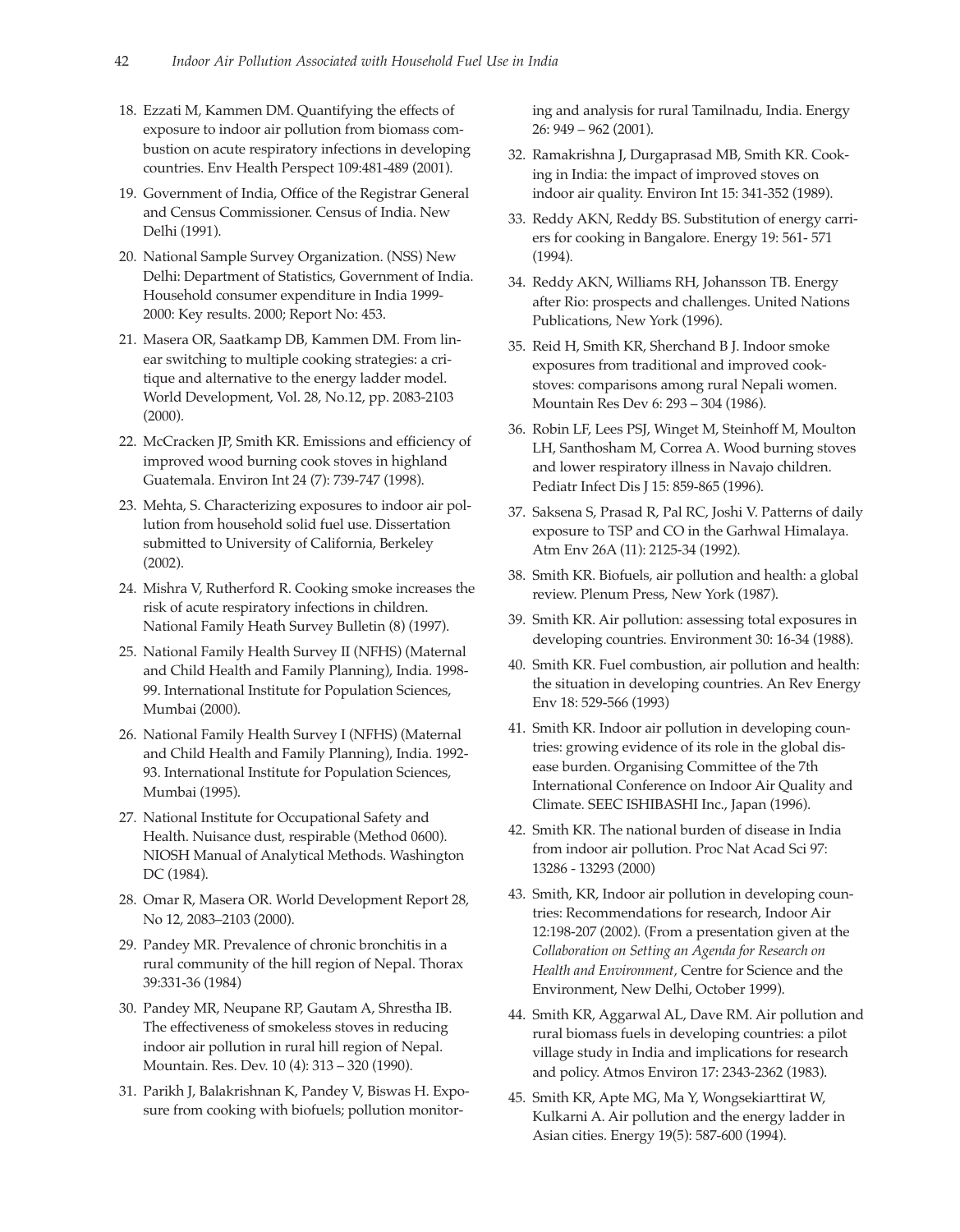18. Ezzati M, Kammen DM. Quantifying the effects of exposure to indoor air pollution from biomass combustion on acute respiratory infections in developing countries. Env Health Perspect 109:481-489 (2001).
19. Government of India, Office of the Registrar General and Census Commissioner. Census of India. New Delhi (1991).
20. National Sample Survey Organization. (NSS) New Delhi: Department of Statistics, Government of India. Household consumer expenditure in India 1999-2000: Key results. 2000; Report No: 453.
21. Masera OR, Saatkamp DB, Kammen DM. From linear switching to multiple cooking strategies: a critique and alternative to the energy ladder model. World Development, Vol. 28, No.12, pp. 2083-2103 (2000).
22. McCracken JP, Smith KR. Emissions and efficiency of improved wood burning cook stoves in highland Guatemala. Environ Int 24 (7): 739-747 (1998).
23. Mehta, S. Characterizing exposures to indoor air pollution from household solid fuel use. Dissertation submitted to University of California, Berkeley (2002).
24. Mishra V, Rutherford R. Cooking smoke increases the risk of acute respiratory infections in children. National Family Heath Survey Bulletin (8) (1997).
25. National Family Health Survey II (NFHS) (Maternal and Child Health and Family Planning), India. 1998-99. International Institute for Population Sciences, Mumbai (2000).
26. National Family Health Survey I (NFHS) (Maternal and Child Health and Family Planning), India. 1992-93. International Institute for Population Sciences, Mumbai (1995).
27. National Institute for Occupational Safety and Health. Nuisance dust, respirable (Method 0600). NIOSH Manual of Analytical Methods. Washington DC (1984).
28. Omar R, Masera OR. World Development Report 28, No 12, 2083–2103 (2000).
29. Pandey MR. Prevalence of chronic bronchitis in a rural community of the hill region of Nepal. Thorax 39:331-36 (1984)
30. Pandey MR, Neupane RP, Gautam A, Shrestha IB. The effectiveness of smokeless stoves in reducing indoor air pollution in rural hill region of Nepal. Mountain. Res. Dev. 10 (4): 313 – 320 (1990).
31. Parikh J, Balakrishnan K, Pandey V, Biswas H. Exposure from cooking with biofuels; pollution monitoring and analysis for rural Tamilnadu, India. Energy 26: 949 – 962 (2001).
32. Ramakrishna J, Durgaprasad MB, Smith KR. Cooking in India: the impact of improved stoves on indoor air quality. Environ Int 15: 341-352 (1989).
33. Reddy AKN, Reddy BS. Substitution of energy carriers for cooking in Bangalore. Energy 19: 561- 571 (1994).
34. Reddy AKN, Williams RH, Johansson TB. Energy after Rio: prospects and challenges. United Nations Publications, New York (1996).
35. Reid H, Smith KR, Sherchand B J. Indoor smoke exposures from traditional and improved cookstoves: comparisons among rural Nepali women. Mountain Res Dev 6: 293 – 304 (1986).
36. Robin LF, Lees PSJ, Winget M, Steinhoff M, Moulton LH, Santhosham M, Correa A. Wood burning stoves and lower respiratory illness in Navajo children. Pediatr Infect Dis J 15: 859-865 (1996).
37. Saksena S, Prasad R, Pal RC, Joshi V. Patterns of daily exposure to TSP and CO in the Garhwal Himalaya. Atm Env 26A (11): 2125-34 (1992).
38. Smith KR. Biofuels, air pollution and health: a global review. Plenum Press, New York (1987).
39. Smith KR. Air pollution: assessing total exposures in developing countries. Environment 30: 16-34 (1988).
40. Smith KR. Fuel combustion, air pollution and health: the situation in developing countries. An Rev Energy Env 18: 529-566 (1993)
41. Smith KR. Indoor air pollution in developing countries: growing evidence of its role in the global disease burden. Organising Committee of the 7th International Conference on Indoor Air Quality and Climate. SEEC ISHIBASHI Inc., Japan (1996).
42. Smith KR. The national burden of disease in India from indoor air pollution. Proc Nat Acad Sci 97: 13286 - 13293 (2000)
43. Smith, KR, Indoor air pollution in developing countries: Recommendations for research, Indoor Air 12:198-207 (2002). (From a presentation given at the *Collaboration on Setting an Agenda for Research on Health and Environment*, Centre for Science and the Environment, New Delhi, October 1999).
44. Smith KR, Aggarwal AL, Dave RM. Air pollution and rural biomass fuels in developing countries: a pilot village study in India and implications for research and policy. Atmos Environ 17: 2343-2362 (1983).
45. Smith KR, Apte MG, Ma Y, Wongsekiarttirat W, Kulkarni A. Air pollution and the energy ladder in Asian cities. Energy 19(5): 587-600 (1994).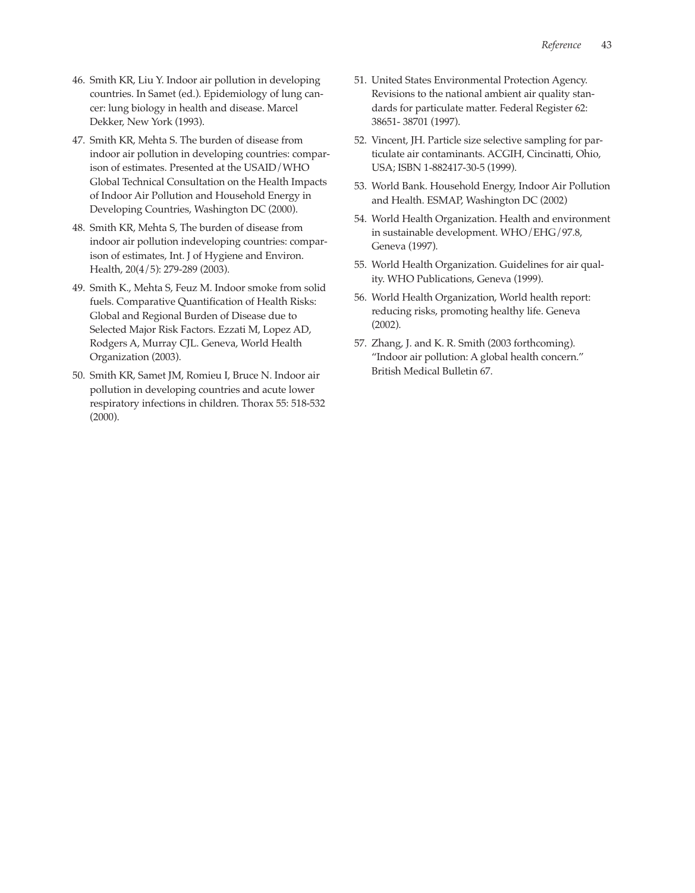46. Smith KR, Liu Y. Indoor air pollution in developing countries. In Samet (ed.). Epidemiology of lung cancer: lung biology in health and disease. Marcel Dekker, New York (1993).
47. Smith KR, Mehta S. The burden of disease from indoor air pollution in developing countries: comparison of estimates. Presented at the USAID/WHO Global Technical Consultation on the Health Impacts of Indoor Air Pollution and Household Energy in Developing Countries, Washington DC (2000).
48. Smith KR, Mehta S, The burden of disease from indoor air pollution indeveloping countries: comparison of estimates, Int. J of Hygiene and Environ. Health, 20(4/5): 279-289 (2003).
49. Smith K., Mehta S, Feuz M. Indoor smoke from solid fuels. Comparative Quantification of Health Risks: Global and Regional Burden of Disease due to Selected Major Risk Factors. Ezzati M, Lopez AD, Rodgers A, Murray CJL. Geneva, World Health Organization (2003).
50. Smith KR, Samet JM, Romieu I, Bruce N. Indoor air pollution in developing countries and acute lower respiratory infections in children. Thorax 55: 518-532 (2000).
51. United States Environmental Protection Agency. Revisions to the national ambient air quality standards for particulate matter. Federal Register 62: 38651- 38701 (1997).
52. Vincent, JH. Particle size selective sampling for particulate air contaminants. ACGIH, Cincinatti, Ohio, USA; ISBN 1-882417-30-5 (1999).
53. World Bank. Household Energy, Indoor Air Pollution and Health. ESMAP, Washington DC (2002)
54. World Health Organization. Health and environment in sustainable development. WHO/EHG/97.8, Geneva (1997).
55. World Health Organization. Guidelines for air quality. WHO Publications, Geneva (1999).
56. World Health Organization, World health report: reducing risks, promoting healthy life. Geneva (2002).
57. Zhang, J. and K. R. Smith (2003 forthcoming). "Indoor air pollution: A global health concern." British Medical Bulletin 67.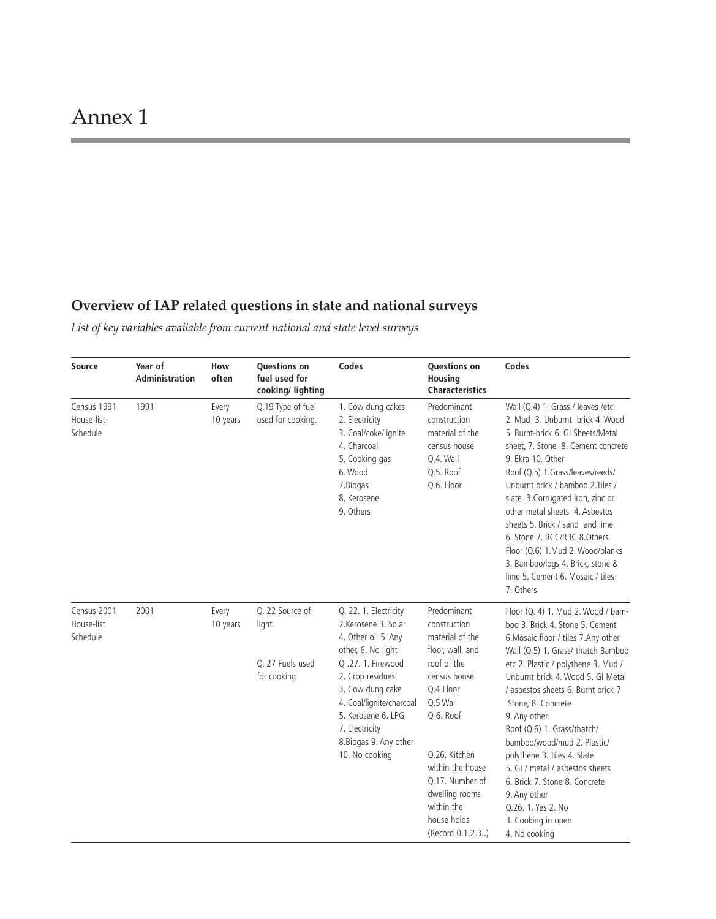# Annex 1

## Overview of IAP related questions in state and national surveys

*List of key variables available from current national and state level surveys*

| Source | Year of Administration | How often | Questions on fuel used for cooking/ lighting | Codes | Questions on Housing Characteristics | Codes |
|---|---|---|---|---|---|---|
| Census 1991 House-list Schedule | 1991 | Every 10 years | Q.19 Type of fuel used for cooking. | 1. Cow dung cakes 2. Electricity 3. Coal/coke/lignite 4. Charcoal 5. Cooking gas 6. Wood 7.Biogas 8. Kerosene 9. Others | Predominant construction material of the census house Q.4. Wall Q.5. Roof Q.6. Floor | Wall (Q.4) 1. Grass / leaves /etc 2. Mud 3. Unburnt brick 4. Wood 5. Burnt-brick 6. GI Sheets/Metal sheet, 7. Stone 8. Cement concrete 9. Ekra 10. Other Roof (Q.5) 1.Grass/leaves/reeds/ Unburnt brick / bamboo 2.Tiles / slate 3.Corrugated iron, zinc or other metal sheets 4. Asbestos sheets 5. Brick / sand and lime 6. Stone 7. RCC/RBC 8.Others Floor (Q.6) 1.Mud 2. Wood/planks 3. Bamboo/logs 4. Brick, stone & lime 5. Cement 6. Mosaic / tiles 7. Others |
| Census 2001 House-list Schedule | 2001 | Every 10 years | Q. 22 Source of light. Q. 27 Fuels used for cooking | Q. 22. 1. Electricity 2.Kerosene 3. Solar 4. Other oil 5. Any other, 6. No light Q .27. 1. Firewood 2. Crop residues 3. Cow dung cake 4. Coal/lignite/charcoal 5. Kerosene 6. LPG 7. Electricity 8.Biogas 9. Any other 10. No cooking | Predominant construction material of the floor, wall, and roof of the census house. Q.4 Floor Q.5 Wall Q 6. Roof Q.26. Kitchen within the house Q.17. Number of dwelling rooms within the house holds (Record 0.1.2.3..) | Floor (Q. 4) 1. Mud 2. Wood / bamboo 3. Brick 4. Stone 5. Cement 6.Mosaic floor / tiles 7.Any other Wall (Q.5) 1. Grass/ thatch Bamboo etc 2. Plastic / polythene 3. Mud / Unburnt brick 4. Wood 5. GI Metal / asbestos sheets 6. Burnt brick 7 .Stone, 8. Concrete 9. Any other. Roof (Q.6) 1. Grass/thatch/ bamboo/wood/mud 2. Plastic/ polythene 3. Tiles 4. Slate 5. GI / metal / asbestos sheets 6. Brick 7. Stone 8. Concrete 9. Any other Q.26. 1. Yes 2. No 3. Cooking in open 4. No cooking |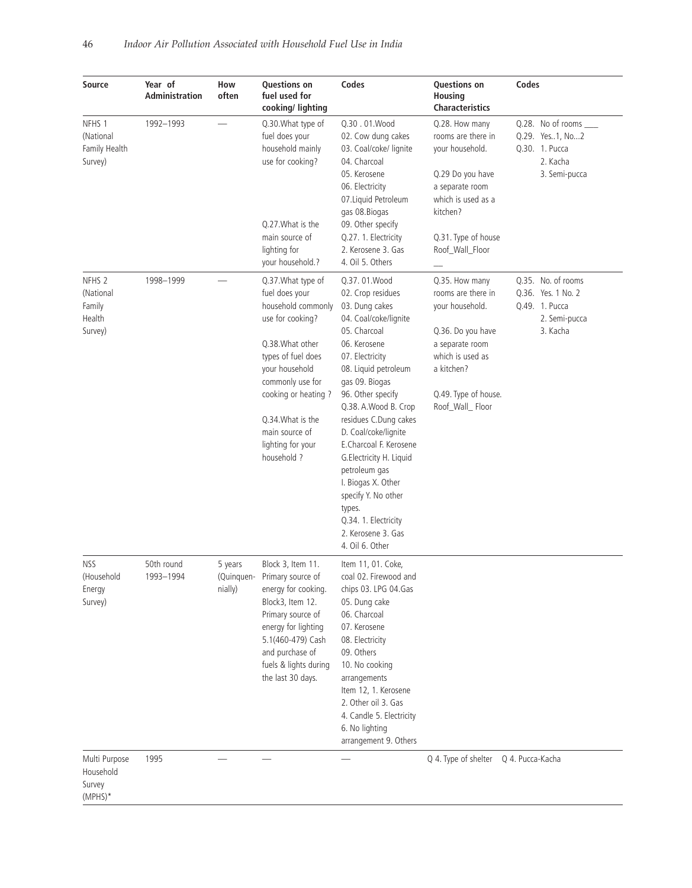| Source | Year of Administration | How often | Questions on fuel used for cooking/ lighting | Codes | Questions on Housing Characteristics | Codes |
|---|---|---|---|---|---|---|
| NFHS 1 (National Family Health Survey) | 1992–1993 | — | Q.30.What type of fuel does your household mainly use for cooking? Q.27.What is the main source of lighting for your household.? | Q.30 . 01.Wood 02. Cow dung cakes 03. Coal/coke/ lignite 04. Charcoal 05. Kerosene 06. Electricity 07.Liquid Petroleum gas 08.Biogas 09. Other specify Q.27. 1. Electricity 2. Kerosene 3. Gas 4. Oil 5. Others | Q.28. How many rooms are there in your household. Q.29 Do you have a separate room which is used as a kitchen? Q.31. Type of house Roof_Wall_Floor — | Q.28. No of rooms ___ Q.29. Yes..1, No...2 Q.30. 1. Pucca 2. Kacha 3. Semi-pucca |
| NFHS 2 (National Family Health Survey) | 1998–1999 | — | Q.37.What type of fuel does your household commonly use for cooking? Q.38.What other types of fuel does your household commonly use for cooking or heating ? Q.34.What is the main source of lighting for your household ? | Q.37. 01.Wood 02. Crop residues 03. Dung cakes 04. Coal/coke/lignite 05. Charcoal 06. Kerosene 07. Electricity 08. Liquid petroleum gas 09. Biogas 96. Other specify Q.38. A.Wood B. Crop residues C.Dung cakes D. Coal/coke/lignite E.Charcoal F. Kerosene G.Electricity H. Liquid petroleum gas I. Biogas X. Other specify Y. No other types. Q.34. 1. Electricity 2. Kerosene 3. Gas 4. Oil 6. Other | Q.35. How many rooms are there in your household. Q.36. Do you have a separate room which is used as a kitchen? Q.49. Type of house. Roof_Wall_ Floor | Q.35. No. of rooms Q.36. Yes. 1 No. 2 Q.49. 1. Pucca 2. Semi-pucca 3. Kacha |
| NSS (Household Energy Survey) | 50th round 1993–1994 | 5 years (Quinquennially) | Block 3, Item 11. Primary source of energy for cooking. Block3, Item 12. Primary source of energy for lighting 5.1(460-479) Cash and purchase of fuels & lights during the last 30 days. | Item 11, 01. Coke, coal 02. Firewood and chips 03. LPG 04.Gas 05. Dung cake 06. Charcoal 07. Kerosene 08. Electricity 09. Others 10. No cooking arrangements Item 12, 1. Kerosene 2. Other oil 3. Gas 4. Candle 5. Electricity 6. No lighting arrangement 9. Others | | |
| Multi Purpose Household Survey (MPHS)* | 1995 | — | — | — | Q 4. Type of shelter | Q 4. Pucca-Kacha |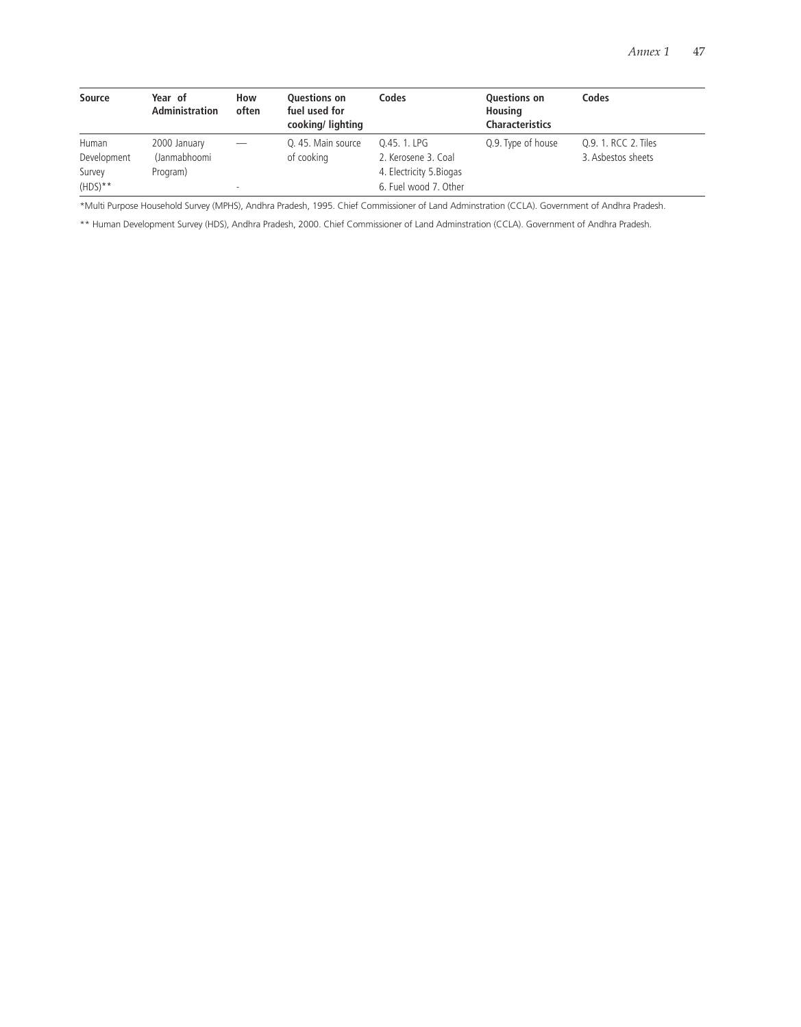| Source | Year of Administration | How often | Questions on fuel used for cooking/ lighting | Codes | Questions on Housing Characteristics | Codes |
|---|---|---|---|---|---|---|
| Human Development Survey (HDS)** | 2000 January (Janmabhoomi Program) | — | Q. 45. Main source of cooking | Q.45. 1. LPG 2. Kerosene 3. Coal 4. Electricity 5.Biogas 6. Fuel wood 7. Other | Q.9. Type of house | Q.9. 1. RCC 2. Tiles 3. Asbestos sheets |

*Multi Purpose Household Survey (MPHS), Andhra Pradesh, 1995. Chief Commissioner of Land Adminstration (CCLA). Government of Andhra Pradesh.

** Human Development Survey (HDS), Andhra Pradesh, 2000. Chief Commissioner of Land Adminstration (CCLA). Government of Andhra Pradesh.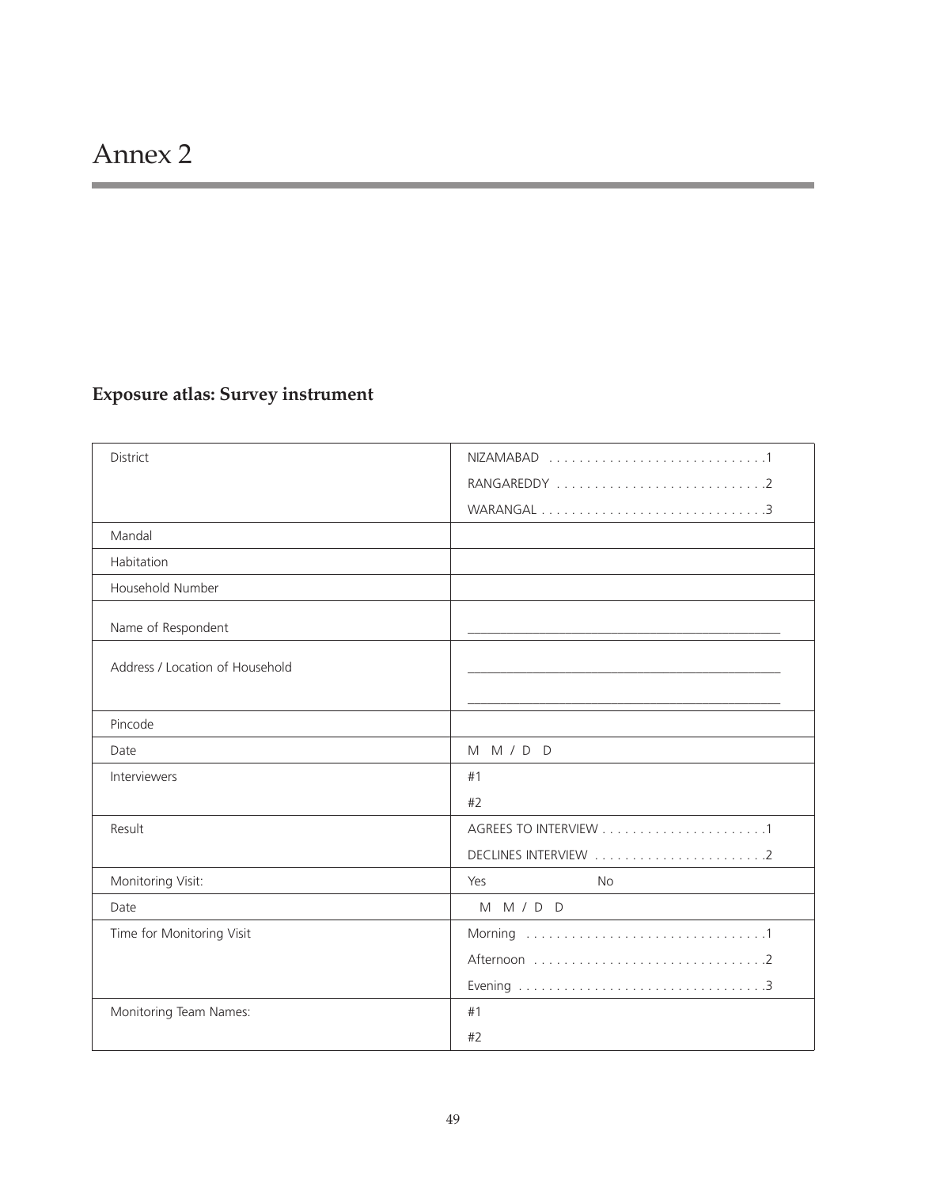# Annex 2

## Exposure atlas: Survey instrument

| | |
|---|---|
| District | NIZAMABAD . . . . . . . . . . . . . . . . . . . . . . . . . . . . .1<br>RANGAREDDY . . . . . . . . . . . . . . . . . . . . . . . . . . . .2<br>WARANGAL . . . . . . . . . . . . . . . . . . . . . . . . . . . . . .3 |
| Mandal | |
| Habitation | |
| Household Number | |
| Name of Respondent | ___________________________________________ |
| Address / Location of Household | ___________________________________________<br>___________________________________________ |
| Pincode | |
| Date | M M / D D |
| Interviewers | #1<br>#2 |
| Result | AGREES TO INTERVIEW . . . . . . . . . . . . . . . . . . . . . .1<br>DECLINES INTERVIEW . . . . . . . . . . . . . . . . . . . . . . .2 |
| Monitoring Visit: | Yes No |
| Date | M M / D D |
| Time for Monitoring Visit | Morning . . . . . . . . . . . . . . . . . . . . . . . . . . . . . . . .1<br>Afternoon . . . . . . . . . . . . . . . . . . . . . . . . . . . . . . .2<br>Evening . . . . . . . . . . . . . . . . . . . . . . . . . . . . . . . . .3 |
| Monitoring Team Names: | #1<br>#2 |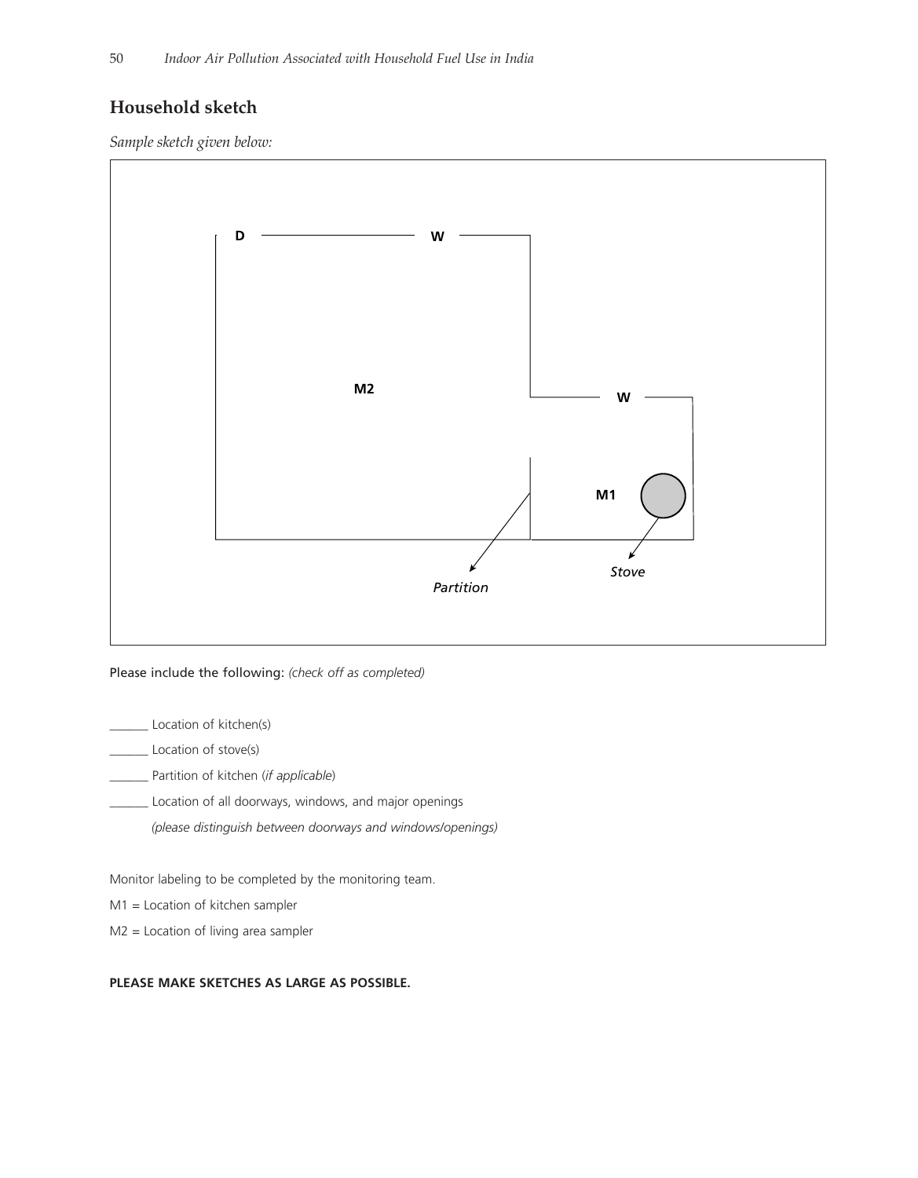## Household sketch

*Sample sketch given below:*

D W M2 W M1 Partition Stove

Please include the following: *(check off as completed)*

______ Location of kitchen(s)

______ Location of stove(s)

______ Partition of kitchen (*if applicable*)

______ Location of all doorways, windows, and major openings

*(please distinguish between doorways and windows/openings)*

Monitor labeling to be completed by the monitoring team.

M1 = Location of kitchen sampler

M2 = Location of living area sampler

**PLEASE MAKE SKETCHES AS LARGE AS POSSIBLE.**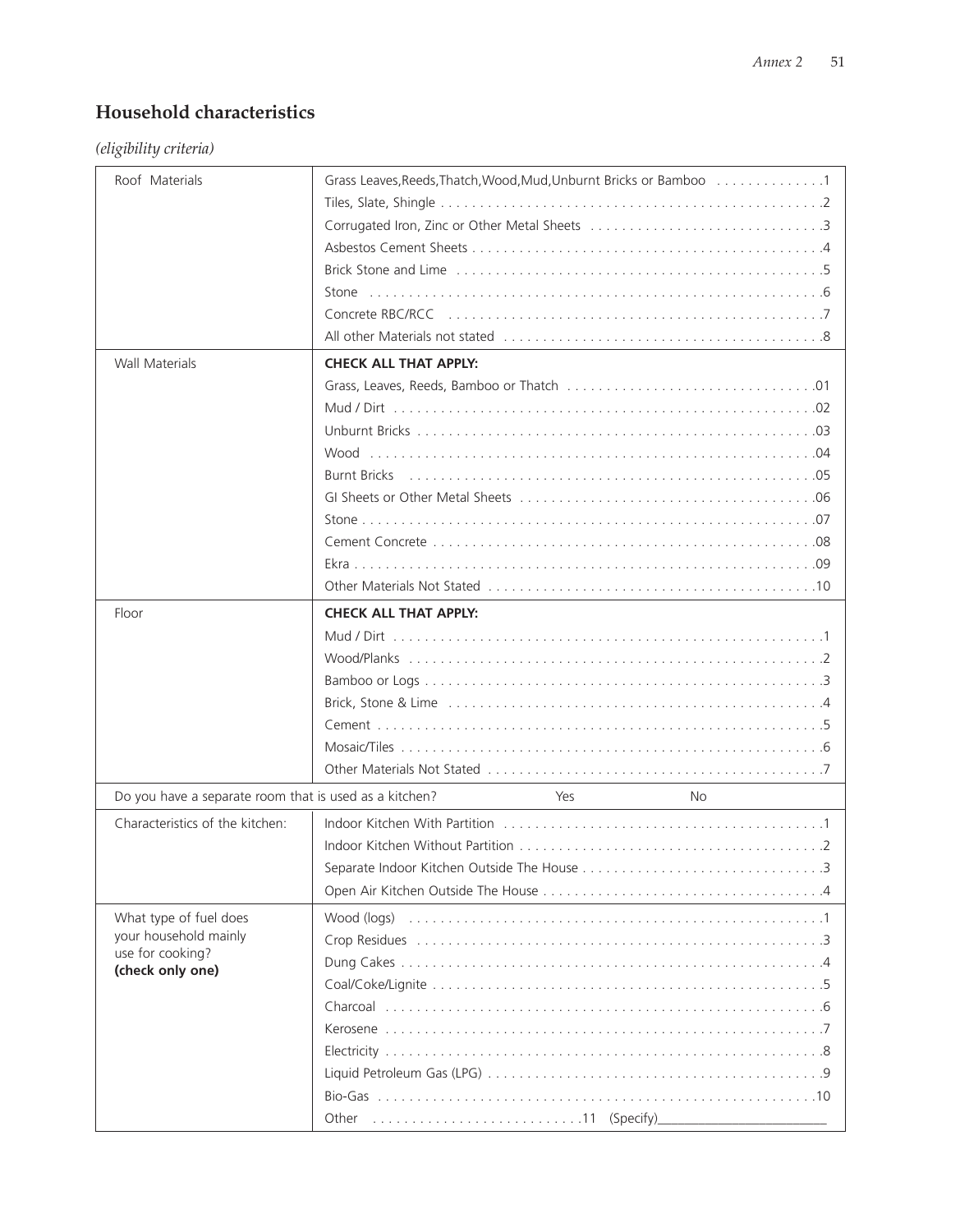## Household characteristics

*(eligibility criteria)*

| | |
|---|---|
| Roof Materials | Grass Leaves,Reeds,Thatch,Wood,Mud,Unburnt Bricks or Bamboo . . . . . . . . . . . . . .1<br>Tiles, Slate, Shingle . . . . . . . . . . . . . . . . . . . . . . . . . . . . . . . . . . . . . . . . . . . . . . . .2<br>Corrugated Iron, Zinc or Other Metal Sheets . . . . . . . . . . . . . . . . . . . . . . . . . . . . .3<br>Asbestos Cement Sheets . . . . . . . . . . . . . . . . . . . . . . . . . . . . . . . . . . . . . . . . . . . .4<br>Brick Stone and Lime . . . . . . . . . . . . . . . . . . . . . . . . . . . . . . . . . . . . . . . . . . . . . .5<br>Stone . . . . . . . . . . . . . . . . . . . . . . . . . . . . . . . . . . . . . . . . . . . . . . . . . . . . . . . . .6<br>Concrete RBC/RCC . . . . . . . . . . . . . . . . . . . . . . . . . . . . . . . . . . . . . . . . . . . . . . .7<br>All other Materials not stated . . . . . . . . . . . . . . . . . . . . . . . . . . . . . . . . . . . . . . . .8 |
| Wall Materials | **CHECK ALL THAT APPLY:**<br>Grass, Leaves, Reeds, Bamboo or Thatch . . . . . . . . . . . . . . . . . . . . . . . . . . . . . . .01<br>Mud / Dirt . . . . . . . . . . . . . . . . . . . . . . . . . . . . . . . . . . . . . . . . . . . . . . . . . . . .02<br>Unburnt Bricks . . . . . . . . . . . . . . . . . . . . . . . . . . . . . . . . . . . . . . . . . . . . . . . . . .03<br>Wood . . . . . . . . . . . . . . . . . . . . . . . . . . . . . . . . . . . . . . . . . . . . . . . . . . . . . . .04<br>Burnt Bricks . . . . . . . . . . . . . . . . . . . . . . . . . . . . . . . . . . . . . . . . . . . . . . . . . . .05<br>GI Sheets or Other Metal Sheets . . . . . . . . . . . . . . . . . . . . . . . . . . . . . . . . . . . . .06<br>Stone . . . . . . . . . . . . . . . . . . . . . . . . . . . . . . . . . . . . . . . . . . . . . . . . . . . . . . . .07<br>Cement Concrete . . . . . . . . . . . . . . . . . . . . . . . . . . . . . . . . . . . . . . . . . . . . . . . .08<br>Ekra . . . . . . . . . . . . . . . . . . . . . . . . . . . . . . . . . . . . . . . . . . . . . . . . . . . . . . . . .09<br>Other Materials Not Stated . . . . . . . . . . . . . . . . . . . . . . . . . . . . . . . . . . . . . . . . .10 |
| Floor | **CHECK ALL THAT APPLY:**<br>Mud / Dirt . . . . . . . . . . . . . . . . . . . . . . . . . . . . . . . . . . . . . . . . . . . . . . . . . . . . .1<br>Wood/Planks . . . . . . . . . . . . . . . . . . . . . . . . . . . . . . . . . . . . . . . . . . . . . . . . . . .2<br>Bamboo or Logs . . . . . . . . . . . . . . . . . . . . . . . . . . . . . . . . . . . . . . . . . . . . . . . . .3<br>Brick, Stone & Lime . . . . . . . . . . . . . . . . . . . . . . . . . . . . . . . . . . . . . . . . . . . . . . .4<br>Cement . . . . . . . . . . . . . . . . . . . . . . . . . . . . . . . . . . . . . . . . . . . . . . . . . . . . . . .5<br>Mosaic/Tiles . . . . . . . . . . . . . . . . . . . . . . . . . . . . . . . . . . . . . . . . . . . . . . . . . . . .6<br>Other Materials Not Stated . . . . . . . . . . . . . . . . . . . . . . . . . . . . . . . . . . . . . . . . . .7 |
| Do you have a separate room that is used as a kitchen? | Yes &nbsp;&nbsp;&nbsp;&nbsp;&nbsp;&nbsp;&nbsp;&nbsp; No |
| Characteristics of the kitchen: | Indoor Kitchen With Partition . . . . . . . . . . . . . . . . . . . . . . . . . . . . . . . . . . . . . . . .1<br>Indoor Kitchen Without Partition . . . . . . . . . . . . . . . . . . . . . . . . . . . . . . . . . . . . . .2<br>Separate Indoor Kitchen Outside The House . . . . . . . . . . . . . . . . . . . . . . . . . . . . . .3<br>Open Air Kitchen Outside The House . . . . . . . . . . . . . . . . . . . . . . . . . . . . . . . . . . .4 |
| What type of fuel does your household mainly use for cooking? **(check only one)** | Wood (logs) . . . . . . . . . . . . . . . . . . . . . . . . . . . . . . . . . . . . . . . . . . . . . . . . . . . .1<br>Crop Residues . . . . . . . . . . . . . . . . . . . . . . . . . . . . . . . . . . . . . . . . . . . . . . . . . .3<br>Dung Cakes . . . . . . . . . . . . . . . . . . . . . . . . . . . . . . . . . . . . . . . . . . . . . . . . . . . .4<br>Coal/Coke/Lignite . . . . . . . . . . . . . . . . . . . . . . . . . . . . . . . . . . . . . . . . . . . . . . . .5<br>Charcoal . . . . . . . . . . . . . . . . . . . . . . . . . . . . . . . . . . . . . . . . . . . . . . . . . . . . . .6<br>Kerosene . . . . . . . . . . . . . . . . . . . . . . . . . . . . . . . . . . . . . . . . . . . . . . . . . . . . . .7<br>Electricity . . . . . . . . . . . . . . . . . . . . . . . . . . . . . . . . . . . . . . . . . . . . . . . . . . . . .8<br>Liquid Petroleum Gas (LPG) . . . . . . . . . . . . . . . . . . . . . . . . . . . . . . . . . . . . . . . . .9<br>Bio-Gas . . . . . . . . . . . . . . . . . . . . . . . . . . . . . . . . . . . . . . . . . . . . . . . . . . . . . .10<br>Other . . . . . . . . . . . . . . . . . . . . . . . . . . .11 (Specify)________________________ |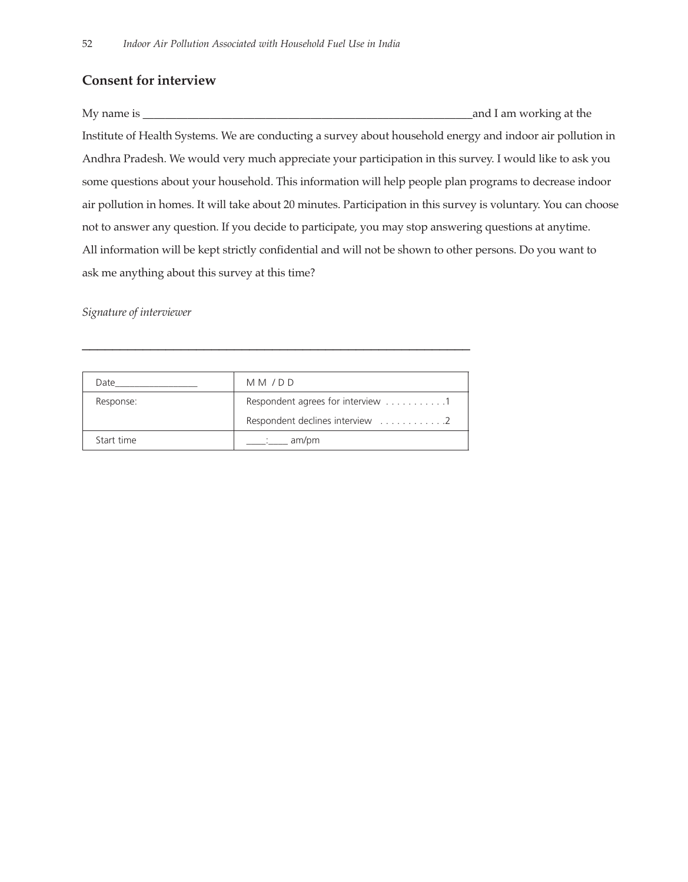## Consent for interview

My name is ____________________________________________________________ and I am working at the Institute of Health Systems. We are conducting a survey about household energy and indoor air pollution in Andhra Pradesh. We would very much appreciate your participation in this survey. I would like to ask you some questions about your household. This information will help people plan programs to decrease indoor air pollution in homes. It will take about 20 minutes. Participation in this survey is voluntary. You can choose not to answer any question. If you decide to participate, you may stop answering questions at anytime. All information will be kept strictly confidential and will not be shown to other persons. Do you want to ask me anything about this survey at this time?

*Signature of interviewer*

_____________________________________________________________________

| Date_________________ | M M / D D |
|---|---|
| Response: | Respondent agrees for interview . . . . . . . . . . .1 |
| | Respondent declines interview . . . . . . . . . . . .2 |
| Start time | ____:____ am/pm |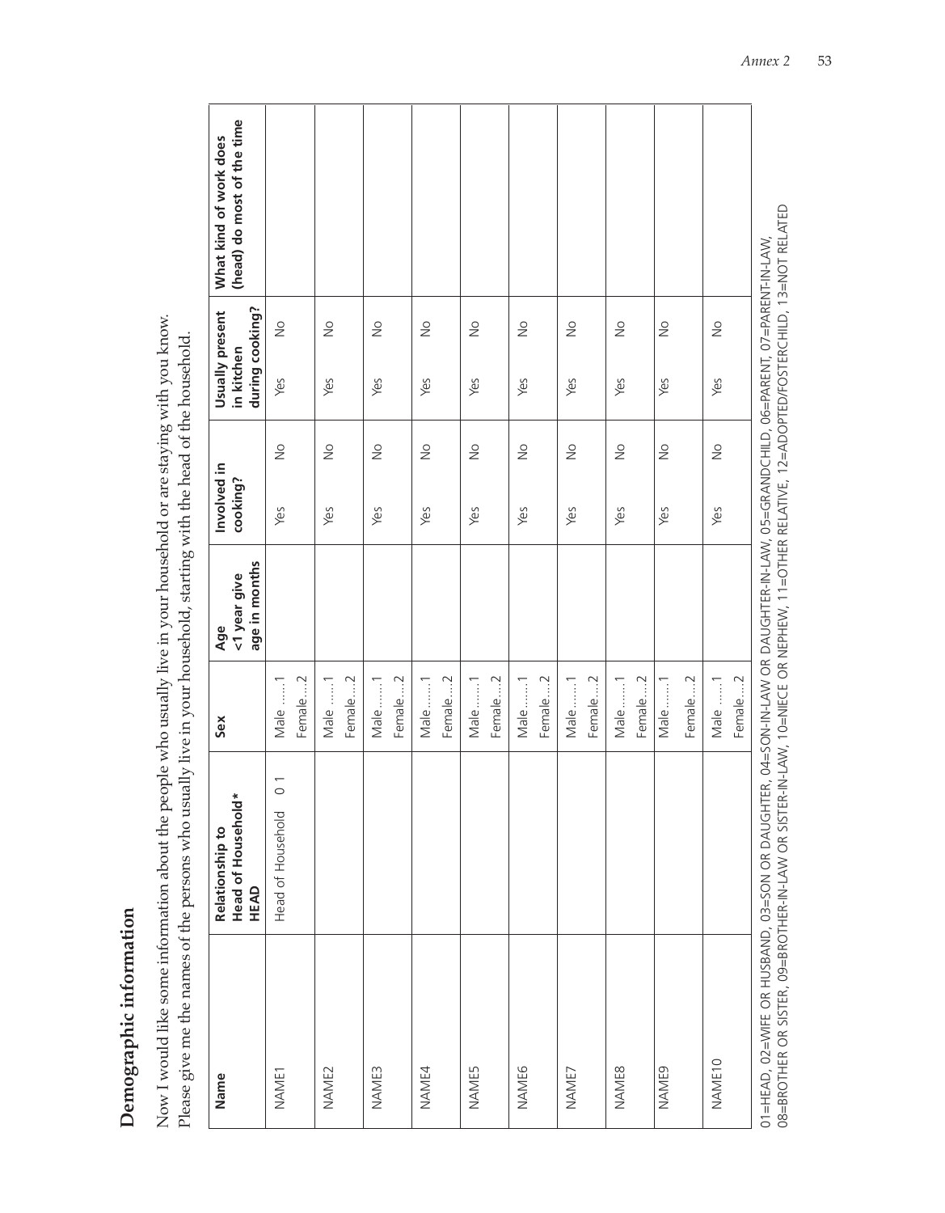## Demographic information

Now I would like some information about the people who usually live in your household or are staying with you know. Please give me the names of the persons who usually live in your household, starting with the head of the household.

| Name | Relationship to Head of Household* HEAD | Sex | Age <1 year give age in months | Involved in cooking? | | Usually present in kitchen during cooking? | | What kind of work does (head) do most of the time |
|---|---|---|---|---|---|---|---|---|
| NAME1 | Head of Household 0 1 | Male ......1 Female.....2 | | Yes | No | Yes | No | |
| NAME2 | | Male ......1 Female.....2 | | Yes | No | Yes | No | |
| NAME3 | | Male.......1 Female....2 | | Yes | No | Yes | No | |
| NAME4 | | Male.......1 Female....2 | | Yes | No | Yes | No | |
| NAME5 | | Male.......1 Female....2 | | Yes | No | Yes | No | |
| NAME6 | | Male.......1 Female....2 | | Yes | No | Yes | No | |
| NAME7 | | Male.......1 Female....2 | | Yes | No | Yes | No | |
| NAME8 | | Male.......1 Female....2 | | Yes | No | Yes | No | |
| NAME9 | | Male.......1 Female....2 | | Yes | No | Yes | No | |
| NAME10 | | Male ......1 Female....2 | | Yes | No | Yes | No | |

01=HEAD, 02=WIFE OR HUSBAND, 03=SON OR DAUGHTER, 04=SON-IN-LAW OR DAUGHTER-IN-LAW, 05=GRANDCHILD, 06=PARENT, 07=PARENT-IN-LAW, 08=BROTHER OR SISTER, 09=BROTHER-IN-LAW OR SISTER-IN-LAW, 10=NIECE OR NEPHEW, 11=OTHER RELATIVE, 12=ADOPTED/FOSTERCHILD, 13=NOT RELATED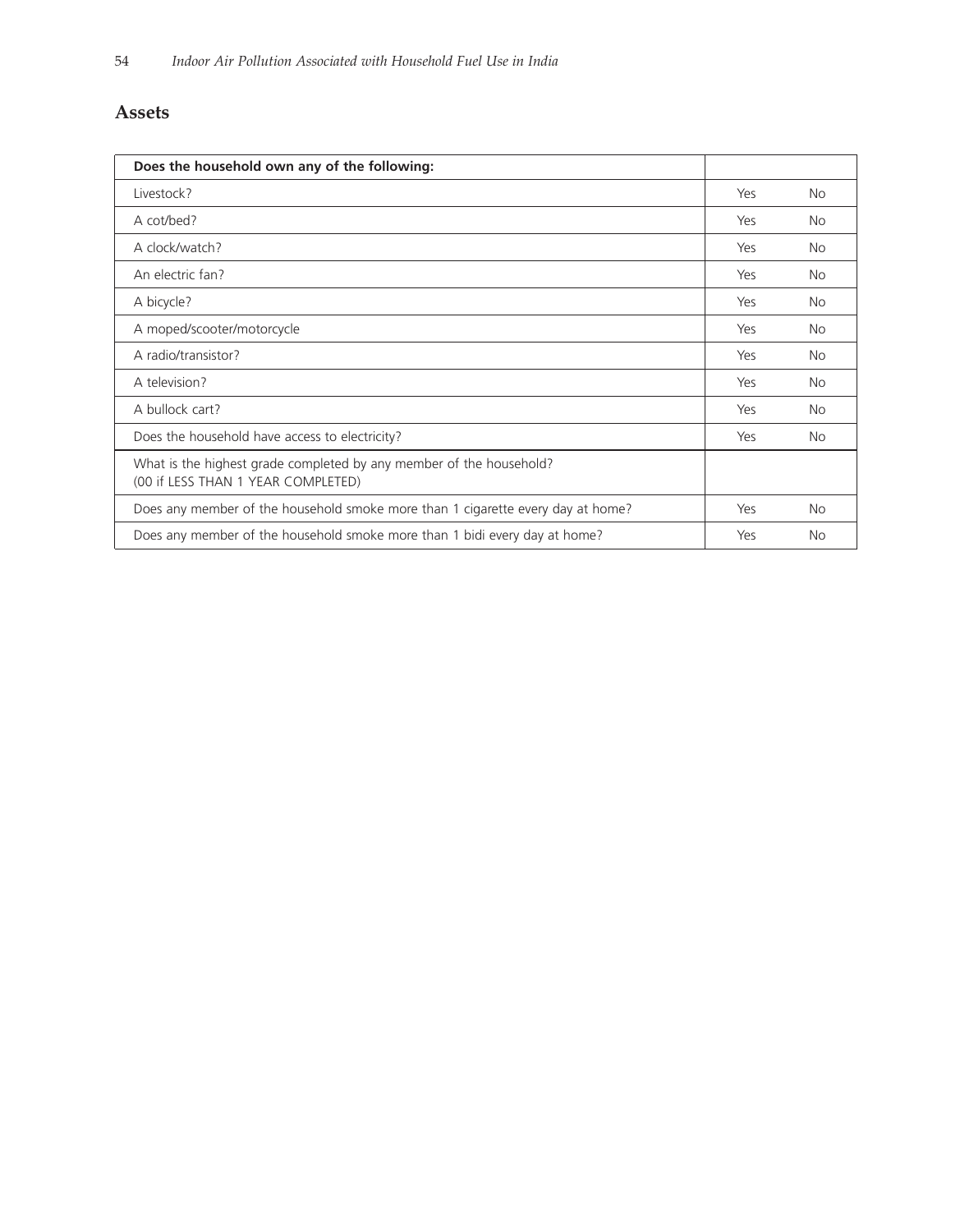## Assets

| Does the household own any of the following: | | |
|---|---|---|
| Livestock? | Yes | No |
| A cot/bed? | Yes | No |
| A clock/watch? | Yes | No |
| An electric fan? | Yes | No |
| A bicycle? | Yes | No |
| A moped/scooter/motorcycle | Yes | No |
| A radio/transistor? | Yes | No |
| A television? | Yes | No |
| A bullock cart? | Yes | No |
| Does the household have access to electricity? | Yes | No |
| What is the highest grade completed by any member of the household? (00 if LESS THAN 1 YEAR COMPLETED) | | |
| Does any member of the household smoke more than 1 cigarette every day at home? | Yes | No |
| Does any member of the household smoke more than 1 bidi every day at home? | Yes | No |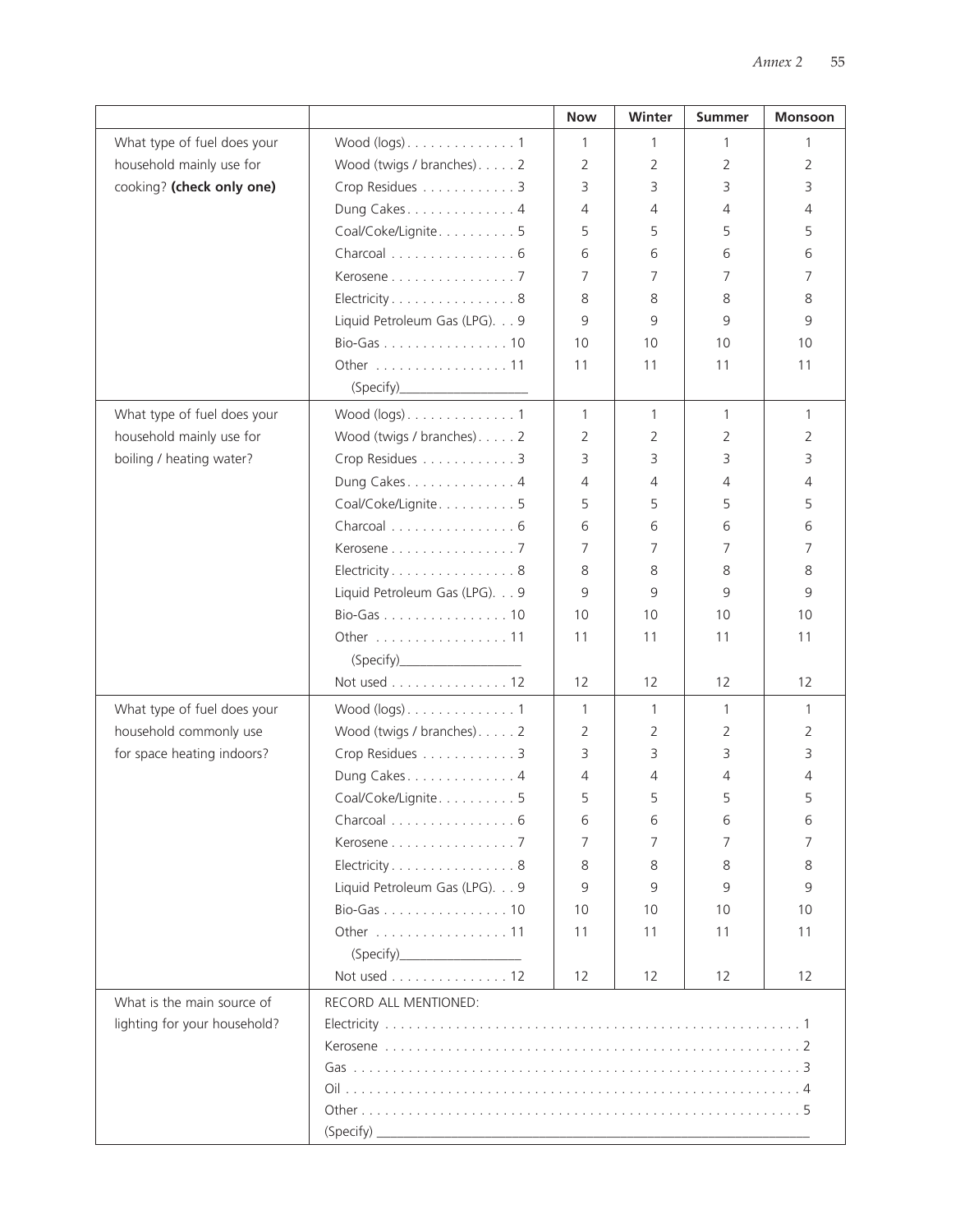| | | Now | Winter | Summer | Monsoon |
|---|---|---|---|---|---|
| What type of fuel does your household mainly use for cooking? **(check only one)** | Wood (logs). . . . . . . . . . . . . . 1 | 1 | 1 | 1 | 1 |
| | Wood (twigs / branches). . . . . 2 | 2 | 2 | 2 | 2 |
| | Crop Residues . . . . . . . . . . . . 3 | 3 | 3 | 3 | 3 |
| | Dung Cakes. . . . . . . . . . . . . . 4 | 4 | 4 | 4 | 4 |
| | Coal/Coke/Lignite. . . . . . . . . . 5 | 5 | 5 | 5 | 5 |
| | Charcoal . . . . . . . . . . . . . . . . 6 | 6 | 6 | 6 | 6 |
| | Kerosene . . . . . . . . . . . . . . . . 7 | 7 | 7 | 7 | 7 |
| | Electricity . . . . . . . . . . . . . . . . 8 | 8 | 8 | 8 | 8 |
| | Liquid Petroleum Gas (LPG). . . 9 | 9 | 9 | 9 | 9 |
| | Bio-Gas . . . . . . . . . . . . . . . . 10 | 10 | 10 | 10 | 10 |
| | Other . . . . . . . . . . . . . . . . . 11 (Specify)___________________ | 11 | 11 | 11 | 11 |
| What type of fuel does your household mainly use for boiling / heating water? | Wood (logs). . . . . . . . . . . . . . 1 | 1 | 1 | 1 | 1 |
| | Wood (twigs / branches). . . . . 2 | 2 | 2 | 2 | 2 |
| | Crop Residues . . . . . . . . . . . . 3 | 3 | 3 | 3 | 3 |
| | Dung Cakes. . . . . . . . . . . . . . 4 | 4 | 4 | 4 | 4 |
| | Coal/Coke/Lignite. . . . . . . . . . 5 | 5 | 5 | 5 | 5 |
| | Charcoal . . . . . . . . . . . . . . . . 6 | 6 | 6 | 6 | 6 |
| | Kerosene . . . . . . . . . . . . . . . . 7 | 7 | 7 | 7 | 7 |
| | Electricity . . . . . . . . . . . . . . . . 8 | 8 | 8 | 8 | 8 |
| | Liquid Petroleum Gas (LPG). . . 9 | 9 | 9 | 9 | 9 |
| | Bio-Gas . . . . . . . . . . . . . . . . 10 | 10 | 10 | 10 | 10 |
| | Other . . . . . . . . . . . . . . . . . 11 (Specify)__________________ | 11 | 11 | 11 | 11 |
| | Not used . . . . . . . . . . . . . . . 12 | 12 | 12 | 12 | 12 |
| What type of fuel does your household commonly use for space heating indoors? | Wood (logs). . . . . . . . . . . . . . 1 | 1 | 1 | 1 | 1 |
| | Wood (twigs / branches). . . . . 2 | 2 | 2 | 2 | 2 |
| | Crop Residues . . . . . . . . . . . . 3 | 3 | 3 | 3 | 3 |
| | Dung Cakes. . . . . . . . . . . . . . 4 | 4 | 4 | 4 | 4 |
| | Coal/Coke/Lignite. . . . . . . . . . 5 | 5 | 5 | 5 | 5 |
| | Charcoal . . . . . . . . . . . . . . . . 6 | 6 | 6 | 6 | 6 |
| | Kerosene . . . . . . . . . . . . . . . . 7 | 7 | 7 | 7 | 7 |
| | Electricity . . . . . . . . . . . . . . . . 8 | 8 | 8 | 8 | 8 |
| | Liquid Petroleum Gas (LPG). . . 9 | 9 | 9 | 9 | 9 |
| | Bio-Gas . . . . . . . . . . . . . . . . 10 | 10 | 10 | 10 | 10 |
| | Other . . . . . . . . . . . . . . . . . 11 (Specify)__________________ | 11 | 11 | 11 | 11 |
| | Not used . . . . . . . . . . . . . . . 12 | 12 | 12 | 12 | 12 |
| What is the main source of lighting for your household? | RECORD ALL MENTIONED: | | | | |
| | Electricity . . . . . . . . . . . . . . . . . . . . . . . . . . . . . . . . . . . . . . . . . . . . . . . . . . 1 | | | | |
| | Kerosene . . . . . . . . . . . . . . . . . . . . . . . . . . . . . . . . . . . . . . . . . . . . . . . . . . 2 | | | | |
| | Gas . . . . . . . . . . . . . . . . . . . . . . . . . . . . . . . . . . . . . . . . . . . . . . . . . . . . . 3 | | | | |
| | Oil . . . . . . . . . . . . . . . . . . . . . . . . . . . . . . . . . . . . . . . . . . . . . . . . . . . . . . 4 | | | | |
| | Other . . . . . . . . . . . . . . . . . . . . . . . . . . . . . . . . . . . . . . . . . . . . . . . . . . . . 5 | | | | |
| | (Specify) ____________________________________________________________ | | | | |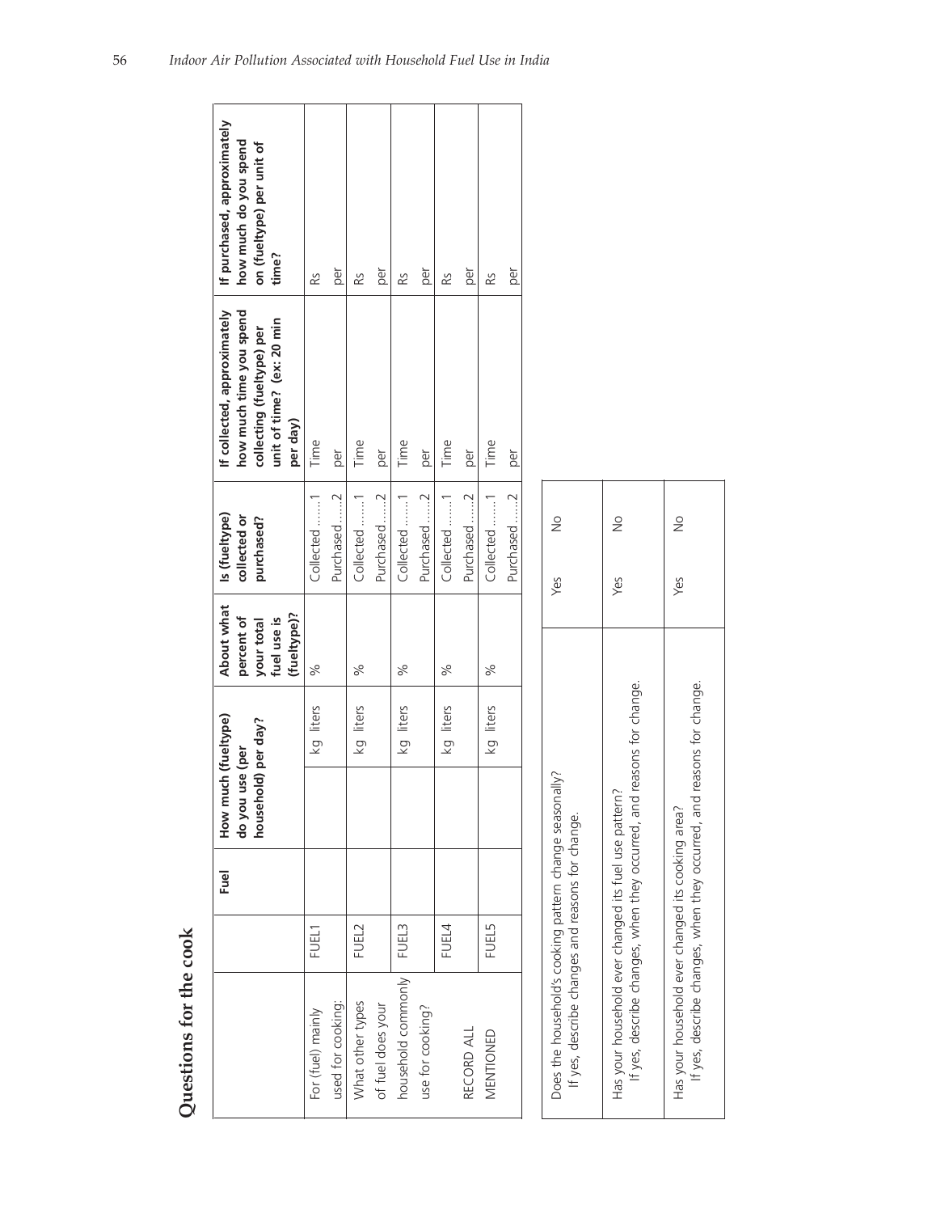# Questions for the cook

| | | Fuel | How much (fueltype) do you use (per household) per day? | | About what percent of your total fuel use is (fueltype)? | Is (fueltype) collected or purchased? | If collected, approximately how much time you spend collecting (fueltype) per unit of time? (ex: 20 min per day) | If purchased, approximately how much do you spend on (fueltype) per unit of time? |
|---|---|---|---|---|---|---|---|---|
| For (fuel) mainly used for cooking: | FUEL1 | | | kg liters | % | Collected .......1<br>Purchased ......2 | Time<br>per | Rs<br>per |
| What other types of fuel does your | FUEL2 | | | kg liters | % | Collected .......1<br>Purchased ......2 | Time<br>per | Rs<br>per |
| household commonly use for cooking? | FUEL3 | | | kg liters | % | Collected .......1<br>Purchased ......2 | Time<br>per | Rs<br>per |
| RECORD ALL | FUEL4 | | | kg liters | % | Collected .......1<br>Purchased ......2 | Time<br>per | Rs<br>per |
| MENTIONED | FUEL5 | | | kg liters | % | Collected .......1<br>Purchased ......2 | Time<br>per | Rs<br>per |

| | | |
|---|---|---|
| Does the household's cooking pattern change seasonally?<br>If yes, describe changes and reasons for change. | Yes | No |
| Has your household ever changed its fuel use pattern?<br>If yes, describe changes, when they occurred, and reasons for change. | Yes | No |
| Has your household ever changed its cooking area?<br>If yes, describe changes, when they occurred, and reasons for change. | Yes | No |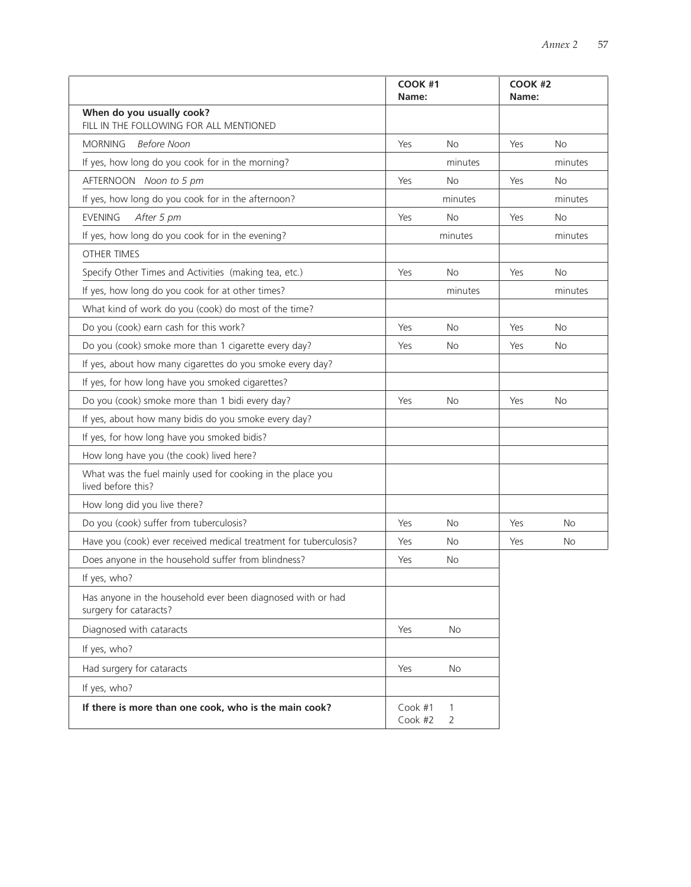| | COOK #1<br>Name: | | COOK #2<br>Name: | |
|---|---|---|---|---|
| **When do you usually cook?**<br>FILL IN THE FOLLOWING FOR ALL MENTIONED | | | | |
| MORNING *Before Noon* | Yes | No | Yes | No |
| If yes, how long do you cook for in the morning? | | minutes | | minutes |
| AFTERNOON *Noon to 5 pm* | Yes | No | Yes | No |
| If yes, how long do you cook for in the afternoon? | | minutes | | minutes |
| EVENING *After 5 pm* | Yes | No | Yes | No |
| If yes, how long do you cook for in the evening? | | minutes | | minutes |
| OTHER TIMES | | | | |
| Specify Other Times and Activities (making tea, etc.) | Yes | No | Yes | No |
| If yes, how long do you cook for at other times? | | minutes | | minutes |
| What kind of work do you (cook) do most of the time? | | | | |
| Do you (cook) earn cash for this work? | Yes | No | Yes | No |
| Do you (cook) smoke more than 1 cigarette every day? | Yes | No | Yes | No |
| If yes, about how many cigarettes do you smoke every day? | | | | |
| If yes, for how long have you smoked cigarettes? | | | | |
| Do you (cook) smoke more than 1 bidi every day? | Yes | No | Yes | No |
| If yes, about how many bidis do you smoke every day? | | | | |
| If yes, for how long have you smoked bidis? | | | | |
| How long have you (the cook) lived here? | | | | |
| What was the fuel mainly used for cooking in the place you lived before this? | | | | |
| How long did you live there? | | | | |
| Do you (cook) suffer from tuberculosis? | Yes | No | Yes | No |
| Have you (cook) ever received medical treatment for tuberculosis? | Yes | No | Yes | No |
| Does anyone in the household suffer from blindness? | Yes | No | | |
| If yes, who? | | | | |
| Has anyone in the household ever been diagnosed with or had surgery for cataracts? | | | | |
| Diagnosed with cataracts | Yes | No | | |
| If yes, who? | | | | |
| Had surgery for cataracts | Yes | No | | |
| If yes, who? | | | | |
| **If there is more than one cook, who is the main cook?** | Cook #1<br>Cook #2 | 1<br>2 | | |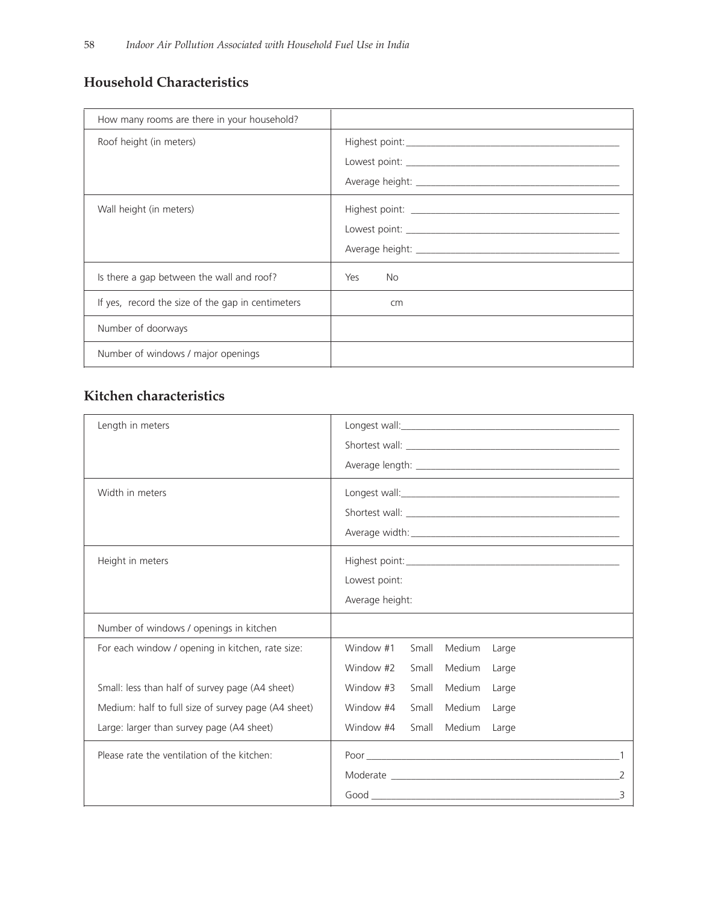## Household Characteristics

| How many rooms are there in your household? | |
|---|---|
| Roof height (in meters) | Highest point: ______<br>Lowest point: ______<br>Average height: ______ |
| Wall height (in meters) | Highest point: ______<br>Lowest point: ______<br>Average height: ______ |
| Is there a gap between the wall and roof? | Yes No |
| If yes, record the size of the gap in centimeters | cm |
| Number of doorways | |
| Number of windows / major openings | |

## Kitchen characteristics

| Length in meters | Longest wall: ______<br>Shortest wall: ______<br>Average length: ______ |
|---|---|
| Width in meters | Longest wall: ______<br>Shortest wall: ______<br>Average width: ______ |
| Height in meters | Highest point: ______<br>Lowest point:<br>Average height: |
| Number of windows / openings in kitchen | |
| For each window / opening in kitchen, rate size:<br><br>Small: less than half of survey page (A4 sheet)<br>Medium: half to full size of survey page (A4 sheet)<br>Large: larger than survey page (A4 sheet) | Window #1 Small Medium Large<br>Window #2 Small Medium Large<br>Window #3 Small Medium Large<br>Window #4 Small Medium Large<br>Window #4 Small Medium Large |
| Please rate the ventilation of the kitchen: | Poor ______ 1<br>Moderate ______ 2<br>Good ______ 3 |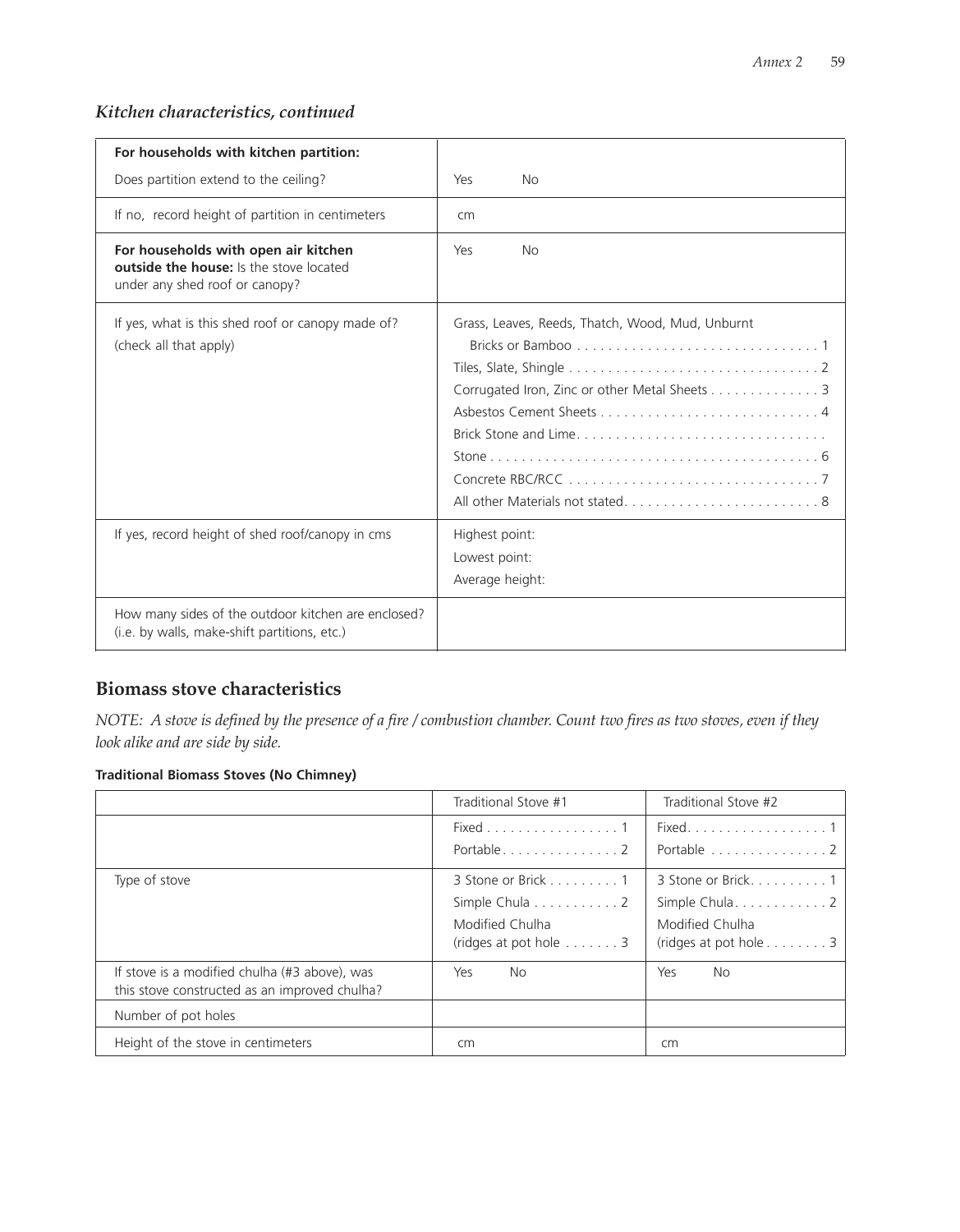### *Kitchen characteristics, continued*

| | |
|---|---|
| **For households with kitchen partition:**<br>Does partition extend to the ceiling? | Yes No |
| If no, record height of partition in centimeters | cm |
| **For households with open air kitchen outside the house:** Is the stove located under any shed roof or canopy? | Yes No |
| If yes, what is this shed roof or canopy made of?<br>(check all that apply) | Grass, Leaves, Reeds, Thatch, Wood, Mud, Unburnt Bricks or Bamboo . . . . . . . . . . . . . . . . . . . . . . . . . . . . . . 1<br>Tiles, Slate, Shingle . . . . . . . . . . . . . . . . . . . . . . . . . . . . . . . 2<br>Corrugated Iron, Zinc or other Metal Sheets . . . . . . . . . . . . . 3<br>Asbestos Cement Sheets . . . . . . . . . . . . . . . . . . . . . . . . . . . 4<br>Brick Stone and Lime. . . . . . . . . . . . . . . . . . . . . . . . . . . . . . .<br>Stone . . . . . . . . . . . . . . . . . . . . . . . . . . . . . . . . . . . . . . . . . 6<br>Concrete RBC/RCC . . . . . . . . . . . . . . . . . . . . . . . . . . . . . . . 7<br>All other Materials not stated. . . . . . . . . . . . . . . . . . . . . . . . 8 |
| If yes, record height of shed roof/canopy in cms | Highest point:<br>Lowest point:<br>Average height: |
| How many sides of the outdoor kitchen are enclosed? (i.e. by walls, make-shift partitions, etc.) | |

## Biomass stove characteristics

*NOTE: A stove is defined by the presence of a fire / combustion chamber. Count two fires as two stoves, even if they look alike and are side by side.*

**Traditional Biomass Stoves (No Chimney)**

| | Traditional Stove #1 | Traditional Stove #2 |
|---|---|---|
| | Fixed . . . . . . . . . . . . . . . . . 1<br>Portable. . . . . . . . . . . . . . . 2 | Fixed. . . . . . . . . . . . . . . . . . 1<br>Portable . . . . . . . . . . . . . . . 2 |
| Type of stove | 3 Stone or Brick . . . . . . . . . 1<br>Simple Chula . . . . . . . . . . . 2<br>Modified Chulha<br>(ridges at pot hole . . . . . . . 3 | 3 Stone or Brick. . . . . . . . . . 1<br>Simple Chula. . . . . . . . . . . . 2<br>Modified Chulha<br>(ridges at pot hole . . . . . . . . 3 |
| If stove is a modified chulha (#3 above), was this stove constructed as an improved chulha? | Yes No | Yes No |
| Number of pot holes | | |
| Height of the stove in centimeters | cm | cm |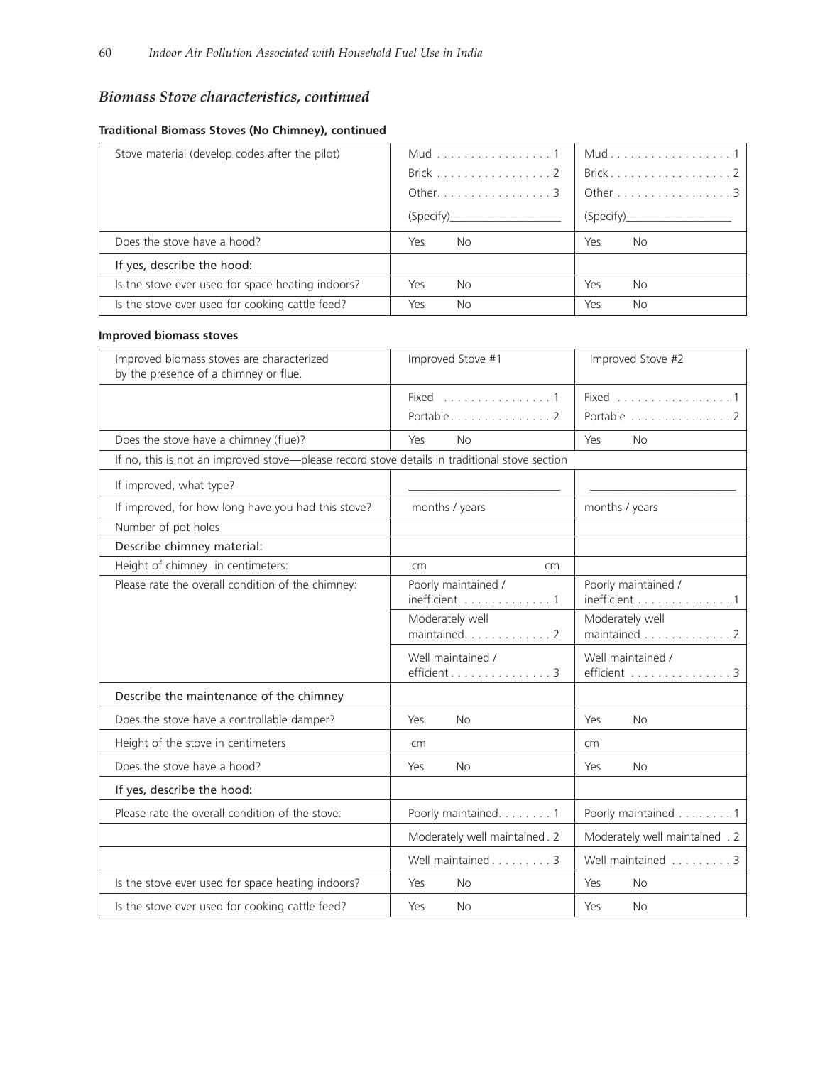## *Biomass Stove characteristics, continued*

### Traditional Biomass Stoves (No Chimney), continued

| | | |
|---|---|---|
| Stove material (develop codes after the pilot) | Mud . . . . . . . . . . . . . . . . . 1<br>Brick . . . . . . . . . . . . . . . . . 2<br>Other. . . . . . . . . . . . . . . . . 3<br>(Specify)\_\_\_\_\_\_\_\_\_\_\_\_\_\_\_\_\_\_ | Mud . . . . . . . . . . . . . . . . . . 1<br>Brick . . . . . . . . . . . . . . . . . . 2<br>Other . . . . . . . . . . . . . . . . . 3<br>(Specify)\_\_\_\_\_\_\_\_\_\_\_\_\_\_\_\_\_\_ |
| Does the stove have a hood? | Yes No | Yes No |
| If yes, describe the hood: | | |
| Is the stove ever used for space heating indoors? | Yes No | Yes No |
| Is the stove ever used for cooking cattle feed? | Yes No | Yes No |

### Improved biomass stoves

| Improved biomass stoves are characterized by the presence of a chimney or flue. | Improved Stove #1 | Improved Stove #2 |
|---|---|---|
| | Fixed . . . . . . . . . . . . . . . . 1<br>Portable. . . . . . . . . . . . . . . 2 | Fixed . . . . . . . . . . . . . . . . . 1<br>Portable . . . . . . . . . . . . . . . 2 |
| Does the stove have a chimney (flue)? | Yes No | Yes No |
| If no, this is not an improved stove—please record stove details in traditional stove section | | |
| If improved, what type? | \_\_\_\_\_\_\_\_\_\_\_\_\_\_\_\_\_\_\_\_\_\_\_\_ | \_\_\_\_\_\_\_\_\_\_\_\_\_\_\_\_\_\_\_\_\_\_\_\_ |
| If improved, for how long have you had this stove? | months / years | months / years |
| Number of pot holes | | |
| Describe chimney material: | | |
| Height of chimney in centimeters: | cm cm | |
| Please rate the overall condition of the chimney: | Poorly maintained / inefficient. . . . . . . . . . . . . . 1<br>Moderately well maintained. . . . . . . . . . . . . 2<br>Well maintained / efficient . . . . . . . . . . . . . . . 3 | Poorly maintained / inefficient . . . . . . . . . . . . . . 1<br>Moderately well maintained . . . . . . . . . . . . . 2<br>Well maintained / efficient . . . . . . . . . . . . . . . 3 |
| Describe the maintenance of the chimney | | |
| Does the stove have a controllable damper? | Yes No | Yes No |
| Height of the stove in centimeters | cm | cm |
| Does the stove have a hood? | Yes No | Yes No |
| If yes, describe the hood: | | |
| Please rate the overall condition of the stove: | Poorly maintained. . . . . . . . 1 | Poorly maintained . . . . . . . . 1 |
| | Moderately well maintained . 2 | Moderately well maintained . 2 |
| | Well maintained . . . . . . . . . 3 | Well maintained . . . . . . . . . 3 |
| Is the stove ever used for space heating indoors? | Yes No | Yes No |
| Is the stove ever used for cooking cattle feed? | Yes No | Yes No |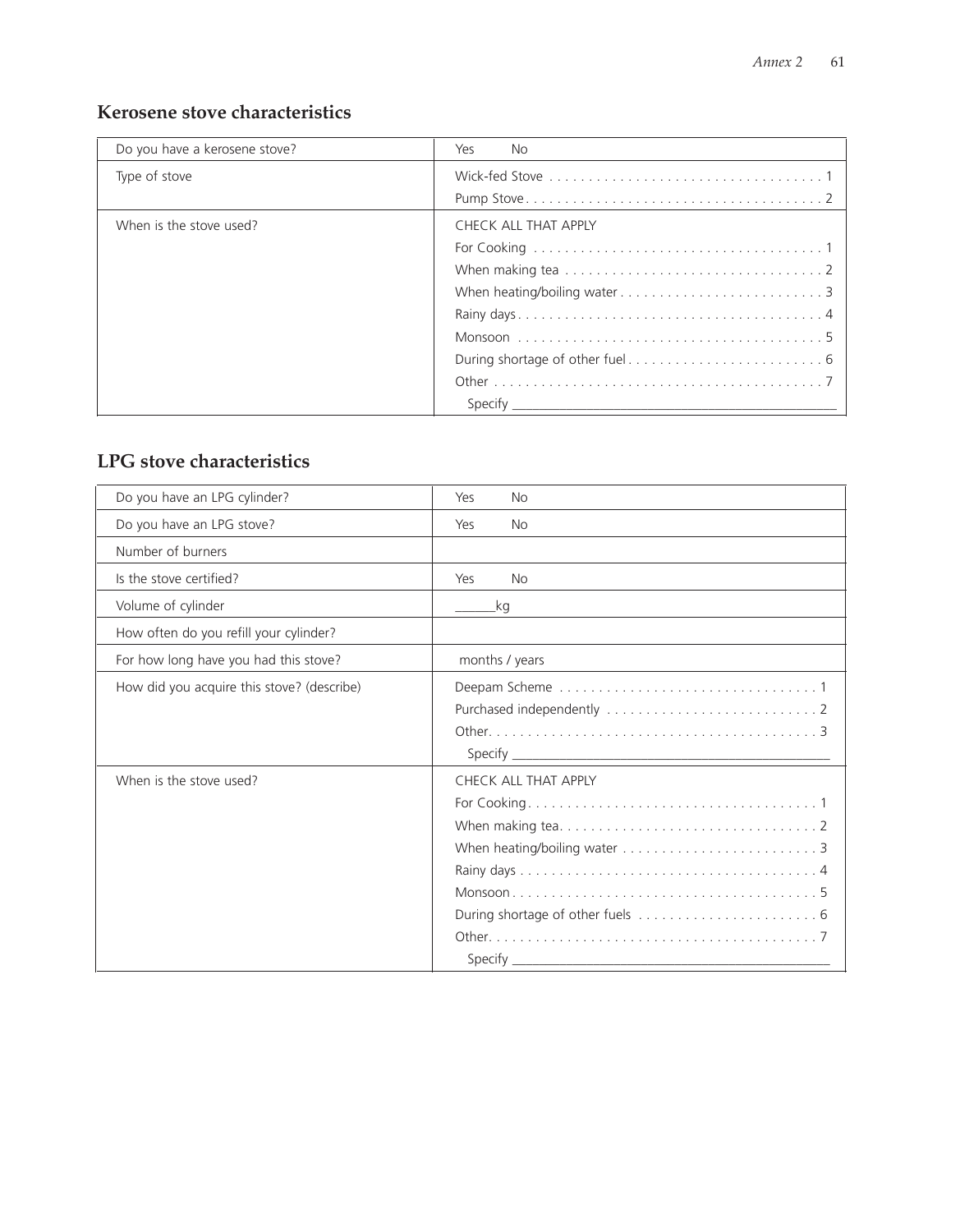## Kerosene stove characteristics

| | |
|---|---|
| Do you have a kerosene stove? | Yes No |
| Type of stove | Wick-fed Stove . . . . . . . . . . . . . . . . . . . . . . . . . . . . . . . . . . 1<br>Pump Stove . . . . . . . . . . . . . . . . . . . . . . . . . . . . . . . . . . . . . 2 |
| When is the stove used? | CHECK ALL THAT APPLY<br>For Cooking . . . . . . . . . . . . . . . . . . . . . . . . . . . . . . . . . . . . 1<br>When making tea . . . . . . . . . . . . . . . . . . . . . . . . . . . . . . . . 2<br>When heating/boiling water . . . . . . . . . . . . . . . . . . . . . . . . . 3<br>Rainy days . . . . . . . . . . . . . . . . . . . . . . . . . . . . . . . . . . . . . 4<br>Monsoon . . . . . . . . . . . . . . . . . . . . . . . . . . . . . . . . . . . . . . 5<br>During shortage of other fuel . . . . . . . . . . . . . . . . . . . . . . . . 6<br>Other . . . . . . . . . . . . . . . . . . . . . . . . . . . . . . . . . . . . . . . . . 7<br>Specify ___________________________ |

## LPG stove characteristics

| | |
|---|---|
| Do you have an LPG cylinder? | Yes No |
| Do you have an LPG stove? | Yes No |
| Number of burners | |
| Is the stove certified? | Yes No |
| Volume of cylinder | ______kg |
| How often do you refill your cylinder? | |
| For how long have you had this stove? | months / years |
| How did you acquire this stove? (describe) | Deepam Scheme . . . . . . . . . . . . . . . . . . . . . . . . . . . . . . . . 1<br>Purchased independently . . . . . . . . . . . . . . . . . . . . . . . . . . 2<br>Other. . . . . . . . . . . . . . . . . . . . . . . . . . . . . . . . . . . . . . . . . 3<br>Specify ___________________________ |
| When is the stove used? | CHECK ALL THAT APPLY<br>For Cooking. . . . . . . . . . . . . . . . . . . . . . . . . . . . . . . . . . . . 1<br>When making tea. . . . . . . . . . . . . . . . . . . . . . . . . . . . . . . . 2<br>When heating/boiling water . . . . . . . . . . . . . . . . . . . . . . . . 3<br>Rainy days . . . . . . . . . . . . . . . . . . . . . . . . . . . . . . . . . . . . . 4<br>Monsoon. . . . . . . . . . . . . . . . . . . . . . . . . . . . . . . . . . . . . . 5<br>During shortage of other fuels . . . . . . . . . . . . . . . . . . . . . . 6<br>Other. . . . . . . . . . . . . . . . . . . . . . . . . . . . . . . . . . . . . . . . . 7<br>Specify ___________________________ |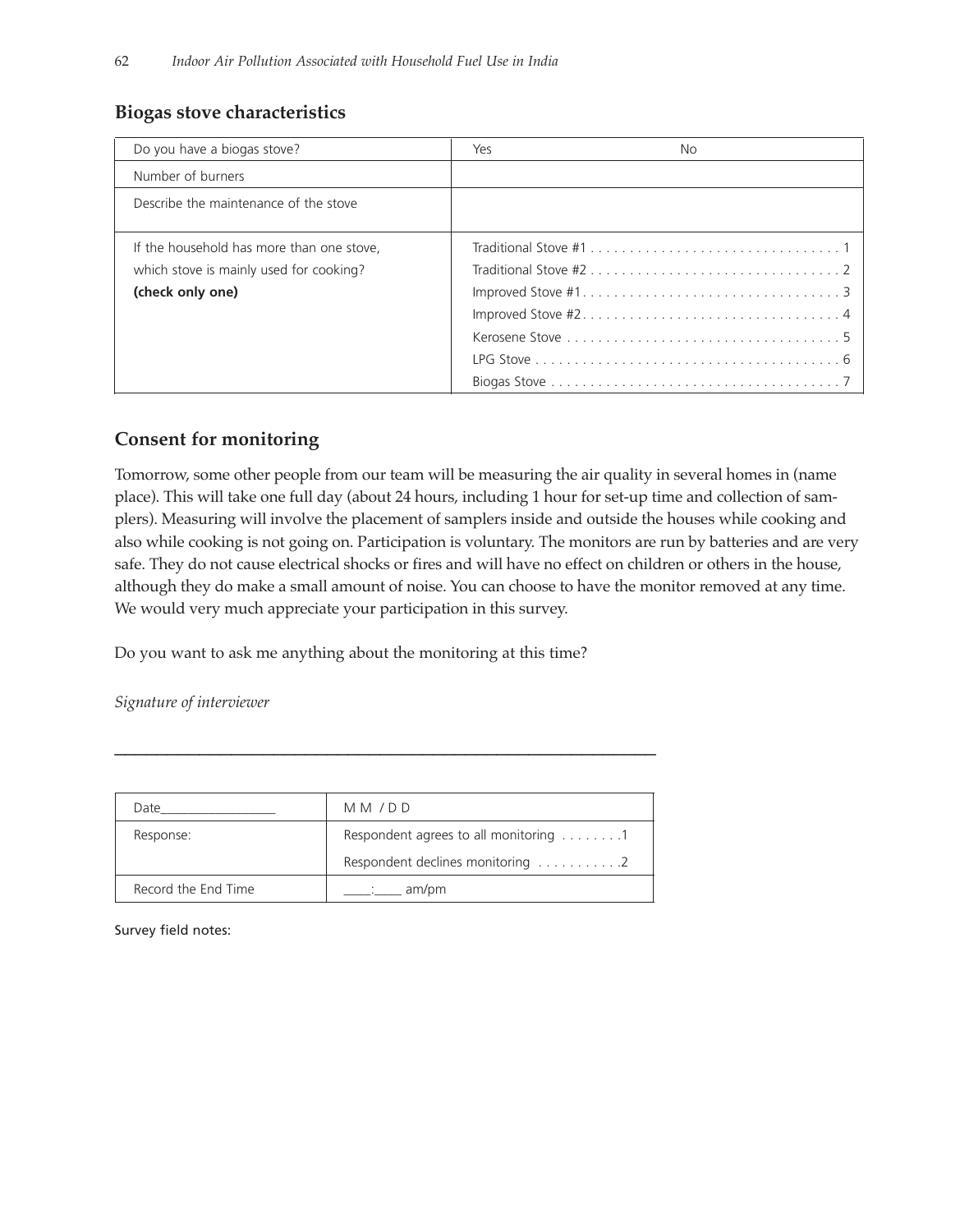## Biogas stove characteristics

| | | |
|---|---|---|
| Do you have a biogas stove? | Yes | No |
| Number of burners | | |
| Describe the maintenance of the stove | | |
| If the household has more than one stove, which stove is mainly used for cooking? **(check only one)** | Traditional Stove #1 . . . . . . . . . . . . . . . . . . . . . . . . . . . . . . . . 1<br>Traditional Stove #2 . . . . . . . . . . . . . . . . . . . . . . . . . . . . . . . . 2<br>Improved Stove #1 . . . . . . . . . . . . . . . . . . . . . . . . . . . . . . . . 3<br>Improved Stove #2 . . . . . . . . . . . . . . . . . . . . . . . . . . . . . . . . 4<br>Kerosene Stove . . . . . . . . . . . . . . . . . . . . . . . . . . . . . . . . . . 5<br>LPG Stove . . . . . . . . . . . . . . . . . . . . . . . . . . . . . . . . . . . . . . 6<br>Biogas Stove . . . . . . . . . . . . . . . . . . . . . . . . . . . . . . . . . . . . 7 | |

## Consent for monitoring

Tomorrow, some other people from our team will be measuring the air quality in several homes in (name place). This will take one full day (about 24 hours, including 1 hour for set-up time and collection of samplers). Measuring will involve the placement of samplers inside and outside the houses while cooking and also while cooking is not going on. Participation is voluntary. The monitors are run by batteries and are very safe. They do not cause electrical shocks or fires and will have no effect on children or others in the house, although they do make a small amount of noise. You can choose to have the monitor removed at any time. We would very much appreciate your participation in this survey.

Do you want to ask me anything about the monitoring at this time?

*Signature of interviewer*

\_\_\_\_\_\_\_\_\_\_\_\_\_\_\_\_\_\_\_\_\_\_\_\_\_\_\_\_\_\_\_\_\_\_\_\_\_\_\_\_\_\_\_\_\_\_\_\_\_\_\_\_\_\_\_\_

| Date\_\_\_\_\_\_\_\_\_\_\_\_\_\_\_\_ | M M / D D |
|---|---|
| Response: | Respondent agrees to all monitoring . . . . . . . .1 |
| | Respondent declines monitoring . . . . . . . . . . .2 |
| Record the End Time | \_\_\_\_:\_\_\_\_ am/pm |

Survey field notes: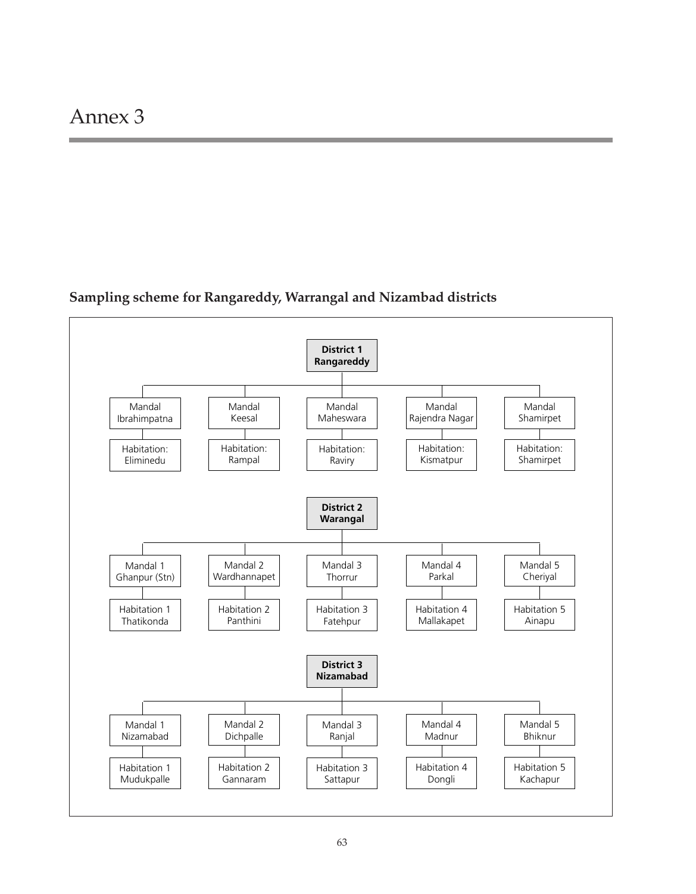# Annex 3

## Sampling scheme for Rangareddy, Warrangal and Nizambad districts

**District 1 Rangareddy**

| Mandal | Habitation |
| --- | --- |
| Mandal Ibrahimpatna | Habitation: Eliminedu |
| Mandal Keesal | Habitation: Rampal |
| Mandal Maheswara | Habitation: Raviry |
| Mandal Rajendra Nagar | Habitation: Kismatpur |
| Mandal Shamirpet | Habitation: Shamirpet |

**District 2 Warangal**

| Mandal | Habitation |
| --- | --- |
| Mandal 1 Ghanpur (Stn) | Habitation 1 Thatikonda |
| Mandal 2 Wardhannapet | Habitation 2 Panthini |
| Mandal 3 Thorrur | Habitation 3 Fatehpur |
| Mandal 4 Parkal | Habitation 4 Mallakapet |
| Mandal 5 Cheriyal | Habitation 5 Ainapu |

**District 3 Nizamabad**

| Mandal | Habitation |
| --- | --- |
| Mandal 1 Nizamabad | Habitation 1 Mudukpalle |
| Mandal 2 Dichpalle | Habitation 2 Gannaram |
| Mandal 3 Ranjal | Habitation 3 Sattapur |
| Mandal 4 Madnur | Habitation 4 Dongli |
| Mandal 5 Bhiknur | Habitation 5 Kachapur |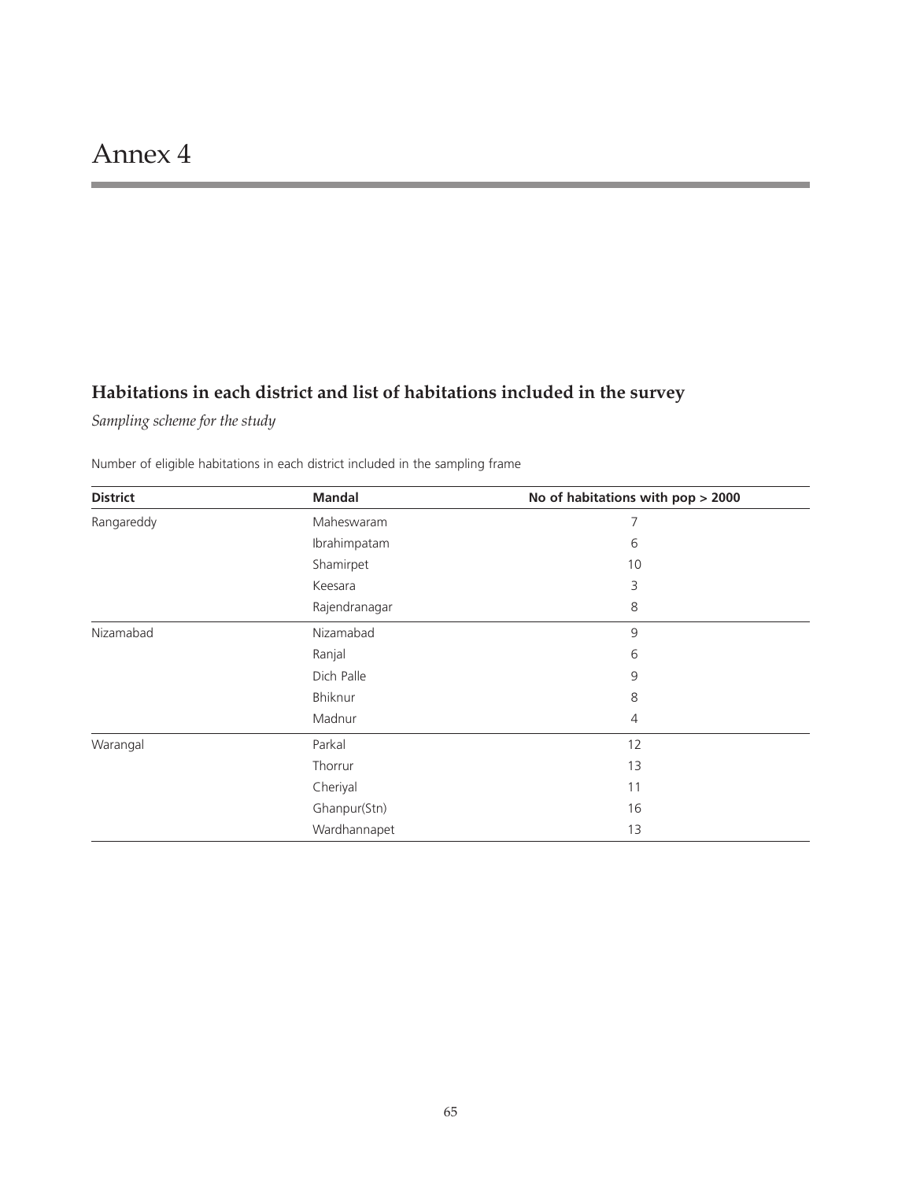# Annex 4

## Habitations in each district and list of habitations included in the survey

*Sampling scheme for the study*

Number of eligible habitations in each district included in the sampling frame

| District | Mandal | No of habitations with pop > 2000 |
|---|---|---|
| Rangareddy | Maheswaram | 7 |
| | Ibrahimpatam | 6 |
| | Shamirpet | 10 |
| | Keesara | 3 |
| | Rajendranagar | 8 |
| Nizamabad | Nizamabad | 9 |
| | Ranjal | 6 |
| | Dich Palle | 9 |
| | Bhiknur | 8 |
| | Madnur | 4 |
| Warangal | Parkal | 12 |
| | Thorrur | 13 |
| | Cheriyal | 11 |
| | Ghanpur(Stn) | 16 |
| | Wardhannapet | 13 |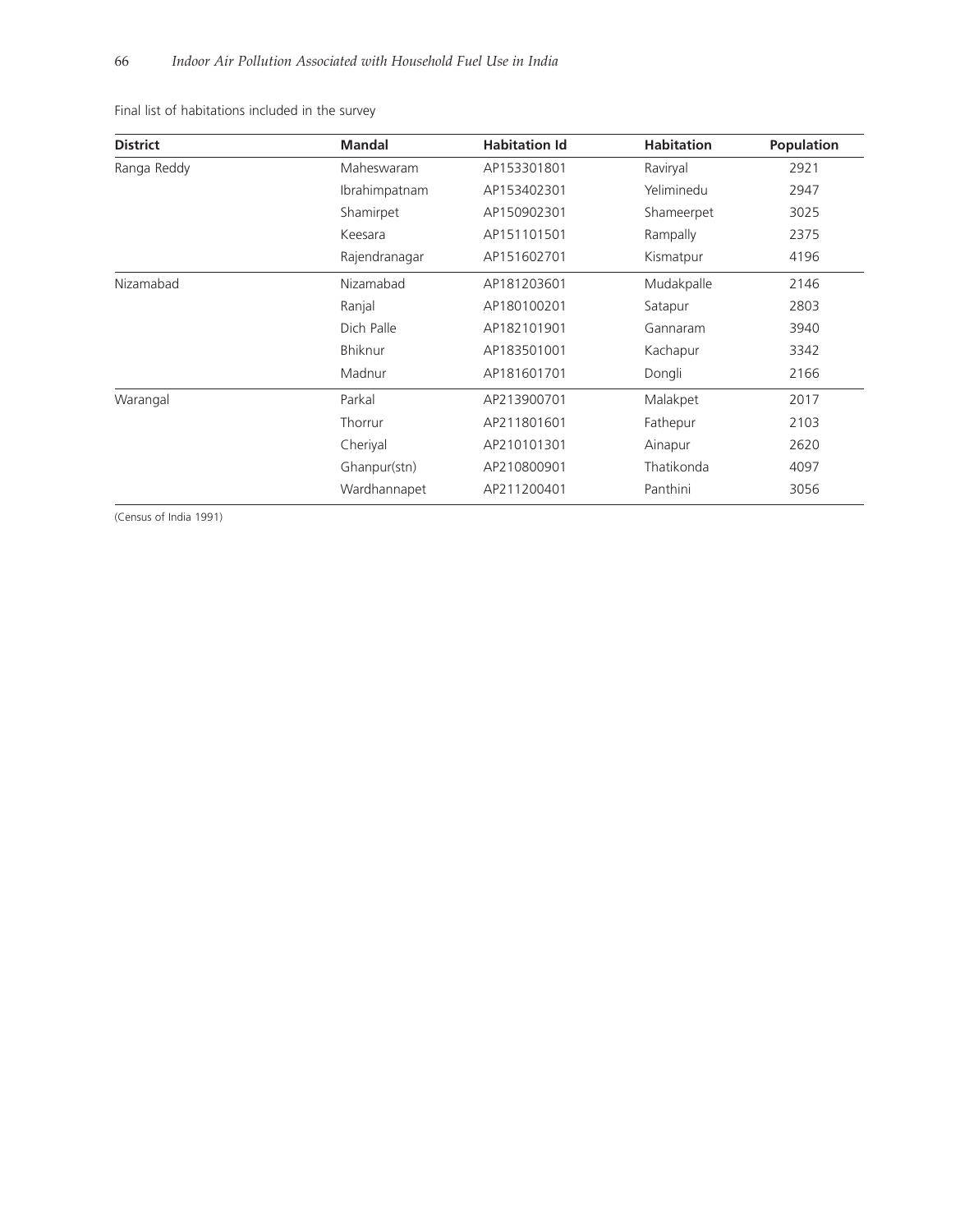Final list of habitations included in the survey

| District | Mandal | Habitation Id | Habitation | Population |
|---|---|---|---|---|
| Ranga Reddy | Maheswaram | AP153301801 | Raviryal | 2921 |
| | Ibrahimpatnam | AP153402301 | Yeliminedu | 2947 |
| | Shamirpet | AP150902301 | Shameerpet | 3025 |
| | Keesara | AP151101501 | Rampally | 2375 |
| | Rajendranagar | AP151602701 | Kismatpur | 4196 |
| Nizamabad | Nizamabad | AP181203601 | Mudakpalle | 2146 |
| | Ranjal | AP180100201 | Satapur | 2803 |
| | Dich Palle | AP182101901 | Gannaram | 3940 |
| | Bhiknur | AP183501001 | Kachapur | 3342 |
| | Madnur | AP181601701 | Dongli | 2166 |
| Warangal | Parkal | AP213900701 | Malakpet | 2017 |
| | Thorrur | AP211801601 | Fathepur | 2103 |
| | Cheriyal | AP210101301 | Ainapur | 2620 |
| | Ghanpur(stn) | AP210800901 | Thatikonda | 4097 |
| | Wardhannapet | AP211200401 | Panthini | 3056 |

(Census of India 1991)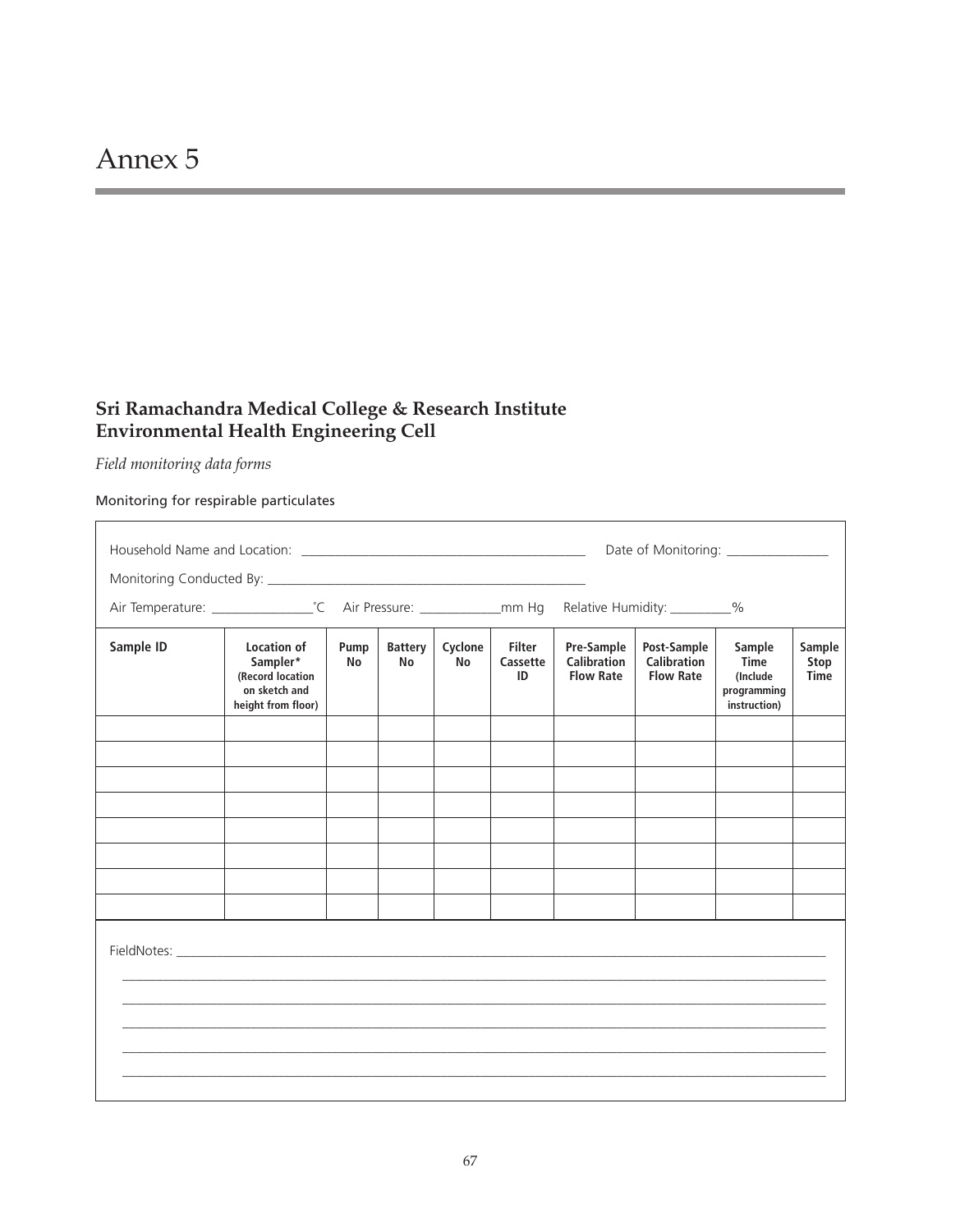# Annex 5

## Sri Ramachandra Medical College & Research Institute
## Environmental Health Engineering Cell

*Field monitoring data forms*

Monitoring for respirable particulates

Household Name and Location: ___________________________________________ Date of Monitoring: _______________

Monitoring Conducted By: _______________________________________________

Air Temperature: _______________˚C Air Pressure: ____________mm Hg Relative Humidity: _________%

| Sample ID | Location of Sampler* (Record location on sketch and height from floor) | Pump No | Battery No | Cyclone No | Filter Cassette ID | Pre-Sample Calibration Flow Rate | Post-Sample Calibration Flow Rate | Sample Time (Include programming instruction) | Sample Stop Time |
|---|---|---|---|---|---|---|---|---|---|
| | | | | | | | | | |
| | | | | | | | | | |
| | | | | | | | | | |
| | | | | | | | | | |
| | | | | | | | | | |
| | | | | | | | | | |
| | | | | | | | | | |
| | | | | | | | | | |

FieldNotes: ___________________________________________________________________________________________

___________________________________________________________________________________________

___________________________________________________________________________________________

___________________________________________________________________________________________

___________________________________________________________________________________________

___________________________________________________________________________________________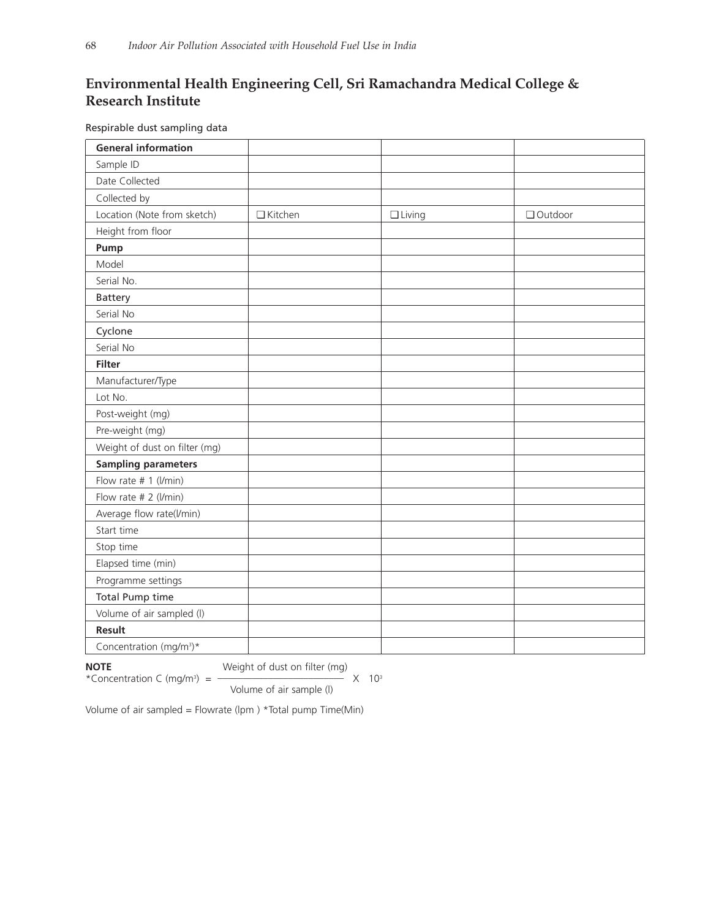## Environmental Health Engineering Cell, Sri Ramachandra Medical College & Research Institute

Respirable dust sampling data

| **General information** | | | |
|---|---|---|---|
| Sample ID | | | |
| Date Collected | | | |
| Collected by | | | |
| Location (Note from sketch) | ❑ Kitchen | ❑ Living | ❑ Outdoor |
| Height from floor | | | |
| **Pump** | | | |
| Model | | | |
| Serial No. | | | |
| **Battery** | | | |
| Serial No | | | |
| **Cyclone** | | | |
| Serial No | | | |
| **Filter** | | | |
| Manufacturer/Type | | | |
| Lot No. | | | |
| Post-weight (mg) | | | |
| Pre-weight (mg) | | | |
| Weight of dust on filter (mg) | | | |
| **Sampling parameters** | | | |
| Flow rate # 1 (l/min) | | | |
| Flow rate # 2 (l/min) | | | |
| Average flow rate(l/min) | | | |
| Start time | | | |
| Stop time | | | |
| Elapsed time (min) | | | |
| Programme settings | | | |
| **Total Pump time** | | | |
| Volume of air sampled (l) | | | |
| **Result** | | | |
| Concentration ($mg/m^3$)* | | | |

**NOTE**

$$\text{*Concentration C } (mg/m^3) = \frac{\text{Weight of dust on filter (mg)}}{\text{Volume of air sample (l)}} \times 10^3$$

Volume of air sampled = Flowrate (lpm ) *Total pump Time(Min)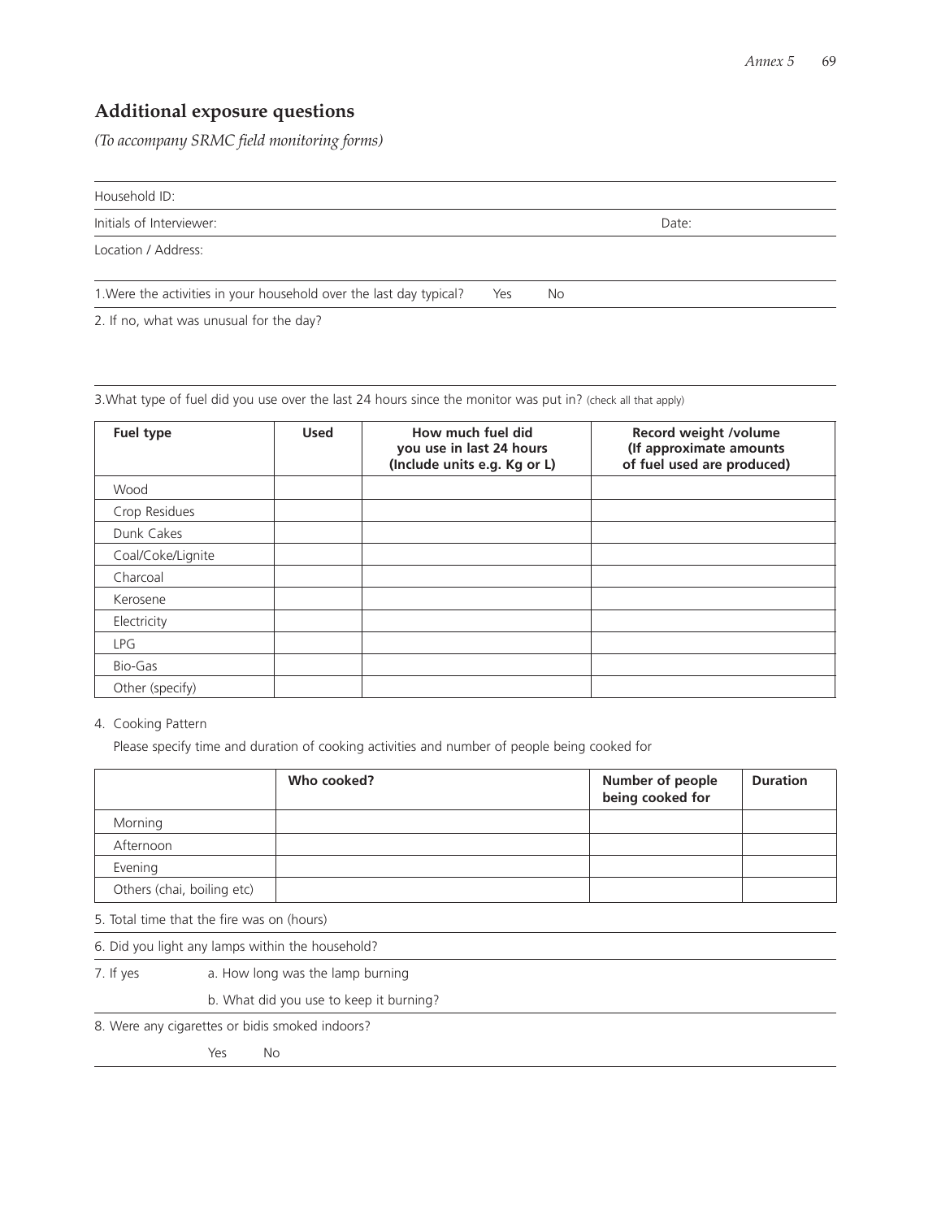## Additional exposure questions

*(To accompany SRMC field monitoring forms)*

Household ID:

Initials of Interviewer: Date:

Location / Address:

1.Were the activities in your household over the last day typical? Yes No

2. If no, what was unusual for the day?

3.What type of fuel did you use over the last 24 hours since the monitor was put in? (check all that apply)

| Fuel type | Used | How much fuel did you use in last 24 hours (Include units e.g. Kg or L) | Record weight /volume (If approximate amounts of fuel used are produced) |
|---|---|---|---|
| Wood | | | |
| Crop Residues | | | |
| Dunk Cakes | | | |
| Coal/Coke/Lignite | | | |
| Charcoal | | | |
| Kerosene | | | |
| Electricity | | | |
| LPG | | | |
| Bio-Gas | | | |
| Other (specify) | | | |

4. Cooking Pattern

Please specify time and duration of cooking activities and number of people being cooked for

| | Who cooked? | Number of people being cooked for | Duration |
|---|---|---|---|
| Morning | | | |
| Afternoon | | | |
| Evening | | | |
| Others (chai, boiling etc) | | | |

5. Total time that the fire was on (hours)

6. Did you light any lamps within the household?

7. If yes a. How long was the lamp burning

b. What did you use to keep it burning?

8. Were any cigarettes or bidis smoked indoors?

Yes No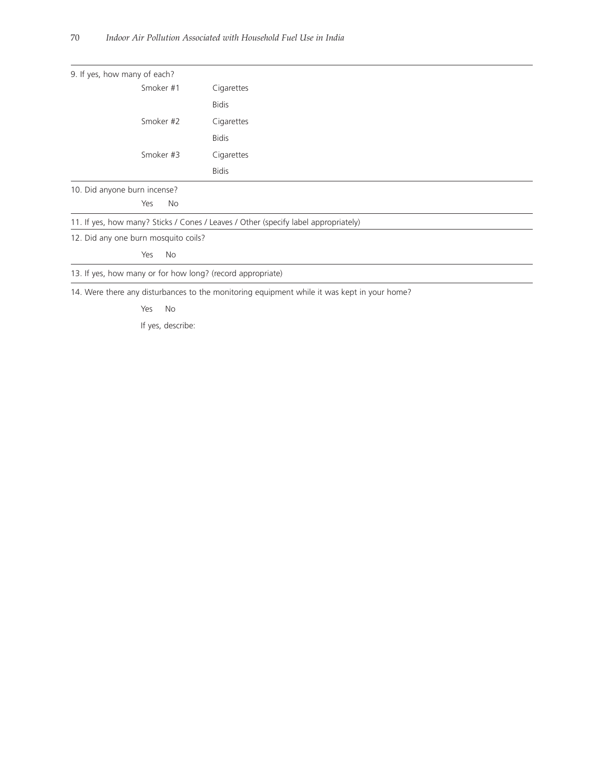9. If yes, how many of each?

| | |
|---|---|
| Smoker #1 | Cigarettes |
| | Bidis |
| Smoker #2 | Cigarettes |
| | Bidis |
| Smoker #3 | Cigarettes |
| | Bidis |

10. Did anyone burn incense?

Yes No

11. If yes, how many? Sticks / Cones / Leaves / Other (specify label appropriately)

12. Did any one burn mosquito coils?

Yes No

13. If yes, how many or for how long? (record appropriate)

14. Were there any disturbances to the monitoring equipment while it was kept in your home?

Yes No

If yes, describe: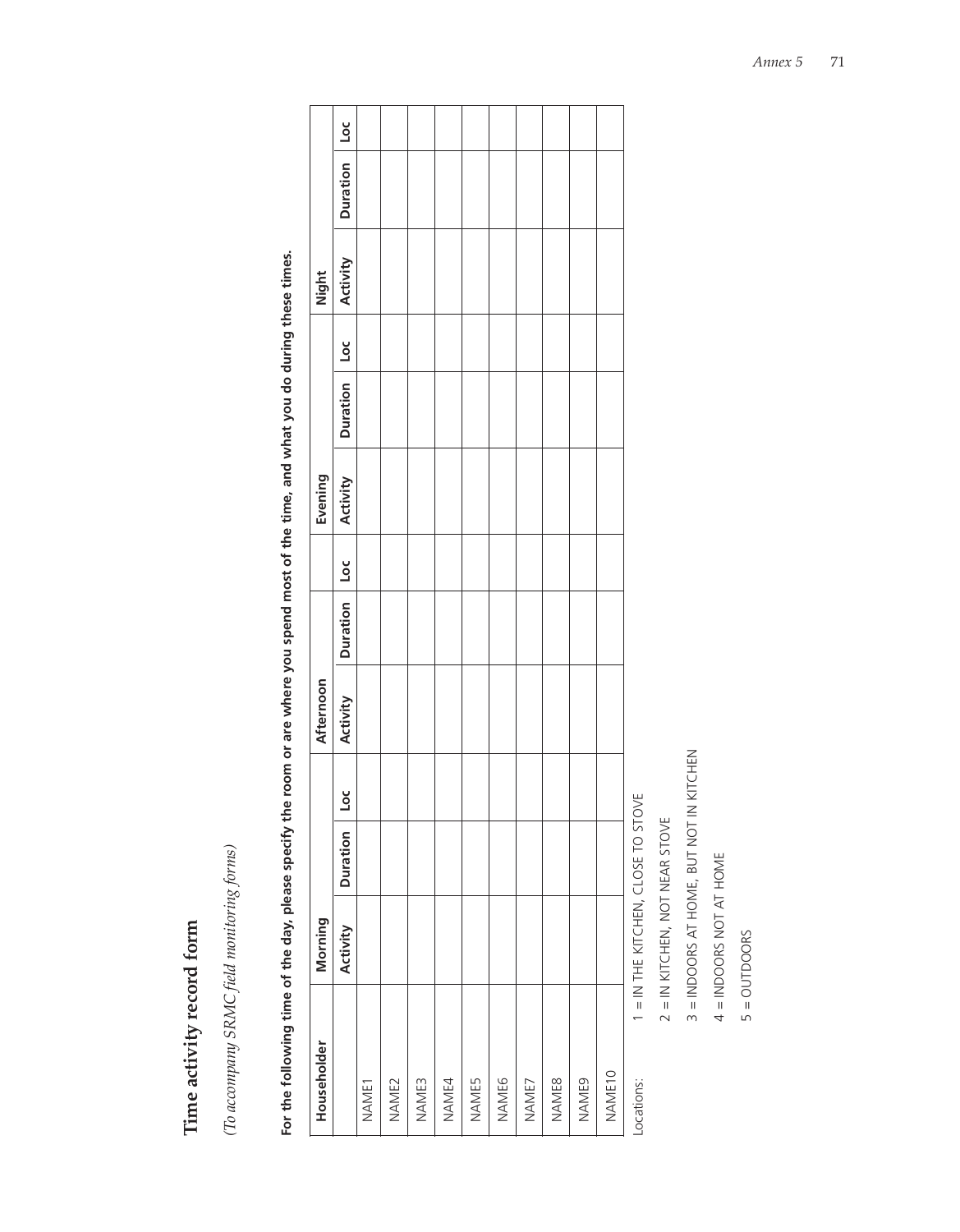## Time activity record form

*(To accompany SRMC field monitoring forms)*

**For the following time of the day, please specify the room or are where you spend most of the time, and what you do during these times.**

| Householder | Morning | | | Afternoon | | | Evening | | | Night | | |
|---|---|---|---|---|---|---|---|---|---|---|---|---|
| | Activity | Duration | Loc | Activity | Duration | Loc | Activity | Duration | Loc | Activity | Duration | Loc |
| NAME1 | | | | | | | | | | | | |
| NAME2 | | | | | | | | | | | | |
| NAME3 | | | | | | | | | | | | |
| NAME4 | | | | | | | | | | | | |
| NAME5 | | | | | | | | | | | | |
| NAME6 | | | | | | | | | | | | |
| NAME7 | | | | | | | | | | | | |
| NAME8 | | | | | | | | | | | | |
| NAME9 | | | | | | | | | | | | |
| NAME10 | | | | | | | | | | | | |

Locations:

1 = IN THE KITCHEN, CLOSE TO STOVE

2 = IN KITCHEN, NOT NEAR STOVE

3 = INDOORS AT HOME, BUT NOT IN KITCHEN

4 = INDOORS NOT AT HOME

5 = OUTDOORS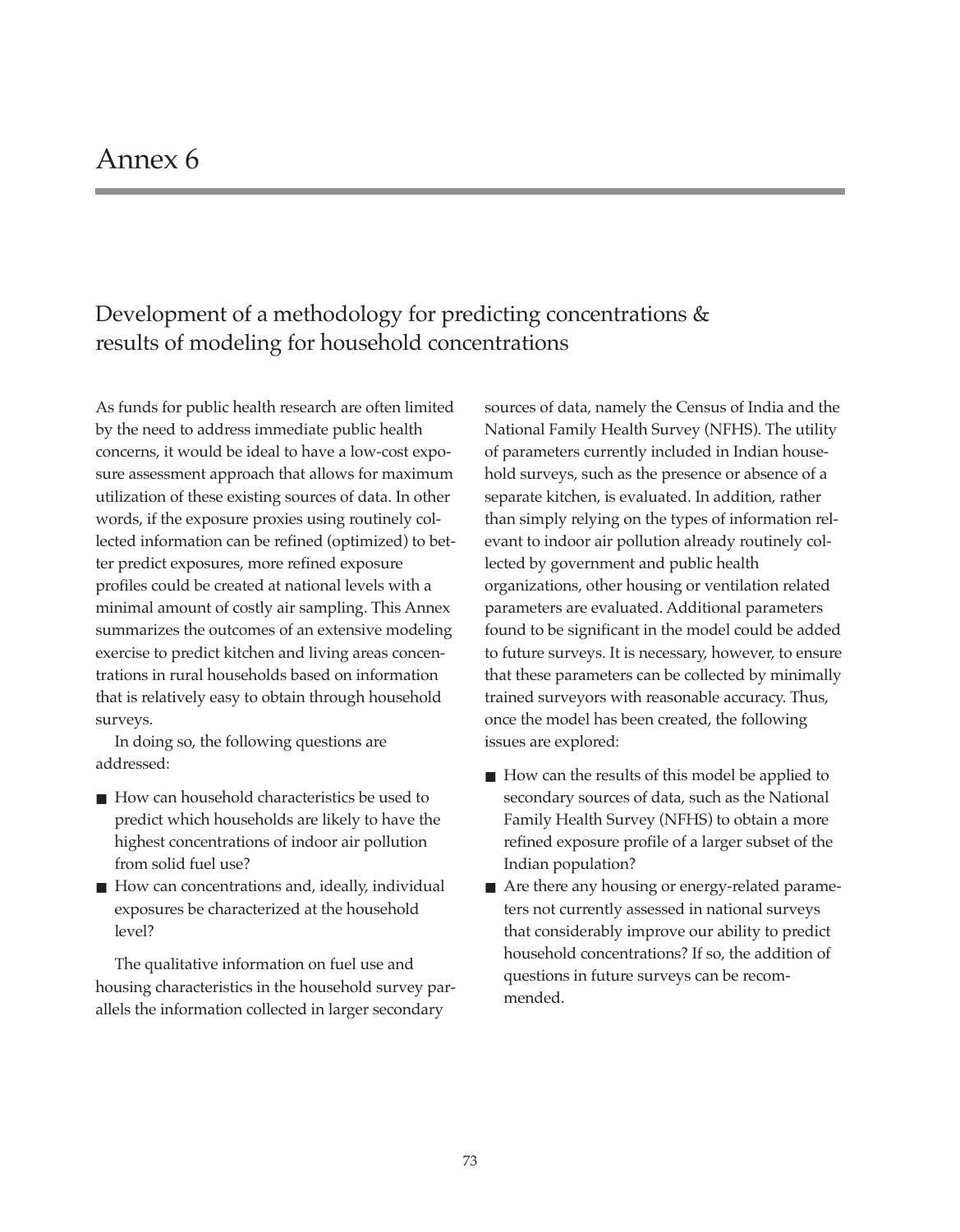# Annex 6

## Development of a methodology for predicting concentrations & results of modeling for household concentrations

As funds for public health research are often limited by the need to address immediate public health concerns, it would be ideal to have a low-cost exposure assessment approach that allows for maximum utilization of these existing sources of data. In other words, if the exposure proxies using routinely collected information can be refined (optimized) to better predict exposures, more refined exposure profiles could be created at national levels with a minimal amount of costly air sampling. This Annex summarizes the outcomes of an extensive modeling exercise to predict kitchen and living areas concentrations in rural households based on information that is relatively easy to obtain through household surveys.

In doing so, the following questions are addressed:

- How can household characteristics be used to predict which households are likely to have the highest concentrations of indoor air pollution from solid fuel use?
- How can concentrations and, ideally, individual exposures be characterized at the household level?

The qualitative information on fuel use and housing characteristics in the household survey parallels the information collected in larger secondary sources of data, namely the Census of India and the National Family Health Survey (NFHS). The utility of parameters currently included in Indian household surveys, such as the presence or absence of a separate kitchen, is evaluated. In addition, rather than simply relying on the types of information relevant to indoor air pollution already routinely collected by government and public health organizations, other housing or ventilation related parameters are evaluated. Additional parameters found to be significant in the model could be added to future surveys. It is necessary, however, to ensure that these parameters can be collected by minimally trained surveyors with reasonable accuracy. Thus, once the model has been created, the following issues are explored:

- How can the results of this model be applied to secondary sources of data, such as the National Family Health Survey (NFHS) to obtain a more refined exposure profile of a larger subset of the Indian population?
- Are there any housing or energy-related parameters not currently assessed in national surveys that considerably improve our ability to predict household concentrations? If so, the addition of questions in future surveys can be recommended.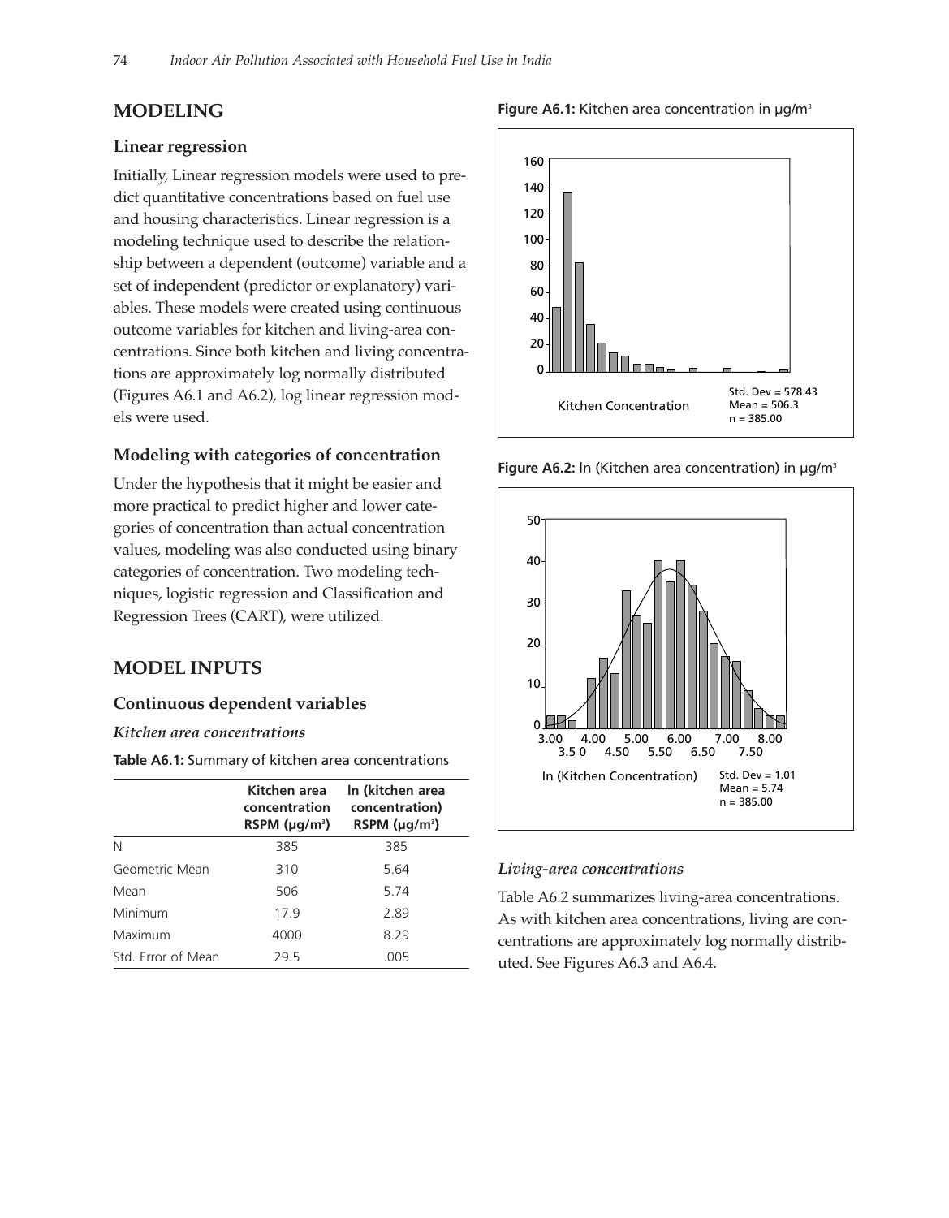## MODELING

### Linear regression

Initially, Linear regression models were used to predict quantitative concentrations based on fuel use and housing characteristics. Linear regression is a modeling technique used to describe the relationship between a dependent (outcome) variable and a set of independent (predictor or explanatory) variables. These models were created using continuous outcome variables for kitchen and living-area concentrations. Since both kitchen and living concentrations are approximately log normally distributed (Figures A6.1 and A6.2), log linear regression models were used.

### Modeling with categories of concentration

Under the hypothesis that it might be easier and more practical to predict higher and lower categories of concentration than actual concentration values, modeling was also conducted using binary categories of concentration. Two modeling techniques, logistic regression and Classification and Regression Trees (CART), were utilized.

## MODEL INPUTS

### Continuous dependent variables

#### *Kitchen area concentrations*

**Table A6.1:** Summary of kitchen area concentrations

| | Kitchen area concentration RSPM (μg/m$^3$) | ln (kitchen area concentration) RSPM (μg/m$^3$) |
|---|---|---|
| N | 385 | 385 |
| Geometric Mean | 310 | 5.64 |
| Mean | 506 | 5.74 |
| Minimum | 17.9 | 2.89 |
| Maximum | 4000 | 8.29 |
| Std. Error of Mean | 29.5 | .005 |

**Figure A6.1:** Kitchen area concentration in μg/m$^3$

Kitchen Concentration — Std. Dev = 578.43, Mean = 506.3, n = 385.00

**Figure A6.2:** ln (Kitchen area concentration) in μg/m$^3$

ln (Kitchen Concentration) — Std. Dev = 1.01, Mean = 5.74, n = 385.00

#### *Living-area concentrations*

Table A6.2 summarizes living-area concentrations. As with kitchen area concentrations, living are concentrations are approximately log normally distributed. See Figures A6.3 and A6.4.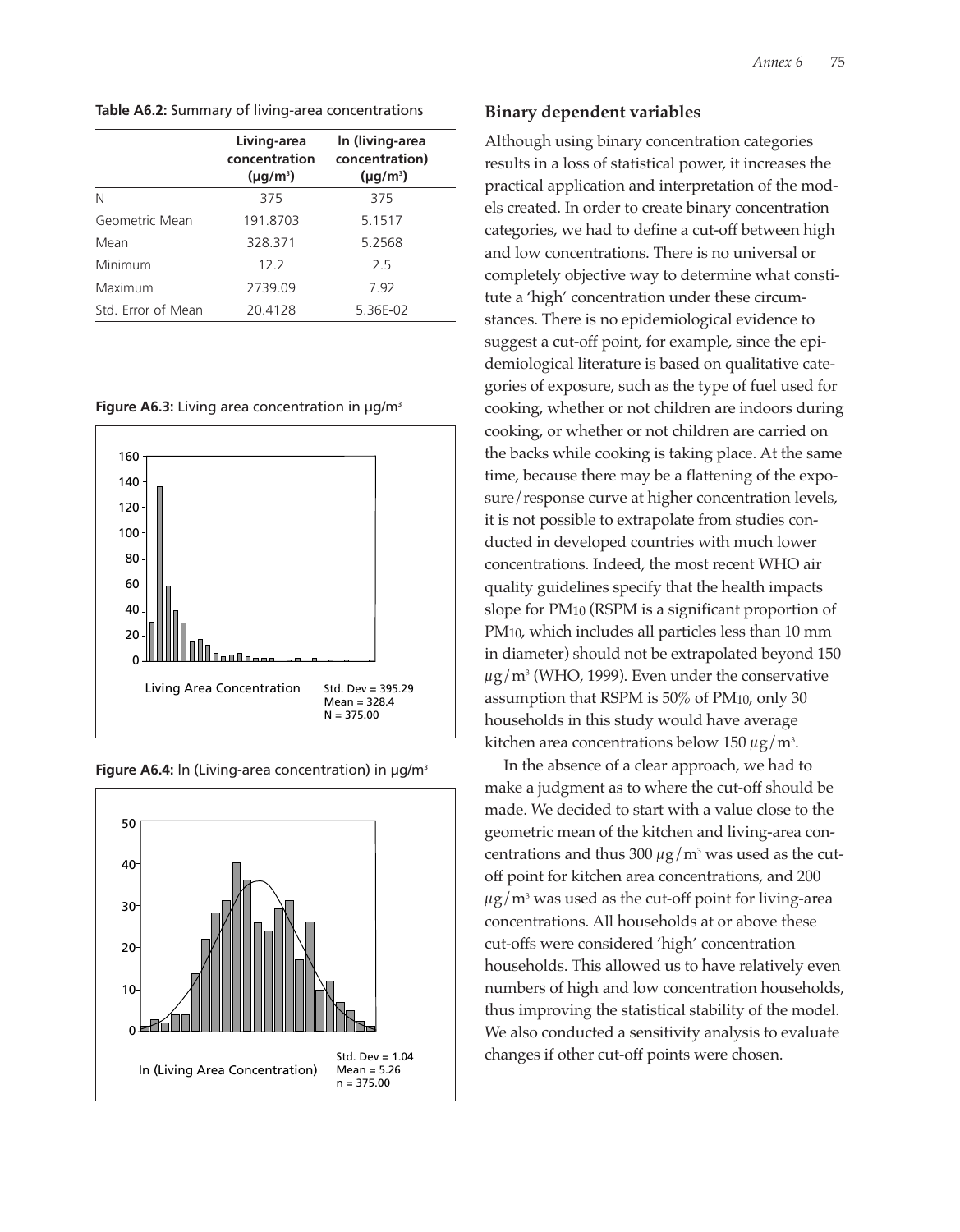**Table A6.2:** Summary of living-area concentrations

| | Living-area concentration (μg/m³) | ln (living-area concentration) (μg/m³) |
|---|---|---|
| N | 375 | 375 |
| Geometric Mean | 191.8703 | 5.1517 |
| Mean | 328.371 | 5.2568 |
| Minimum | 12.2 | 2.5 |
| Maximum | 2739.09 | 7.92 |
| Std. Error of Mean | 20.4128 | 5.36E-02 |

**Figure A6.3:** Living area concentration in μg/m³

**Figure A6.4:** ln (Living-area concentration) in μg/m³

### Binary dependent variables

Although using binary concentration categories results in a loss of statistical power, it increases the practical application and interpretation of the models created. In order to create binary concentration categories, we had to define a cut-off between high and low concentrations. There is no universal or completely objective way to determine what constitute a 'high' concentration under these circumstances. There is no epidemiological evidence to suggest a cut-off point, for example, since the epidemiological literature is based on qualitative categories of exposure, such as the type of fuel used for cooking, whether or not children are indoors during cooking, or whether or not children are carried on the backs while cooking is taking place. At the same time, because there may be a flattening of the exposure/response curve at higher concentration levels, it is not possible to extrapolate from studies conducted in developed countries with much lower concentrations. Indeed, the most recent WHO air quality guidelines specify that the health impacts slope for $PM_{10}$ (RSPM is a significant proportion of $PM_{10}$, which includes all particles less than 10 mm in diameter) should not be extrapolated beyond 150 $\mu g/m^3$ (WHO, 1999). Even under the conservative assumption that RSPM is 50% of $PM_{10}$, only 30 households in this study would have average kitchen area concentrations below 150 $\mu g/m^3$.

In the absence of a clear approach, we had to make a judgment as to where the cut-off should be made. We decided to start with a value close to the geometric mean of the kitchen and living-area concentrations and thus 300 $\mu g/m^3$ was used as the cut-off point for kitchen area concentrations, and 200 $\mu g/m^3$ was used as the cut-off point for living-area concentrations. All households at or above these cut-offs were considered 'high' concentration households. This allowed us to have relatively even numbers of high and low concentration households, thus improving the statistical stability of the model. We also conducted a sensitivity analysis to evaluate changes if other cut-off points were chosen.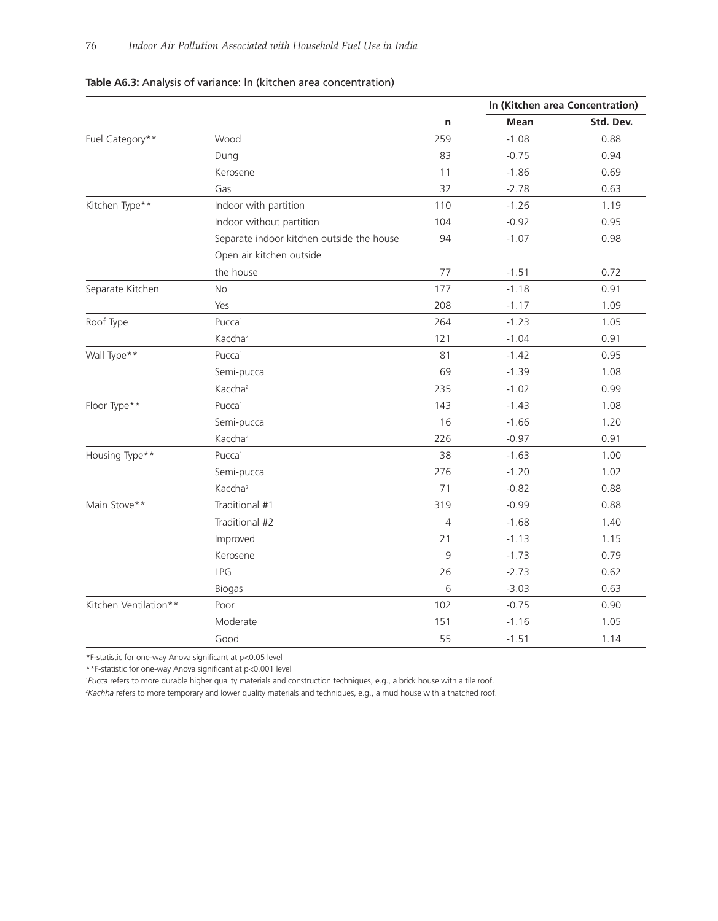**Table A6.3:** Analysis of variance: ln (kitchen area concentration)

| | | | ln (Kitchen area Concentration) | |
|---|---|---|---|---|
| | | n | Mean | Std. Dev. |
| Fuel Category** | Wood | 259 | -1.08 | 0.88 |
| | Dung | 83 | -0.75 | 0.94 |
| | Kerosene | 11 | -1.86 | 0.69 |
| | Gas | 32 | -2.78 | 0.63 |
| Kitchen Type** | Indoor with partition | 110 | -1.26 | 1.19 |
| | Indoor without partition | 104 | -0.92 | 0.95 |
| | Separate indoor kitchen outside the house | 94 | -1.07 | 0.98 |
| | Open air kitchen outside the house | 77 | -1.51 | 0.72 |
| Separate Kitchen | No | 177 | -1.18 | 0.91 |
| | Yes | 208 | -1.17 | 1.09 |
| Roof Type | Pucca[1] | 264 | -1.23 | 1.05 |
| | Kaccha[2] | 121 | -1.04 | 0.91 |
| Wall Type** | Pucca[1] | 81 | -1.42 | 0.95 |
| | Semi-pucca | 69 | -1.39 | 1.08 |
| | Kaccha[2] | 235 | -1.02 | 0.99 |
| Floor Type** | Pucca[1] | 143 | -1.43 | 1.08 |
| | Semi-pucca | 16 | -1.66 | 1.20 |
| | Kaccha[2] | 226 | -0.97 | 0.91 |
| Housing Type** | Pucca[1] | 38 | -1.63 | 1.00 |
| | Semi-pucca | 276 | -1.20 | 1.02 |
| | Kaccha[2] | 71 | -0.82 | 0.88 |
| Main Stove** | Traditional #1 | 319 | -0.99 | 0.88 |
| | Traditional #2 | 4 | -1.68 | 1.40 |
| | Improved | 21 | -1.13 | 1.15 |
| | Kerosene | 9 | -1.73 | 0.79 |
| | LPG | 26 | -2.73 | 0.62 |
| | Biogas | 6 | -3.03 | 0.63 |
| Kitchen Ventilation** | Poor | 102 | -0.75 | 0.90 |
| | Moderate | 151 | -1.16 | 1.05 |
| | Good | 55 | -1.51 | 1.14 |

*F-statistic for one-way Anova significant at $p<0.05$ level

**F-statistic for one-way Anova significant at $p<0.001$ level

[1] *Pucca* refers to more durable higher quality materials and construction techniques, e.g., a brick house with a tile roof.

[2] *Kachha* refers to more temporary and lower quality materials and techniques, e.g., a mud house with a thatched roof.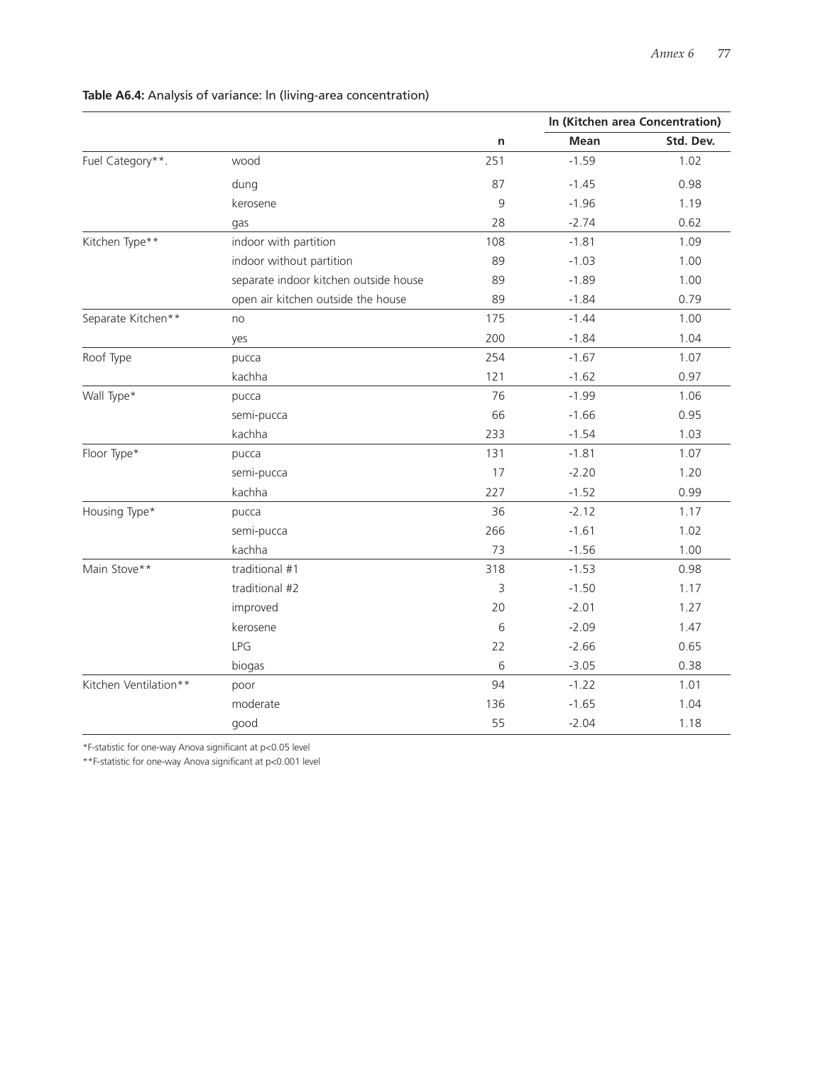**Table A6.4:** Analysis of variance: ln (living-area concentration)

| | | | ln (Kitchen area Concentration) | |
|---|---|---|---|---|
| | | **n** | **Mean** | **Std. Dev.** |
| Fuel Category**. | wood | 251 | -1.59 | 1.02 |
| | dung | 87 | -1.45 | 0.98 |
| | kerosene | 9 | -1.96 | 1.19 |
| | gas | 28 | -2.74 | 0.62 |
| Kitchen Type** | indoor with partition | 108 | -1.81 | 1.09 |
| | indoor without partition | 89 | -1.03 | 1.00 |
| | separate indoor kitchen outside house | 89 | -1.89 | 1.00 |
| | open air kitchen outside the house | 89 | -1.84 | 0.79 |
| Separate Kitchen** | no | 175 | -1.44 | 1.00 |
| | yes | 200 | -1.84 | 1.04 |
| Roof Type | pucca | 254 | -1.67 | 1.07 |
| | kachha | 121 | -1.62 | 0.97 |
| Wall Type* | pucca | 76 | -1.99 | 1.06 |
| | semi-pucca | 66 | -1.66 | 0.95 |
| | kachha | 233 | -1.54 | 1.03 |
| Floor Type* | pucca | 131 | -1.81 | 1.07 |
| | semi-pucca | 17 | -2.20 | 1.20 |
| | kachha | 227 | -1.52 | 0.99 |
| Housing Type* | pucca | 36 | -2.12 | 1.17 |
| | semi-pucca | 266 | -1.61 | 1.02 |
| | kachha | 73 | -1.56 | 1.00 |
| Main Stove** | traditional #1 | 318 | -1.53 | 0.98 |
| | traditional #2 | 3 | -1.50 | 1.17 |
| | improved | 20 | -2.01 | 1.27 |
| | kerosene | 6 | -2.09 | 1.47 |
| | LPG | 22 | -2.66 | 0.65 |
| | biogas | 6 | -3.05 | 0.38 |
| Kitchen Ventilation** | poor | 94 | -1.22 | 1.01 |
| | moderate | 136 | -1.65 | 1.04 |
| | good | 55 | -2.04 | 1.18 |

*F-statistic for one-way Anova significant at $p<0.05$ level

**F-statistic for one-way Anova significant at $p<0.001$ level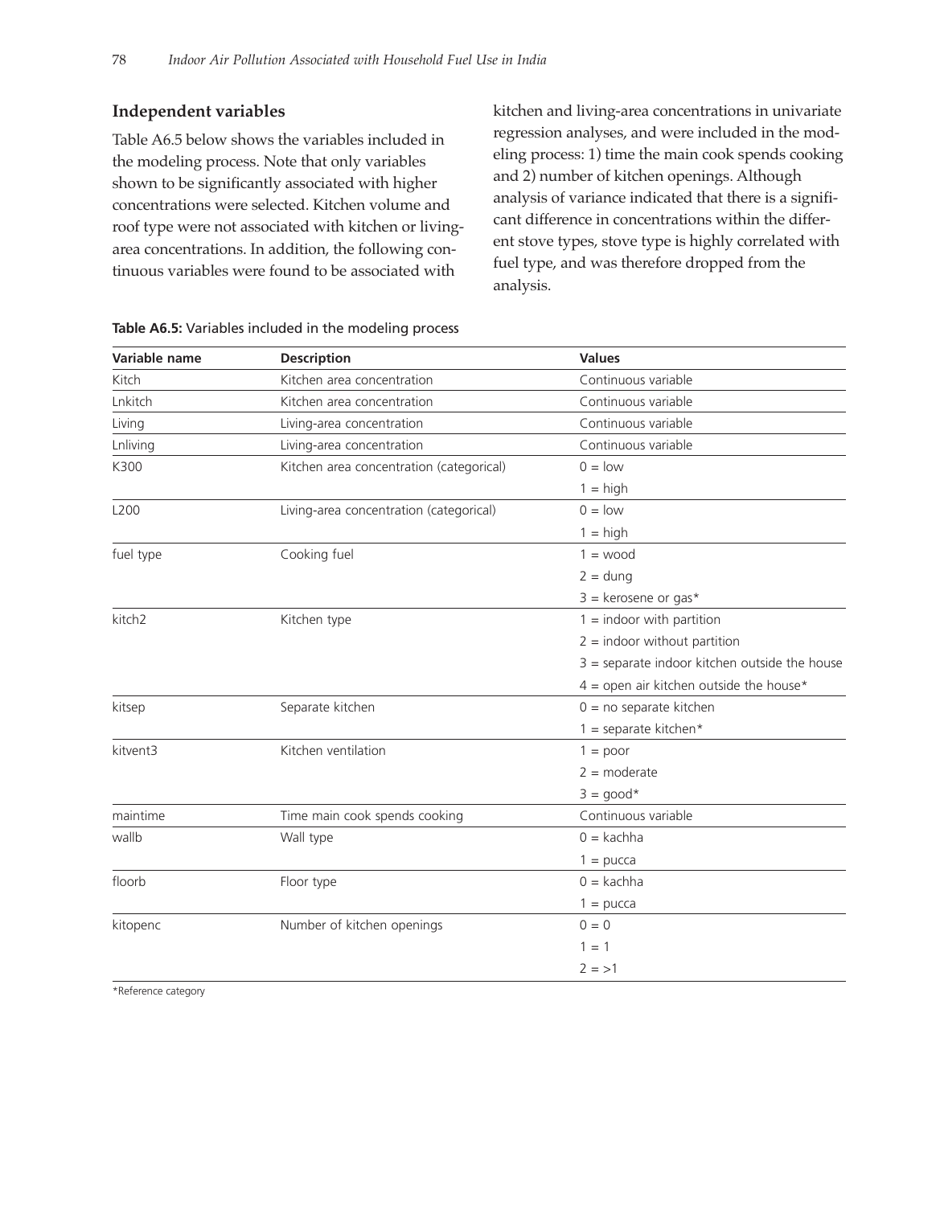## Independent variables

Table A6.5 below shows the variables included in the modeling process. Note that only variables shown to be significantly associated with higher concentrations were selected. Kitchen volume and roof type were not associated with kitchen or living-area concentrations. In addition, the following continuous variables were found to be associated with kitchen and living-area concentrations in univariate regression analyses, and were included in the modeling process: 1) time the main cook spends cooking and 2) number of kitchen openings. Although analysis of variance indicated that there is a significant difference in concentrations within the different stove types, stove type is highly correlated with fuel type, and was therefore dropped from the analysis.

**Table A6.5:** Variables included in the modeling process

| Variable name | Description | Values |
|---|---|---|
| Kitch | Kitchen area concentration | Continuous variable |
| Lnkitch | Kitchen area concentration | Continuous variable |
| Living | Living-area concentration | Continuous variable |
| Lnliving | Living-area concentration | Continuous variable |
| K300 | Kitchen area concentration (categorical) | 0 = low |
| | | 1 = high |
| L200 | Living-area concentration (categorical) | 0 = low |
| | | 1 = high |
| fuel type | Cooking fuel | 1 = wood |
| | | 2 = dung |
| | | 3 = kerosene or gas* |
| kitch2 | Kitchen type | 1 = indoor with partition |
| | | 2 = indoor without partition |
| | | 3 = separate indoor kitchen outside the house |
| | | 4 = open air kitchen outside the house* |
| kitsep | Separate kitchen | 0 = no separate kitchen |
| | | 1 = separate kitchen* |
| kitvent3 | Kitchen ventilation | 1 = poor |
| | | 2 = moderate |
| | | 3 = good* |
| maintime | Time main cook spends cooking | Continuous variable |
| wallb | Wall type | 0 = kachha |
| | | 1 = pucca |
| floorb | Floor type | 0 = kachha |
| | | 1 = pucca |
| kitopenc | Number of kitchen openings | 0 = 0 |
| | | 1 = 1 |
| | | 2 = >1 |

*Reference category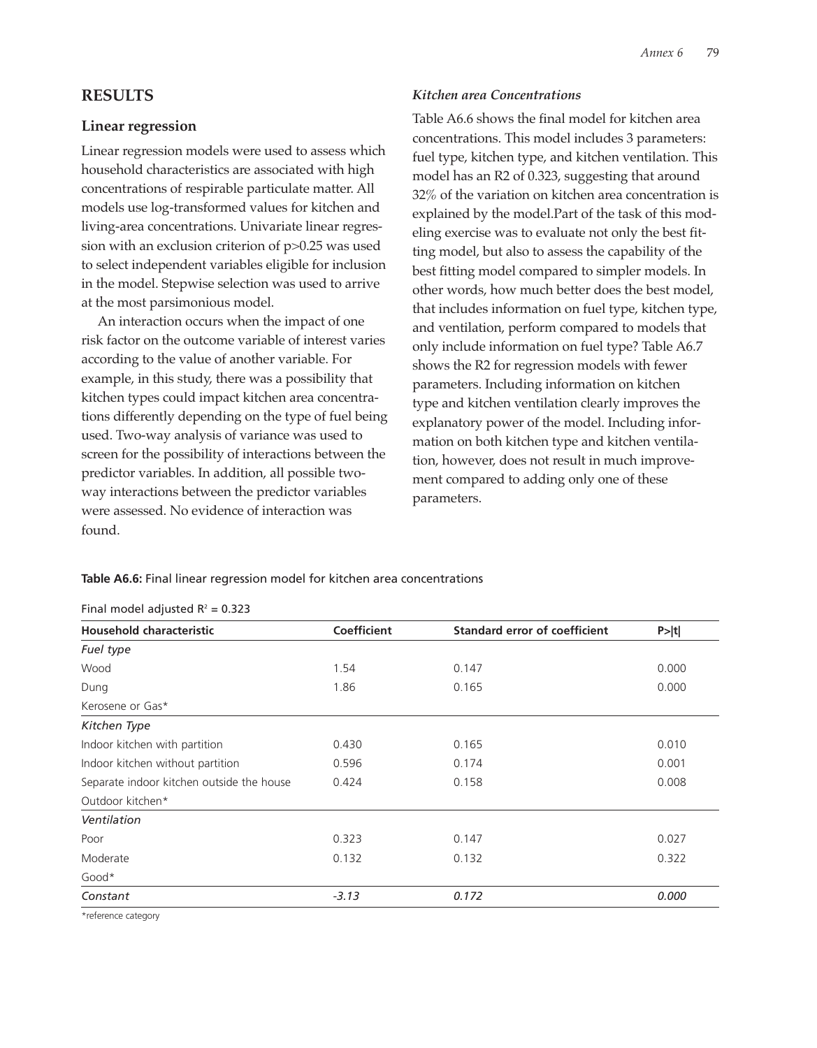## RESULTS

### Linear regression

Linear regression models were used to assess which household characteristics are associated with high concentrations of respirable particulate matter. All models use log-transformed values for kitchen and living-area concentrations. Univariate linear regression with an exclusion criterion of $p>0.25$ was used to select independent variables eligible for inclusion in the model. Stepwise selection was used to arrive at the most parsimonious model.

An interaction occurs when the impact of one risk factor on the outcome variable of interest varies according to the value of another variable. For example, in this study, there was a possibility that kitchen types could impact kitchen area concentrations differently depending on the type of fuel being used. Two-way analysis of variance was used to screen for the possibility of interactions between the predictor variables. In addition, all possible two-way interactions between the predictor variables were assessed. No evidence of interaction was found.

#### *Kitchen area Concentrations*

Table A6.6 shows the final model for kitchen area concentrations. This model includes 3 parameters: fuel type, kitchen type, and kitchen ventilation. This model has an R2 of 0.323, suggesting that around 32% of the variation on kitchen area concentration is explained by the model.Part of the task of this modeling exercise was to evaluate not only the best fitting model, but also to assess the capability of the best fitting model compared to simpler models. In other words, how much better does the best model, that includes information on fuel type, kitchen type, and ventilation, perform compared to models that only include information on fuel type? Table A6.7 shows the R2 for regression models with fewer parameters. Including information on kitchen type and kitchen ventilation clearly improves the explanatory power of the model. Including information on both kitchen type and kitchen ventilation, however, does not result in much improvement compared to adding only one of these parameters.

**Table A6.6:** Final linear regression model for kitchen area concentrations

Final model adjusted $R^2 = 0.323$

| Household characteristic | Coefficient | Standard error of coefficient | P>\|t\| |
|---|---|---|---|
| *Fuel type* | | | |
| Wood | 1.54 | 0.147 | 0.000 |
| Dung | 1.86 | 0.165 | 0.000 |
| Kerosene or Gas* | | | |
| *Kitchen Type* | | | |
| Indoor kitchen with partition | 0.430 | 0.165 | 0.010 |
| Indoor kitchen without partition | 0.596 | 0.174 | 0.001 |
| Separate indoor kitchen outside the house | 0.424 | 0.158 | 0.008 |
| Outdoor kitchen* | | | |
| *Ventilation* | | | |
| Poor | 0.323 | 0.147 | 0.027 |
| Moderate | 0.132 | 0.132 | 0.322 |
| Good* | | | |
| *Constant* | *-3.13* | *0.172* | *0.000* |

*reference category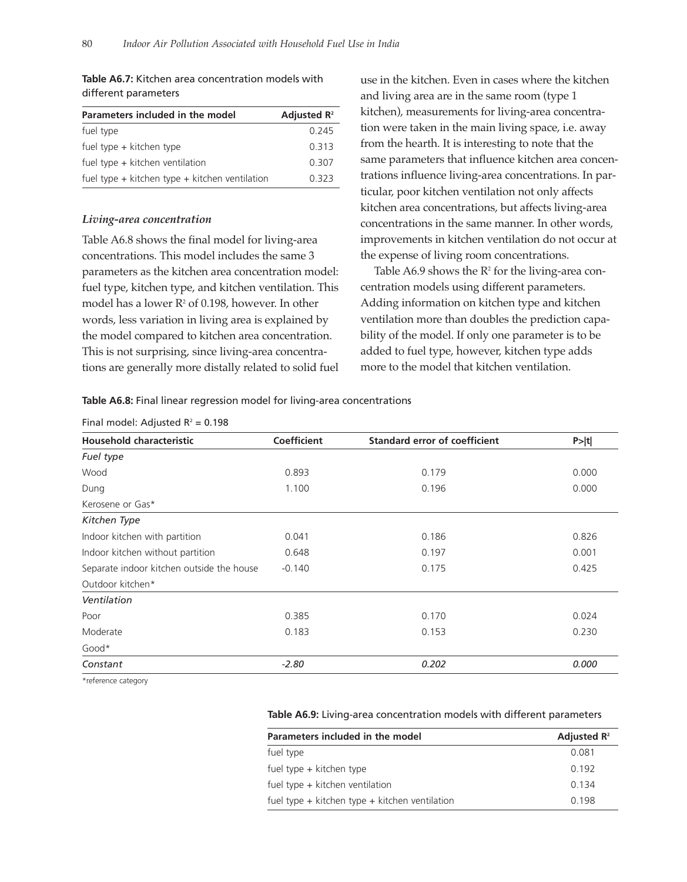**Table A6.7:** Kitchen area concentration models with different parameters

| Parameters included in the model | Adjusted $R^2$ |
|---|---|
| fuel type | 0.245 |
| fuel type + kitchen type | 0.313 |
| fuel type + kitchen ventilation | 0.307 |
| fuel type + kitchen type + kitchen ventilation | 0.323 |

### *Living-area concentration*

Table A6.8 shows the final model for living-area concentrations. This model includes the same 3 parameters as the kitchen area concentration model: fuel type, kitchen type, and kitchen ventilation. This model has a lower $R^2$ of 0.198, however. In other words, less variation in living area is explained by the model compared to kitchen area concentration. This is not surprising, since living-area concentrations are generally more distally related to solid fuel use in the kitchen. Even in cases where the kitchen and living area are in the same room (type 1 kitchen), measurements for living-area concentration were taken in the main living space, i.e. away from the hearth. It is interesting to note that the same parameters that influence kitchen area concentrations influence living-area concentrations. In particular, poor kitchen ventilation not only affects kitchen area concentrations, but affects living-area concentrations in the same manner. In other words, improvements in kitchen ventilation do not occur at the expense of living room concentrations.

Table A6.9 shows the $R^2$ for the living-area concentration models using different parameters. Adding information on kitchen type and kitchen ventilation more than doubles the prediction capability of the model. If only one parameter is to be added to fuel type, however, kitchen type adds more to the model that kitchen ventilation.

**Table A6.8:** Final linear regression model for living-area concentrations

Final model: Adjusted $R^2$ = 0.198

| Household characteristic | Coefficient | Standard error of coefficient | P>\|t\| |
|---|---|---|---|
| *Fuel type* | | | |
| Wood | 0.893 | 0.179 | 0.000 |
| Dung | 1.100 | 0.196 | 0.000 |
| Kerosene or Gas* | | | |
| *Kitchen Type* | | | |
| Indoor kitchen with partition | 0.041 | 0.186 | 0.826 |
| Indoor kitchen without partition | 0.648 | 0.197 | 0.001 |
| Separate indoor kitchen outside the house | -0.140 | 0.175 | 0.425 |
| Outdoor kitchen* | | | |
| *Ventilation* | | | |
| Poor | 0.385 | 0.170 | 0.024 |
| Moderate | 0.183 | 0.153 | 0.230 |
| Good* | | | |
| *Constant* | *-2.80* | *0.202* | *0.000* |

*reference category

**Table A6.9:** Living-area concentration models with different parameters

| Parameters included in the model | Adjusted $R^2$ |
|---|---|
| fuel type | 0.081 |
| fuel type + kitchen type | 0.192 |
| fuel type + kitchen ventilation | 0.134 |
| fuel type + kitchen type + kitchen ventilation | 0.198 |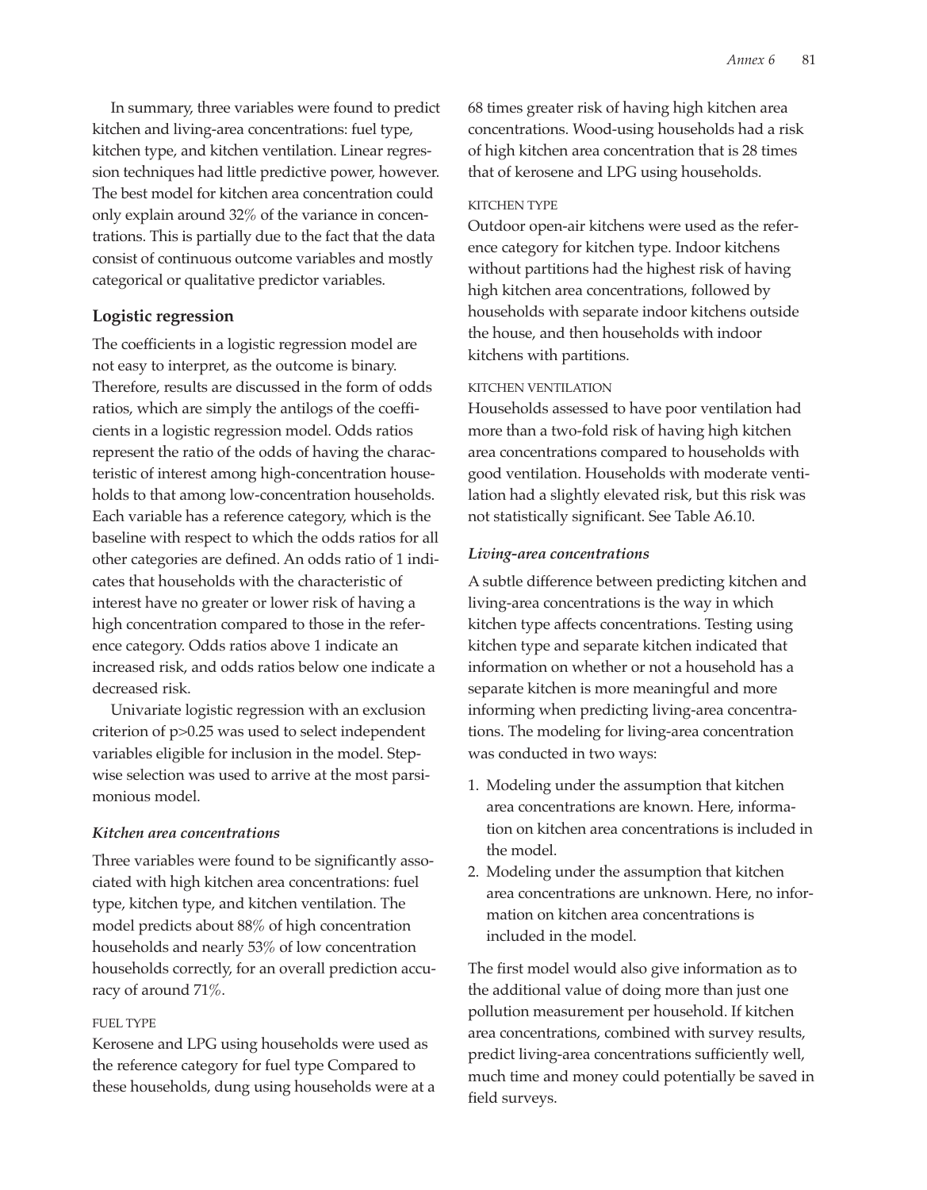In summary, three variables were found to predict kitchen and living-area concentrations: fuel type, kitchen type, and kitchen ventilation. Linear regression techniques had little predictive power, however. The best model for kitchen area concentration could only explain around 32% of the variance in concentrations. This is partially due to the fact that the data consist of continuous outcome variables and mostly categorical or qualitative predictor variables.

### Logistic regression

The coefficients in a logistic regression model are not easy to interpret, as the outcome is binary. Therefore, results are discussed in the form of odds ratios, which are simply the antilogs of the coefficients in a logistic regression model. Odds ratios represent the ratio of the odds of having the characteristic of interest among high-concentration households to that among low-concentration households. Each variable has a reference category, which is the baseline with respect to which the odds ratios for all other categories are defined. An odds ratio of 1 indicates that households with the characteristic of interest have no greater or lower risk of having a high concentration compared to those in the reference category. Odds ratios above 1 indicate an increased risk, and odds ratios below one indicate a decreased risk.

Univariate logistic regression with an exclusion criterion of $p>0.25$ was used to select independent variables eligible for inclusion in the model. Stepwise selection was used to arrive at the most parsimonious model.

#### *Kitchen area concentrations*

Three variables were found to be significantly associated with high kitchen area concentrations: fuel type, kitchen type, and kitchen ventilation. The model predicts about 88% of high concentration households and nearly 53% of low concentration households correctly, for an overall prediction accuracy of around 71%.

##### FUEL TYPE

Kerosene and LPG using households were used as the reference category for fuel type Compared to these households, dung using households were at a 68 times greater risk of having high kitchen area concentrations. Wood-using households had a risk of high kitchen area concentration that is 28 times that of kerosene and LPG using households.

##### KITCHEN TYPE

Outdoor open-air kitchens were used as the reference category for kitchen type. Indoor kitchens without partitions had the highest risk of having high kitchen area concentrations, followed by households with separate indoor kitchens outside the house, and then households with indoor kitchens with partitions.

##### KITCHEN VENTILATION

Households assessed to have poor ventilation had more than a two-fold risk of having high kitchen area concentrations compared to households with good ventilation. Households with moderate ventilation had a slightly elevated risk, but this risk was not statistically significant. See Table A6.10.

#### *Living-area concentrations*

A subtle difference between predicting kitchen and living-area concentrations is the way in which kitchen type affects concentrations. Testing using kitchen type and separate kitchen indicated that information on whether or not a household has a separate kitchen is more meaningful and more informing when predicting living-area concentrations. The modeling for living-area concentration was conducted in two ways:

1. Modeling under the assumption that kitchen area concentrations are known. Here, information on kitchen area concentrations is included in the model.
2. Modeling under the assumption that kitchen area concentrations are unknown. Here, no information on kitchen area concentrations is included in the model.

The first model would also give information as to the additional value of doing more than just one pollution measurement per household. If kitchen area concentrations, combined with survey results, predict living-area concentrations sufficiently well, much time and money could potentially be saved in field surveys.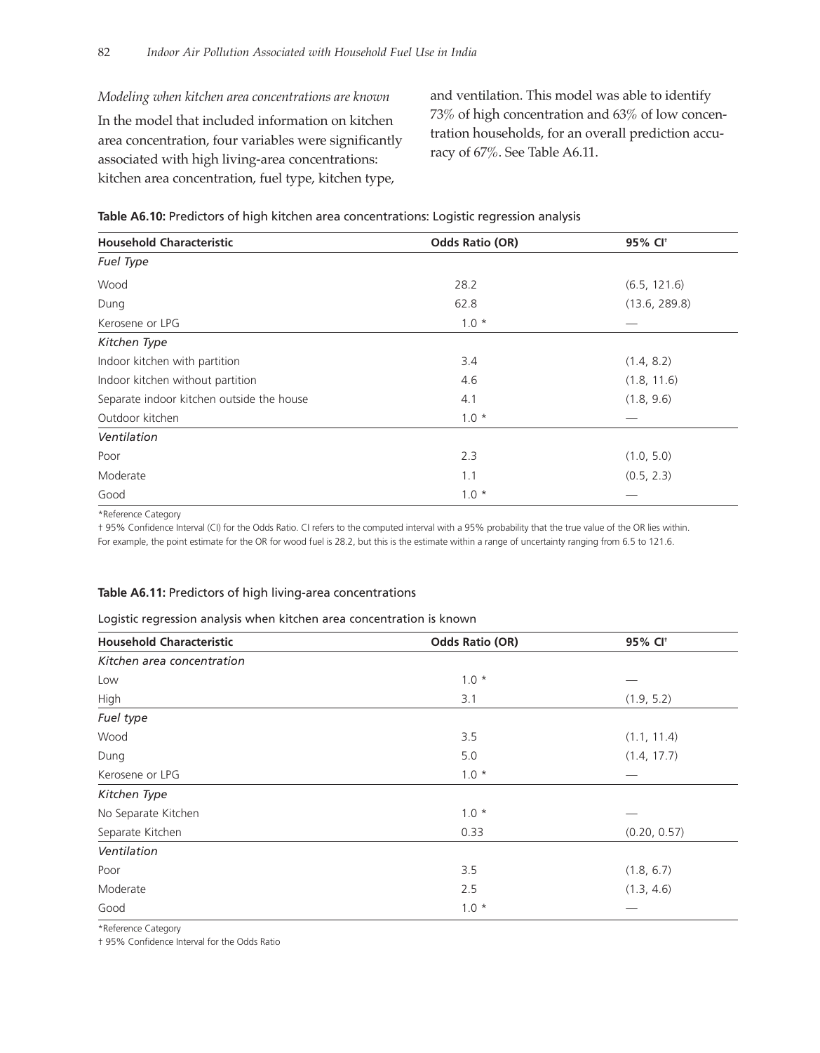*Modeling when kitchen area concentrations are known*

In the model that included information on kitchen area concentration, four variables were significantly associated with high living-area concentrations: kitchen area concentration, fuel type, kitchen type, and ventilation. This model was able to identify 73% of high concentration and 63% of low concentration households, for an overall prediction accuracy of 67%. See Table A6.11.

**Table A6.10:** Predictors of high kitchen area concentrations: Logistic regression analysis

| Household Characteristic | Odds Ratio (OR) | 95% CI† |
|---|---|---|
| *Fuel Type* | | |
| Wood | 28.2 | (6.5, 121.6) |
| Dung | 62.8 | (13.6, 289.8) |
| Kerosene or LPG | 1.0 * | — |
| *Kitchen Type* | | |
| Indoor kitchen with partition | 3.4 | (1.4, 8.2) |
| Indoor kitchen without partition | 4.6 | (1.8, 11.6) |
| Separate indoor kitchen outside the house | 4.1 | (1.8, 9.6) |
| Outdoor kitchen | 1.0 * | — |
| *Ventilation* | | |
| Poor | 2.3 | (1.0, 5.0) |
| Moderate | 1.1 | (0.5, 2.3) |
| Good | 1.0 * | — |

*Reference Category

† 95% Confidence Interval (CI) for the Odds Ratio. CI refers to the computed interval with a 95% probability that the true value of the OR lies within. For example, the point estimate for the OR for wood fuel is 28.2, but this is the estimate within a range of uncertainty ranging from 6.5 to 121.6.

**Table A6.11:** Predictors of high living-area concentrations

Logistic regression analysis when kitchen area concentration is known

| Household Characteristic | Odds Ratio (OR) | 95% CI† |
|---|---|---|
| *Kitchen area concentration* | | |
| Low | 1.0 * | — |
| High | 3.1 | (1.9, 5.2) |
| *Fuel type* | | |
| Wood | 3.5 | (1.1, 11.4) |
| Dung | 5.0 | (1.4, 17.7) |
| Kerosene or LPG | 1.0 * | — |
| *Kitchen Type* | | |
| No Separate Kitchen | 1.0 * | — |
| Separate Kitchen | 0.33 | (0.20, 0.57) |
| *Ventilation* | | |
| Poor | 3.5 | (1.8, 6.7) |
| Moderate | 2.5 | (1.3, 4.6) |
| Good | 1.0 * | — |

*Reference Category

† 95% Confidence Interval for the Odds Ratio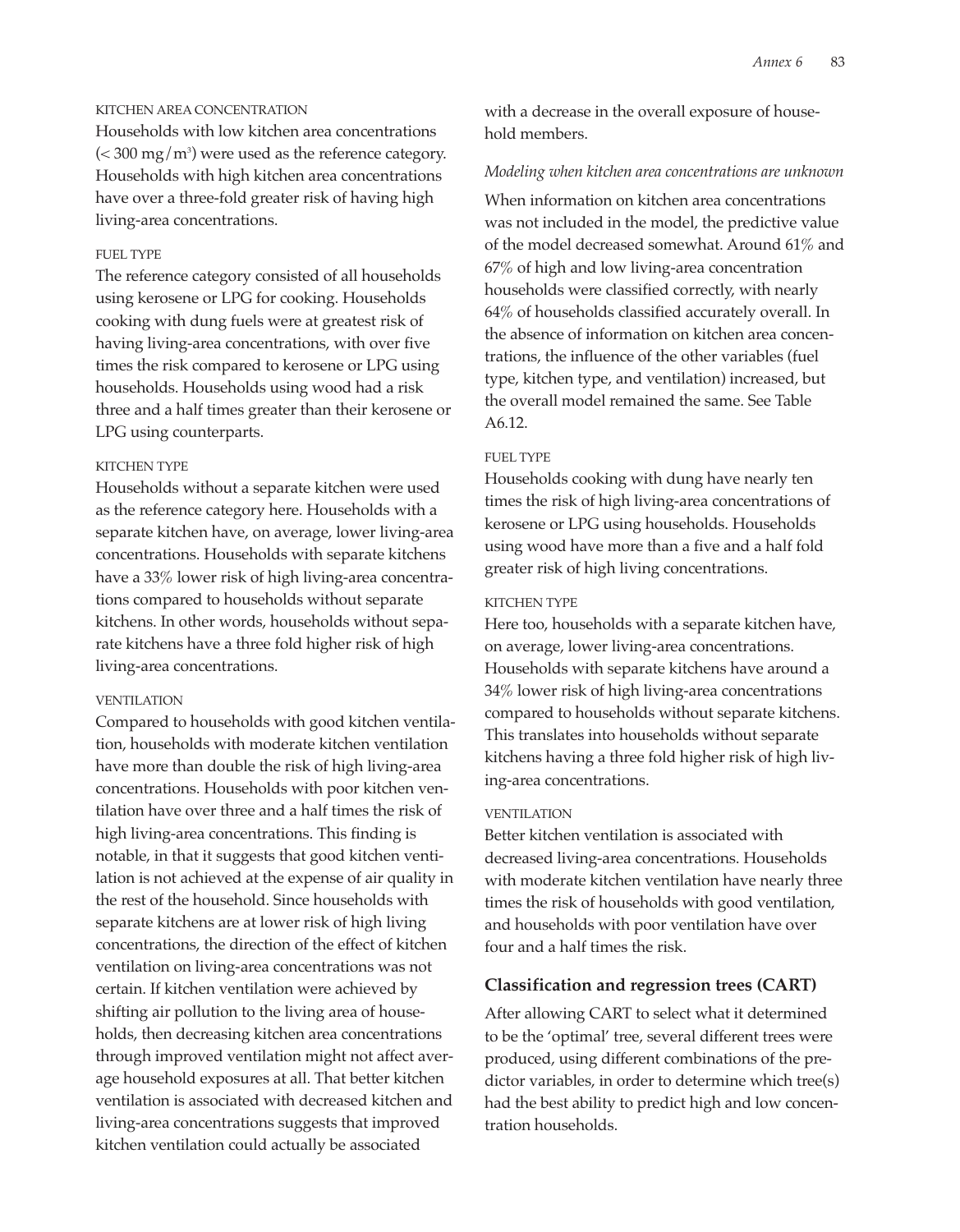#### KITCHEN AREA CONCENTRATION

Households with low kitchen area concentrations (< 300 mg/m$^3$) were used as the reference category. Households with high kitchen area concentrations have over a three-fold greater risk of having high living-area concentrations.

#### FUEL TYPE

The reference category consisted of all households using kerosene or LPG for cooking. Households cooking with dung fuels were at greatest risk of having living-area concentrations, with over five times the risk compared to kerosene or LPG using households. Households using wood had a risk three and a half times greater than their kerosene or LPG using counterparts.

#### KITCHEN TYPE

Households without a separate kitchen were used as the reference category here. Households with a separate kitchen have, on average, lower living-area concentrations. Households with separate kitchens have a 33% lower risk of high living-area concentrations compared to households without separate kitchens. In other words, households without separate kitchens have a three fold higher risk of high living-area concentrations.

#### VENTILATION

Compared to households with good kitchen ventilation, households with moderate kitchen ventilation have more than double the risk of high living-area concentrations. Households with poor kitchen ventilation have over three and a half times the risk of high living-area concentrations. This finding is notable, in that it suggests that good kitchen ventilation is not achieved at the expense of air quality in the rest of the household. Since households with separate kitchens are at lower risk of high living concentrations, the direction of the effect of kitchen ventilation on living-area concentrations was not certain. If kitchen ventilation were achieved by shifting air pollution to the living area of households, then decreasing kitchen area concentrations through improved ventilation might not affect average household exposures at all. That better kitchen ventilation is associated with decreased kitchen and living-area concentrations suggests that improved kitchen ventilation could actually be associated with a decrease in the overall exposure of household members.

*Modeling when kitchen area concentrations are unknown*

When information on kitchen area concentrations was not included in the model, the predictive value of the model decreased somewhat. Around 61% and 67% of high and low living-area concentration households were classified correctly, with nearly 64% of households classified accurately overall. In the absence of information on kitchen area concentrations, the influence of the other variables (fuel type, kitchen type, and ventilation) increased, but the overall model remained the same. See Table A6.12.

#### FUEL TYPE

Households cooking with dung have nearly ten times the risk of high living-area concentrations of kerosene or LPG using households. Households using wood have more than a five and a half fold greater risk of high living concentrations.

#### KITCHEN TYPE

Here too, households with a separate kitchen have, on average, lower living-area concentrations. Households with separate kitchens have around a 34% lower risk of high living-area concentrations compared to households without separate kitchens. This translates into households without separate kitchens having a three fold higher risk of high living-area concentrations.

#### VENTILATION

Better kitchen ventilation is associated with decreased living-area concentrations. Households with moderate kitchen ventilation have nearly three times the risk of households with good ventilation, and households with poor ventilation have over four and a half times the risk.

### Classification and regression trees (CART)

After allowing CART to select what it determined to be the 'optimal' tree, several different trees were produced, using different combinations of the predictor variables, in order to determine which tree(s) had the best ability to predict high and low concentration households.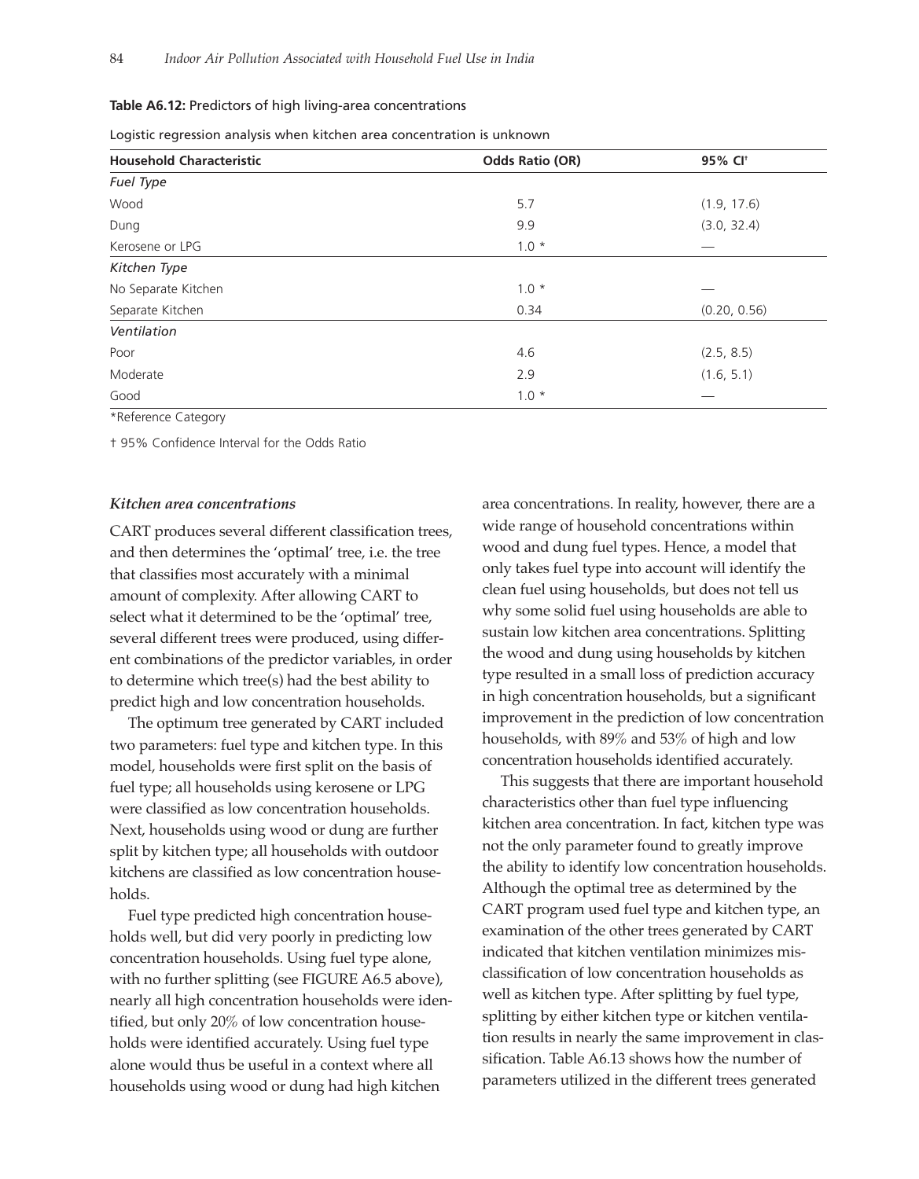**Table A6.12:** Predictors of high living-area concentrations

Logistic regression analysis when kitchen area concentration is unknown

| Household Characteristic | Odds Ratio (OR) | 95% CI† |
|---|---|---|
| *Fuel Type* | | |
| Wood | 5.7 | (1.9, 17.6) |
| Dung | 9.9 | (3.0, 32.4) |
| Kerosene or LPG | 1.0 * | — |
| *Kitchen Type* | | |
| No Separate Kitchen | 1.0 * | — |
| Separate Kitchen | 0.34 | (0.20, 0.56) |
| *Ventilation* | | |
| Poor | 4.6 | (2.5, 8.5) |
| Moderate | 2.9 | (1.6, 5.1) |
| Good | 1.0 * | — |

*Reference Category

† 95% Confidence Interval for the Odds Ratio

#### *Kitchen area concentrations*

CART produces several different classification trees, and then determines the 'optimal' tree, i.e. the tree that classifies most accurately with a minimal amount of complexity. After allowing CART to select what it determined to be the 'optimal' tree, several different trees were produced, using different combinations of the predictor variables, in order to determine which tree(s) had the best ability to predict high and low concentration households.

The optimum tree generated by CART included two parameters: fuel type and kitchen type. In this model, households were first split on the basis of fuel type; all households using kerosene or LPG were classified as low concentration households. Next, households using wood or dung are further split by kitchen type; all households with outdoor kitchens are classified as low concentration households.

Fuel type predicted high concentration households well, but did very poorly in predicting low concentration households. Using fuel type alone, with no further splitting (see FIGURE A6.5 above), nearly all high concentration households were identified, but only 20% of low concentration households were identified accurately. Using fuel type alone would thus be useful in a context where all households using wood or dung had high kitchen area concentrations. In reality, however, there are a wide range of household concentrations within wood and dung fuel types. Hence, a model that only takes fuel type into account will identify the clean fuel using households, but does not tell us why some solid fuel using households are able to sustain low kitchen area concentrations. Splitting the wood and dung using households by kitchen type resulted in a small loss of prediction accuracy in high concentration households, but a significant improvement in the prediction of low concentration households, with 89% and 53% of high and low concentration households identified accurately.

This suggests that there are important household characteristics other than fuel type influencing kitchen area concentration. In fact, kitchen type was not the only parameter found to greatly improve the ability to identify low concentration households. Although the optimal tree as determined by the CART program used fuel type and kitchen type, an examination of the other trees generated by CART indicated that kitchen ventilation minimizes misclassification of low concentration households as well as kitchen type. After splitting by fuel type, splitting by either kitchen type or kitchen ventilation results in nearly the same improvement in classification. Table A6.13 shows how the number of parameters utilized in the different trees generated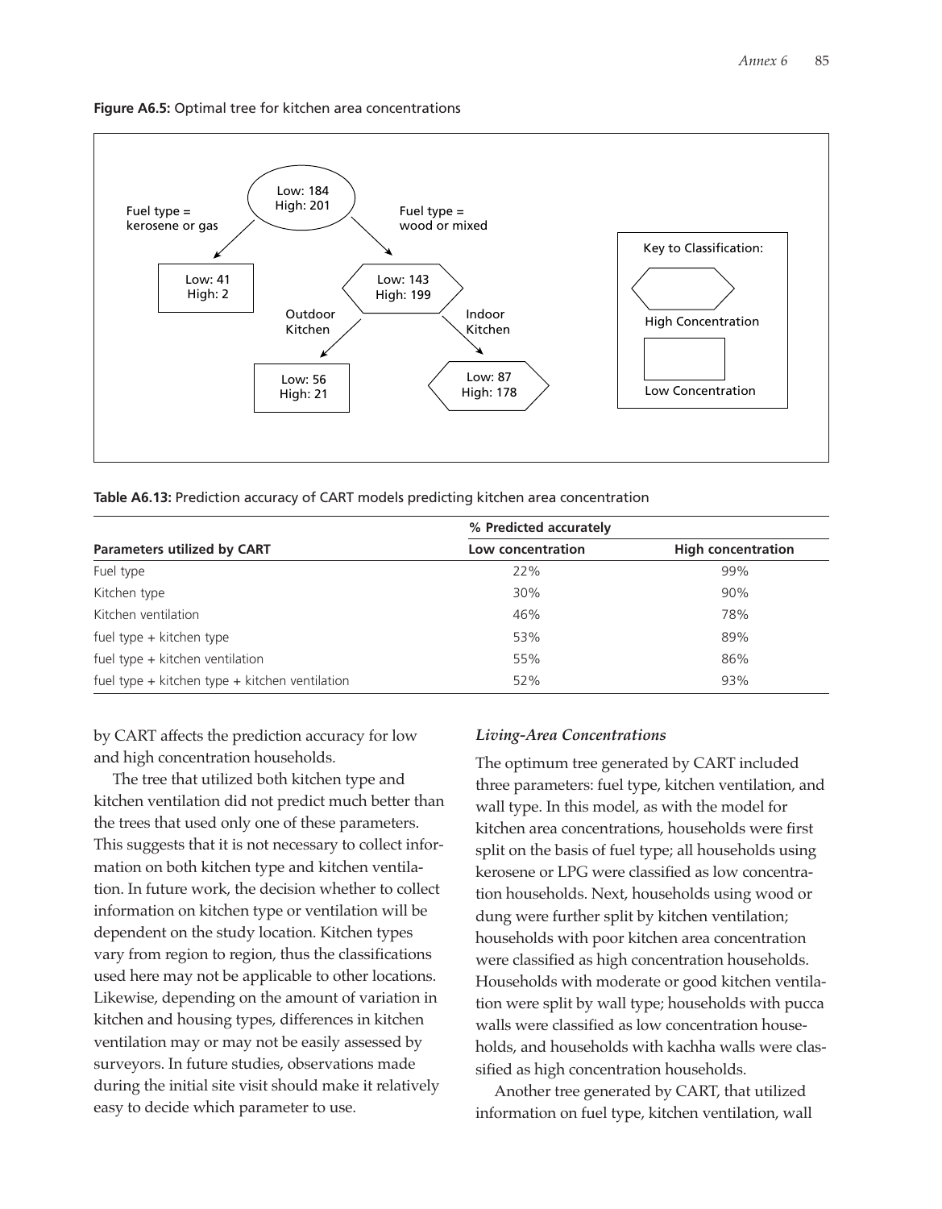**Figure A6.5:** Optimal tree for kitchen area concentrations

Low: 184
High: 201

Fuel type = kerosene or gas

Fuel type = wood or mixed

Low: 41
High: 2

Low: 143
High: 199

Outdoor Kitchen

Indoor Kitchen

Low: 56
High: 21

Low: 87
High: 178

Key to Classification:

High Concentration

Low Concentration

**Table A6.13:** Prediction accuracy of CART models predicting kitchen area concentration

| Parameters utilized by CART | % Predicted accurately | |
|---|---|---|
| | Low concentration | High concentration |
| Fuel type | 22% | 99% |
| Kitchen type | 30% | 90% |
| Kitchen ventilation | 46% | 78% |
| fuel type + kitchen type | 53% | 89% |
| fuel type + kitchen ventilation | 55% | 86% |
| fuel type + kitchen type + kitchen ventilation | 52% | 93% |

by CART affects the prediction accuracy for low and high concentration households.

The tree that utilized both kitchen type and kitchen ventilation did not predict much better than the trees that used only one of these parameters. This suggests that it is not necessary to collect information on both kitchen type and kitchen ventilation. In future work, the decision whether to collect information on kitchen type or ventilation will be dependent on the study location. Kitchen types vary from region to region, thus the classifications used here may not be applicable to other locations. Likewise, depending on the amount of variation in kitchen and housing types, differences in kitchen ventilation may or may not be easily assessed by surveyors. In future studies, observations made during the initial site visit should make it relatively easy to decide which parameter to use.

### *Living-Area Concentrations*

The optimum tree generated by CART included three parameters: fuel type, kitchen ventilation, and wall type. In this model, as with the model for kitchen area concentrations, households were first split on the basis of fuel type; all households using kerosene or LPG were classified as low concentration households. Next, households using wood or dung were further split by kitchen ventilation; households with poor kitchen area concentration were classified as high concentration households. Households with moderate or good kitchen ventilation were split by wall type; households with pucca walls were classified as low concentration households, and households with kachha walls were classified as high concentration households.

Another tree generated by CART, that utilized information on fuel type, kitchen ventilation, wall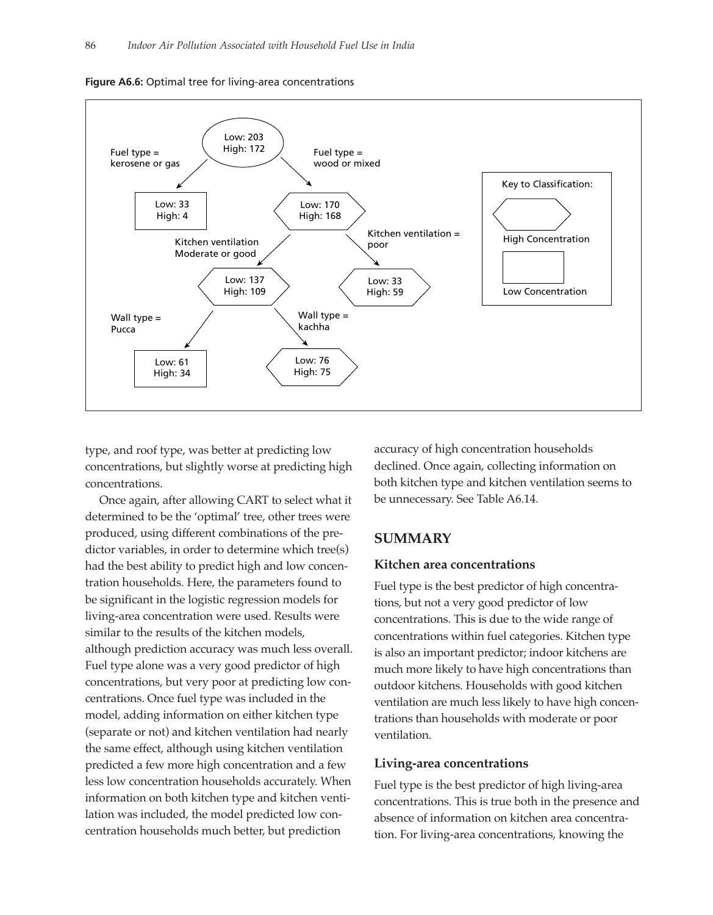**Figure A6.6:** Optimal tree for living-area concentrations

Root: Low: 203, High: 172

- Fuel type = kerosene or gas → Low: 33, High: 4 (Low Concentration)
- Fuel type = wood or mixed → Low: 170, High: 168 (High Concentration)
  - Kitchen ventilation Moderate or good → Low: 137, High: 109 (High Concentration)
    - Wall type = Pucca → Low: 61, High: 34 (Low Concentration)
    - Wall type = kachha → Low: 76, High: 75 (High Concentration)
  - Kitchen ventilation = poor → Low: 33, High: 59 (High Concentration)

Key to Classification: hexagon = High Concentration; rectangle = Low Concentration

type, and roof type, was better at predicting low concentrations, but slightly worse at predicting high concentrations.

Once again, after allowing CART to select what it determined to be the 'optimal' tree, other trees were produced, using different combinations of the predictor variables, in order to determine which tree(s) had the best ability to predict high and low concentration households. Here, the parameters found to be significant in the logistic regression models for living-area concentration were used. Results were similar to the results of the kitchen models, although prediction accuracy was much less overall. Fuel type alone was a very good predictor of high concentrations, but very poor at predicting low concentrations. Once fuel type was included in the model, adding information on either kitchen type (separate or not) and kitchen ventilation had nearly the same effect, although using kitchen ventilation predicted a few more high concentration and a few less low concentration households accurately. When information on both kitchen type and kitchen ventilation was included, the model predicted low concentration households much better, but prediction accuracy of high concentration households declined. Once again, collecting information on both kitchen type and kitchen ventilation seems to be unnecessary. See Table A6.14.

## SUMMARY

### Kitchen area concentrations

Fuel type is the best predictor of high concentrations, but not a very good predictor of low concentrations. This is due to the wide range of concentrations within fuel categories. Kitchen type is also an important predictor; indoor kitchens are much more likely to have high concentrations than outdoor kitchens. Households with good kitchen ventilation are much less likely to have high concentrations than households with moderate or poor ventilation.

### Living-area concentrations

Fuel type is the best predictor of high living-area concentrations. This is true both in the presence and absence of information on kitchen area concentration. For living-area concentrations, knowing the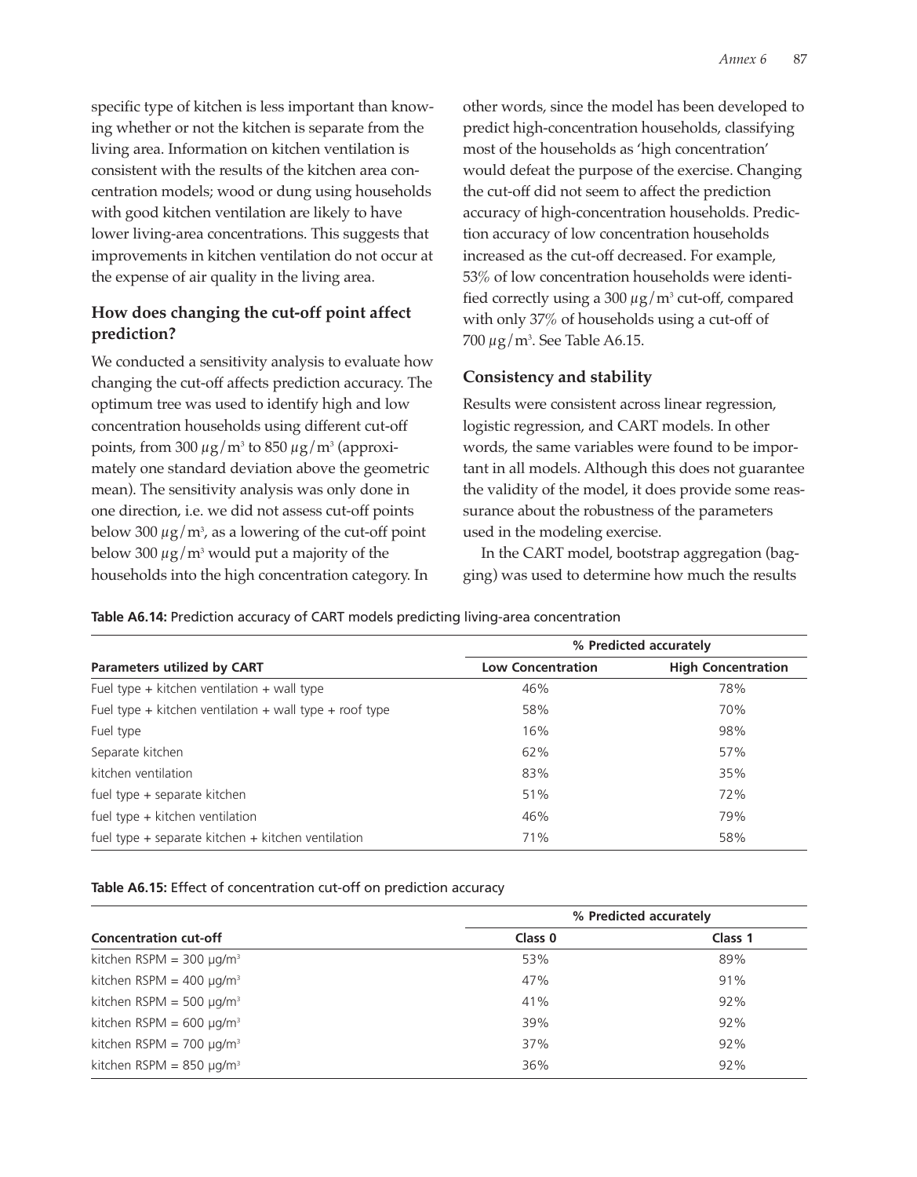specific type of kitchen is less important than knowing whether or not the kitchen is separate from the living area. Information on kitchen ventilation is consistent with the results of the kitchen area concentration models; wood or dung using households with good kitchen ventilation are likely to have lower living-area concentrations. This suggests that improvements in kitchen ventilation do not occur at the expense of air quality in the living area.

### How does changing the cut-off point affect prediction?

We conducted a sensitivity analysis to evaluate how changing the cut-off affects prediction accuracy. The optimum tree was used to identify high and low concentration households using different cut-off points, from 300 $\mu g/m^3$ to 850 $\mu g/m^3$ (approximately one standard deviation above the geometric mean). The sensitivity analysis was only done in one direction, i.e. we did not assess cut-off points below 300 $\mu g/m^3$, as a lowering of the cut-off point below 300 $\mu g/m^3$ would put a majority of the households into the high concentration category. In other words, since the model has been developed to predict high-concentration households, classifying most of the households as 'high concentration' would defeat the purpose of the exercise. Changing the cut-off did not seem to affect the prediction accuracy of high-concentration households. Prediction accuracy of low concentration households increased as the cut-off decreased. For example, 53% of low concentration households were identified correctly using a 300 $\mu g/m^3$ cut-off, compared with only 37% of households using a cut-off of 700 $\mu g/m^3$. See Table A6.15.

### Consistency and stability

Results were consistent across linear regression, logistic regression, and CART models. In other words, the same variables were found to be important in all models. Although this does not guarantee the validity of the model, it does provide some reassurance about the robustness of the parameters used in the modeling exercise.

In the CART model, bootstrap aggregation (bagging) was used to determine how much the results

**Table A6.14:** Prediction accuracy of CART models predicting living-area concentration

| | % Predicted accurately | |
|---|---|---|
| **Parameters utilized by CART** | **Low Concentration** | **High Concentration** |
| Fuel type + kitchen ventilation + wall type | 46% | 78% |
| Fuel type + kitchen ventilation + wall type + roof type | 58% | 70% |
| Fuel type | 16% | 98% |
| Separate kitchen | 62% | 57% |
| kitchen ventilation | 83% | 35% |
| fuel type + separate kitchen | 51% | 72% |
| fuel type + kitchen ventilation | 46% | 79% |
| fuel type + separate kitchen + kitchen ventilation | 71% | 58% |

**Table A6.15:** Effect of concentration cut-off on prediction accuracy

| | % Predicted accurately | |
|---|---|---|
| **Concentration cut-off** | **Class 0** | **Class 1** |
| kitchen RSPM = 300 μg/m³ | 53% | 89% |
| kitchen RSPM = 400 μg/m³ | 47% | 91% |
| kitchen RSPM = 500 μg/m³ | 41% | 92% |
| kitchen RSPM = 600 μg/m³ | 39% | 92% |
| kitchen RSPM = 700 μg/m³ | 37% | 92% |
| kitchen RSPM = 850 μg/m³ | 36% | 92% |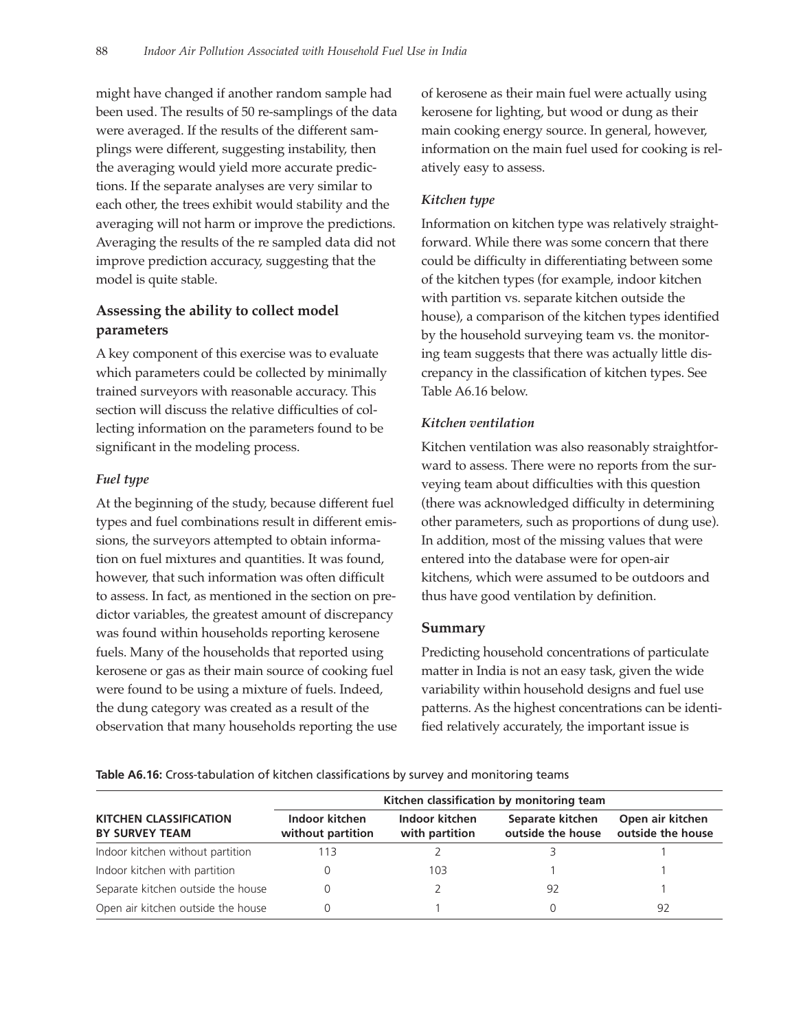might have changed if another random sample had been used. The results of 50 re-samplings of the data were averaged. If the results of the different samplings were different, suggesting instability, then the averaging would yield more accurate predictions. If the separate analyses are very similar to each other, the trees exhibit would stability and the averaging will not harm or improve the predictions. Averaging the results of the re sampled data did not improve prediction accuracy, suggesting that the model is quite stable.

## Assessing the ability to collect model parameters

A key component of this exercise was to evaluate which parameters could be collected by minimally trained surveyors with reasonable accuracy. This section will discuss the relative difficulties of collecting information on the parameters found to be significant in the modeling process.

### *Fuel type*

At the beginning of the study, because different fuel types and fuel combinations result in different emissions, the surveyors attempted to obtain information on fuel mixtures and quantities. It was found, however, that such information was often difficult to assess. In fact, as mentioned in the section on predictor variables, the greatest amount of discrepancy was found within households reporting kerosene fuels. Many of the households that reported using kerosene or gas as their main source of cooking fuel were found to be using a mixture of fuels. Indeed, the dung category was created as a result of the observation that many households reporting the use of kerosene as their main fuel were actually using kerosene for lighting, but wood or dung as their main cooking energy source. In general, however, information on the main fuel used for cooking is relatively easy to assess.

### *Kitchen type*

Information on kitchen type was relatively straightforward. While there was some concern that there could be difficulty in differentiating between some of the kitchen types (for example, indoor kitchen with partition vs. separate kitchen outside the house), a comparison of the kitchen types identified by the household surveying team vs. the monitoring team suggests that there was actually little discrepancy in the classification of kitchen types. See Table A6.16 below.

### *Kitchen ventilation*

Kitchen ventilation was also reasonably straightforward to assess. There were no reports from the surveying team about difficulties with this question (there was acknowledged difficulty in determining other parameters, such as proportions of dung use). In addition, most of the missing values that were entered into the database were for open-air kitchens, which were assumed to be outdoors and thus have good ventilation by definition.

## Summary

Predicting household concentrations of particulate matter in India is not an easy task, given the wide variability within household designs and fuel use patterns. As the highest concentrations can be identified relatively accurately, the important issue is

**Table A6.16:** Cross-tabulation of kitchen classifications by survey and monitoring teams

| | Kitchen classification by monitoring team | | | |
|---|---|---|---|---|
| **KITCHEN CLASSIFICATION BY SURVEY TEAM** | **Indoor kitchen without partition** | **Indoor kitchen with partition** | **Separate kitchen outside the house** | **Open air kitchen outside the house** |
| Indoor kitchen without partition | 113 | 2 | 3 | 1 |
| Indoor kitchen with partition | 0 | 103 | 1 | 1 |
| Separate kitchen outside the house | 0 | 2 | 92 | 1 |
| Open air kitchen outside the house | 0 | 1 | 0 | 92 |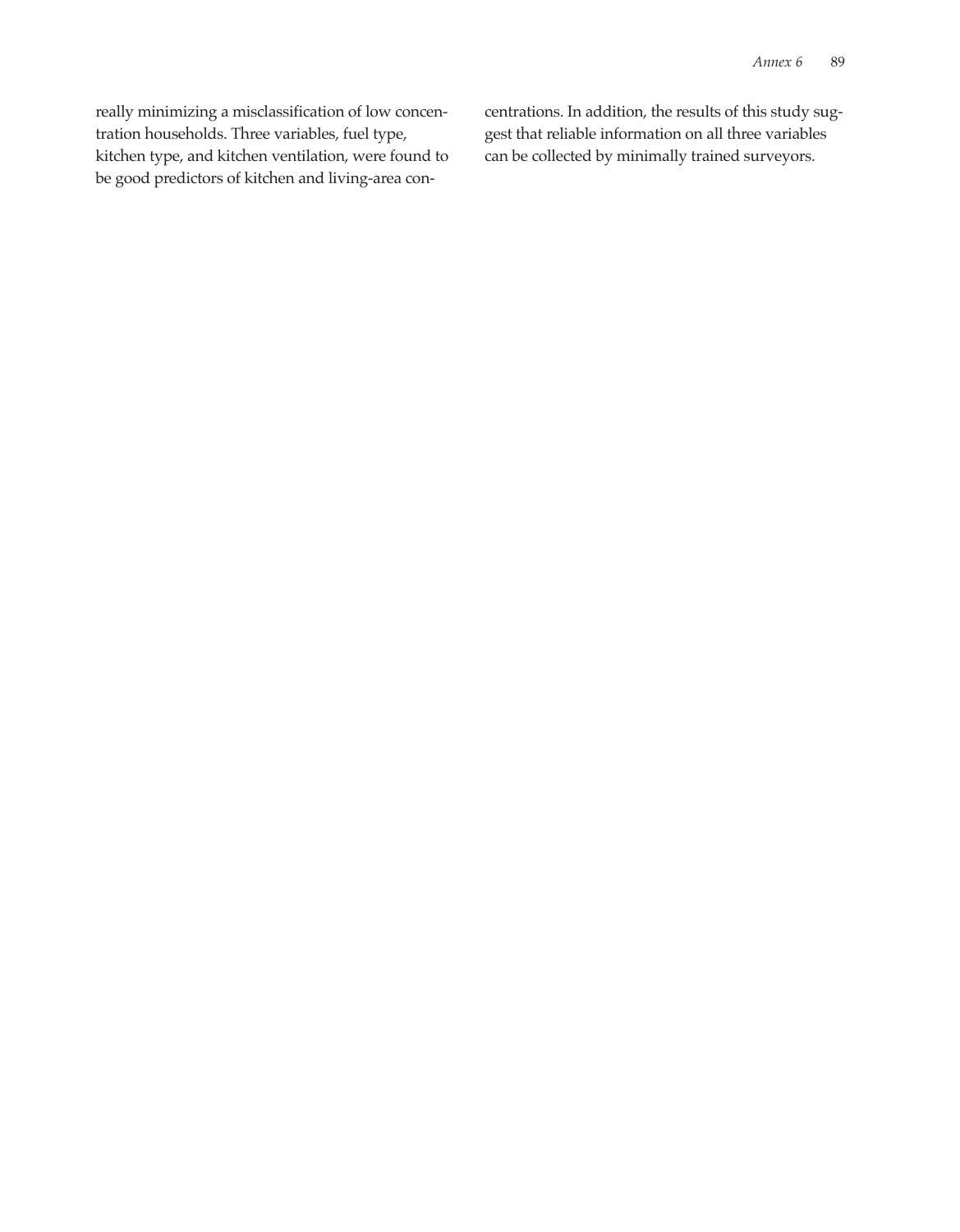really minimizing a misclassification of low concentration households. Three variables, fuel type, kitchen type, and kitchen ventilation, were found to be good predictors of kitchen and living-area concentrations. In addition, the results of this study suggest that reliable information on all three variables can be collected by minimally trained surveyors.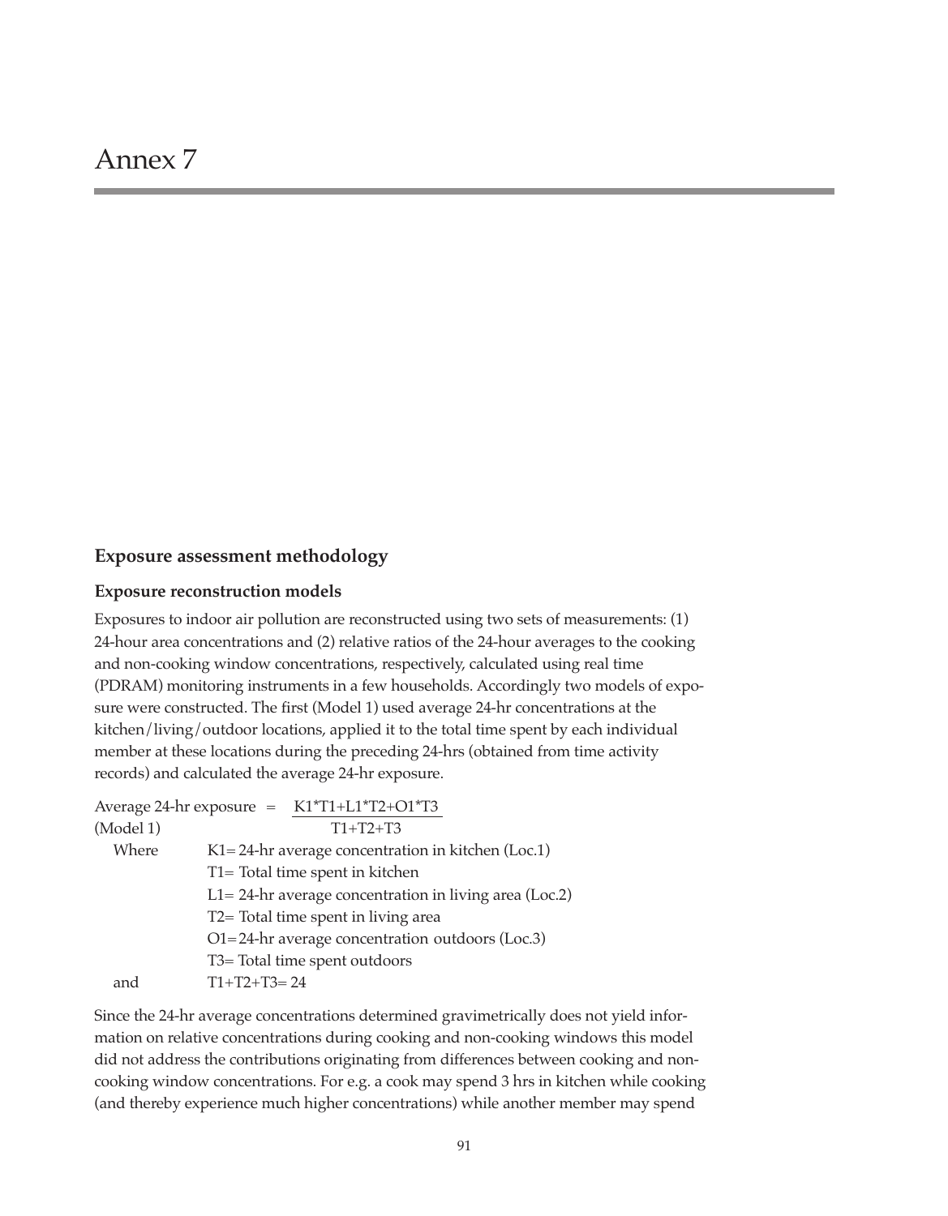# Annex 7

## Exposure assessment methodology

### Exposure reconstruction models

Exposures to indoor air pollution are reconstructed using two sets of measurements: (1) 24-hour area concentrations and (2) relative ratios of the 24-hour averages to the cooking and non-cooking window concentrations, respectively, calculated using real time (PDRAM) monitoring instruments in a few households. Accordingly two models of exposure were constructed. The first (Model 1) used average 24-hr concentrations at the kitchen/living/outdoor locations, applied it to the total time spent by each individual member at these locations during the preceding 24-hrs (obtained from time activity records) and calculated the average 24-hr exposure.

$$\text{Average 24-hr exposure (Model 1)} = \frac{K1*T1+L1*T2+O1*T3}{T1+T2+T3}$$

Where
- K1= 24-hr average concentration in kitchen (Loc.1)
- T1= Total time spent in kitchen
- L1= 24-hr average concentration in living area (Loc.2)
- T2= Total time spent in living area
- O1=24-hr average concentration outdoors (Loc.3)
- T3= Total time spent outdoors

and T1+T2+T3= 24

Since the 24-hr average concentrations determined gravimetrically does not yield information on relative concentrations during cooking and non-cooking windows this model did not address the contributions originating from differences between cooking and non-cooking window concentrations. For e.g. a cook may spend 3 hrs in kitchen while cooking (and thereby experience much higher concentrations) while another member may spend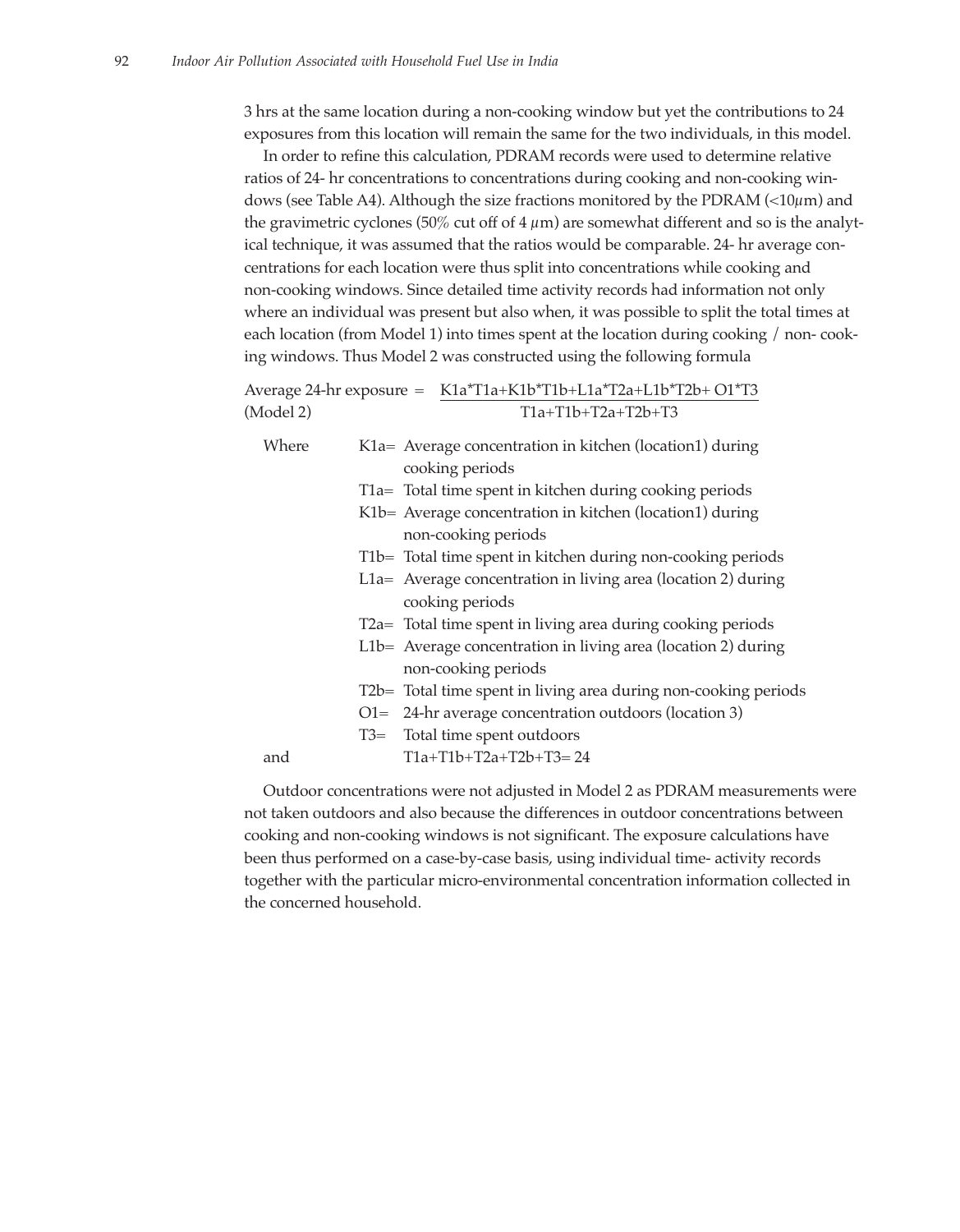3 hrs at the same location during a non-cooking window but yet the contributions to 24 exposures from this location will remain the same for the two individuals, in this model.

In order to refine this calculation, PDRAM records were used to determine relative ratios of 24- hr concentrations to concentrations during cooking and non-cooking windows (see Table A4). Although the size fractions monitored by the PDRAM (<10$\mu$m) and the gravimetric cyclones (50% cut off of 4 $\mu$m) are somewhat different and so is the analytical technique, it was assumed that the ratios would be comparable. 24- hr average concentrations for each location were thus split into concentrations while cooking and non-cooking windows. Since detailed time activity records had information not only where an individual was present but also when, it was possible to split the total times at each location (from Model 1) into times spent at the location during cooking / non- cooking windows. Thus Model 2 was constructed using the following formula

$$\text{Average 24-hr exposure (Model 2)} = \frac{K1a*T1a+K1b*T1b+L1a*T2a+L1b*T2b+O1*T3}{T1a+T1b+T2a+T2b+T3}$$

Where

- K1a= Average concentration in kitchen (location1) during cooking periods
- T1a= Total time spent in kitchen during cooking periods
- K1b= Average concentration in kitchen (location1) during non-cooking periods
- T1b= Total time spent in kitchen during non-cooking periods
- L1a= Average concentration in living area (location 2) during cooking periods
- T2a= Total time spent in living area during cooking periods
- L1b= Average concentration in living area (location 2) during non-cooking periods
- T2b= Total time spent in living area during non-cooking periods
- O1= 24-hr average concentration outdoors (location 3)
- T3= Total time spent outdoors

and T1a+T1b+T2a+T2b+T3= 24

Outdoor concentrations were not adjusted in Model 2 as PDRAM measurements were not taken outdoors and also because the differences in outdoor concentrations between cooking and non-cooking windows is not significant. The exposure calculations have been thus performed on a case-by-case basis, using individual time- activity records together with the particular micro-environmental concentration information collected in the concerned household.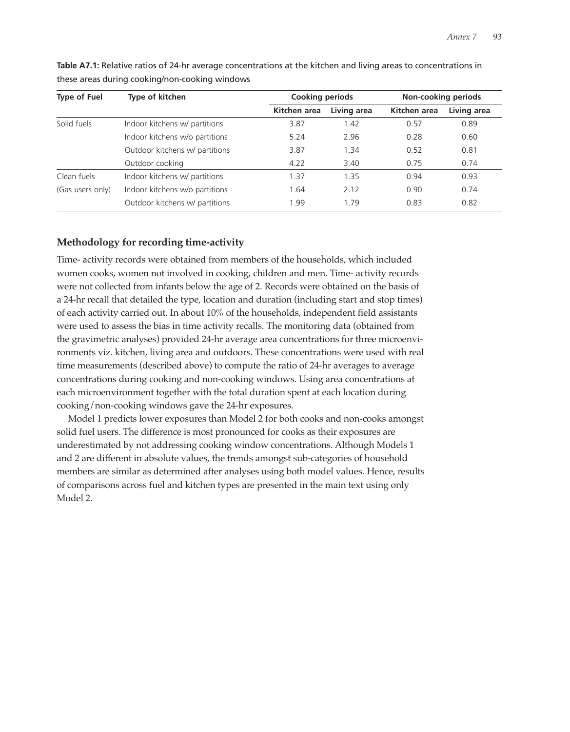**Table A7.1:** Relative ratios of 24-hr average concentrations at the kitchen and living areas to concentrations in these areas during cooking/non-cooking windows

| Type of Fuel | Type of kitchen | Cooking periods | | Non-cooking periods | |
|---|---|---|---|---|---|
| | | Kitchen area | Living area | Kitchen area | Living area |
| Solid fuels | Indoor kitchens w/ partitions | 3.87 | 1.42 | 0.57 | 0.89 |
| | Indoor kitchens w/o partitions | 5.24 | 2.96 | 0.28 | 0.60 |
| | Outdoor kitchens w/ partitions | 3.87 | 1.34 | 0.52 | 0.81 |
| | Outdoor cooking | 4.22 | 3.40 | 0.75 | 0.74 |
| Clean fuels | Indoor kitchens w/ partitions | 1.37 | 1.35 | 0.94 | 0.93 |
| (Gas users only) | Indoor kitchens w/o partitions | 1.64 | 2.12 | 0.90 | 0.74 |
| | Outdoor kitchens w/ partitions | 1.99 | 1.79 | 0.83 | 0.82 |

### Methodology for recording time-activity

Time- activity records were obtained from members of the households, which included women cooks, women not involved in cooking, children and men. Time- activity records were not collected from infants below the age of 2. Records were obtained on the basis of a 24-hr recall that detailed the type, location and duration (including start and stop times) of each activity carried out. In about 10% of the households, independent field assistants were used to assess the bias in time activity recalls. The monitoring data (obtained from the gravimetric analyses) provided 24-hr average area concentrations for three microenvironments viz. kitchen, living area and outdoors. These concentrations were used with real time measurements (described above) to compute the ratio of 24-hr averages to average concentrations during cooking and non-cooking windows. Using area concentrations at each microenvironment together with the total duration spent at each location during cooking/non-cooking windows gave the 24-hr exposures.

Model 1 predicts lower exposures than Model 2 for both cooks and non-cooks amongst solid fuel users. The difference is most pronounced for cooks as their exposures are underestimated by not addressing cooking window concentrations. Although Models 1 and 2 are different in absolute values, the trends amongst sub-categories of household members are similar as determined after analyses using both model values. Hence, results of comparisons across fuel and kitchen types are presented in the main text using only Model 2.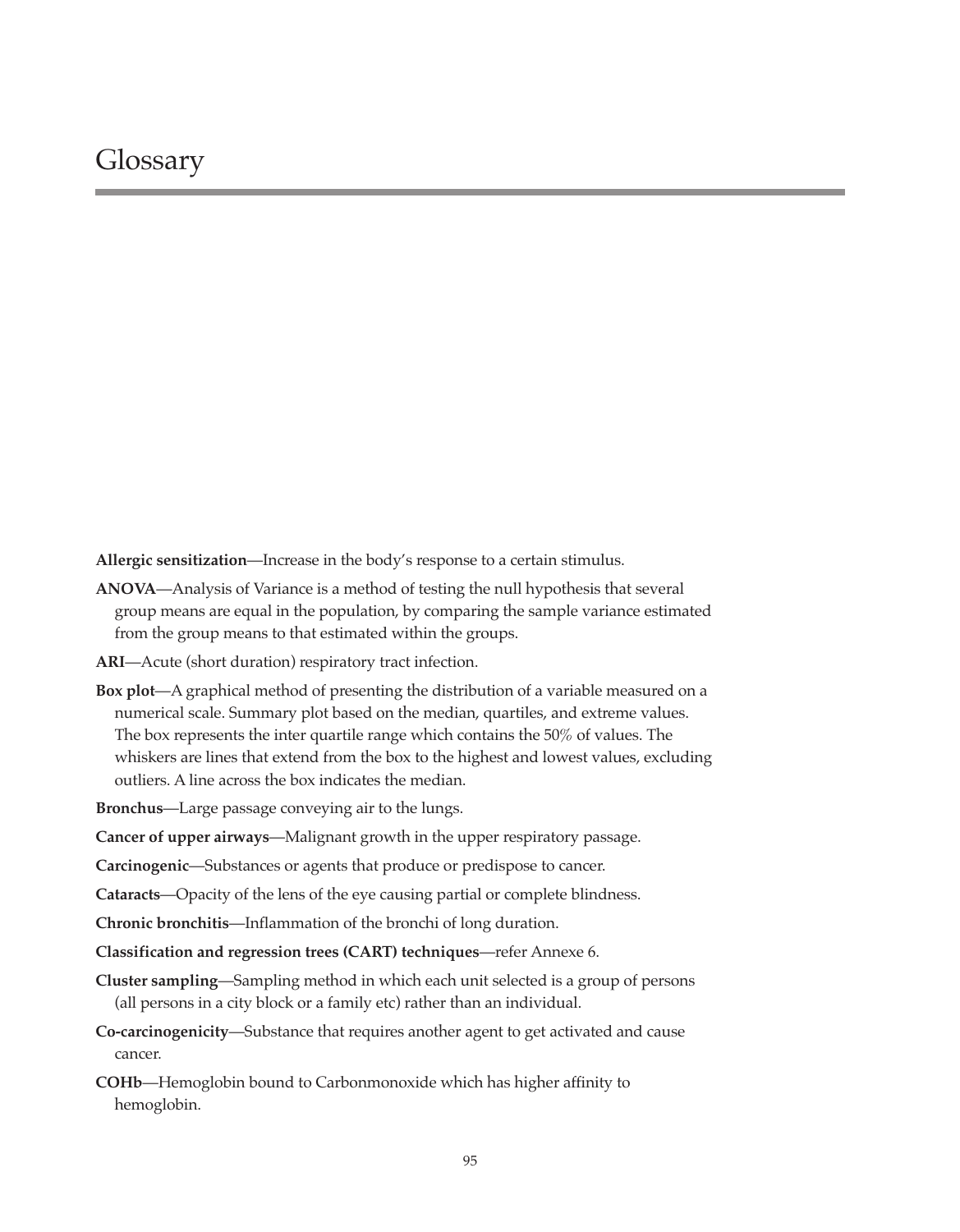# Glossary

**Allergic sensitization**—Increase in the body's response to a certain stimulus.

**ANOVA**—Analysis of Variance is a method of testing the null hypothesis that several group means are equal in the population, by comparing the sample variance estimated from the group means to that estimated within the groups.

**ARI**—Acute (short duration) respiratory tract infection.

**Box plot**—A graphical method of presenting the distribution of a variable measured on a numerical scale. Summary plot based on the median, quartiles, and extreme values. The box represents the inter quartile range which contains the 50% of values. The whiskers are lines that extend from the box to the highest and lowest values, excluding outliers. A line across the box indicates the median.

**Bronchus**—Large passage conveying air to the lungs.

**Cancer of upper airways**—Malignant growth in the upper respiratory passage.

**Carcinogenic**—Substances or agents that produce or predispose to cancer.

**Cataracts**—Opacity of the lens of the eye causing partial or complete blindness.

**Chronic bronchitis**—Inflammation of the bronchi of long duration.

**Classification and regression trees (CART) techniques**—refer Annexe 6.

**Cluster sampling**—Sampling method in which each unit selected is a group of persons (all persons in a city block or a family etc) rather than an individual.

**Co-carcinogenicity**—Substance that requires another agent to get activated and cause cancer.

**COHb**—Hemoglobin bound to Carbonmonoxide which has higher affinity to hemoglobin.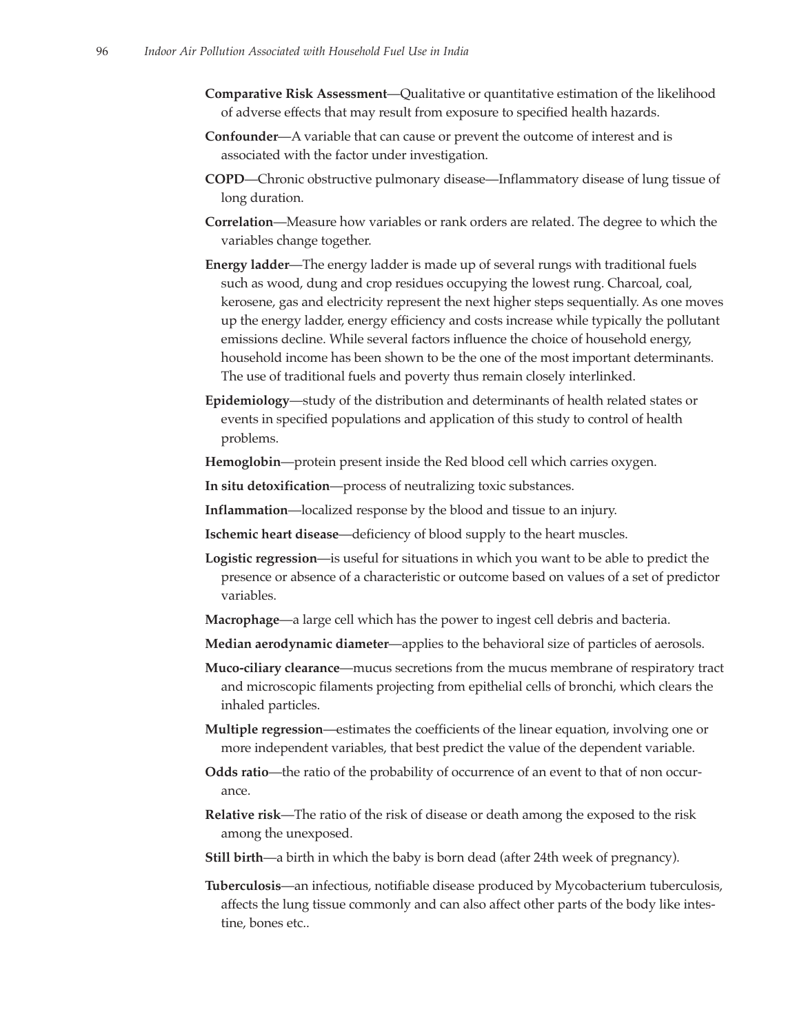**Comparative Risk Assessment**—Qualitative or quantitative estimation of the likelihood of adverse effects that may result from exposure to specified health hazards.

**Confounder**—A variable that can cause or prevent the outcome of interest and is associated with the factor under investigation.

**COPD**—Chronic obstructive pulmonary disease—Inflammatory disease of lung tissue of long duration.

**Correlation**—Measure how variables or rank orders are related. The degree to which the variables change together.

**Energy ladder**—The energy ladder is made up of several rungs with traditional fuels such as wood, dung and crop residues occupying the lowest rung. Charcoal, coal, kerosene, gas and electricity represent the next higher steps sequentially. As one moves up the energy ladder, energy efficiency and costs increase while typically the pollutant emissions decline. While several factors influence the choice of household energy, household income has been shown to be the one of the most important determinants. The use of traditional fuels and poverty thus remain closely interlinked.

**Epidemiology**—study of the distribution and determinants of health related states or events in specified populations and application of this study to control of health problems.

**Hemoglobin**—protein present inside the Red blood cell which carries oxygen.

**In situ detoxification**—process of neutralizing toxic substances.

**Inflammation**—localized response by the blood and tissue to an injury.

**Ischemic heart disease**—deficiency of blood supply to the heart muscles.

**Logistic regression**—is useful for situations in which you want to be able to predict the presence or absence of a characteristic or outcome based on values of a set of predictor variables.

**Macrophage**—a large cell which has the power to ingest cell debris and bacteria.

**Median aerodynamic diameter**—applies to the behavioral size of particles of aerosols.

**Muco-ciliary clearance**—mucus secretions from the mucus membrane of respiratory tract and microscopic filaments projecting from epithelial cells of bronchi, which clears the inhaled particles.

**Multiple regression**—estimates the coefficients of the linear equation, involving one or more independent variables, that best predict the value of the dependent variable.

**Odds ratio**—the ratio of the probability of occurrence of an event to that of non occurance.

**Relative risk**—The ratio of the risk of disease or death among the exposed to the risk among the unexposed.

**Still birth**—a birth in which the baby is born dead (after 24th week of pregnancy).

**Tuberculosis**—an infectious, notifiable disease produced by Mycobacterium tuberculosis, affects the lung tissue commonly and can also affect other parts of the body like intestine, bones etc..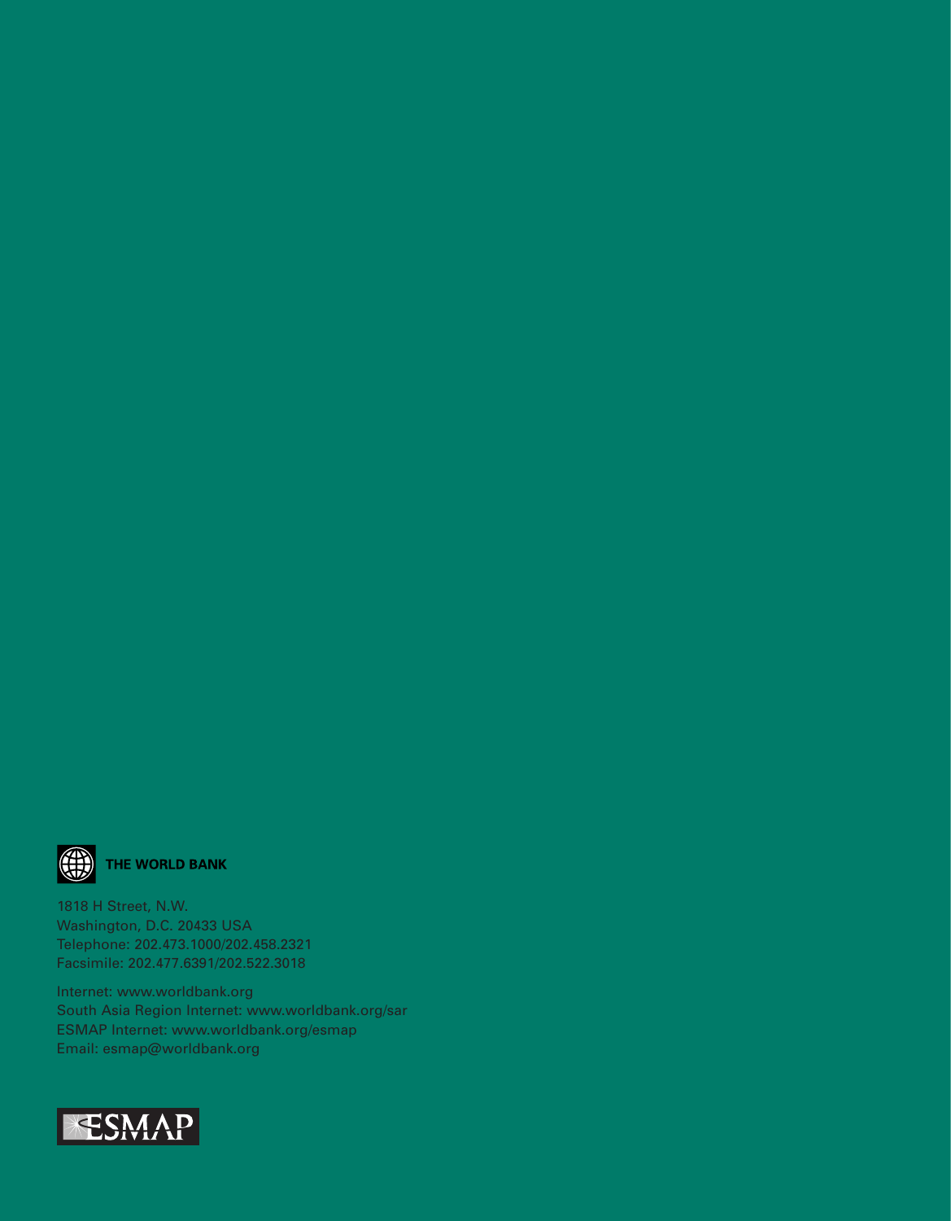**THE WORLD BANK**

1818 H Street, N.W.
Washington, D.C. 20433 USA
Telephone: 202.473.1000/202.458.2321
Facsimile: 202.477.6391/202.522.3018

Internet: www.worldbank.org
South Asia Region Internet: www.worldbank.org/sar
ESMAP Internet: www.worldbank.org/esmap
Email: esmap@worldbank.org

ESMAP